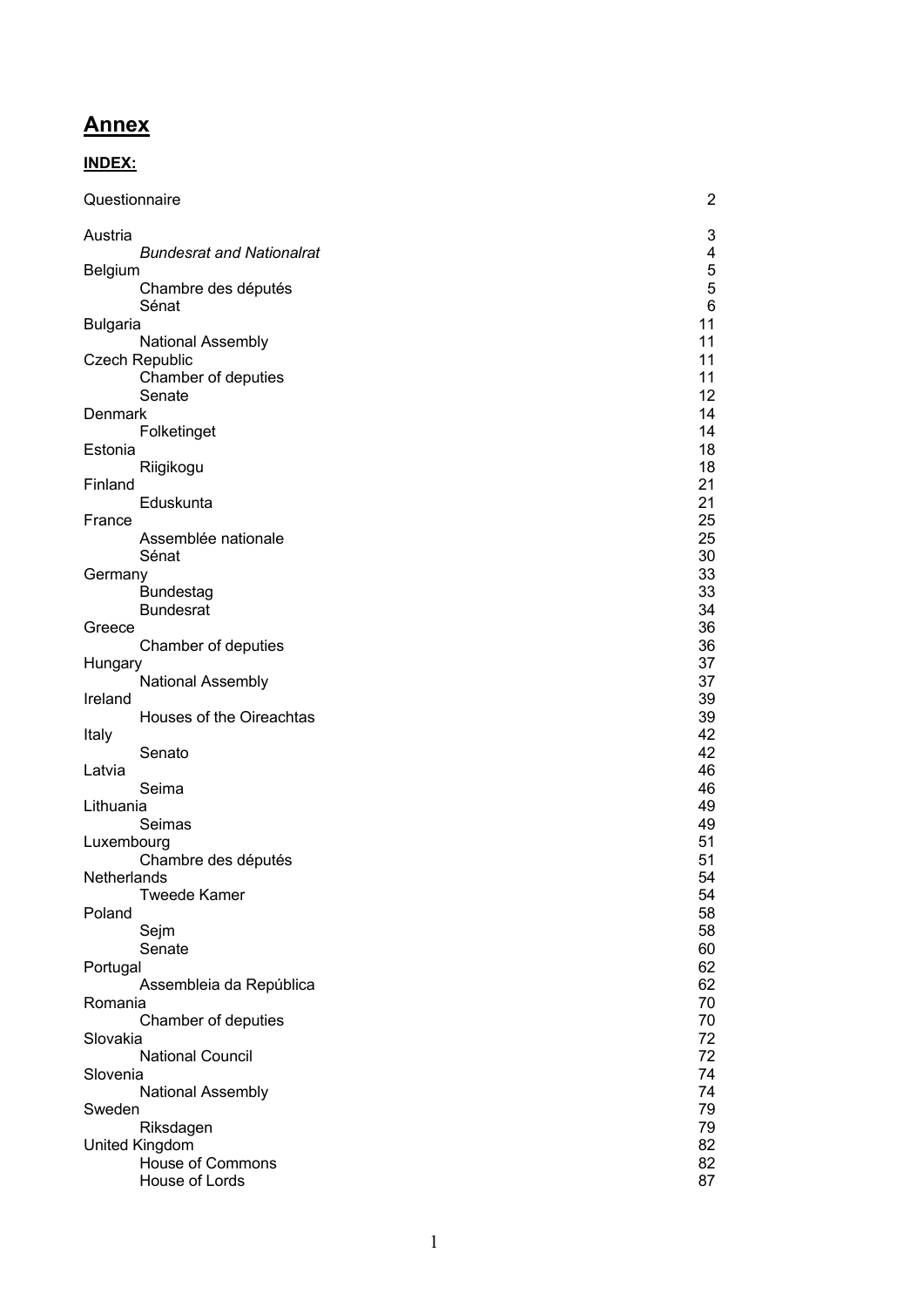# **Annex**

**INDEX:**

| | |
|---|---|
| Questionnaire | 2 |
| Austria | 3 |
| *Bundesrat and Nationalrat* | 4 |
| Belgium | 5 |
| Chambre des députés | 5 |
| Sénat | 6 |
| Bulgaria | 11 |
| National Assembly | 11 |
| Czech Republic | 11 |
| Chamber of deputies | 11 |
| Senate | 12 |
| Denmark | 14 |
| Folketinget | 14 |
| Estonia | 18 |
| Riigikogu | 18 |
| Finland | 21 |
| Eduskunta | 21 |
| France | 25 |
| Assemblée nationale | 25 |
| Sénat | 30 |
| Germany | 33 |
| Bundestag | 33 |
| Bundesrat | 34 |
| Greece | 36 |
| Chamber of deputies | 36 |
| Hungary | 37 |
| National Assembly | 37 |
| Ireland | 39 |
| Houses of the Oireachtas | 39 |
| Italy | 42 |
| Senato | 42 |
| Latvia | 46 |
| Seima | 46 |
| Lithuania | 49 |
| Seimas | 49 |
| Luxembourg | 51 |
| Chambre des députés | 51 |
| Netherlands | 54 |
| Tweede Kamer | 54 |
| Poland | 58 |
| Sejm | 58 |
| Senate | 60 |
| Portugal | 62 |
| Assembleia da República | 62 |
| Romania | 70 |
| Chamber of deputies | 70 |
| Slovakia | 72 |
| National Council | 72 |
| Slovenia | 74 |
| National Assembly | 74 |
| Sweden | 79 |
| Riksdagen | 79 |
| United Kingdom | 82 |
| House of Commons | 82 |
| House of Lords | 87 |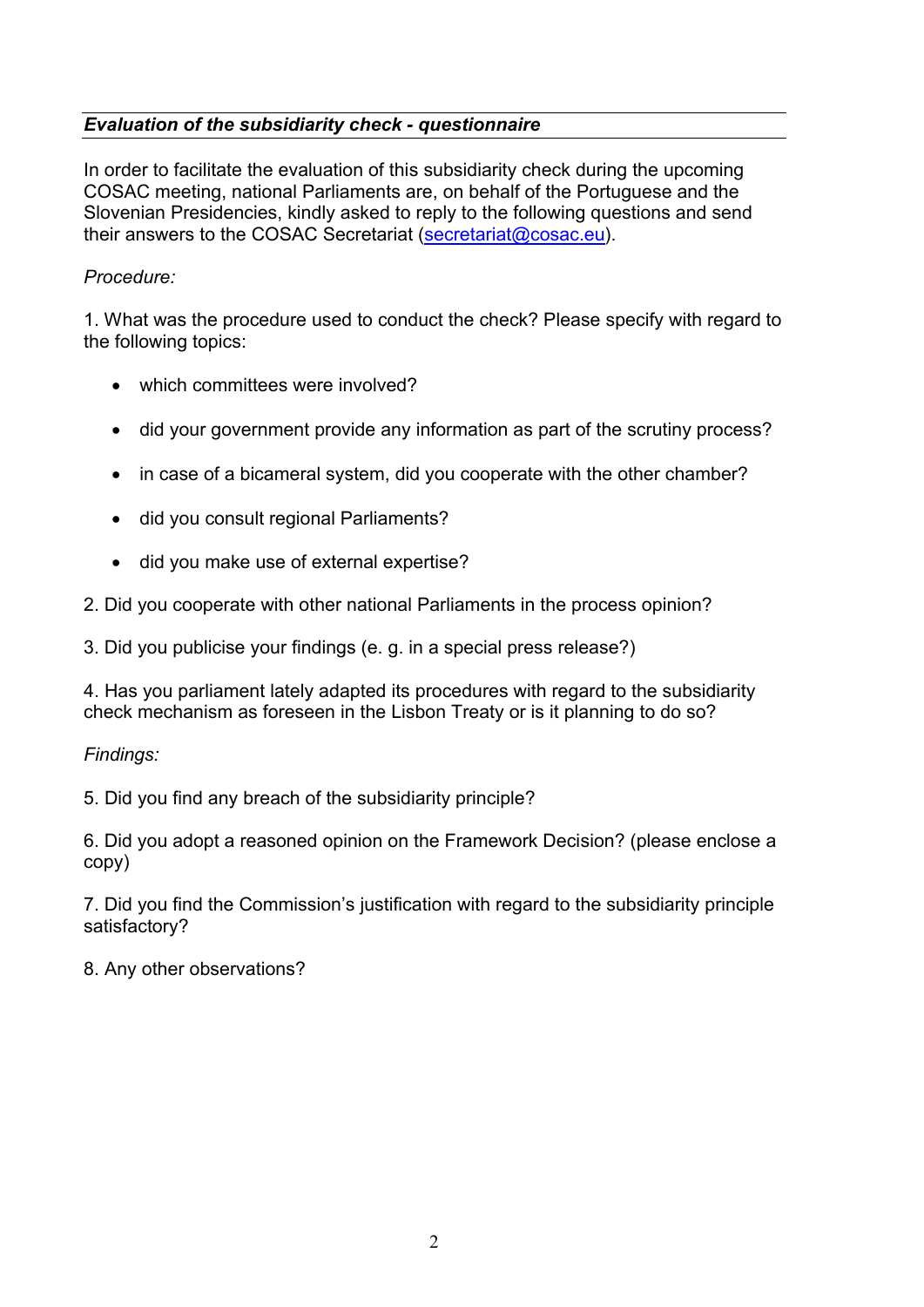***Evaluation of the subsidiarity check - questionnaire***

In order to facilitate the evaluation of this subsidiarity check during the upcoming COSAC meeting, national Parliaments are, on behalf of the Portuguese and the Slovenian Presidencies, kindly asked to reply to the following questions and send their answers to the COSAC Secretariat (secretariat@cosac.eu).

*Procedure:*

1. What was the procedure used to conduct the check? Please specify with regard to the following topics:

- which committees were involved?
- did your government provide any information as part of the scrutiny process?
- in case of a bicameral system, did you cooperate with the other chamber?
- did you consult regional Parliaments?
- did you make use of external expertise?

2. Did you cooperate with other national Parliaments in the process opinion?

3. Did you publicise your findings (e. g. in a special press release?)

4. Has you parliament lately adapted its procedures with regard to the subsidiarity check mechanism as foreseen in the Lisbon Treaty or is it planning to do so?

*Findings:*

5. Did you find any breach of the subsidiarity principle?

6. Did you adopt a reasoned opinion on the Framework Decision? (please enclose a copy)

7. Did you find the Commission's justification with regard to the subsidiarity principle satisfactory?

8. Any other observations?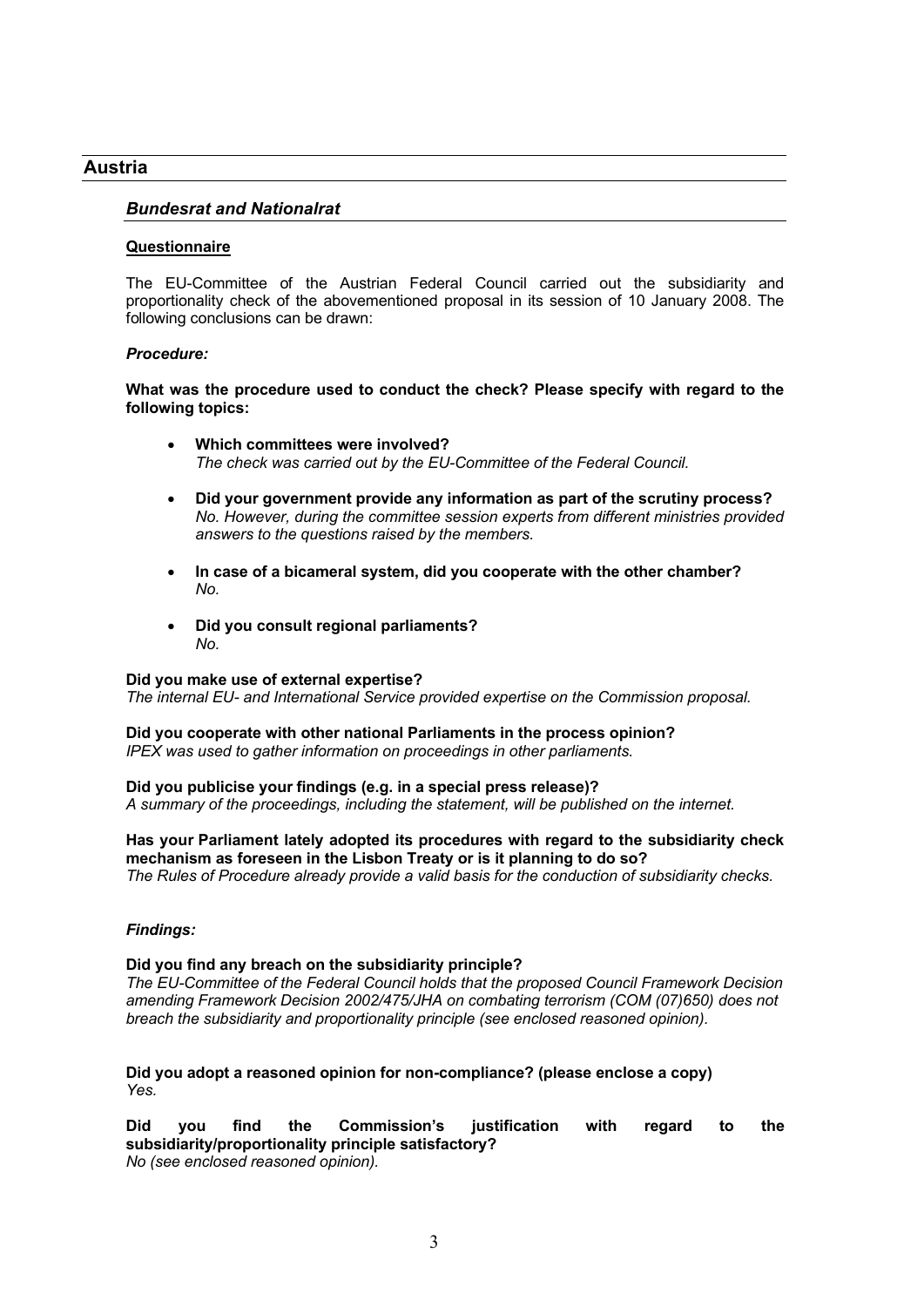# Austria

## *Bundesrat and Nationalrat*

### Questionnaire

The EU-Committee of the Austrian Federal Council carried out the subsidiarity and proportionality check of the abovementioned proposal in its session of 10 January 2008. The following conclusions can be drawn:

#### *Procedure:*

**What was the procedure used to conduct the check? Please specify with regard to the following topics:**

- **Which committees were involved?**
  *The check was carried out by the EU-Committee of the Federal Council.*
- **Did your government provide any information as part of the scrutiny process?**
  *No. However, during the committee session experts from different ministries provided answers to the questions raised by the members.*
- **In case of a bicameral system, did you cooperate with the other chamber?**
  *No.*
- **Did you consult regional parliaments?**
  *No.*

**Did you make use of external expertise?**
*The internal EU- and International Service provided expertise on the Commission proposal.*

**Did you cooperate with other national Parliaments in the process opinion?**
*IPEX was used to gather information on proceedings in other parliaments.*

**Did you publicise your findings (e.g. in a special press release)?**
*A summary of the proceedings, including the statement, will be published on the internet.*

**Has your Parliament lately adopted its procedures with regard to the subsidiarity check mechanism as foreseen in the Lisbon Treaty or is it planning to do so?**
*The Rules of Procedure already provide a valid basis for the conduction of subsidiarity checks.*

#### *Findings:*

**Did you find any breach on the subsidiarity principle?**
*The EU-Committee of the Federal Council holds that the proposed Council Framework Decision amending Framework Decision 2002/475/JHA on combating terrorism (COM (07)650) does not breach the subsidiarity and proportionality principle (see enclosed reasoned opinion).*

**Did you adopt a reasoned opinion for non-compliance? (please enclose a copy)**
*Yes.*

**Did you find the Commission's justification with regard to the subsidiarity/proportionality principle satisfactory?**
*No (see enclosed reasoned opinion).*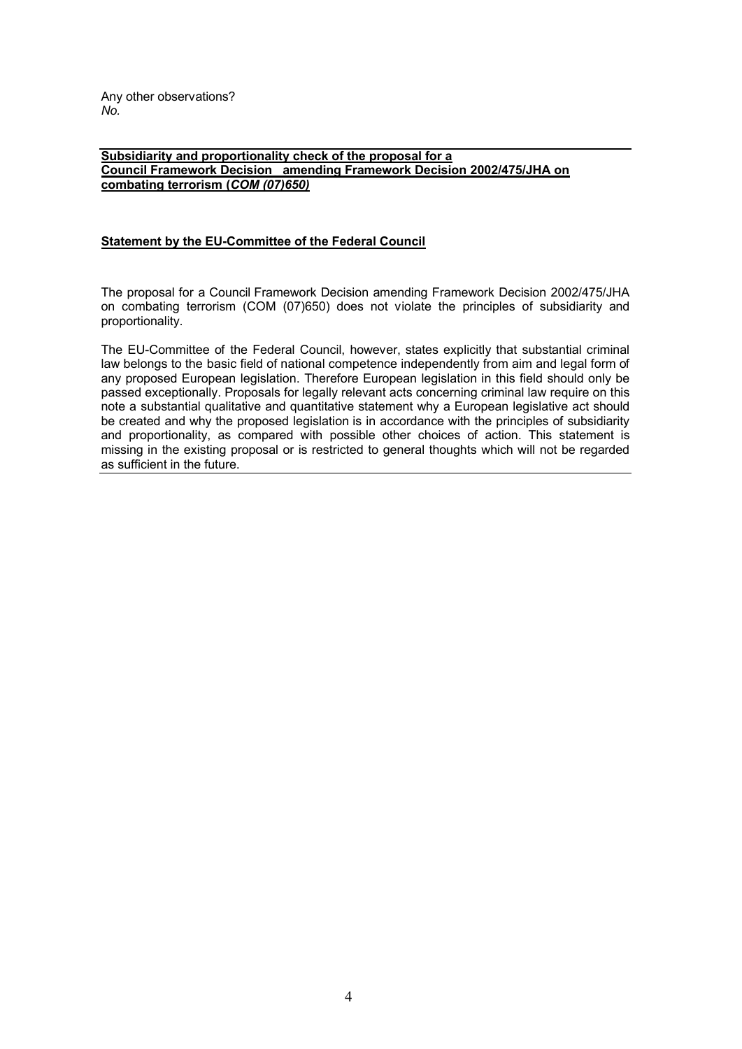Any other observations?
*No.*

**Subsidiarity and proportionality check of the proposal for a Council Framework Decision amending Framework Decision 2002/475/JHA on combating terrorism (*COM (07)650)***

**Statement by the EU-Committee of the Federal Council**

The proposal for a Council Framework Decision amending Framework Decision 2002/475/JHA on combating terrorism (COM (07)650) does not violate the principles of subsidiarity and proportionality.

The EU-Committee of the Federal Council, however, states explicitly that substantial criminal law belongs to the basic field of national competence independently from aim and legal form of any proposed European legislation. Therefore European legislation in this field should only be passed exceptionally. Proposals for legally relevant acts concerning criminal law require on this note a substantial qualitative and quantitative statement why a European legislative act should be created and why the proposed legislation is in accordance with the principles of subsidiarity and proportionality, as compared with possible other choices of action. This statement is missing in the existing proposal or is restricted to general thoughts which will not be regarded as sufficient in the future.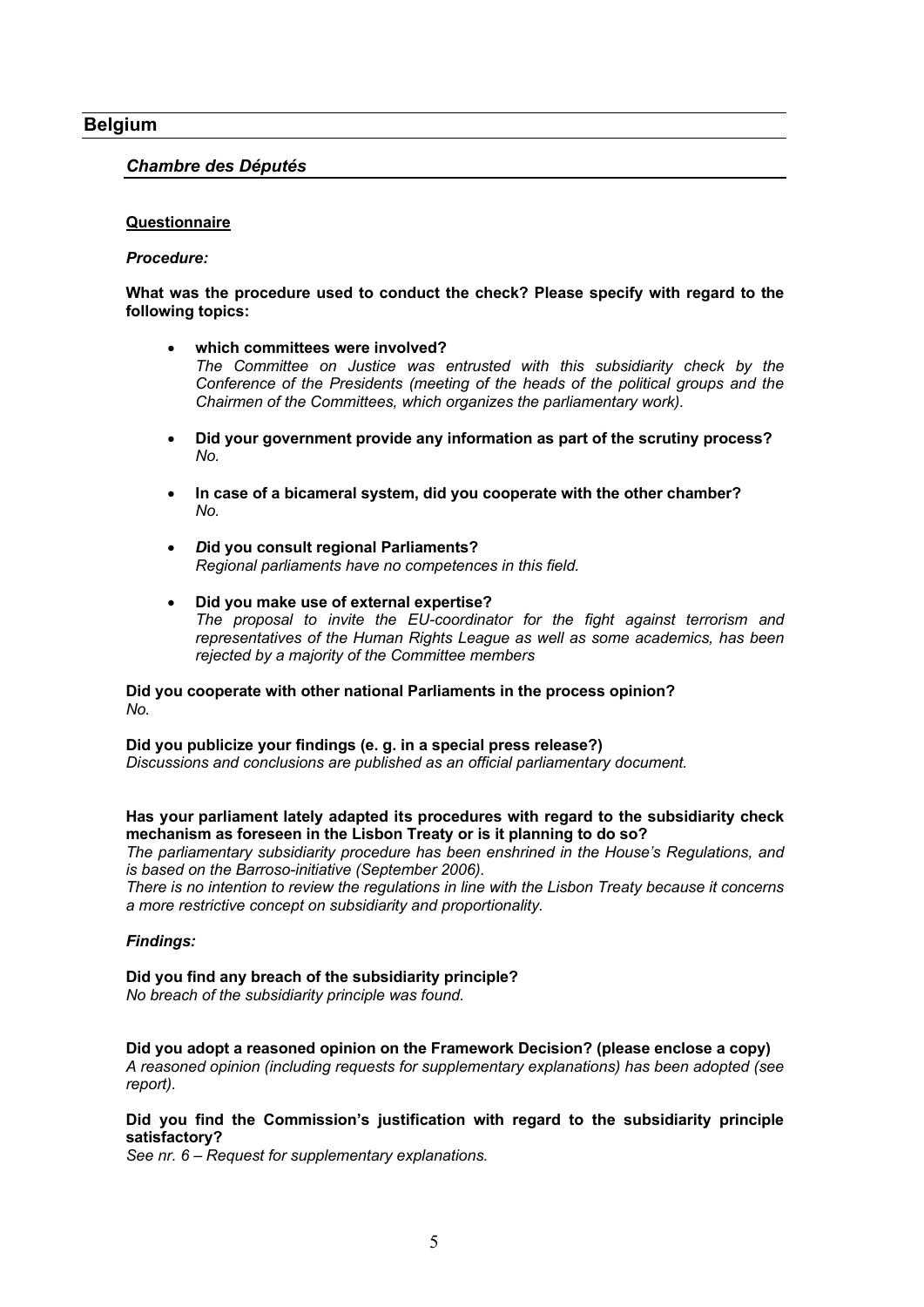## Belgium

### *Chambre des Députés*

**Questionnaire**

***Procedure:***

**What was the procedure used to conduct the check? Please specify with regard to the following topics:**

- **which committees were involved?**
  *The Committee on Justice was entrusted with this subsidiarity check by the Conference of the Presidents (meeting of the heads of the political groups and the Chairmen of the Committees, which organizes the parliamentary work).*

- **Did your government provide any information as part of the scrutiny process?**
  *No.*

- **In case of a bicameral system, did you cooperate with the other chamber?**
  *No.*

- ***D*****id you consult regional Parliaments?**
  *Regional parliaments have no competences in this field.*

- **Did you make use of external expertise?**
  *The proposal to invite the EU-coordinator for the fight against terrorism and representatives of the Human Rights League as well as some academics, has been rejected by a majority of the Committee members*

**Did you cooperate with other national Parliaments in the process opinion?**
*No.*

**Did you publicize your findings (e. g. in a special press release?)**
*Discussions and conclusions are published as an official parliamentary document.*

**Has your parliament lately adapted its procedures with regard to the subsidiarity check mechanism as foreseen in the Lisbon Treaty or is it planning to do so?**
*The parliamentary subsidiarity procedure has been enshrined in the House's Regulations, and is based on the Barroso-initiative (September 2006).*
*There is no intention to review the regulations in line with the Lisbon Treaty because it concerns a more restrictive concept on subsidiarity and proportionality.*

***Findings:***

**Did you find any breach of the subsidiarity principle?**
*No breach of the subsidiarity principle was found.*

**Did you adopt a reasoned opinion on the Framework Decision? (please enclose a copy)**
*A reasoned opinion (including requests for supplementary explanations) has been adopted (see report).*

**Did you find the Commission's justification with regard to the subsidiarity principle satisfactory?**
*See nr. 6 – Request for supplementary explanations.*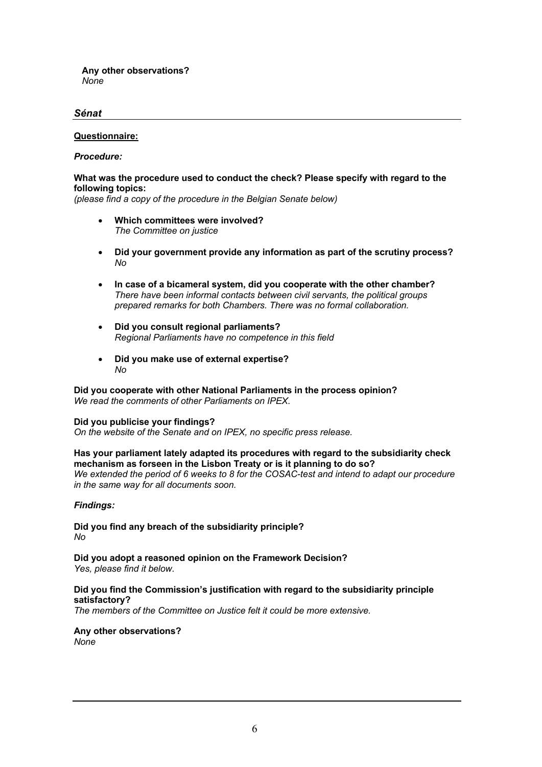**Any other observations?**
*None*

## *Sénat*

**Questionnaire:**

***Procedure:***

**What was the procedure used to conduct the check? Please specify with regard to the following topics:**
*(please find a copy of the procedure in the Belgian Senate below)*

- **Which committees were involved?**
  *The Committee on justice*

- **Did your government provide any information as part of the scrutiny process?**
  *No*

- **In case of a bicameral system, did you cooperate with the other chamber?**
  *There have been informal contacts between civil servants, the political groups prepared remarks for both Chambers. There was no formal collaboration.*

- **Did you consult regional parliaments?**
  *Regional Parliaments have no competence in this field*

- **Did you make use of external expertise?**
  *No*

**Did you cooperate with other National Parliaments in the process opinion?**
*We read the comments of other Parliaments on IPEX.*

**Did you publicise your findings?**
*On the website of the Senate and on IPEX, no specific press release.*

**Has your parliament lately adapted its procedures with regard to the subsidiarity check mechanism as forseen in the Lisbon Treaty or is it planning to do so?**
*We extended the period of 6 weeks to 8 for the COSAC-test and intend to adapt our procedure in the same way for all documents soon.*

***Findings:***

**Did you find any breach of the subsidiarity principle?**
*No*

**Did you adopt a reasoned opinion on the Framework Decision?**
*Yes, please find it below.*

**Did you find the Commission's justification with regard to the subsidiarity principle satisfactory?**
*The members of the Committee on Justice felt it could be more extensive.*

**Any other observations?**
*None*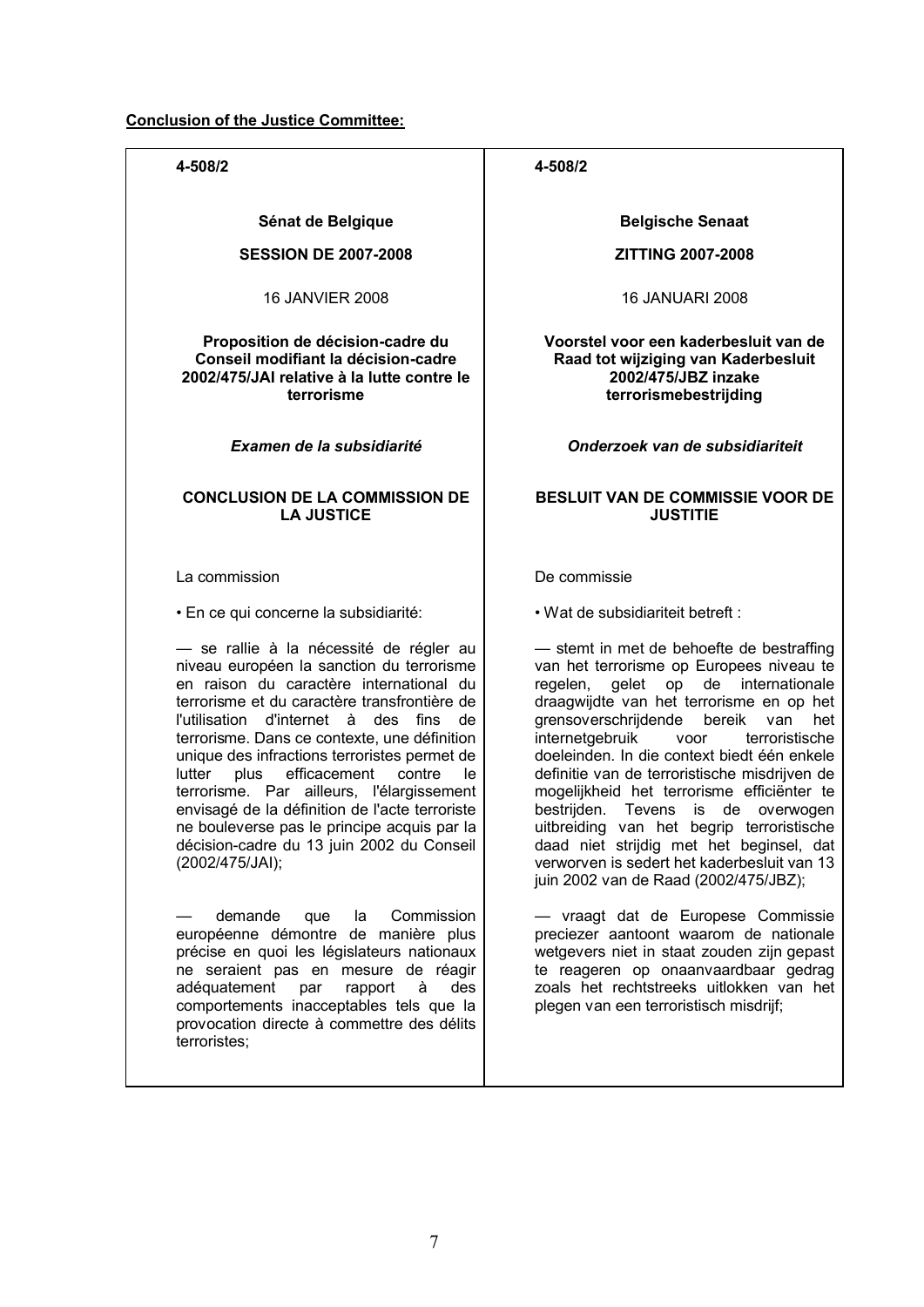**Conclusion of the Justice Committee:**

| 4-508/2 | 4-508/2 |
|---|---|
| **Sénat de Belgique** | **Belgische Senaat** |
| **SESSION DE 2007-2008** | **ZITTING 2007-2008** |
| 16 JANVIER 2008 | 16 JANUARI 2008 |
| **Proposition de décision-cadre du Conseil modifiant la décision-cadre 2002/475/JAI relative à la lutte contre le terrorisme** | **Voorstel voor een kaderbesluit van de Raad tot wijziging van Kaderbesluit 2002/475/JBZ inzake terrorismebestrijding** |
| ***Examen de la subsidiarité*** | ***Onderzoek van de subsidiariteit*** |
| **CONCLUSION DE LA COMMISSION DE LA JUSTICE** | **BESLUIT VAN DE COMMISSIE VOOR DE JUSTITIE** |
| La commission | De commissie |
| • En ce qui concerne la subsidiarité: | • Wat de subsidiariteit betreft : |
| — se rallie à la nécessité de régler au niveau européen la sanction du terrorisme en raison du caractère international du terrorisme et du caractère transfrontière de l'utilisation d'internet à des fins de terrorisme. Dans ce contexte, une définition unique des infractions terroristes permet de lutter plus efficacement contre le terrorisme. Par ailleurs, l'élargissement envisagé de la définition de l'acte terroriste ne bouleverse pas le principe acquis par la décision-cadre du 13 juin 2002 du Conseil (2002/475/JAI); | — stemt in met de behoefte de bestraffing van het terrorisme op Europees niveau te regelen, gelet op de internationale draagwijdte van het terrorisme en op het grensoverschrijdende bereik van het internetgebruik voor terroristische doeleinden. In die context biedt één enkele definitie van de terroristische misdrijven de mogelijkheid het terrorisme efficiënter te bestrijden. Tevens is de overwogen uitbreiding van het begrip terroristische daad niet strijdig met het beginsel, dat verworven is sedert het kaderbesluit van 13 juin 2002 van de Raad (2002/475/JBZ); |
| — demande que la Commission européenne démontre de manière plus précise en quoi les législateurs nationaux ne seraient pas en mesure de réagir adéquatement par rapport à des comportements inacceptables tels que la provocation directe à commettre des délits terroristes; | — vraagt dat de Europese Commissie preciezer aantoont waarom de nationale wetgevers niet in staat zouden zijn gepast te reageren op onaanvaardbaar gedrag zoals het rechtstreeks uitlokken van het plegen van een terroristisch misdrijf; |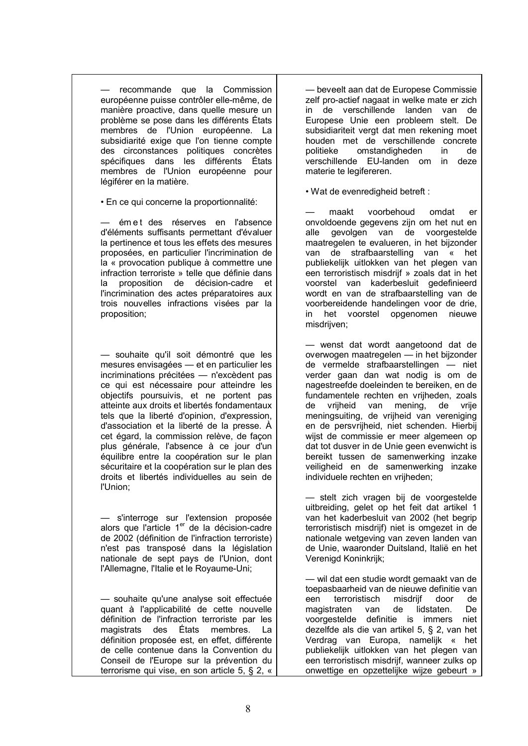— recommande que la Commission européenne puisse contrôler elle-même, de manière proactive, dans quelle mesure un problème se pose dans les différents États membres de l'Union européenne. La subsidiarité exige que l'on tienne compte des circonstances politiques concrètes spécifiques dans les différents États membres de l'Union européenne pour légiférer en la matière.

• En ce qui concerne la proportionnalité:

— émet des réserves en l'absence d'éléments suffisants permettant d'évaluer la pertinence et tous les effets des mesures proposées, en particulier l'incrimination de la « provocation publique à commettre une infraction terroriste » telle que définie dans la proposition de décision-cadre et l'incrimination des actes préparatoires aux trois nouvelles infractions visées par la proposition;

— souhaite qu'il soit démontré que les mesures envisagées — et en particulier les incriminations précitées — n'excèdent pas ce qui est nécessaire pour atteindre les objectifs poursuivis, et ne portent pas atteinte aux droits et libertés fondamentaux tels que la liberté d'opinion, d'expression, d'association et la liberté de la presse. À cet égard, la commission relève, de façon plus générale, l'absence à ce jour d'un équilibre entre la coopération sur le plan sécuritaire et la coopération sur le plan des droits et libertés individuelles au sein de l'Union;

— s'interroge sur l'extension proposée alors que l'article 1er de la décision-cadre de 2002 (définition de l'infraction terroriste) n'est pas transposé dans la législation nationale de sept pays de l'Union, dont l'Allemagne, l'Italie et le Royaume-Uni;

— souhaite qu'une analyse soit effectuée quant à l'applicabilité de cette nouvelle définition de l'infraction terroriste par les magistrats des États membres. La définition proposée est, en effet, différente de celle contenue dans la Convention du Conseil de l'Europe sur la prévention du terrorisme qui vise, en son article 5, § 2, «

— beveelt aan dat de Europese Commissie zelf pro-actief nagaat in welke mate er zich in de verschillende landen van de Europese Unie een probleem stelt. De subsidiariteit vergt dat men rekening moet houden met de verschillende concrete politieke omstandigheden in de verschillende EU-landen om in deze materie te legifereren.

• Wat de evenredigheid betreft :

— maakt voorbehoud omdat er onvoldoende gegevens zijn om het nut en alle gevolgen van de voorgestelde maatregelen te evalueren, in het bijzonder van de strafbaarstelling van « het publiekelijk uitlokken van het plegen van een terroristisch misdrijf » zoals dat in het voorstel van kaderbesluit gedefinieerd wordt en van de strafbaarstelling van de voorbereidende handelingen voor de drie, in het voorstel opgenomen nieuwe misdrijven;

— wenst dat wordt aangetoond dat de overwogen maatregelen — in het bijzonder de vermelde strafbaarstellingen — niet verder gaan dan wat nodig is om de nagestreefde doeleinden te bereiken, en de fundamentele rechten en vrijheden, zoals de vrijheid van mening, de vrije meningsuiting, de vrijheid van vereniging en de persvrijheid, niet schenden. Hierbij wijst de commissie er meer algemeen op dat tot dusver in de Unie geen evenwicht is bereikt tussen de samenwerking inzake veiligheid en de samenwerking inzake individuele rechten en vrijheden;

— stelt zich vragen bij de voorgestelde uitbreiding, gelet op het feit dat artikel 1 van het kaderbesluit van 2002 (het begrip terroristisch misdrijf) niet is omgezet in de nationale wetgeving van zeven landen van de Unie, waaronder Duitsland, Italië en het Verenigd Koninkrijk;

— wil dat een studie wordt gemaakt van de toepasbaarheid van de nieuwe definitie van een terroristisch misdrijf door de magistraten van de lidstaten. De voorgestelde definitie is immers niet dezelfde als die van artikel 5, § 2, van het Verdrag van Europa, namelijk « het publiekelijk uitlokken van het plegen van een terroristisch misdrijf, wanneer zulks op onwettige en opzettelijke wijze gebeurt »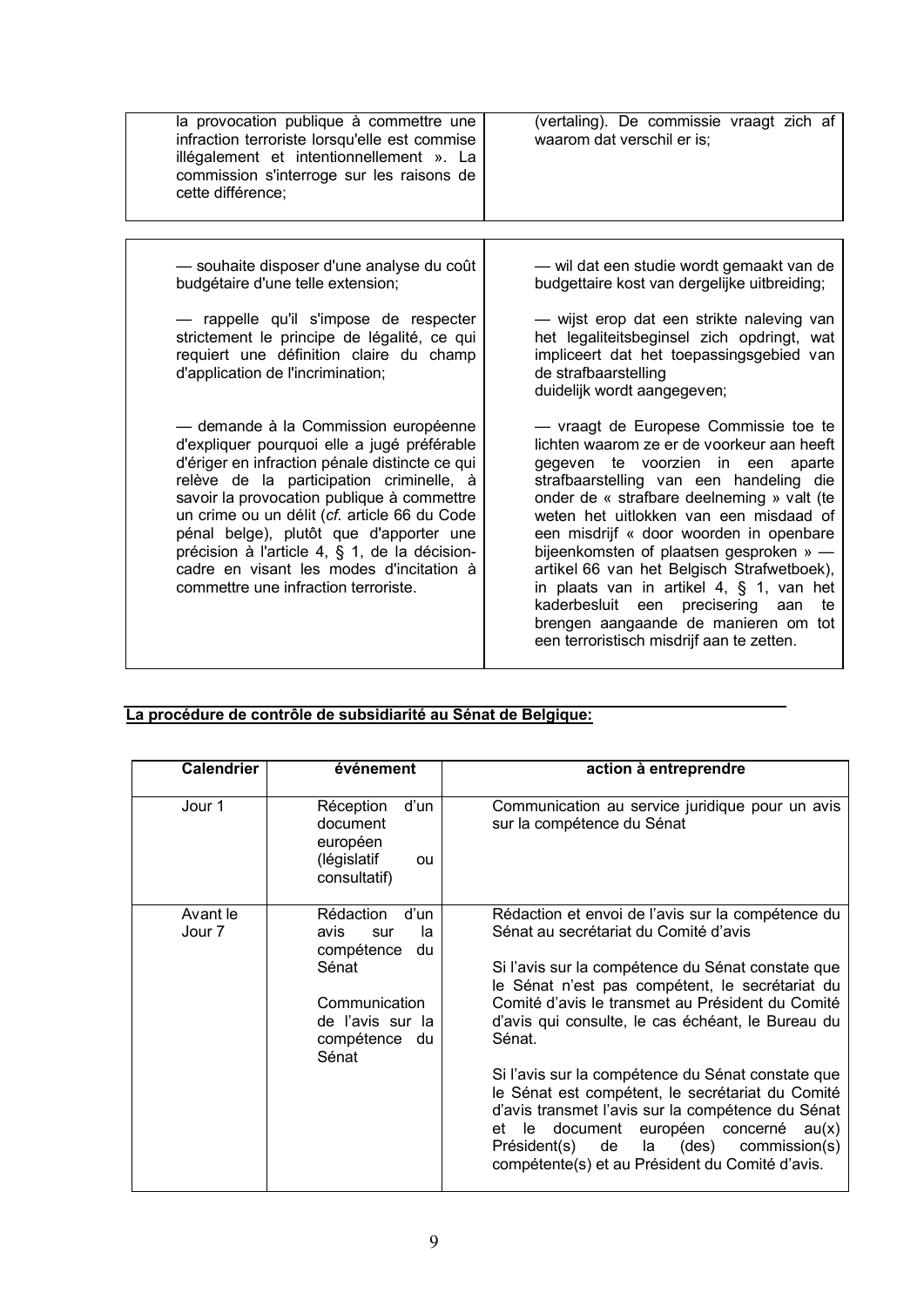| la provocation publique à commettre une infraction terroriste lorsqu'elle est commise illégalement et intentionnellement ». La commission s'interroge sur les raisons de cette différence; | (vertaling). De commissie vraagt zich af waarom dat verschil er is; |
|---|---|

| — souhaite disposer d'une analyse du coût budgétaire d'une telle extension;<br><br>— rappelle qu'il s'impose de respecter strictement le principe de légalité, ce qui requiert une définition claire du champ d'application de l'incrimination;<br><br>— demande à la Commission européenne d'expliquer pourquoi elle a jugé préférable d'ériger en infraction pénale distincte ce qui relève de la participation criminelle, à savoir la provocation publique à commettre un crime ou un délit (*cf.* article 66 du Code pénal belge), plutôt que d'apporter une précision à l'article 4, § 1, de la décision-cadre en visant les modes d'incitation à commettre une infraction terroriste. | — wil dat een studie wordt gemaakt van de budgettaire kost van dergelijke uitbreiding;<br><br>— wijst erop dat een strikte naleving van het legaliteitsbeginsel zich opdringt, wat impliceert dat het toepassingsgebied van de strafbaarstelling duidelijk wordt aangegeven;<br><br>— vraagt de Europese Commissie toe te lichten waarom ze er de voorkeur aan heeft gegeven te voorzien in een aparte strafbaarstelling van een handeling die onder de « strafbare deelneming » valt (te weten het uitlokken van een misdaad of een misdrijf « door woorden in openbare bijeenkomsten of plaatsen gesproken » — artikel 66 van het Belgisch Strafwetboek), in plaats van in artikel 4, § 1, van het kaderbesluit een precisering aan te brengen aangaande de manieren om tot een terroristisch misdrijf aan te zetten. |
|---|---|

## La procédure de contrôle de subsidiarité au Sénat de Belgique:

| Calendrier | événement | action à entreprendre |
|---|---|---|
| Jour 1 | Réception d'un document européen (législatif ou consultatif) | Communication au service juridique pour un avis sur la compétence du Sénat |
| Avant le Jour 7 | Rédaction d'un avis sur la compétence du Sénat<br><br>Communication de l'avis sur la compétence du Sénat | Rédaction et envoi de l'avis sur la compétence du Sénat au secrétariat du Comité d'avis<br><br>Si l'avis sur la compétence du Sénat constate que le Sénat n'est pas compétent, le secrétariat du Comité d'avis le transmet au Président du Comité d'avis qui consulte, le cas échéant, le Bureau du Sénat.<br><br>Si l'avis sur la compétence du Sénat constate que le Sénat est compétent, le secrétariat du Comité d'avis transmet l'avis sur la compétence du Sénat et le document européen concerné au(x) Président(s) de la (des) commission(s) compétente(s) et au Président du Comité d'avis. |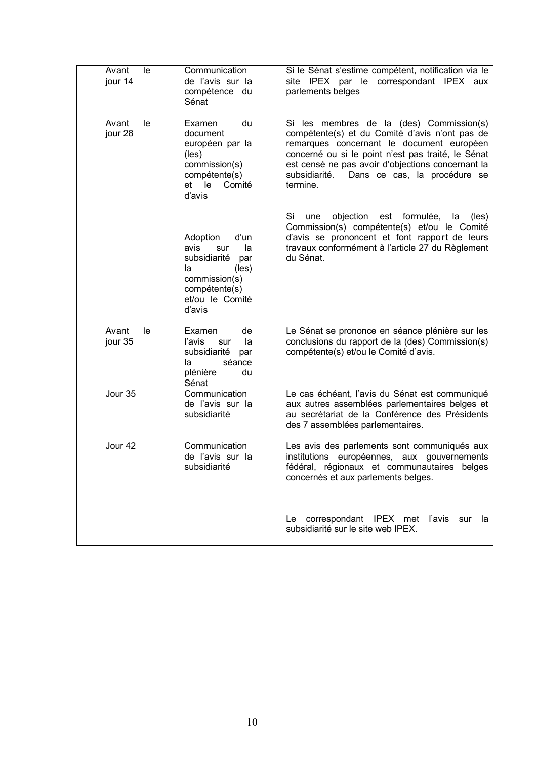| | | |
|---|---|---|
| Avant le jour 14 | Communication de l'avis sur la compétence du Sénat | Si le Sénat s'estime compétent, notification via le site IPEX par le correspondant IPEX aux parlements belges |
| Avant le jour 28 | Examen du document européen par la (les) commission(s) compétente(s) et le Comité d'avis | Si les membres de la (des) Commission(s) compétente(s) et du Comité d'avis n'ont pas de remarques concernant le document européen concerné ou si le point n'est pas traité, le Sénat est censé ne pas avoir d'objections concernant la subsidiarité. Dans ce cas, la procédure se termine. |
| | Adoption d'un avis sur la subsidiarité par la (les) commission(s) compétente(s) et/ou le Comité d'avis | Si une objection est formulée, la (les) Commission(s) compétente(s) et/ou le Comité d'avis se prononcent et font rapport de leurs travaux conformément à l'article 27 du Règlement du Sénat. |
| Avant le jour 35 | Examen de l'avis sur la subsidiarité par la séance plénière du Sénat | Le Sénat se prononce en séance plénière sur les conclusions du rapport de la (des) Commission(s) compétente(s) et/ou le Comité d'avis. |
| Jour 35 | Communication de l'avis sur la subsidiarité | Le cas échéant, l'avis du Sénat est communiqué aux autres assemblées parlementaires belges et au secrétariat de la Conférence des Présidents des 7 assemblées parlementaires. |
| Jour 42 | Communication de l'avis sur la subsidiarité | Les avis des parlements sont communiqués aux institutions européennes, aux gouvernements fédéral, régionaux et communautaires belges concernés et aux parlements belges.<br><br>Le correspondant IPEX met l'avis sur la subsidiarité sur le site web IPEX. |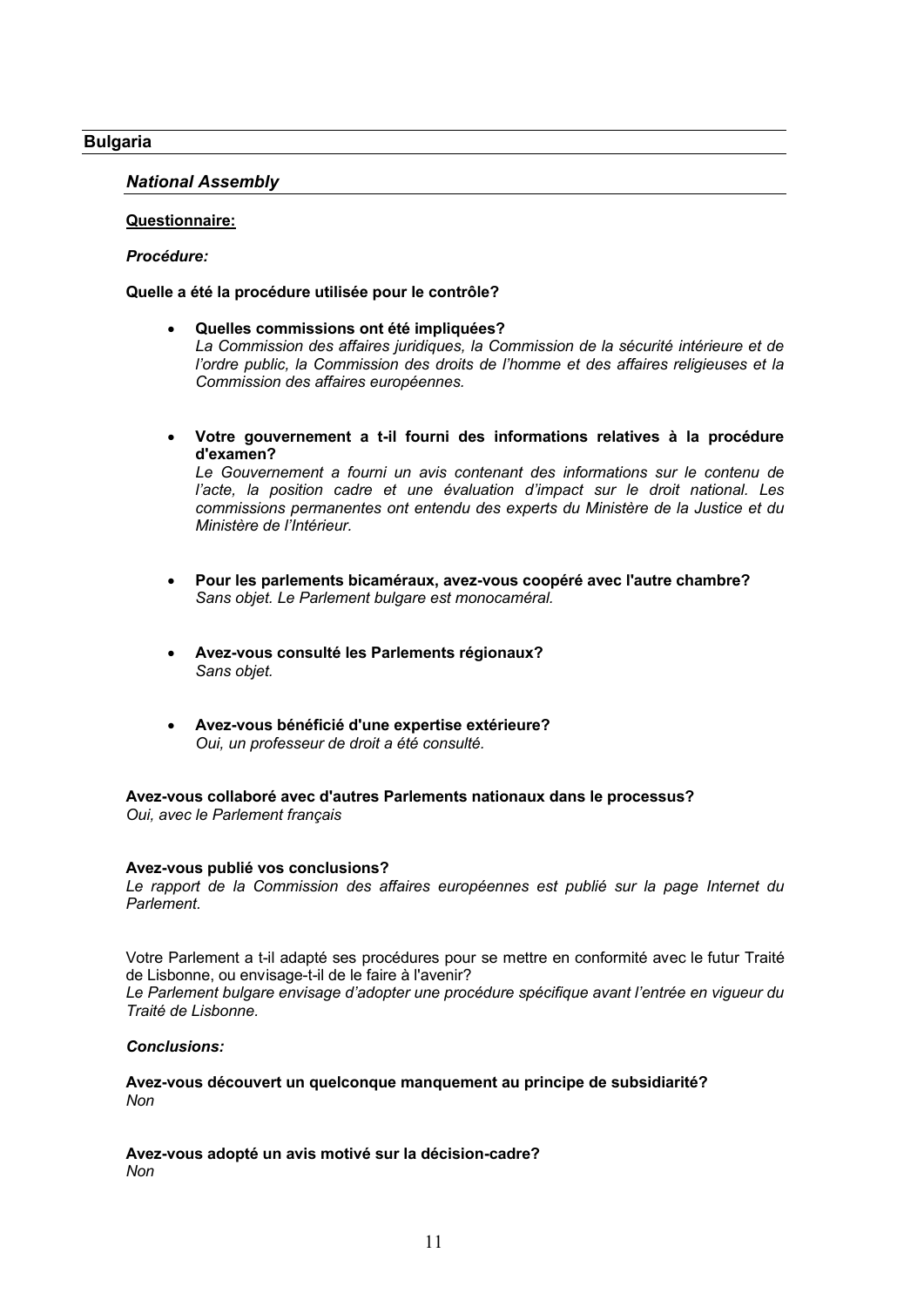## Bulgaria

### *National Assembly*

**Questionnaire:**

***Procédure:***

**Quelle a été la procédure utilisée pour le contrôle?**

- **Quelles commissions ont été impliquées?**
  *La Commission des affaires juridiques, la Commission de la sécurité intérieure et de l'ordre public, la Commission des droits de l'homme et des affaires religieuses et la Commission des affaires européennes.*

- **Votre gouvernement a t-il fourni des informations relatives à la procédure d'examen?**
  *Le Gouvernement a fourni un avis contenant des informations sur le contenu de l'acte, la position cadre et une évaluation d'impact sur le droit national. Les commissions permanentes ont entendu des experts du Ministère de la Justice et du Ministère de l'Intérieur.*

- **Pour les parlements bicaméraux, avez-vous coopéré avec l'autre chambre?**
  *Sans objet. Le Parlement bulgare est monocaméral.*

- **Avez-vous consulté les Parlements régionaux?**
  *Sans objet.*

- **Avez-vous bénéficié d'une expertise extérieure?**
  *Oui, un professeur de droit a été consulté.*

**Avez-vous collaboré avec d'autres Parlements nationaux dans le processus?**
*Oui, avec le Parlement français*

**Avez-vous publié vos conclusions?**
*Le rapport de la Commission des affaires européennes est publié sur la page Internet du Parlement.*

Votre Parlement a t-il adapté ses procédures pour se mettre en conformité avec le futur Traité de Lisbonne, ou envisage-t-il de le faire à l'avenir?
*Le Parlement bulgare envisage d'adopter une procédure spécifique avant l'entrée en vigueur du Traité de Lisbonne.*

***Conclusions:***

**Avez-vous découvert un quelconque manquement au principe de subsidiarité?**
*Non*

**Avez-vous adopté un avis motivé sur la décision-cadre?**
*Non*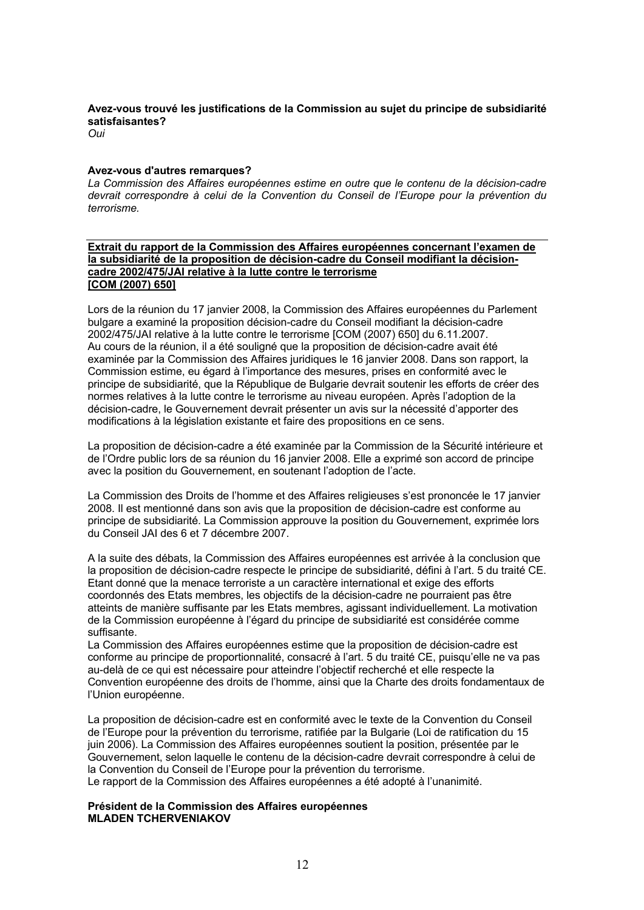**Avez-vous trouvé les justifications de la Commission au sujet du principe de subsidiarité satisfaisantes?**
*Oui*

**Avez-vous d'autres remarques?**
*La Commission des Affaires européennes estime en outre que le contenu de la décision-cadre devrait correspondre à celui de la Convention du Conseil de l'Europe pour la prévention du terrorisme.*

**Extrait du rapport de la Commission des Affaires européennes concernant l'examen de la subsidiarité de la proposition de décision-cadre du Conseil modifiant la décision-cadre 2002/475/JAI relative à la lutte contre le terrorisme [COM (2007) 650]**

Lors de la réunion du 17 janvier 2008, la Commission des Affaires européennes du Parlement bulgare a examiné la proposition décision-cadre du Conseil modifiant la décision-cadre 2002/475/JAI relative à la lutte contre le terrorisme [COM (2007) 650] du 6.11.2007. Au cours de la réunion, il a été souligné que la proposition de décision-cadre avait été examinée par la Commission des Affaires juridiques le 16 janvier 2008. Dans son rapport, la Commission estime, eu égard à l'importance des mesures, prises en conformité avec le principe de subsidiarité, que la République de Bulgarie devrait soutenir les efforts de créer des normes relatives à la lutte contre le terrorisme au niveau européen. Après l'adoption de la décision-cadre, le Gouvernement devrait présenter un avis sur la nécessité d'apporter des modifications à la législation existante et faire des propositions en ce sens.

La proposition de décision-cadre a été examinée par la Commission de la Sécurité intérieure et de l'Ordre public lors de sa réunion du 16 janvier 2008. Elle a exprimé son accord de principe avec la position du Gouvernement, en soutenant l'adoption de l'acte.

La Commission des Droits de l'homme et des Affaires religieuses s'est prononcée le 17 janvier 2008. Il est mentionné dans son avis que la proposition de décision-cadre est conforme au principe de subsidiarité. La Commission approuve la position du Gouvernement, exprimée lors du Conseil JAI des 6 et 7 décembre 2007.

A la suite des débats, la Commission des Affaires européennes est arrivée à la conclusion que la proposition de décision-cadre respecte le principe de subsidiarité, défini à l'art. 5 du traité CE. Etant donné que la menace terroriste a un caractère international et exige des efforts coordonnés des Etats membres, les objectifs de la décision-cadre ne pourraient pas être atteints de manière suffisante par les Etats membres, agissant individuellement. La motivation de la Commission européenne à l'égard du principe de subsidiarité est considérée comme suffisante.
La Commission des Affaires européennes estime que la proposition de décision-cadre est conforme au principe de proportionnalité, consacré à l'art. 5 du traité CE, puisqu'elle ne va pas au-delà de ce qui est nécessaire pour atteindre l'objectif recherché et elle respecte la Convention européenne des droits de l'homme, ainsi que la Charte des droits fondamentaux de l'Union européenne.

La proposition de décision-cadre est en conformité avec le texte de la Convention du Conseil de l'Europe pour la prévention du terrorisme, ratifiée par la Bulgarie (Loi de ratification du 15 juin 2006). La Commission des Affaires européennes soutient la position, présentée par le Gouvernement, selon laquelle le contenu de la décision-cadre devrait correspondre à celui de la Convention du Conseil de l'Europe pour la prévention du terrorisme.
Le rapport de la Commission des Affaires européennes a été adopté à l'unanimité.

**Président de la Commission des Affaires européennes**
**MLADEN TCHERVENIAKOV**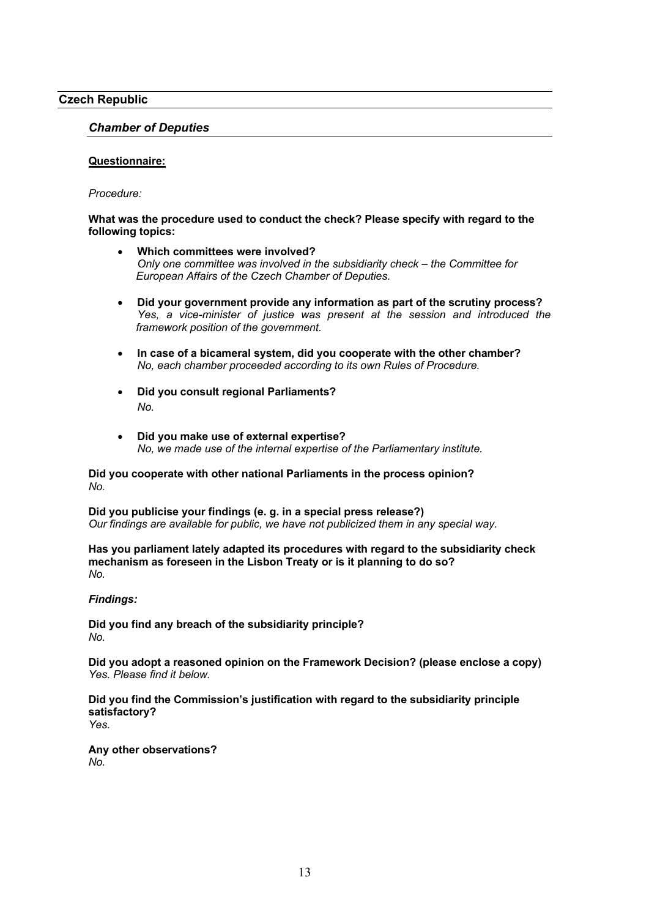## Czech Republic

### *Chamber of Deputies*

**Questionnaire:**

*Procedure:*

**What was the procedure used to conduct the check? Please specify with regard to the following topics:**

- **Which committees were involved?**
  *Only one committee was involved in the subsidiarity check – the Committee for European Affairs of the Czech Chamber of Deputies.*
- **Did your government provide any information as part of the scrutiny process?**
  *Yes, a vice-minister of justice was present at the session and introduced the framework position of the government.*
- **In case of a bicameral system, did you cooperate with the other chamber?**
  *No, each chamber proceeded according to its own Rules of Procedure.*
- **Did you consult regional Parliaments?**
  *No.*
- **Did you make use of external expertise?**
  *No, we made use of the internal expertise of the Parliamentary institute.*

**Did you cooperate with other national Parliaments in the process opinion?**
*No.*

**Did you publicise your findings (e. g. in a special press release?)**
*Our findings are available for public, we have not publicized them in any special way.*

**Has you parliament lately adapted its procedures with regard to the subsidiarity check mechanism as foreseen in the Lisbon Treaty or is it planning to do so?**
*No.*

***Findings:***

**Did you find any breach of the subsidiarity principle?**
*No.*

**Did you adopt a reasoned opinion on the Framework Decision? (please enclose a copy)**
*Yes. Please find it below.*

**Did you find the Commission's justification with regard to the subsidiarity principle satisfactory?**
*Yes.*

**Any other observations?**
*No.*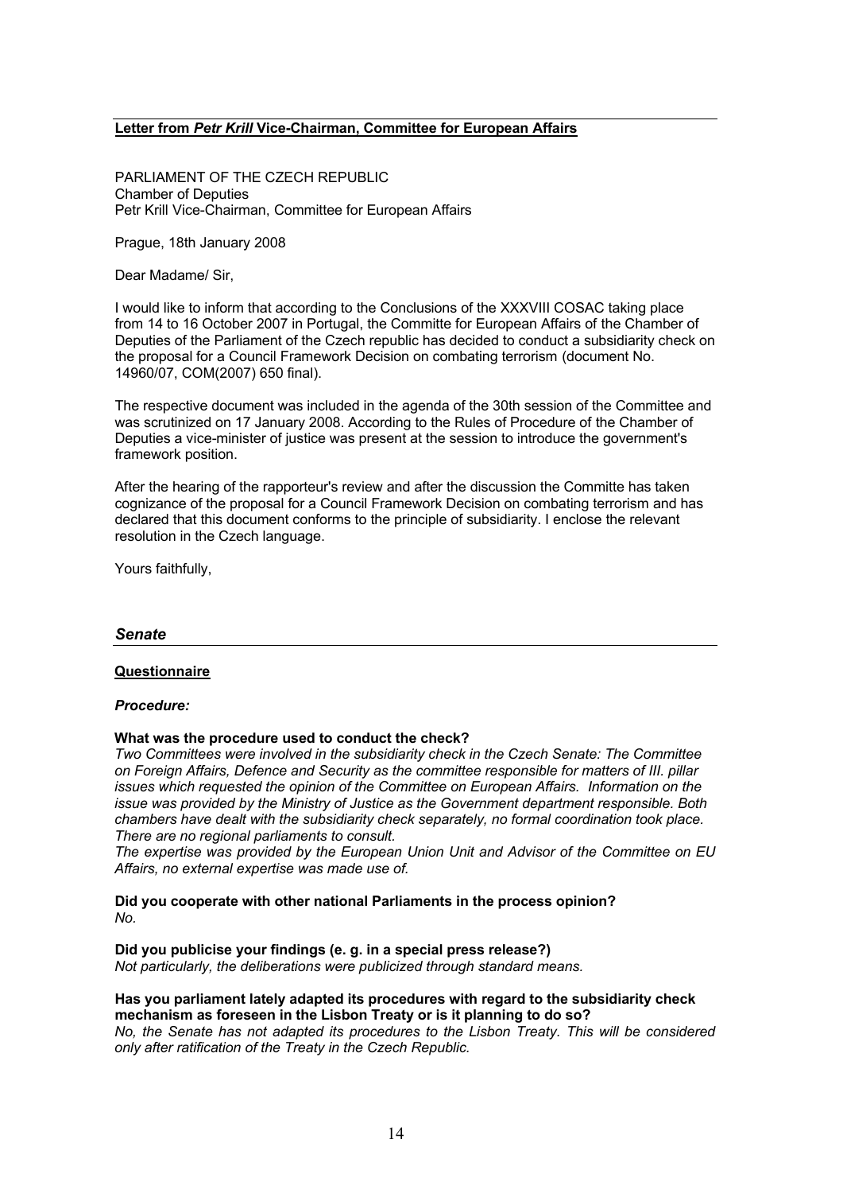**<u>Letter from *Petr Krill* Vice-Chairman, Committee for European Affairs</u>**

PARLIAMENT OF THE CZECH REPUBLIC
Chamber of Deputies
Petr Krill Vice-Chairman, Committee for European Affairs

Prague, 18th January 2008

Dear Madame/ Sir,

I would like to inform that according to the Conclusions of the XXXVIII COSAC taking place from 14 to 16 October 2007 in Portugal, the Committe for European Affairs of the Chamber of Deputies of the Parliament of the Czech republic has decided to conduct a subsidiarity check on the proposal for a Council Framework Decision on combating terrorism (document No. 14960/07, COM(2007) 650 final).

The respective document was included in the agenda of the 30th session of the Committee and was scrutinized on 17 January 2008. According to the Rules of Procedure of the Chamber of Deputies a vice-minister of justice was present at the session to introduce the government's framework position.

After the hearing of the rapporteur's review and after the discussion the Committe has taken cognizance of the proposal for a Council Framework Decision on combating terrorism and has declared that this document conforms to the principle of subsidiarity. I enclose the relevant resolution in the Czech language.

Yours faithfully,

## *Senate*

**<u>Questionnaire</u>**

***Procedure:***

**What was the procedure used to conduct the check?**
*Two Committees were involved in the subsidiarity check in the Czech Senate: The Committee on Foreign Affairs, Defence and Security as the committee responsible for matters of III. pillar issues which requested the opinion of the Committee on European Affairs. Information on the issue was provided by the Ministry of Justice as the Government department responsible. Both chambers have dealt with the subsidiarity check separately, no formal coordination took place. There are no regional parliaments to consult.*
*The expertise was provided by the European Union Unit and Advisor of the Committee on EU Affairs, no external expertise was made use of.*

**Did you cooperate with other national Parliaments in the process opinion?**
*No.*

**Did you publicise your findings (e. g. in a special press release?)**
*Not particularly, the deliberations were publicized through standard means.*

**Has you parliament lately adapted its procedures with regard to the subsidiarity check mechanism as foreseen in the Lisbon Treaty or is it planning to do so?**
*No, the Senate has not adapted its procedures to the Lisbon Treaty. This will be considered only after ratification of the Treaty in the Czech Republic.*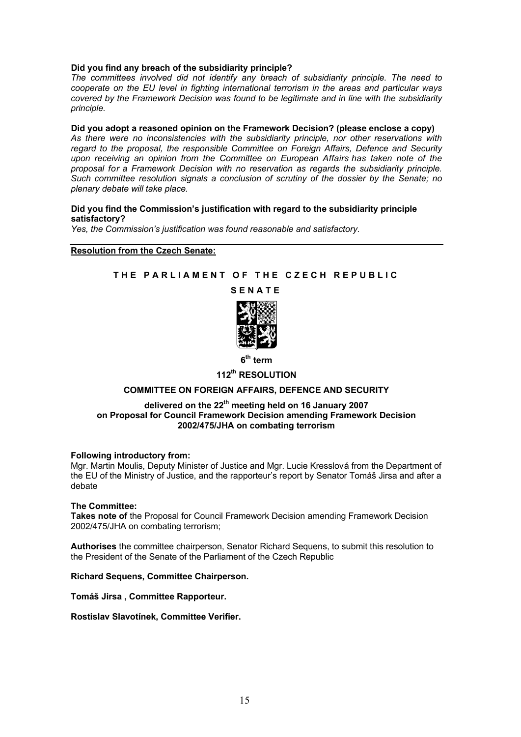**Did you find any breach of the subsidiarity principle?**

*The committees involved did not identify any breach of subsidiarity principle. The need to cooperate on the EU level in fighting international terrorism in the areas and particular ways covered by the Framework Decision was found to be legitimate and in line with the subsidiarity principle.*

**Did you adopt a reasoned opinion on the Framework Decision? (please enclose a copy)**

*As there were no inconsistencies with the subsidiarity principle, nor other reservations with regard to the proposal, the responsible Committee on Foreign Affairs, Defence and Security upon receiving an opinion from the Committee on European Affairs has taken note of the proposal for a Framework Decision with no reservation as regards the subsidiarity principle. Such committee resolution signals a conclusion of scrutiny of the dossier by the Senate; no plenary debate will take place.*

**Did you find the Commission's justification with regard to the subsidiarity principle satisfactory?**

*Yes, the Commission's justification was found reasonable and satisfactory.*

**Resolution from the Czech Senate:**

**THE PARLIAMENT OF THE CZECH REPUBLIC**

**SENATE**

**6th term**

**112th RESOLUTION**

**COMMITTEE ON FOREIGN AFFAIRS, DEFENCE AND SECURITY**

**delivered on the 22th meeting held on 16 January 2007**
**on Proposal for Council Framework Decision amending Framework Decision 2002/475/JHA on combating terrorism**

**Following introductory from:**

Mgr. Martin Moulis, Deputy Minister of Justice and Mgr. Lucie Kresslová from the Department of the EU of the Ministry of Justice, and the rapporteur's report by Senator Tomáš Jirsa and after a debate

**The Committee:**

**Takes note of** the Proposal for Council Framework Decision amending Framework Decision 2002/475/JHA on combating terrorism;

**Authorises** the committee chairperson, Senator Richard Sequens, to submit this resolution to the President of the Senate of the Parliament of the Czech Republic

**Richard Sequens, Committee Chairperson.**

**Tomáš Jirsa , Committee Rapporteur.**

**Rostislav Slavotínek, Committee Verifier.**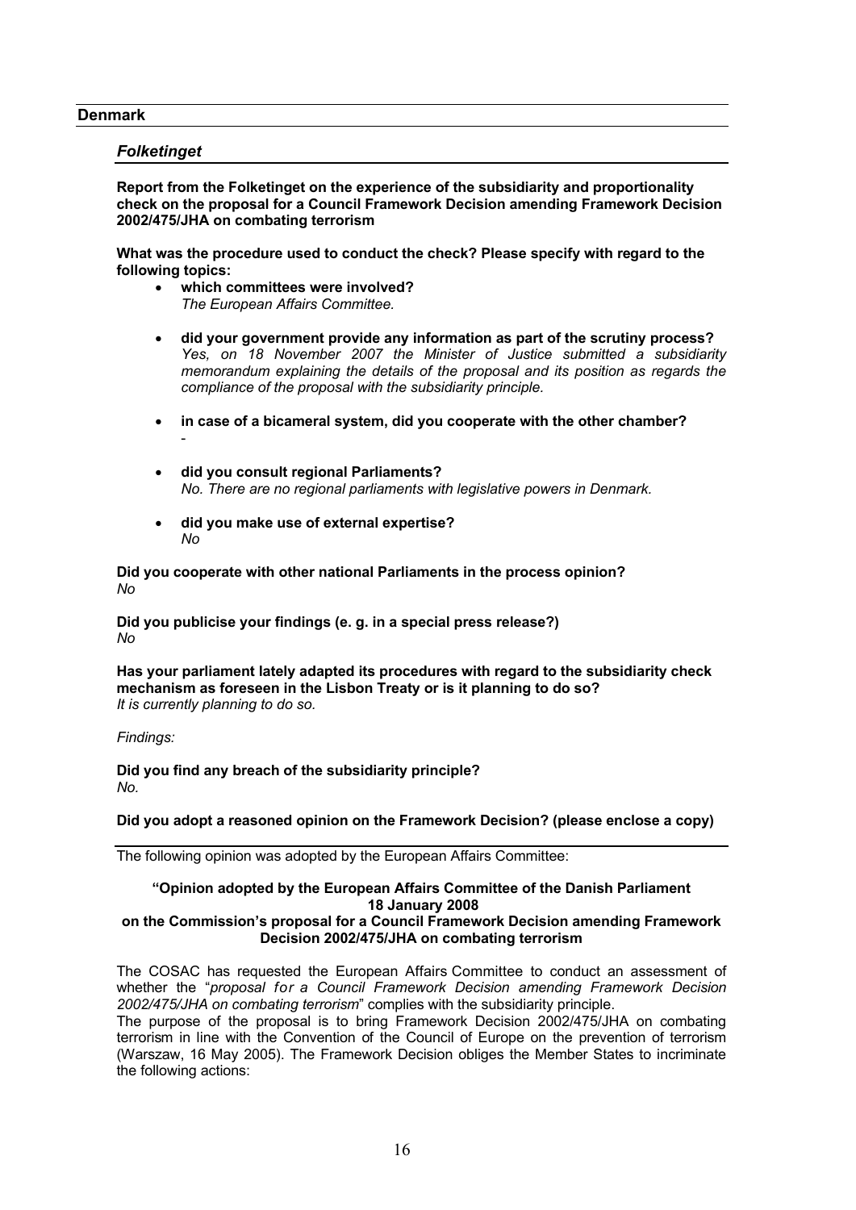## Denmark

### *Folketinget*

**Report from the Folketinget on the experience of the subsidiarity and proportionality check on the proposal for a Council Framework Decision amending Framework Decision 2002/475/JHA on combating terrorism**

**What was the procedure used to conduct the check? Please specify with regard to the following topics:**

- **which committees were involved?**
  *The European Affairs Committee.*

- **did your government provide any information as part of the scrutiny process?**
  *Yes, on 18 November 2007 the Minister of Justice submitted a subsidiarity memorandum explaining the details of the proposal and its position as regards the compliance of the proposal with the subsidiarity principle.*

- **in case of a bicameral system, did you cooperate with the other chamber?**
  -

- **did you consult regional Parliaments?**
  *No. There are no regional parliaments with legislative powers in Denmark.*

- **did you make use of external expertise?**
  *No*

**Did you cooperate with other national Parliaments in the process opinion?**
*No*

**Did you publicise your findings (e. g. in a special press release?)**
*No*

**Has your parliament lately adapted its procedures with regard to the subsidiarity check mechanism as foreseen in the Lisbon Treaty or is it planning to do so?**
*It is currently planning to do so.*

*Findings:*

**Did you find any breach of the subsidiarity principle?**
*No.*

**Did you adopt a reasoned opinion on the Framework Decision? (please enclose a copy)**

The following opinion was adopted by the European Affairs Committee:

**"Opinion adopted by the European Affairs Committee of the Danish Parliament 18 January 2008 on the Commission's proposal for a Council Framework Decision amending Framework Decision 2002/475/JHA on combating terrorism**

The COSAC has requested the European Affairs Committee to conduct an assessment of whether the "*proposal for a Council Framework Decision amending Framework Decision 2002/475/JHA on combating terrorism*" complies with the subsidiarity principle.

The purpose of the proposal is to bring Framework Decision 2002/475/JHA on combating terrorism in line with the Convention of the Council of Europe on the prevention of terrorism (Warszaw, 16 May 2005). The Framework Decision obliges the Member States to incriminate the following actions: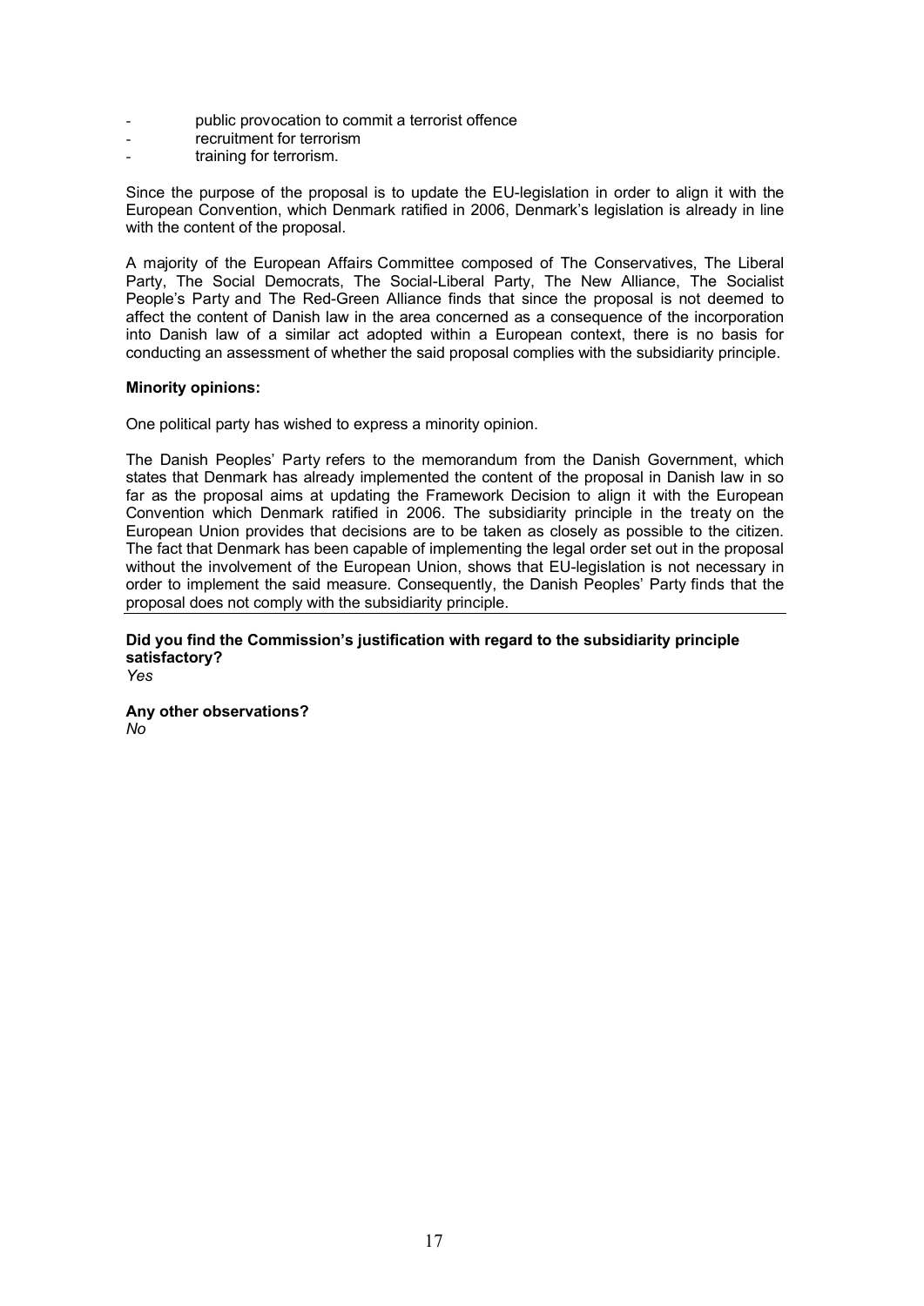- public provocation to commit a terrorist offence
- recruitment for terrorism
- training for terrorism.

Since the purpose of the proposal is to update the EU-legislation in order to align it with the European Convention, which Denmark ratified in 2006, Denmark's legislation is already in line with the content of the proposal.

A majority of the European Affairs Committee composed of The Conservatives, The Liberal Party, The Social Democrats, The Social-Liberal Party, The New Alliance, The Socialist People's Party and The Red-Green Alliance finds that since the proposal is not deemed to affect the content of Danish law in the area concerned as a consequence of the incorporation into Danish law of a similar act adopted within a European context, there is no basis for conducting an assessment of whether the said proposal complies with the subsidiarity principle.

**Minority opinions:**

One political party has wished to express a minority opinion.

The Danish Peoples' Party refers to the memorandum from the Danish Government, which states that Denmark has already implemented the content of the proposal in Danish law in so far as the proposal aims at updating the Framework Decision to align it with the European Convention which Denmark ratified in 2006. The subsidiarity principle in the treaty on the European Union provides that decisions are to be taken as closely as possible to the citizen. The fact that Denmark has been capable of implementing the legal order set out in the proposal without the involvement of the European Union, shows that EU-legislation is not necessary in order to implement the said measure. Consequently, the Danish Peoples' Party finds that the proposal does not comply with the subsidiarity principle.

**Did you find the Commission's justification with regard to the subsidiarity principle satisfactory?**
*Yes*

**Any other observations?**
*No*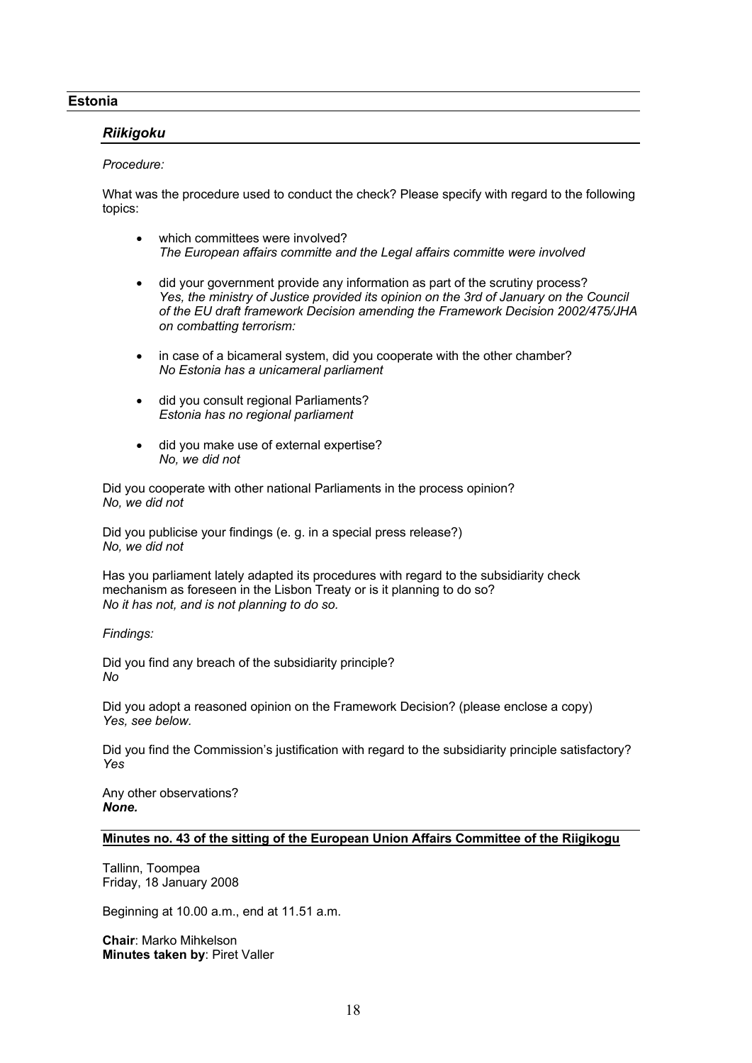## Estonia

### *Riikigoku*

*Procedure:*

What was the procedure used to conduct the check? Please specify with regard to the following topics:

- which committees were involved?
  *The European affairs committe and the Legal affairs committe were involved*
- did your government provide any information as part of the scrutiny process?
  *Yes, the ministry of Justice provided its opinion on the 3rd of January on the Council of the EU draft framework Decision amending the Framework Decision 2002/475/JHA on combatting terrorism:*
- in case of a bicameral system, did you cooperate with the other chamber?
  *No Estonia has a unicameral parliament*
- did you consult regional Parliaments?
  *Estonia has no regional parliament*
- did you make use of external expertise?
  *No, we did not*

Did you cooperate with other national Parliaments in the process opinion?
*No, we did not*

Did you publicise your findings (e. g. in a special press release?)
*No, we did not*

Has you parliament lately adapted its procedures with regard to the subsidiarity check mechanism as foreseen in the Lisbon Treaty or is it planning to do so?
*No it has not, and is not planning to do so.*

*Findings:*

Did you find any breach of the subsidiarity principle?
*No*

Did you adopt a reasoned opinion on the Framework Decision? (please enclose a copy)
*Yes, see below.*

Did you find the Commission's justification with regard to the subsidiarity principle satisfactory?
*Yes*

Any other observations?
***None.***

**Minutes no. 43 of the sitting of the European Union Affairs Committee of the Riigikogu**

Tallinn, Toompea
Friday, 18 January 2008

Beginning at 10.00 a.m., end at 11.51 a.m.

**Chair**: Marko Mihkelson
**Minutes taken by**: Piret Valler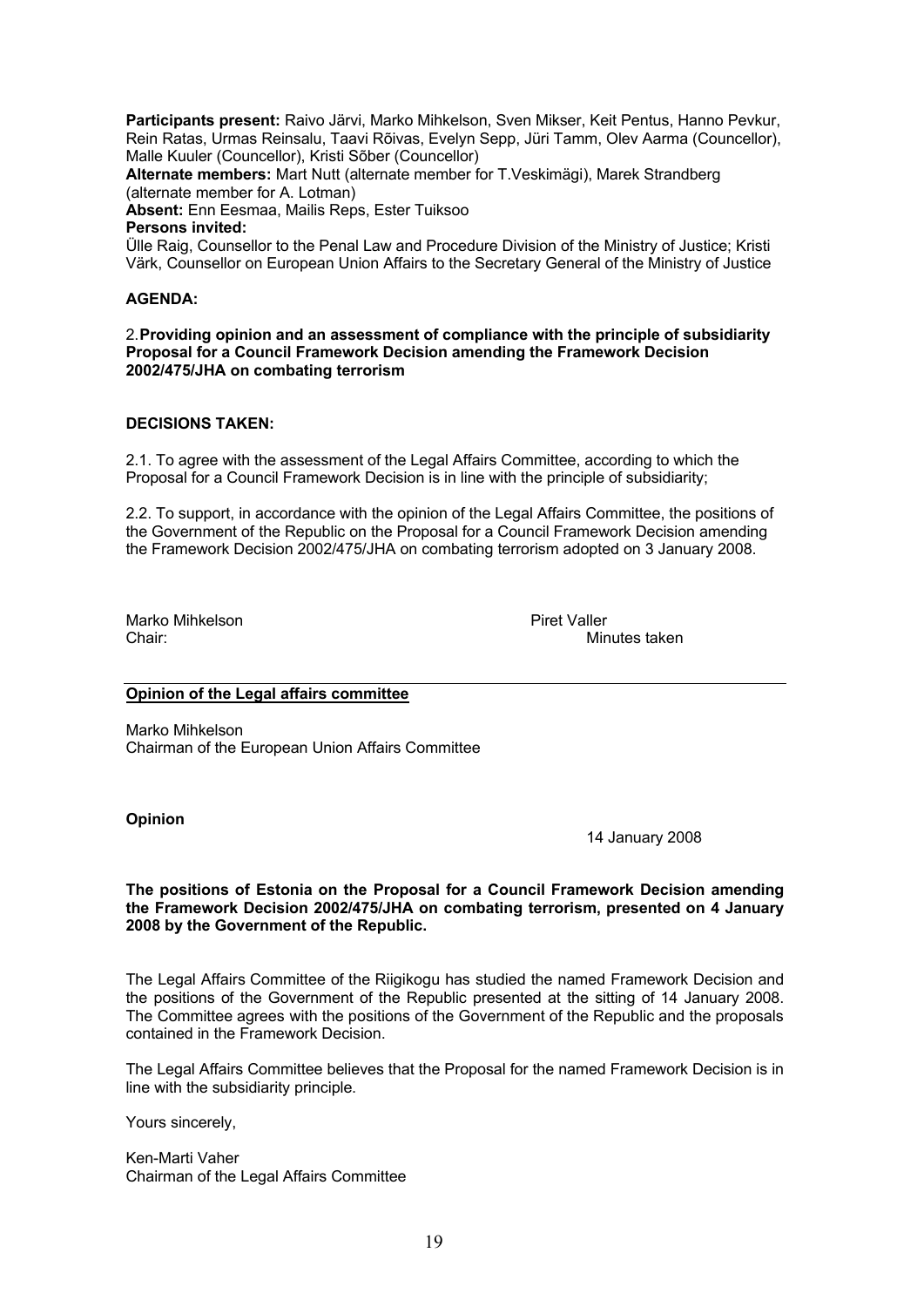**Participants present:** Raivo Järvi, Marko Mihkelson, Sven Mikser, Keit Pentus, Hanno Pevkur, Rein Ratas, Urmas Reinsalu, Taavi Rõivas, Evelyn Sepp, Jüri Tamm, Olev Aarma (Councellor), Malle Kuuler (Councellor), Kristi Sõber (Councellor)
**Alternate members:** Mart Nutt (alternate member for T.Veskimägi), Marek Strandberg (alternate member for A. Lotman)
**Absent:** Enn Eesmaa, Mailis Reps, Ester Tuiksoo
**Persons invited:**
Ülle Raig, Counsellor to the Penal Law and Procedure Division of the Ministry of Justice; Kristi Värk, Counsellor on European Union Affairs to the Secretary General of the Ministry of Justice

**AGENDA:**

2.**Providing opinion and an assessment of compliance with the principle of subsidiarity Proposal for a Council Framework Decision amending the Framework Decision 2002/475/JHA on combating terrorism**

**DECISIONS TAKEN:**

2.1. To agree with the assessment of the Legal Affairs Committee, according to which the Proposal for a Council Framework Decision is in line with the principle of subsidiarity;

2.2. To support, in accordance with the opinion of the Legal Affairs Committee, the positions of the Government of the Republic on the Proposal for a Council Framework Decision amending the Framework Decision 2002/475/JHA on combating terrorism adopted on 3 January 2008.

Marko Mihkelson — Piret Valler
Chair: — Minutes taken

---

**Opinion of the Legal affairs committee**

Marko Mihkelson
Chairman of the European Union Affairs Committee

**Opinion**

14 January 2008

**The positions of Estonia on the Proposal for a Council Framework Decision amending the Framework Decision 2002/475/JHA on combating terrorism, presented on 4 January 2008 by the Government of the Republic.**

The Legal Affairs Committee of the Riigikogu has studied the named Framework Decision and the positions of the Government of the Republic presented at the sitting of 14 January 2008. The Committee agrees with the positions of the Government of the Republic and the proposals contained in the Framework Decision.

The Legal Affairs Committee believes that the Proposal for the named Framework Decision is in line with the subsidiarity principle.

Yours sincerely,

Ken-Marti Vaher
Chairman of the Legal Affairs Committee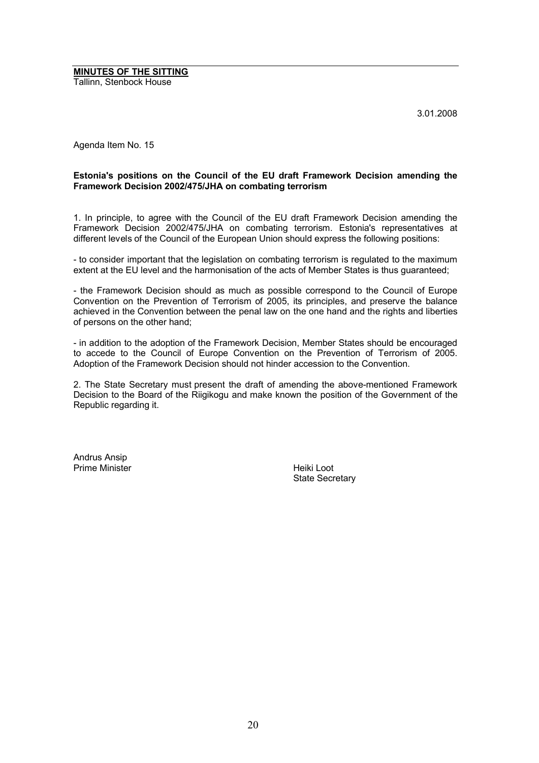**MINUTES OF THE SITTING**
Tallinn, Stenbock House

3.01.2008

Agenda Item No. 15

**Estonia's positions on the Council of the EU draft Framework Decision amending the Framework Decision 2002/475/JHA on combating terrorism**

1. In principle, to agree with the Council of the EU draft Framework Decision amending the Framework Decision 2002/475/JHA on combating terrorism. Estonia's representatives at different levels of the Council of the European Union should express the following positions:

- to consider important that the legislation on combating terrorism is regulated to the maximum extent at the EU level and the harmonisation of the acts of Member States is thus guaranteed;

- the Framework Decision should as much as possible correspond to the Council of Europe Convention on the Prevention of Terrorism of 2005, its principles, and preserve the balance achieved in the Convention between the penal law on the one hand and the rights and liberties of persons on the other hand;

- in addition to the adoption of the Framework Decision, Member States should be encouraged to accede to the Council of Europe Convention on the Prevention of Terrorism of 2005. Adoption of the Framework Decision should not hinder accession to the Convention.

2. The State Secretary must present the draft of amending the above-mentioned Framework Decision to the Board of the Riigikogu and make known the position of the Government of the Republic regarding it.

Andrus Ansip
Prime Minister

Heiki Loot
State Secretary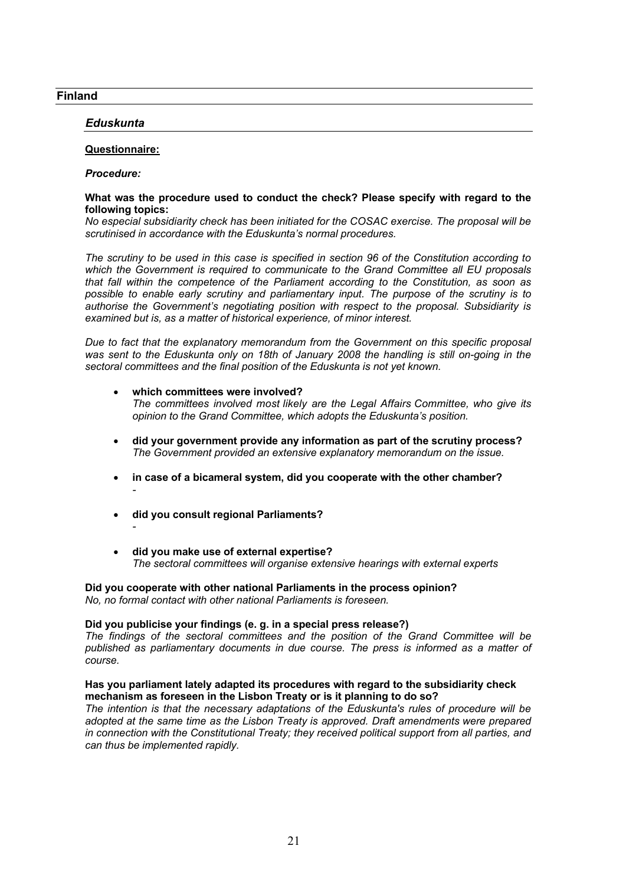## Finland

### *Eduskunta*

**Questionnaire:**

***Procedure:***

**What was the procedure used to conduct the check? Please specify with regard to the following topics:**
*No especial subsidiarity check has been initiated for the COSAC exercise. The proposal will be scrutinised in accordance with the Eduskunta's normal procedures.*

*The scrutiny to be used in this case is specified in section 96 of the Constitution according to which the Government is required to communicate to the Grand Committee all EU proposals that fall within the competence of the Parliament according to the Constitution, as soon as possible to enable early scrutiny and parliamentary input. The purpose of the scrutiny is to authorise the Government's negotiating position with respect to the proposal. Subsidiarity is examined but is, as a matter of historical experience, of minor interest.*

*Due to fact that the explanatory memorandum from the Government on this specific proposal was sent to the Eduskunta only on 18th of January 2008 the handling is still on-going in the sectoral committees and the final position of the Eduskunta is not yet known.*

- **which committees were involved?**
  *The committees involved most likely are the Legal Affairs Committee, who give its opinion to the Grand Committee, which adopts the Eduskunta's position.*

- **did your government provide any information as part of the scrutiny process?**
  *The Government provided an extensive explanatory memorandum on the issue.*

- **in case of a bicameral system, did you cooperate with the other chamber?**
  *-*

- **did you consult regional Parliaments?**
  *-*

- **did you make use of external expertise?**
  *The sectoral committees will organise extensive hearings with external experts*

**Did you cooperate with other national Parliaments in the process opinion?**
*No, no formal contact with other national Parliaments is foreseen.*

**Did you publicise your findings (e. g. in a special press release?)**
*The findings of the sectoral committees and the position of the Grand Committee will be published as parliamentary documents in due course. The press is informed as a matter of course.*

**Has you parliament lately adapted its procedures with regard to the subsidiarity check mechanism as foreseen in the Lisbon Treaty or is it planning to do so?**
*The intention is that the necessary adaptations of the Eduskunta's rules of procedure will be adopted at the same time as the Lisbon Treaty is approved. Draft amendments were prepared in connection with the Constitutional Treaty; they received political support from all parties, and can thus be implemented rapidly.*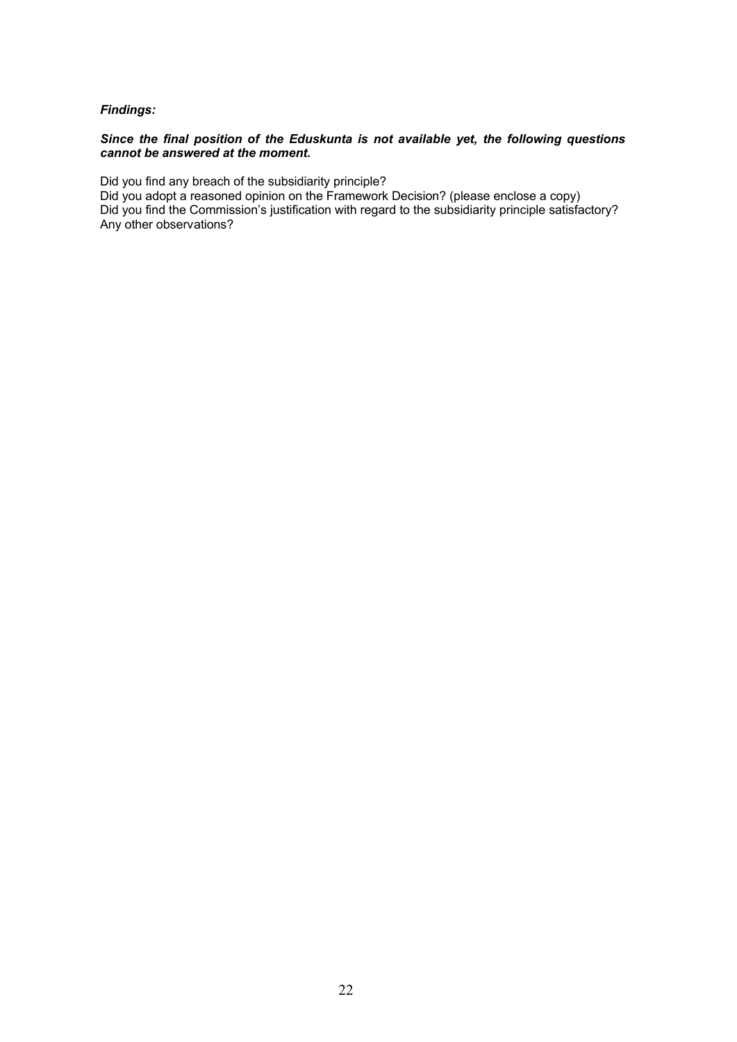***Findings:***

***Since the final position of the Eduskunta is not available yet, the following questions cannot be answered at the moment.***

Did you find any breach of the subsidiarity principle?
Did you adopt a reasoned opinion on the Framework Decision? (please enclose a copy)
Did you find the Commission's justification with regard to the subsidiarity principle satisfactory?
Any other observations?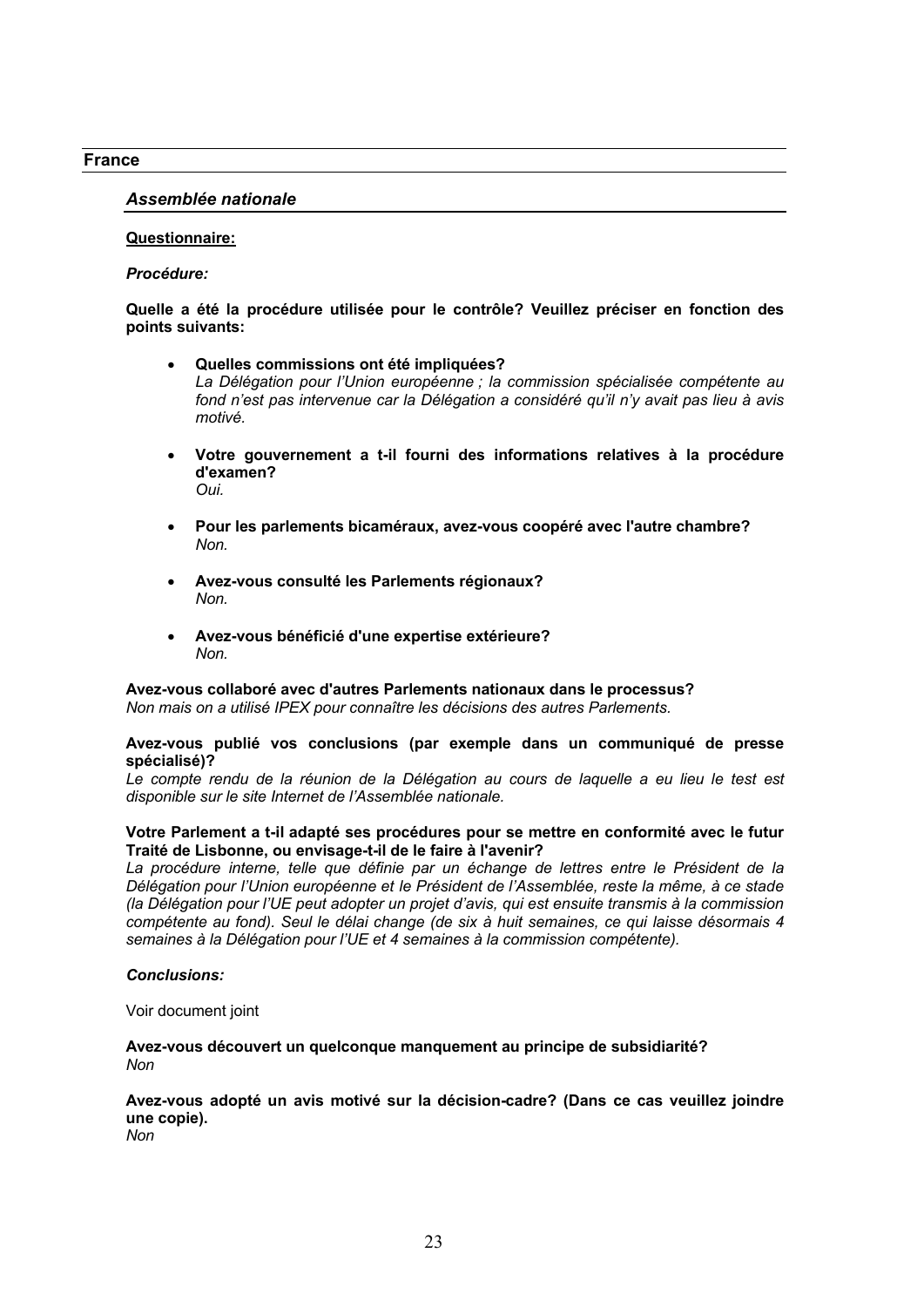## France

### *Assemblée nationale*

**Questionnaire:**

***Procédure:***

**Quelle a été la procédure utilisée pour le contrôle? Veuillez préciser en fonction des points suivants:**

- **Quelles commissions ont été impliquées?**
  *La Délégation pour l'Union européenne ; la commission spécialisée compétente au fond n'est pas intervenue car la Délégation a considéré qu'il n'y avait pas lieu à avis motivé.*

- **Votre gouvernement a t-il fourni des informations relatives à la procédure d'examen?**
  *Oui.*

- **Pour les parlements bicaméraux, avez-vous coopéré avec l'autre chambre?**
  *Non.*

- **Avez-vous consulté les Parlements régionaux?**
  *Non.*

- **Avez-vous bénéficié d'une expertise extérieure?**
  *Non.*

**Avez-vous collaboré avec d'autres Parlements nationaux dans le processus?**
*Non mais on a utilisé IPEX pour connaître les décisions des autres Parlements.*

**Avez-vous publié vos conclusions (par exemple dans un communiqué de presse spécialisé)?**
*Le compte rendu de la réunion de la Délégation au cours de laquelle a eu lieu le test est disponible sur le site Internet de l'Assemblée nationale.*

**Votre Parlement a t-il adapté ses procédures pour se mettre en conformité avec le futur Traité de Lisbonne, ou envisage-t-il de le faire à l'avenir?**
*La procédure interne, telle que définie par un échange de lettres entre le Président de la Délégation pour l'Union européenne et le Président de l'Assemblée, reste la même, à ce stade (la Délégation pour l'UE peut adopter un projet d'avis, qui est ensuite transmis à la commission compétente au fond). Seul le délai change (de six à huit semaines, ce qui laisse désormais 4 semaines à la Délégation pour l'UE et 4 semaines à la commission compétente).*

***Conclusions:***

Voir document joint

**Avez-vous découvert un quelconque manquement au principe de subsidiarité?**
*Non*

**Avez-vous adopté un avis motivé sur la décision-cadre? (Dans ce cas veuillez joindre une copie).**
*Non*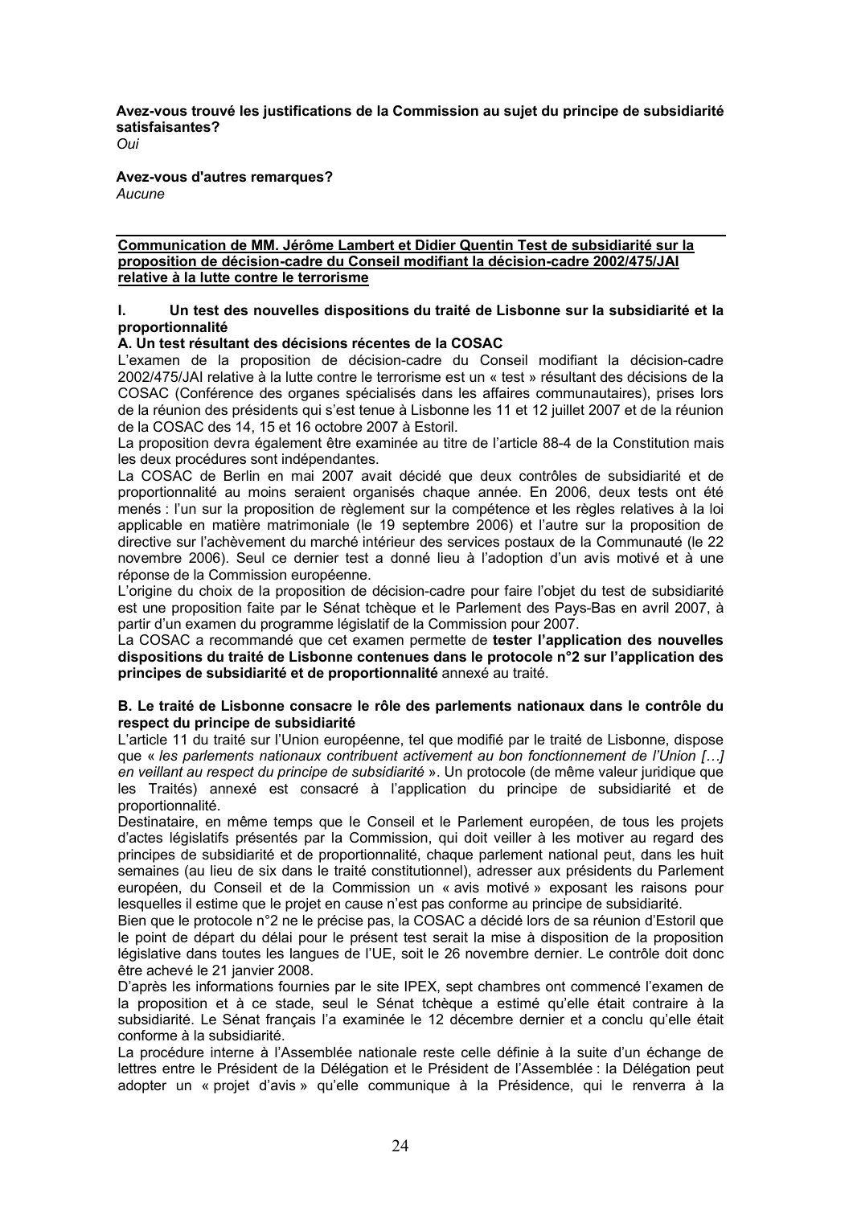**Avez-vous trouvé les justifications de la Commission au sujet du principe de subsidiarité satisfaisantes?**

*Oui*

**Avez-vous d'autres remarques?**

*Aucune*

---

**Communication de MM. Jérôme Lambert et Didier Quentin Test de subsidiarité sur la proposition de décision-cadre du Conseil modifiant la décision-cadre 2002/475/JAI relative à la lutte contre le terrorisme**

### I. Un test des nouvelles dispositions du traité de Lisbonne sur la subsidiarité et la proportionnalité

#### A. Un test résultant des décisions récentes de la COSAC

L'examen de la proposition de décision-cadre du Conseil modifiant la décision-cadre 2002/475/JAI relative à la lutte contre le terrorisme est un « test » résultant des décisions de la COSAC (Conférence des organes spécialisés dans les affaires communautaires), prises lors de la réunion des présidents qui s'est tenue à Lisbonne les 11 et 12 juillet 2007 et de la réunion de la COSAC des 14, 15 et 16 octobre 2007 à Estoril.

La proposition devra également être examinée au titre de l'article 88-4 de la Constitution mais les deux procédures sont indépendantes.

La COSAC de Berlin en mai 2007 avait décidé que deux contrôles de subsidiarité et de proportionnalité au moins seraient organisés chaque année. En 2006, deux tests ont été menés : l'un sur la proposition de règlement sur la compétence et les règles relatives à la loi applicable en matière matrimoniale (le 19 septembre 2006) et l'autre sur la proposition de directive sur l'achèvement du marché intérieur des services postaux de la Communauté (le 22 novembre 2006). Seul ce dernier test a donné lieu à l'adoption d'un avis motivé et à une réponse de la Commission européenne.

L'origine du choix de la proposition de décision-cadre pour faire l'objet du test de subsidiarité est une proposition faite par le Sénat tchèque et le Parlement des Pays-Bas en avril 2007, à partir d'un examen du programme législatif de la Commission pour 2007.

La COSAC a recommandé que cet examen permette de **tester l'application des nouvelles dispositions du traité de Lisbonne contenues dans le protocole n°2 sur l'application des principes de subsidiarité et de proportionnalité** annexé au traité.

#### B. Le traité de Lisbonne consacre le rôle des parlements nationaux dans le contrôle du respect du principe de subsidiarité

L'article 11 du traité sur l'Union européenne, tel que modifié par le traité de Lisbonne, dispose que « *les parlements nationaux contribuent activement au bon fonctionnement de l'Union […] en veillant au respect du principe de subsidiarité* ». Un protocole (de même valeur juridique que les Traités) annexé est consacré à l'application du principe de subsidiarité et de proportionnalité.

Destinataire, en même temps que le Conseil et le Parlement européen, de tous les projets d'actes législatifs présentés par la Commission, qui doit veiller à les motiver au regard des principes de subsidiarité et de proportionnalité, chaque parlement national peut, dans les huit semaines (au lieu de six dans le traité constitutionnel), adresser aux présidents du Parlement européen, du Conseil et de la Commission un « avis motivé » exposant les raisons pour lesquelles il estime que le projet en cause n'est pas conforme au principe de subsidiarité.

Bien que le protocole n°2 ne le précise pas, la COSAC a décidé lors de sa réunion d'Estoril que le point de départ du délai pour le présent test serait la mise à disposition de la proposition législative dans toutes les langues de l'UE, soit le 26 novembre dernier. Le contrôle doit donc être achevé le 21 janvier 2008.

D'après les informations fournies par le site IPEX, sept chambres ont commencé l'examen de la proposition et à ce stade, seul le Sénat tchèque a estimé qu'elle était contraire à la subsidiarité. Le Sénat français l'a examinée le 12 décembre dernier et a conclu qu'elle était conforme à la subsidiarité.

La procédure interne à l'Assemblée nationale reste celle définie à la suite d'un échange de lettres entre le Président de la Délégation et le Président de l'Assemblée : la Délégation peut adopter un « projet d'avis » qu'elle communique à la Présidence, qui le renverra à la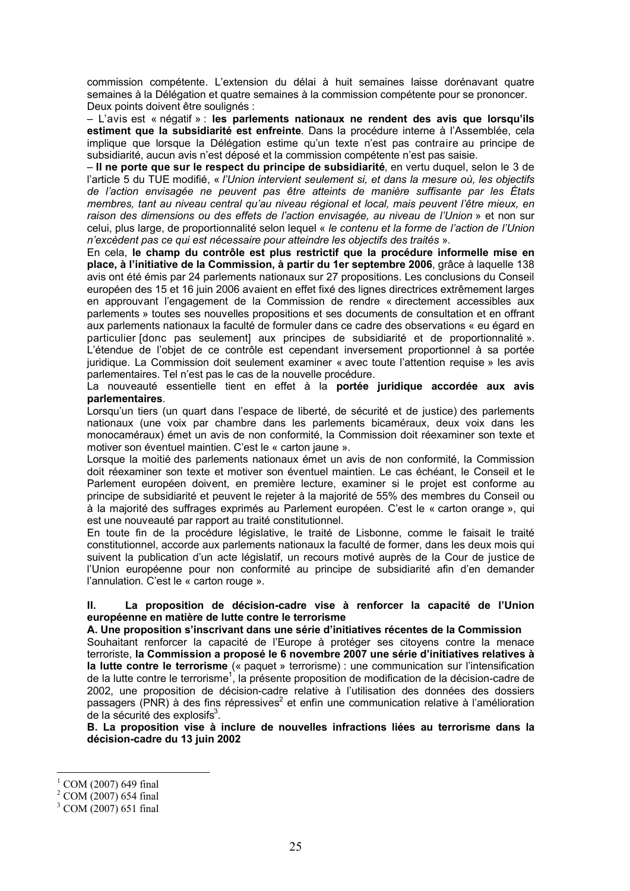commission compétente. L'extension du délai à huit semaines laisse dorénavant quatre semaines à la Délégation et quatre semaines à la commission compétente pour se prononcer.
Deux points doivent être soulignés :

– L'avis est « négatif » : **les parlements nationaux ne rendent des avis que lorsqu'ils estiment que la subsidiarité est enfreinte**. Dans la procédure interne à l'Assemblée, cela implique que lorsque la Délégation estime qu'un texte n'est pas contraire au principe de subsidiarité, aucun avis n'est déposé et la commission compétente n'est pas saisie.

– **Il ne porte que sur le respect du principe de subsidiarité**, en vertu duquel, selon le 3 de l'article 5 du TUE modifié, « *l'Union intervient seulement si, et dans la mesure où, les objectifs de l'action envisagée ne peuvent pas être atteints de manière suffisante par les États membres, tant au niveau central qu'au niveau régional et local, mais peuvent l'être mieux, en raison des dimensions ou des effets de l'action envisagée, au niveau de l'Union* » et non sur celui, plus large, de proportionnalité selon lequel « *le contenu et la forme de l'action de l'Union n'excèdent pas ce qui est nécessaire pour atteindre les objectifs des traités* ».

En cela, **le champ du contrôle est plus restrictif que la procédure informelle mise en place, à l'initiative de la Commission, à partir du 1er septembre 2006**, grâce à laquelle 138 avis ont été émis par 24 parlements nationaux sur 27 propositions. Les conclusions du Conseil européen des 15 et 16 juin 2006 avaient en effet fixé des lignes directrices extrêmement larges en approuvant l'engagement de la Commission de rendre « directement accessibles aux parlements » toutes ses nouvelles propositions et ses documents de consultation et en offrant aux parlements nationaux la faculté de formuler dans ce cadre des observations « eu égard en particulier [donc pas seulement] aux principes de subsidiarité et de proportionnalité ». L'étendue de l'objet de ce contrôle est cependant inversement proportionnel à sa portée juridique. La Commission doit seulement examiner « avec toute l'attention requise » les avis parlementaires. Tel n'est pas le cas de la nouvelle procédure.

La nouveauté essentielle tient en effet à la **portée juridique accordée aux avis parlementaires**.

Lorsqu'un tiers (un quart dans l'espace de liberté, de sécurité et de justice) des parlements nationaux (une voix par chambre dans les parlements bicaméraux, deux voix dans les monocaméraux) émet un avis de non conformité, la Commission doit réexaminer son texte et motiver son éventuel maintien. C'est le « carton jaune ».

Lorsque la moitié des parlements nationaux émet un avis de non conformité, la Commission doit réexaminer son texte et motiver son éventuel maintien. Le cas échéant, le Conseil et le Parlement européen doivent, en première lecture, examiner si le projet est conforme au principe de subsidiarité et peuvent le rejeter à la majorité de 55% des membres du Conseil ou à la majorité des suffrages exprimés au Parlement européen. C'est le « carton orange », qui est une nouveauté par rapport au traité constitutionnel.

En toute fin de la procédure législative, le traité de Lisbonne, comme le faisait le traité constitutionnel, accorde aux parlements nationaux la faculté de former, dans les deux mois qui suivent la publication d'un acte législatif, un recours motivé auprès de la Cour de justice de l'Union européenne pour non conformité au principe de subsidiarité afin d'en demander l'annulation. C'est le « carton rouge ».

## II. La proposition de décision-cadre vise à renforcer la capacité de l'Union européenne en matière de lutte contre le terrorisme

### A. Une proposition s'inscrivant dans une série d'initiatives récentes de la Commission

Souhaitant renforcer la capacité de l'Europe à protéger ses citoyens contre la menace terroriste, **la Commission a proposé le 6 novembre 2007 une série d'initiatives relatives à la lutte contre le terrorisme** (« paquet » terrorisme) : une communication sur l'intensification de la lutte contre le terrorisme[1], la présente proposition de modification de la décision-cadre de 2002, une proposition de décision-cadre relative à l'utilisation des données des dossiers passagers (PNR) à des fins répressives[2] et enfin une communication relative à l'amélioration de la sécurité des explosifs[3].

### B. La proposition vise à inclure de nouvelles infractions liées au terrorisme dans la décision-cadre du 13 juin 2002

[1] COM (2007) 649 final
[2] COM (2007) 654 final
[3] COM (2007) 651 final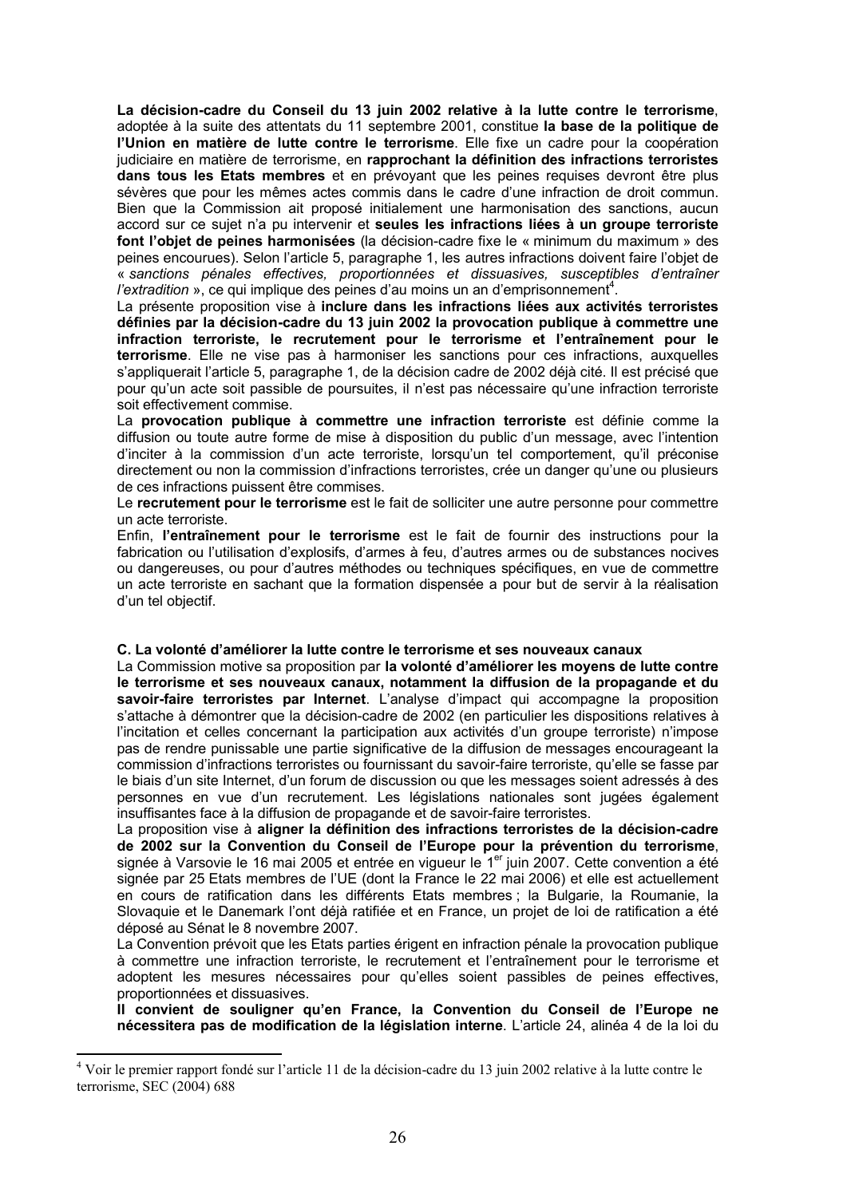**La décision-cadre du Conseil du 13 juin 2002 relative à la lutte contre le terrorisme**, adoptée à la suite des attentats du 11 septembre 2001, constitue **la base de la politique de l'Union en matière de lutte contre le terrorisme**. Elle fixe un cadre pour la coopération judiciaire en matière de terrorisme, en **rapprochant la définition des infractions terroristes dans tous les Etats membres** et en prévoyant que les peines requises devront être plus sévères que pour les mêmes actes commis dans le cadre d'une infraction de droit commun. Bien que la Commission ait proposé initialement une harmonisation des sanctions, aucun accord sur ce sujet n'a pu intervenir et **seules les infractions liées à un groupe terroriste font l'objet de peines harmonisées** (la décision-cadre fixe le « minimum du maximum » des peines encourues). Selon l'article 5, paragraphe 1, les autres infractions doivent faire l'objet de « *sanctions pénales effectives, proportionnées et dissuasives, susceptibles d'entraîner l'extradition* », ce qui implique des peines d'au moins un an d'emprisonnement[4].

La présente proposition vise à **inclure dans les infractions liées aux activités terroristes définies par la décision-cadre du 13 juin 2002 la provocation publique à commettre une infraction terroriste, le recrutement pour le terrorisme et l'entraînement pour le terrorisme**. Elle ne vise pas à harmoniser les sanctions pour ces infractions, auxquelles s'appliquerait l'article 5, paragraphe 1, de la décision cadre de 2002 déjà cité. Il est précisé que pour qu'un acte soit passible de poursuites, il n'est pas nécessaire qu'une infraction terroriste soit effectivement commise.

La **provocation publique à commettre une infraction terroriste** est définie comme la diffusion ou toute autre forme de mise à disposition du public d'un message, avec l'intention d'inciter à la commission d'un acte terroriste, lorsqu'un tel comportement, qu'il préconise directement ou non la commission d'infractions terroristes, crée un danger qu'une ou plusieurs de ces infractions puissent être commises.

Le **recrutement pour le terrorisme** est le fait de solliciter une autre personne pour commettre un acte terroriste.

Enfin, **l'entraînement pour le terrorisme** est le fait de fournir des instructions pour la fabrication ou l'utilisation d'explosifs, d'armes à feu, d'autres armes ou de substances nocives ou dangereuses, ou pour d'autres méthodes ou techniques spécifiques, en vue de commettre un acte terroriste en sachant que la formation dispensée a pour but de servir à la réalisation d'un tel objectif.

### C. La volonté d'améliorer la lutte contre le terrorisme et ses nouveaux canaux

La Commission motive sa proposition par **la volonté d'améliorer les moyens de lutte contre le terrorisme et ses nouveaux canaux, notamment la diffusion de la propagande et du savoir-faire terroristes par Internet**. L'analyse d'impact qui accompagne la proposition s'attache à démontrer que la décision-cadre de 2002 (en particulier les dispositions relatives à l'incitation et celles concernant la participation aux activités d'un groupe terroriste) n'impose pas de rendre punissable une partie significative de la diffusion de messages encourageant la commission d'infractions terroristes ou fournissant du savoir-faire terroriste, qu'elle se fasse par le biais d'un site Internet, d'un forum de discussion ou que les messages soient adressés à des personnes en vue d'un recrutement. Les législations nationales sont jugées également insuffisantes face à la diffusion de propagande et de savoir-faire terroristes.

La proposition vise à **aligner la définition des infractions terroristes de la décision-cadre de 2002 sur la Convention du Conseil de l'Europe pour la prévention du terrorisme**, signée à Varsovie le 16 mai 2005 et entrée en vigueur le 1er juin 2007. Cette convention a été signée par 25 Etats membres de l'UE (dont la France le 22 mai 2006) et elle est actuellement en cours de ratification dans les différents Etats membres ; la Bulgarie, la Roumanie, la Slovaquie et le Danemark l'ont déjà ratifiée et en France, un projet de loi de ratification a été déposé au Sénat le 8 novembre 2007.

La Convention prévoit que les Etats parties érigent en infraction pénale la provocation publique à commettre une infraction terroriste, le recrutement et l'entraînement pour le terrorisme et adoptent les mesures nécessaires pour qu'elles soient passibles de peines effectives, proportionnées et dissuasives.

**Il convient de souligner qu'en France, la Convention du Conseil de l'Europe ne nécessitera pas de modification de la législation interne**. L'article 24, alinéa 4 de la loi du

[4] Voir le premier rapport fondé sur l'article 11 de la décision-cadre du 13 juin 2002 relative à la lutte contre le terrorisme, SEC (2004) 688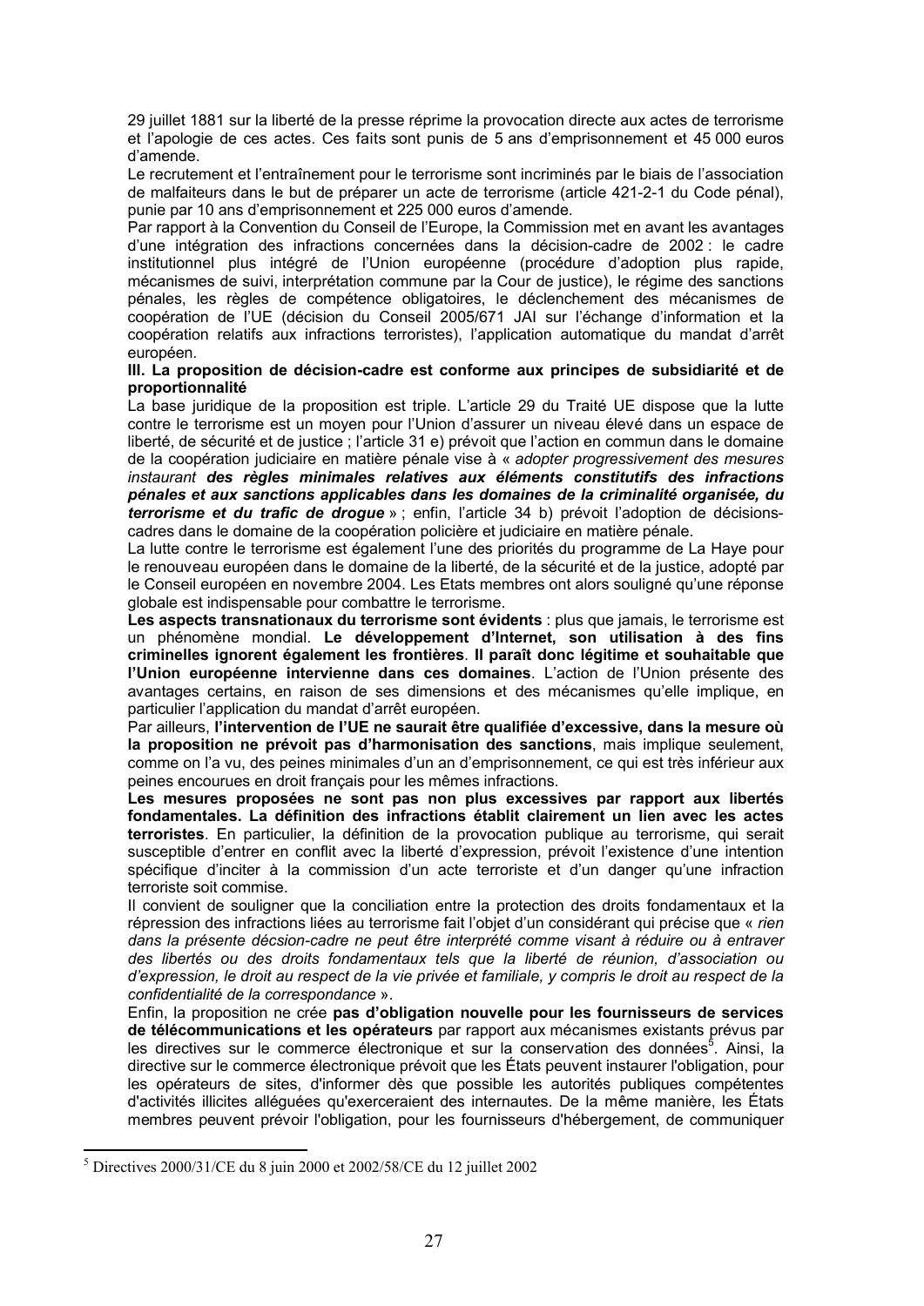29 juillet 1881 sur la liberté de la presse réprime la provocation directe aux actes de terrorisme et l'apologie de ces actes. Ces faits sont punis de 5 ans d'emprisonnement et 45 000 euros d'amende.

Le recrutement et l'entraînement pour le terrorisme sont incriminés par le biais de l'association de malfaiteurs dans le but de préparer un acte de terrorisme (article 421-2-1 du Code pénal), punie par 10 ans d'emprisonnement et 225 000 euros d'amende.

Par rapport à la Convention du Conseil de l'Europe, la Commission met en avant les avantages d'une intégration des infractions concernées dans la décision-cadre de 2002 : le cadre institutionnel plus intégré de l'Union européenne (procédure d'adoption plus rapide, mécanismes de suivi, interprétation commune par la Cour de justice), le régime des sanctions pénales, les règles de compétence obligatoires, le déclenchement des mécanismes de coopération de l'UE (décision du Conseil 2005/671 JAI sur l'échange d'information et la coopération relatifs aux infractions terroristes), l'application automatique du mandat d'arrêt européen.

**III. La proposition de décision-cadre est conforme aux principes de subsidiarité et de proportionnalité**

La base juridique de la proposition est triple. L'article 29 du Traité UE dispose que la lutte contre le terrorisme est un moyen pour l'Union d'assurer un niveau élevé dans un espace de liberté, de sécurité et de justice ; l'article 31 e) prévoit que l'action en commun dans le domaine de la coopération judiciaire en matière pénale vise à « *adopter progressivement des mesures instaurant **des règles minimales relatives aux éléments constitutifs des infractions pénales et aux sanctions applicables dans les domaines de la criminalité organisée, du terrorisme et du trafic de drogue*** » ; enfin, l'article 34 b) prévoit l'adoption de décisions-cadres dans le domaine de la coopération policière et judiciaire en matière pénale.

La lutte contre le terrorisme est également l'une des priorités du programme de La Haye pour le renouveau européen dans le domaine de la liberté, de la sécurité et de la justice, adopté par le Conseil européen en novembre 2004. Les Etats membres ont alors souligné qu'une réponse globale est indispensable pour combattre le terrorisme.

**Les aspects transnationaux du terrorisme sont évidents** : plus que jamais, le terrorisme est un phénomène mondial. **Le développement d'Internet, son utilisation à des fins criminelles ignorent également les frontières**. **Il paraît donc légitime et souhaitable que l'Union européenne intervienne dans ces domaines**. L'action de l'Union présente des avantages certains, en raison de ses dimensions et des mécanismes qu'elle implique, en particulier l'application du mandat d'arrêt européen.

Par ailleurs, **l'intervention de l'UE ne saurait être qualifiée d'excessive, dans la mesure où la proposition ne prévoit pas d'harmonisation des sanctions**, mais implique seulement, comme on l'a vu, des peines minimales d'un an d'emprisonnement, ce qui est très inférieur aux peines encourues en droit français pour les mêmes infractions.

**Les mesures proposées ne sont pas non plus excessives par rapport aux libertés fondamentales. La définition des infractions établit clairement un lien avec les actes terroristes**. En particulier, la définition de la provocation publique au terrorisme, qui serait susceptible d'entrer en conflit avec la liberté d'expression, prévoit l'existence d'une intention spécifique d'inciter à la commission d'un acte terroriste et d'un danger qu'une infraction terroriste soit commise.

Il convient de souligner que la conciliation entre la protection des droits fondamentaux et la répression des infractions liées au terrorisme fait l'objet d'un considérant qui précise que « *rien dans la présente décsion-cadre ne peut être interprété comme visant à réduire ou à entraver des libertés ou des droits fondamentaux tels que la liberté de réunion, d'association ou d'expression, le droit au respect de la vie privée et familiale, y compris le droit au respect de la confidentialité de la correspondance* ».

Enfin, la proposition ne crée **pas d'obligation nouvelle pour les fournisseurs de services de télécommunications et les opérateurs** par rapport aux mécanismes existants prévus par les directives sur le commerce électronique et sur la conservation des données[5]. Ainsi, la directive sur le commerce électronique prévoit que les États peuvent instaurer l'obligation, pour les opérateurs de sites, d'informer dès que possible les autorités publiques compétentes d'activités illicites alléguées qu'exerceraient des internautes. De la même manière, les États membres peuvent prévoir l'obligation, pour les fournisseurs d'hébergement, de communiquer

[5] Directives 2000/31/CE du 8 juin 2000 et 2002/58/CE du 12 juillet 2002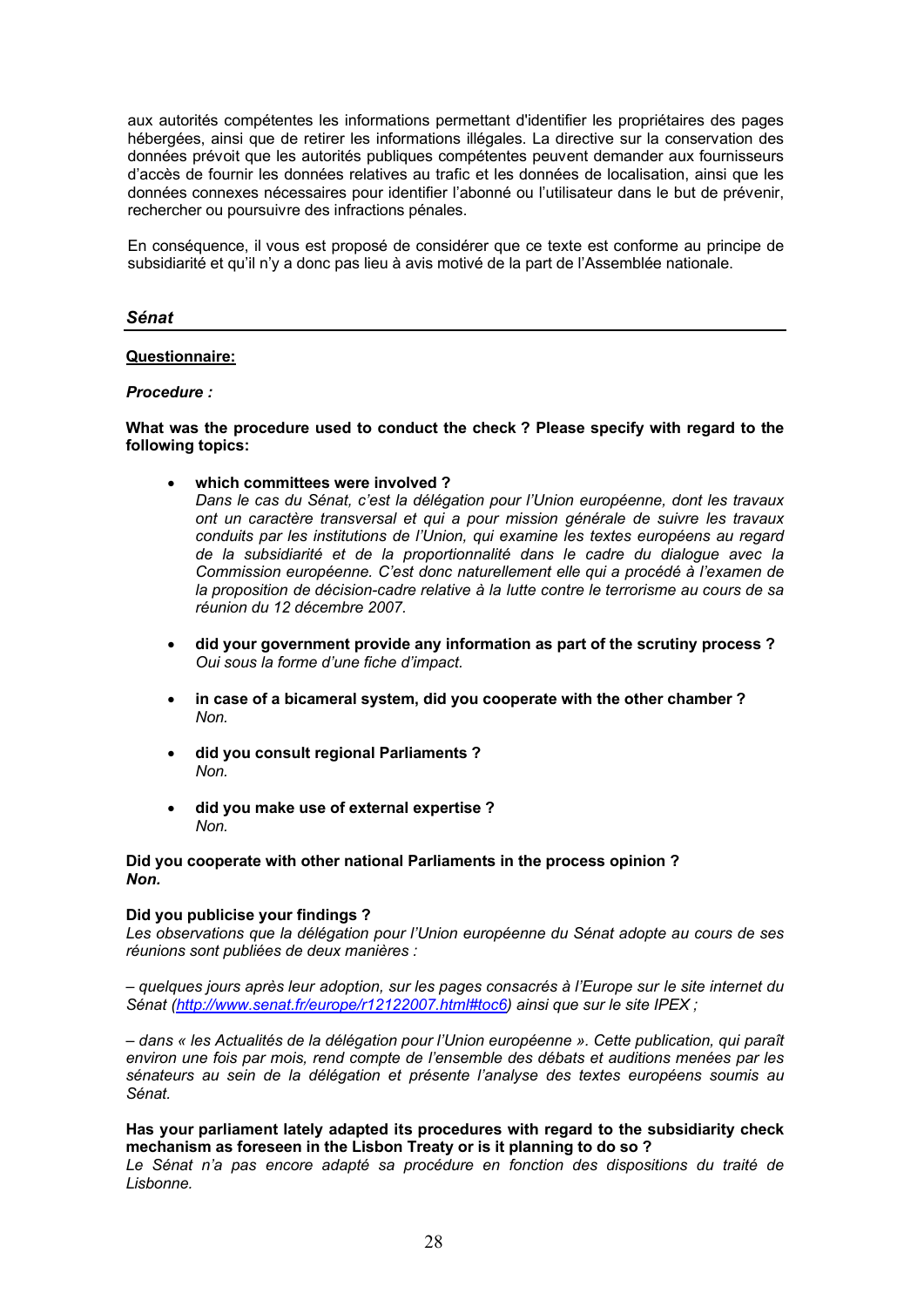aux autorités compétentes les informations permettant d'identifier les propriétaires des pages hébergées, ainsi que de retirer les informations illégales. La directive sur la conservation des données prévoit que les autorités publiques compétentes peuvent demander aux fournisseurs d'accès de fournir les données relatives au trafic et les données de localisation, ainsi que les données connexes nécessaires pour identifier l'abonné ou l'utilisateur dans le but de prévenir, rechercher ou poursuivre des infractions pénales.

En conséquence, il vous est proposé de considérer que ce texte est conforme au principe de subsidiarité et qu'il n'y a donc pas lieu à avis motivé de la part de l'Assemblée nationale.

## *Sénat*

**Questionnaire:**

***Procedure :***

**What was the procedure used to conduct the check ? Please specify with regard to the following topics:**

- **which committees were involved ?**
  *Dans le cas du Sénat, c'est la délégation pour l'Union européenne, dont les travaux ont un caractère transversal et qui a pour mission générale de suivre les travaux conduits par les institutions de l'Union, qui examine les textes européens au regard de la subsidiarité et de la proportionnalité dans le cadre du dialogue avec la Commission européenne. C'est donc naturellement elle qui a procédé à l'examen de la proposition de décision-cadre relative à la lutte contre le terrorisme au cours de sa réunion du 12 décembre 2007.*

- **did your government provide any information as part of the scrutiny process ?**
  *Oui sous la forme d'une fiche d'impact.*

- **in case of a bicameral system, did you cooperate with the other chamber ?**
  *Non.*

- **did you consult regional Parliaments ?**
  *Non.*

- **did you make use of external expertise ?**
  *Non.*

**Did you cooperate with other national Parliaments in the process opinion ?**
***Non.***

**Did you publicise your findings ?**
*Les observations que la délégation pour l'Union européenne du Sénat adopte au cours de ses réunions sont publiées de deux manières :*

*– quelques jours après leur adoption, sur les pages consacrés à l'Europe sur le site internet du Sénat (http://www.senat.fr/europe/r12122007.html#toc6) ainsi que sur le site IPEX ;*

*– dans « les Actualités de la délégation pour l'Union européenne ». Cette publication, qui paraît environ une fois par mois, rend compte de l'ensemble des débats et auditions menées par les sénateurs au sein de la délégation et présente l'analyse des textes européens soumis au Sénat.*

**Has your parliament lately adapted its procedures with regard to the subsidiarity check mechanism as foreseen in the Lisbon Treaty or is it planning to do so ?**
*Le Sénat n'a pas encore adapté sa procédure en fonction des dispositions du traité de Lisbonne.*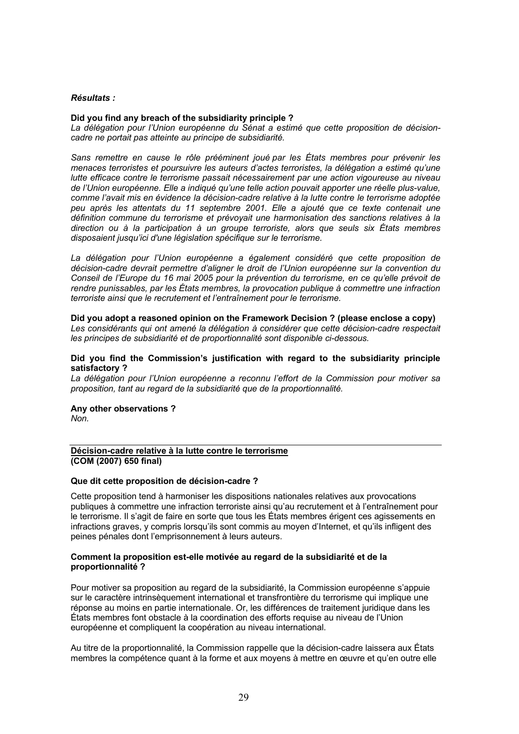***Résultats :***

**Did you find any breach of the subsidiarity principle ?**
*La délégation pour l'Union européenne du Sénat a estimé que cette proposition de décision-cadre ne portait pas atteinte au principe de subsidiarité.*

*Sans remettre en cause le rôle prééminent joué par les États membres pour prévenir les menaces terroristes et poursuivre les auteurs d'actes terroristes, la délégation a estimé qu'une lutte efficace contre le terrorisme passait nécessairement par une action vigoureuse au niveau de l'Union européenne. Elle a indiqué qu'une telle action pouvait apporter une réelle plus-value, comme l'avait mis en évidence la décision-cadre relative à la lutte contre le terrorisme adoptée peu après les attentats du 11 septembre 2001. Elle a ajouté que ce texte contenait une définition commune du terrorisme et prévoyait une harmonisation des sanctions relatives à la direction ou à la participation à un groupe terroriste, alors que seuls six États membres disposaient jusqu'ici d'une législation spécifique sur le terrorisme.*

*La délégation pour l'Union européenne a également considéré que cette proposition de décision-cadre devrait permettre d'aligner le droit de l'Union européenne sur la convention du Conseil de l'Europe du 16 mai 2005 pour la prévention du terrorisme, en ce qu'elle prévoit de rendre punissables, par les États membres, la provocation publique à commettre une infraction terroriste ainsi que le recrutement et l'entraînement pour le terrorisme.*

**Did you adopt a reasoned opinion on the Framework Decision ? (please enclose a copy)**
*Les considérants qui ont amené la délégation à considérer que cette décision-cadre respectait les principes de subsidiarité et de proportionnalité sont disponible ci-dessous.*

**Did you find the Commission's justification with regard to the subsidiarity principle satisfactory ?**
*La délégation pour l'Union européenne a reconnu l'effort de la Commission pour motiver sa proposition, tant au regard de la subsidiarité que de la proportionnalité.*

**Any other observations ?**
*Non.*

---

**<u>Décision-cadre relative à la lutte contre le terrorisme</u>**
**(COM (2007) 650 final)**

**Que dit cette proposition de décision-cadre ?**

Cette proposition tend à harmoniser les dispositions nationales relatives aux provocations publiques à commettre une infraction terroriste ainsi qu'au recrutement et à l'entraînement pour le terrorisme. Il s'agit de faire en sorte que tous les États membres érigent ces agissements en infractions graves, y compris lorsqu'ils sont commis au moyen d'Internet, et qu'ils infligent des peines pénales dont l'emprisonnement à leurs auteurs.

**Comment la proposition est-elle motivée au regard de la subsidiarité et de la proportionnalité ?**

Pour motiver sa proposition au regard de la subsidiarité, la Commission européenne s'appuie sur le caractère intrinsèquement international et transfrontière du terrorisme qui implique une réponse au moins en partie internationale. Or, les différences de traitement juridique dans les États membres font obstacle à la coordination des efforts requise au niveau de l'Union européenne et compliquent la coopération au niveau international.

Au titre de la proportionnalité, la Commission rappelle que la décision-cadre laissera aux États membres la compétence quant à la forme et aux moyens à mettre en œuvre et qu'en outre elle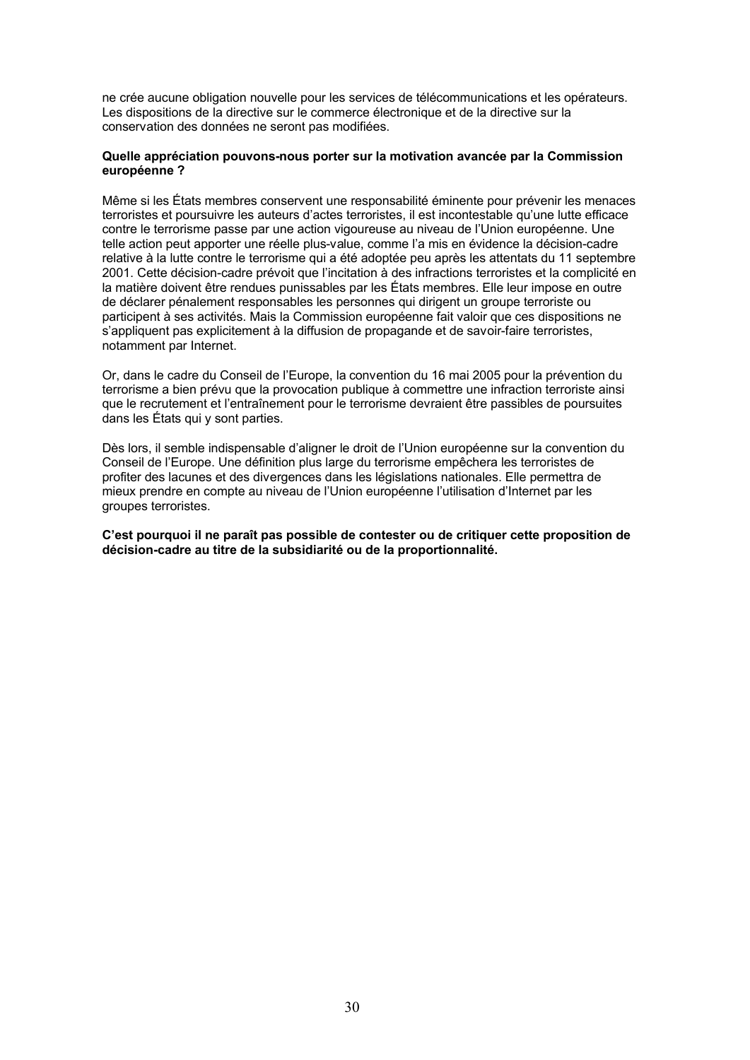ne crée aucune obligation nouvelle pour les services de télécommunications et les opérateurs. Les dispositions de la directive sur le commerce électronique et de la directive sur la conservation des données ne seront pas modifiées.

**Quelle appréciation pouvons-nous porter sur la motivation avancée par la Commission européenne ?**

Même si les États membres conservent une responsabilité éminente pour prévenir les menaces terroristes et poursuivre les auteurs d'actes terroristes, il est incontestable qu'une lutte efficace contre le terrorisme passe par une action vigoureuse au niveau de l'Union européenne. Une telle action peut apporter une réelle plus-value, comme l'a mis en évidence la décision-cadre relative à la lutte contre le terrorisme qui a été adoptée peu après les attentats du 11 septembre 2001. Cette décision-cadre prévoit que l'incitation à des infractions terroristes et la complicité en la matière doivent être rendues punissables par les États membres. Elle leur impose en outre de déclarer pénalement responsables les personnes qui dirigent un groupe terroriste ou participent à ses activités. Mais la Commission européenne fait valoir que ces dispositions ne s'appliquent pas explicitement à la diffusion de propagande et de savoir-faire terroristes, notamment par Internet.

Or, dans le cadre du Conseil de l'Europe, la convention du 16 mai 2005 pour la prévention du terrorisme a bien prévu que la provocation publique à commettre une infraction terroriste ainsi que le recrutement et l'entraînement pour le terrorisme devraient être passibles de poursuites dans les États qui y sont parties.

Dès lors, il semble indispensable d'aligner le droit de l'Union européenne sur la convention du Conseil de l'Europe. Une définition plus large du terrorisme empêchera les terroristes de profiter des lacunes et des divergences dans les législations nationales. Elle permettra de mieux prendre en compte au niveau de l'Union européenne l'utilisation d'Internet par les groupes terroristes.

**C'est pourquoi il ne paraît pas possible de contester ou de critiquer cette proposition de décision-cadre au titre de la subsidiarité ou de la proportionnalité.**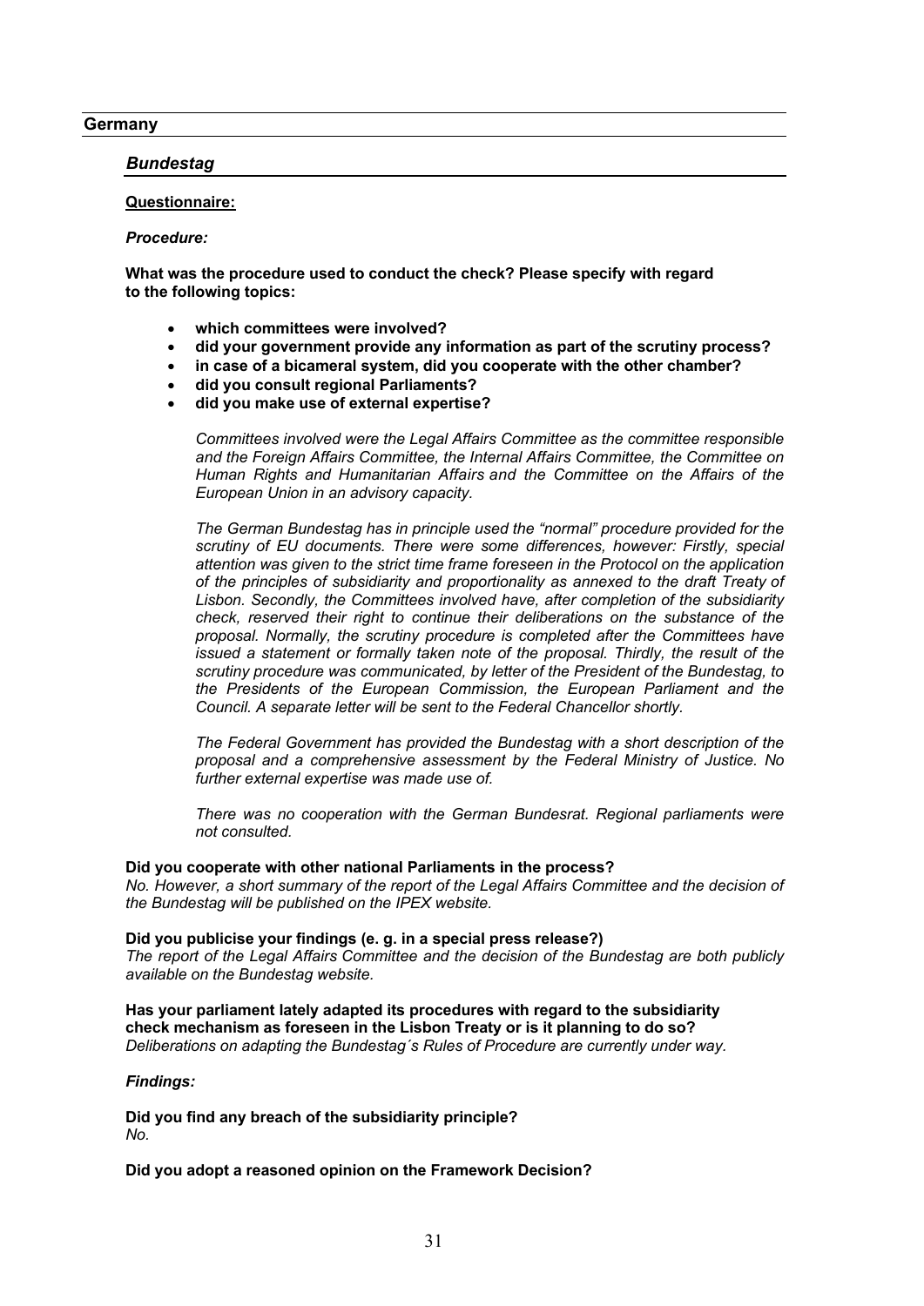## Germany

### *Bundesteg*

**Questionnaire:**

***Procedure:***

**What was the procedure used to conduct the check? Please specify with regard to the following topics:**

- **which committees were involved?**
- **did your government provide any information as part of the scrutiny process?**
- **in case of a bicameral system, did you cooperate with the other chamber?**
- **did you consult regional Parliaments?**
- **did you make use of external expertise?**

*Committees involved were the Legal Affairs Committee as the committee responsible and the Foreign Affairs Committee, the Internal Affairs Committee, the Committee on Human Rights and Humanitarian Affairs and the Committee on the Affairs of the European Union in an advisory capacity.*

*The German Bundestag has in principle used the "normal" procedure provided for the scrutiny of EU documents. There were some differences, however: Firstly, special attention was given to the strict time frame foreseen in the Protocol on the application of the principles of subsidiarity and proportionality as annexed to the draft Treaty of Lisbon. Secondly, the Committees involved have, after completion of the subsidiarity check, reserved their right to continue their deliberations on the substance of the proposal. Normally, the scrutiny procedure is completed after the Committees have issued a statement or formally taken note of the proposal. Thirdly, the result of the scrutiny procedure was communicated, by letter of the President of the Bundestag, to the Presidents of the European Commission, the European Parliament and the Council. A separate letter will be sent to the Federal Chancellor shortly.*

*The Federal Government has provided the Bundestag with a short description of the proposal and a comprehensive assessment by the Federal Ministry of Justice. No further external expertise was made use of.*

*There was no cooperation with the German Bundesrat. Regional parliaments were not consulted.*

**Did you cooperate with other national Parliaments in the process?**
*No. However, a short summary of the report of the Legal Affairs Committee and the decision of the Bundestag will be published on the IPEX website.*

**Did you publicise your findings (e. g. in a special press release?)**
*The report of the Legal Affairs Committee and the decision of the Bundestag are both publicly available on the Bundestag website.*

**Has your parliament lately adapted its procedures with regard to the subsidiarity check mechanism as foreseen in the Lisbon Treaty or is it planning to do so?**
*Deliberations on adapting the Bundestag´s Rules of Procedure are currently under way.*

***Findings:***

**Did you find any breach of the subsidiarity principle?**
*No.*

**Did you adopt a reasoned opinion on the Framework Decision?**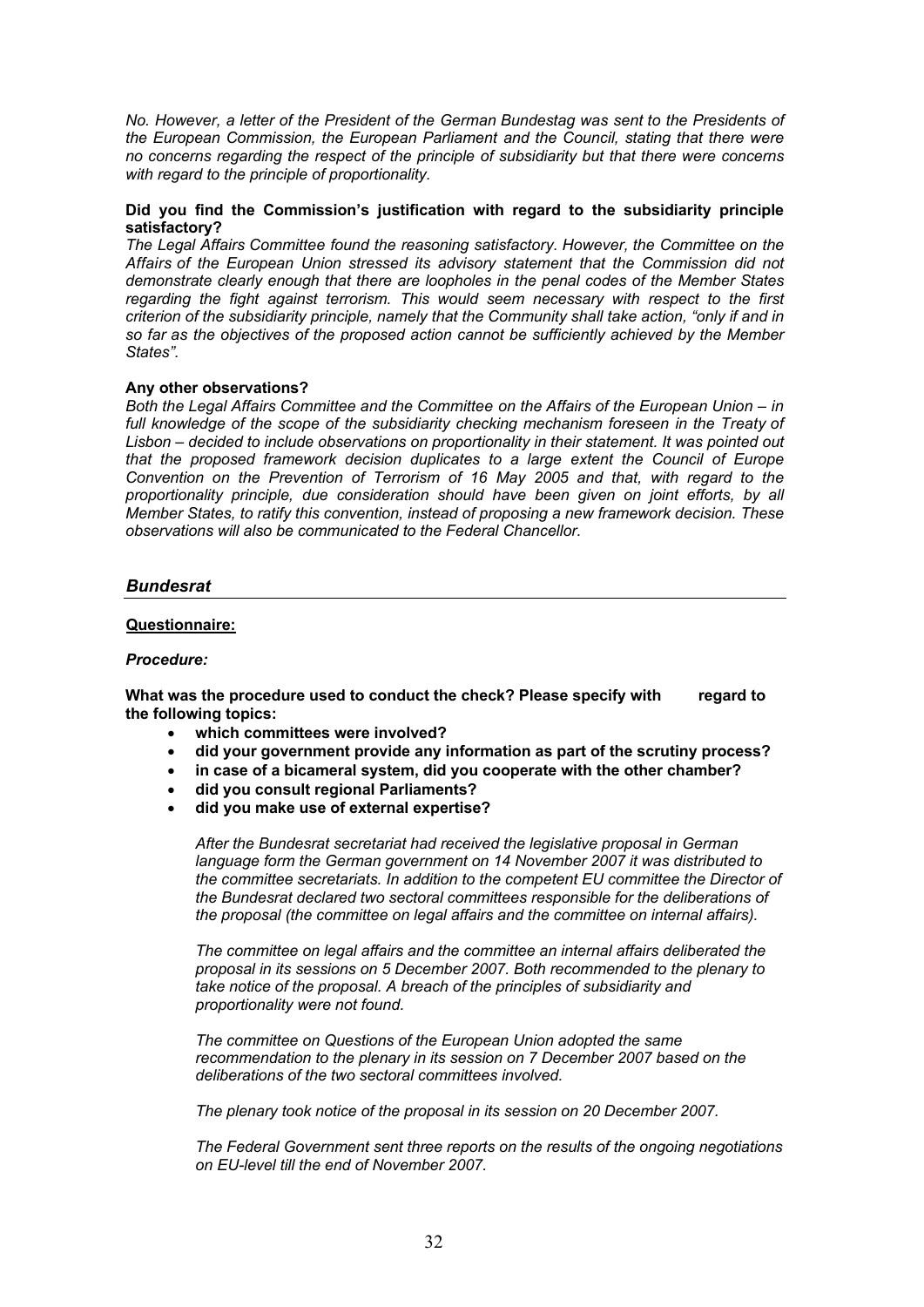*No. However, a letter of the President of the German Bundestag was sent to the Presidents of the European Commission, the European Parliament and the Council, stating that there were no concerns regarding the respect of the principle of subsidiarity but that there were concerns with regard to the principle of proportionality.*

**Did you find the Commission's justification with regard to the subsidiarity principle satisfactory?**

*The Legal Affairs Committee found the reasoning satisfactory. However, the Committee on the Affairs of the European Union stressed its advisory statement that the Commission did not demonstrate clearly enough that there are loopholes in the penal codes of the Member States regarding the fight against terrorism. This would seem necessary with respect to the first criterion of the subsidiarity principle, namely that the Community shall take action, "only if and in so far as the objectives of the proposed action cannot be sufficiently achieved by the Member States".*

**Any other observations?**

*Both the Legal Affairs Committee and the Committee on the Affairs of the European Union – in full knowledge of the scope of the subsidiarity checking mechanism foreseen in the Treaty of Lisbon – decided to include observations on proportionality in their statement. It was pointed out that the proposed framework decision duplicates to a large extent the Council of Europe Convention on the Prevention of Terrorism of 16 May 2005 and that, with regard to the proportionality principle, due consideration should have been given on joint efforts, by all Member States, to ratify this convention, instead of proposing a new framework decision. These observations will also be communicated to the Federal Chancellor.*

## *Bundesrat*

**Questionnaire:**

***Procedure:***

**What was the procedure used to conduct the check? Please specify with regard to the following topics:**

- **which committees were involved?**
- **did your government provide any information as part of the scrutiny process?**
- **in case of a bicameral system, did you cooperate with the other chamber?**
- **did you consult regional Parliaments?**
- **did you make use of external expertise?**

*After the Bundesrat secretariat had received the legislative proposal in German language form the German government on 14 November 2007 it was distributed to the committee secretariats. In addition to the competent EU committee the Director of the Bundesrat declared two sectoral committees responsible for the deliberations of the proposal (the committee on legal affairs and the committee on internal affairs).*

*The committee on legal affairs and the committee an internal affairs deliberated the proposal in its sessions on 5 December 2007. Both recommended to the plenary to take notice of the proposal. A breach of the principles of subsidiarity and proportionality were not found.*

*The committee on Questions of the European Union adopted the same recommendation to the plenary in its session on 7 December 2007 based on the deliberations of the two sectoral committees involved.*

*The plenary took notice of the proposal in its session on 20 December 2007.*

*The Federal Government sent three reports on the results of the ongoing negotiations on EU-level till the end of November 2007.*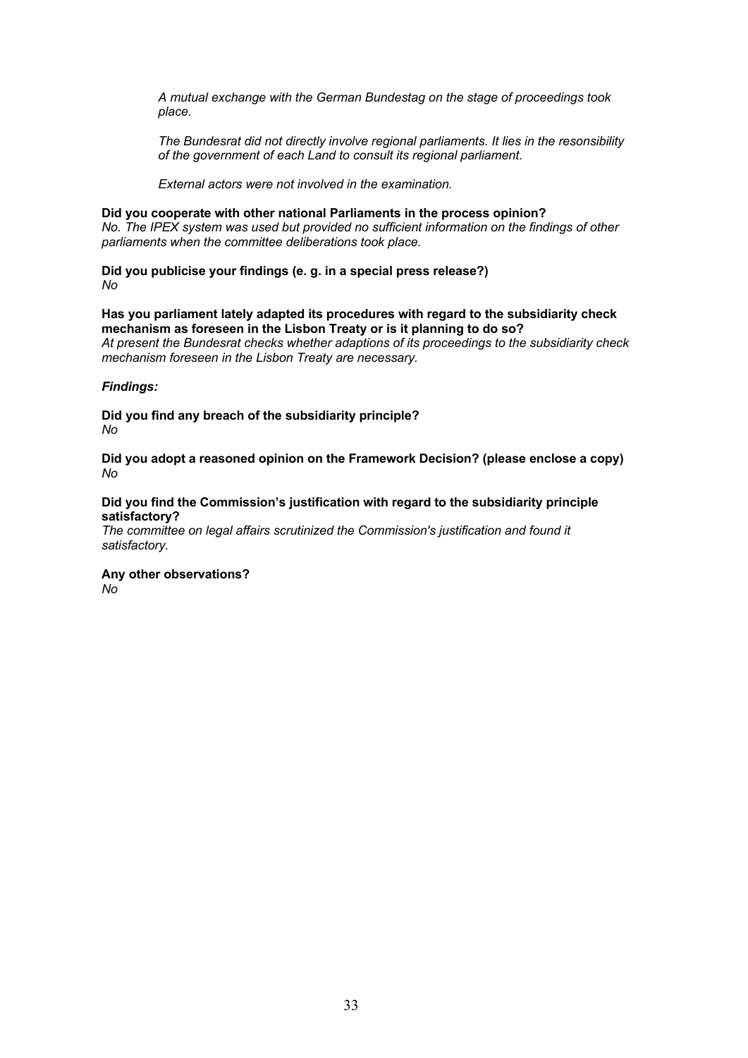*A mutual exchange with the German Bundestag on the stage of proceedings took place.*

*The Bundesrat did not directly involve regional parliaments. It lies in the resonsibility of the government of each Land to consult its regional parliament.*

*External actors were not involved in the examination.*

**Did you cooperate with other national Parliaments in the process opinion?**
*No. The IPEX system was used but provided no sufficient information on the findings of other parliaments when the committee deliberations took place.*

**Did you publicise your findings (e. g. in a special press release?)**
*No*

**Has you parliament lately adapted its procedures with regard to the subsidiarity check mechanism as foreseen in the Lisbon Treaty or is it planning to do so?**
*At present the Bundesrat checks whether adaptions of its proceedings to the subsidiarity check mechanism foreseen in the Lisbon Treaty are necessary.*

***Findings:***

**Did you find any breach of the subsidiarity principle?**
*No*

**Did you adopt a reasoned opinion on the Framework Decision? (please enclose a copy)**
*No*

**Did you find the Commission's justification with regard to the subsidiarity principle satisfactory?**
*The committee on legal affairs scrutinized the Commission's justification and found it satisfactory.*

**Any other observations?**
*No*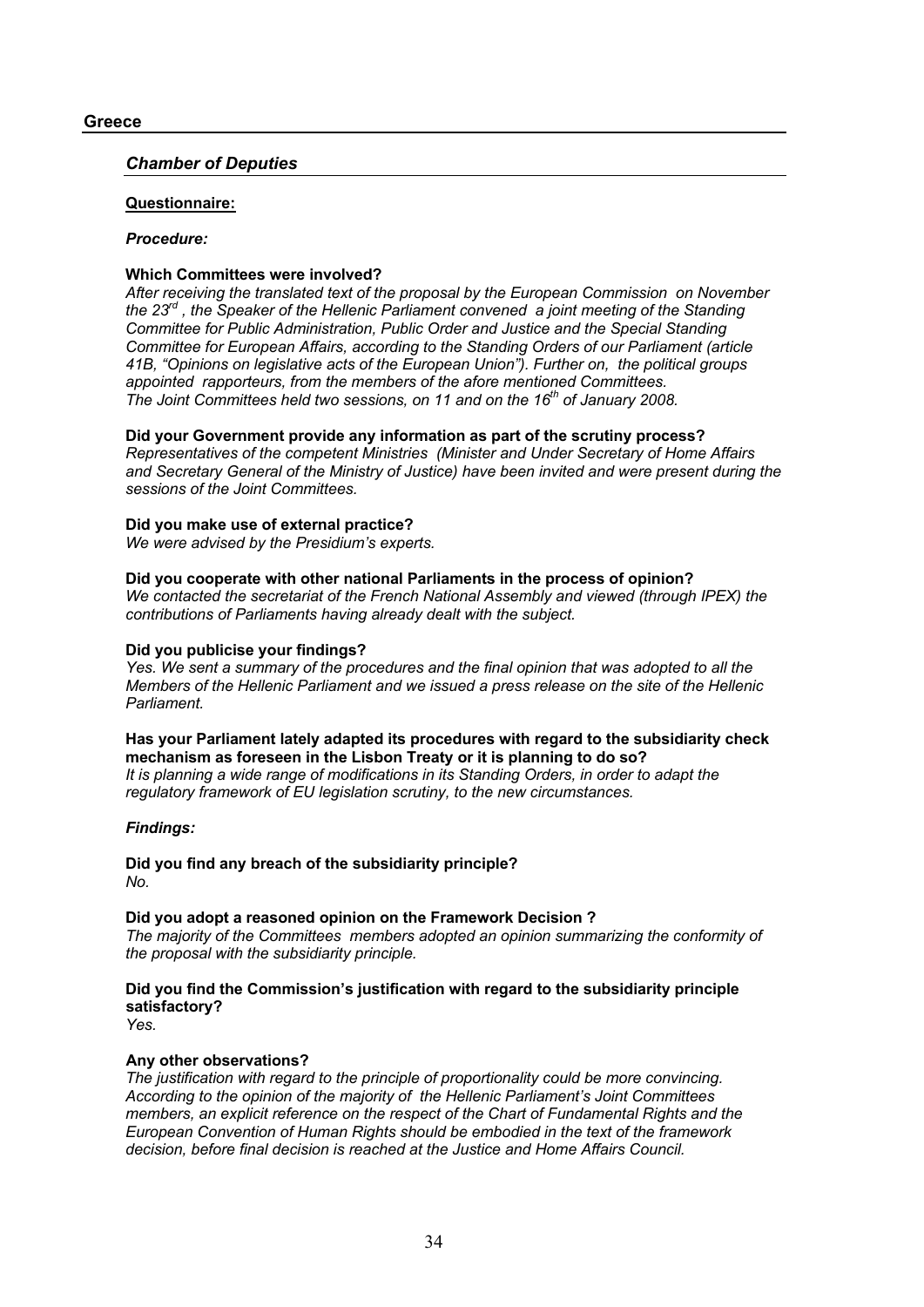## Greece

### *Chamber of Deputies*

**Questionnaire:**

***Procedure:***

**Which Committees were involved?**

*After receiving the translated text of the proposal by the European Commission on November the 23rd , the Speaker of the Hellenic Parliament convened a joint meeting of the Standing Committee for Public Administration, Public Order and Justice and the Special Standing Committee for European Affairs, according to the Standing Orders of our Parliament (article 41B, "Opinions on legislative acts of the European Union"). Further on, the political groups appointed rapporteurs, from the members of the afore mentioned Committees. The Joint Committees held two sessions, on 11 and on the 16th of January 2008.*

**Did your Government provide any information as part of the scrutiny process?**

*Representatives of the competent Ministries (Minister and Under Secretary of Home Affairs and Secretary General of the Ministry of Justice) have been invited and were present during the sessions of the Joint Committees.*

**Did you make use of external practice?**

*We were advised by the Presidium's experts.*

**Did you cooperate with other national Parliaments in the process of opinion?**

*We contacted the secretariat of the French National Assembly and viewed (through IPEX) the contributions of Parliaments having already dealt with the subject.*

**Did you publicise your findings?**

*Yes. We sent a summary of the procedures and the final opinion that was adopted to all the Members of the Hellenic Parliament and we issued a press release on the site of the Hellenic Parliament.*

**Has your Parliament lately adapted its procedures with regard to the subsidiarity check mechanism as foreseen in the Lisbon Treaty or it is planning to do so?**

*It is planning a wide range of modifications in its Standing Orders, in order to adapt the regulatory framework of EU legislation scrutiny, to the new circumstances.*

***Findings:***

**Did you find any breach of the subsidiarity principle?**

*No.*

**Did you adopt a reasoned opinion on the Framework Decision ?**

*The majority of the Committees members adopted an opinion summarizing the conformity of the proposal with the subsidiarity principle.*

**Did you find the Commission's justification with regard to the subsidiarity principle satisfactory?**

*Yes.*

**Any other observations?**

*The justification with regard to the principle of proportionality could be more convincing. According to the opinion of the majority of the Hellenic Parliament's Joint Committees members, an explicit reference on the respect of the Chart of Fundamental Rights and the European Convention of Human Rights should be embodied in the text of the framework decision, before final decision is reached at the Justice and Home Affairs Council.*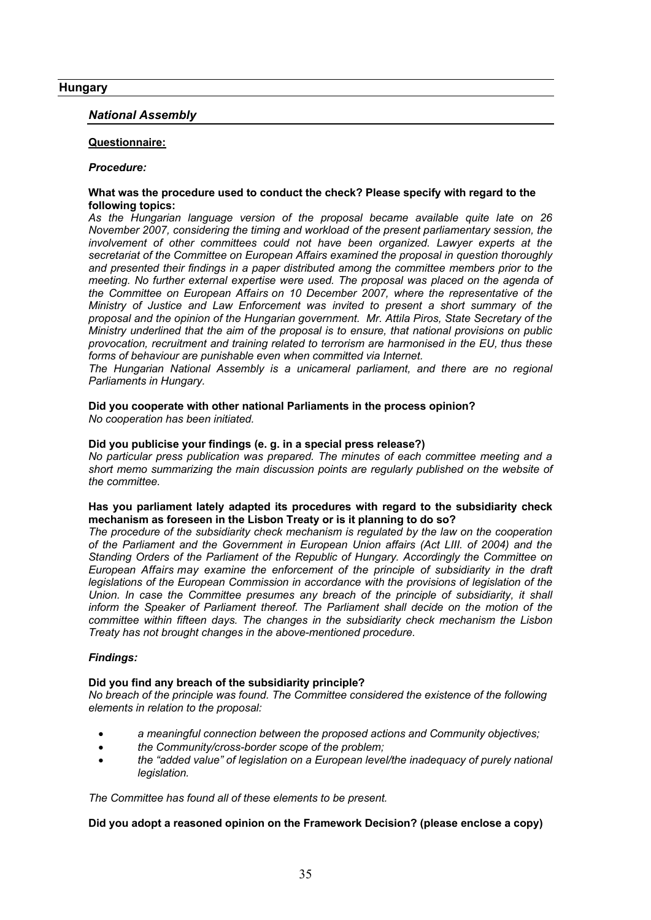## Hungary

### *National Assembly*

**Questionnaire:**

***Procedure:***

**What was the procedure used to conduct the check? Please specify with regard to the following topics:**

*As the Hungarian language version of the proposal became available quite late on 26 November 2007, considering the timing and workload of the present parliamentary session, the involvement of other committees could not have been organized. Lawyer experts at the secretariat of the Committee on European Affairs examined the proposal in question thoroughly and presented their findings in a paper distributed among the committee members prior to the meeting. No further external expertise were used. The proposal was placed on the agenda of the Committee on European Affairs on 10 December 2007, where the representative of the Ministry of Justice and Law Enforcement was invited to present a short summary of the proposal and the opinion of the Hungarian government. Mr. Attila Piros, State Secretary of the Ministry underlined that the aim of the proposal is to ensure, that national provisions on public provocation, recruitment and training related to terrorism are harmonised in the EU, thus these forms of behaviour are punishable even when committed via Internet.*

*The Hungarian National Assembly is a unicameral parliament, and there are no regional Parliaments in Hungary.*

**Did you cooperate with other national Parliaments in the process opinion?**

*No cooperation has been initiated.*

**Did you publicise your findings (e. g. in a special press release?)**

*No particular press publication was prepared. The minutes of each committee meeting and a short memo summarizing the main discussion points are regularly published on the website of the committee.*

**Has you parliament lately adapted its procedures with regard to the subsidiarity check mechanism as foreseen in the Lisbon Treaty or is it planning to do so?**

*The procedure of the subsidiarity check mechanism is regulated by the law on the cooperation of the Parliament and the Government in European Union affairs (Act LIII. of 2004) and the Standing Orders of the Parliament of the Republic of Hungary. Accordingly the Committee on European Affairs may examine the enforcement of the principle of subsidiarity in the draft legislations of the European Commission in accordance with the provisions of legislation of the Union. In case the Committee presumes any breach of the principle of subsidiarity, it shall inform the Speaker of Parliament thereof. The Parliament shall decide on the motion of the committee within fifteen days. The changes in the subsidiarity check mechanism the Lisbon Treaty has not brought changes in the above-mentioned procedure.*

***Findings:***

**Did you find any breach of the subsidiarity principle?**

*No breach of the principle was found. The Committee considered the existence of the following elements in relation to the proposal:*

- *a meaningful connection between the proposed actions and Community objectives;*
- *the Community/cross-border scope of the problem;*
- *the "added value" of legislation on a European level/the inadequacy of purely national legislation.*

*The Committee has found all of these elements to be present.*

**Did you adopt a reasoned opinion on the Framework Decision? (please enclose a copy)**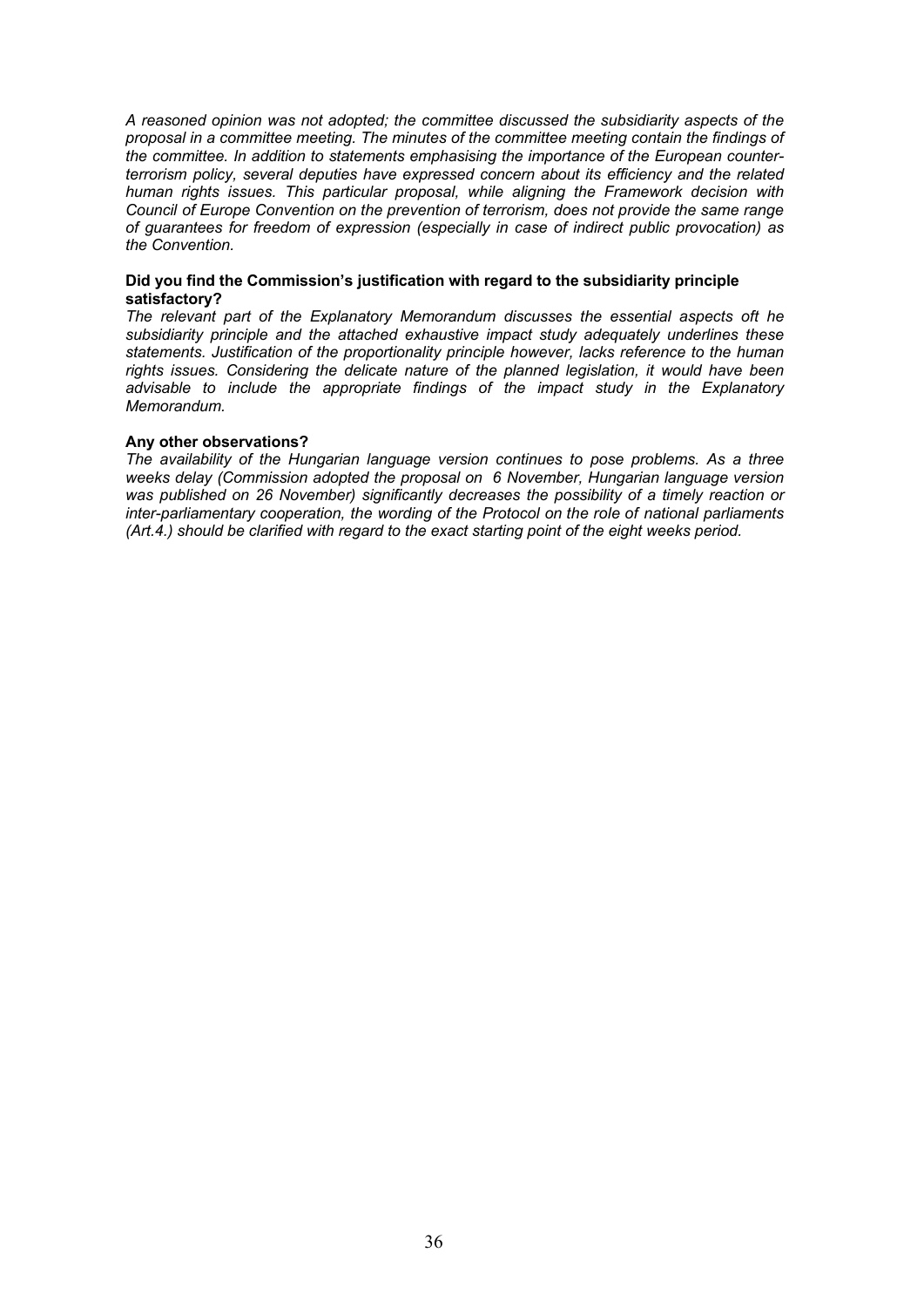*A reasoned opinion was not adopted; the committee discussed the subsidiarity aspects of the proposal in a committee meeting. The minutes of the committee meeting contain the findings of the committee. In addition to statements emphasising the importance of the European counter-terrorism policy, several deputies have expressed concern about its efficiency and the related human rights issues. This particular proposal, while aligning the Framework decision with Council of Europe Convention on the prevention of terrorism, does not provide the same range of guarantees for freedom of expression (especially in case of indirect public provocation) as the Convention.*

**Did you find the Commission's justification with regard to the subsidiarity principle satisfactory?**

*The relevant part of the Explanatory Memorandum discusses the essential aspects oft he subsidiarity principle and the attached exhaustive impact study adequately underlines these statements. Justification of the proportionality principle however, lacks reference to the human rights issues. Considering the delicate nature of the planned legislation, it would have been advisable to include the appropriate findings of the impact study in the Explanatory Memorandum.*

**Any other observations?**

*The availability of the Hungarian language version continues to pose problems. As a three weeks delay (Commission adopted the proposal on 6 November, Hungarian language version was published on 26 November) significantly decreases the possibility of a timely reaction or inter-parliamentary cooperation, the wording of the Protocol on the role of national parliaments (Art.4.) should be clarified with regard to the exact starting point of the eight weeks period.*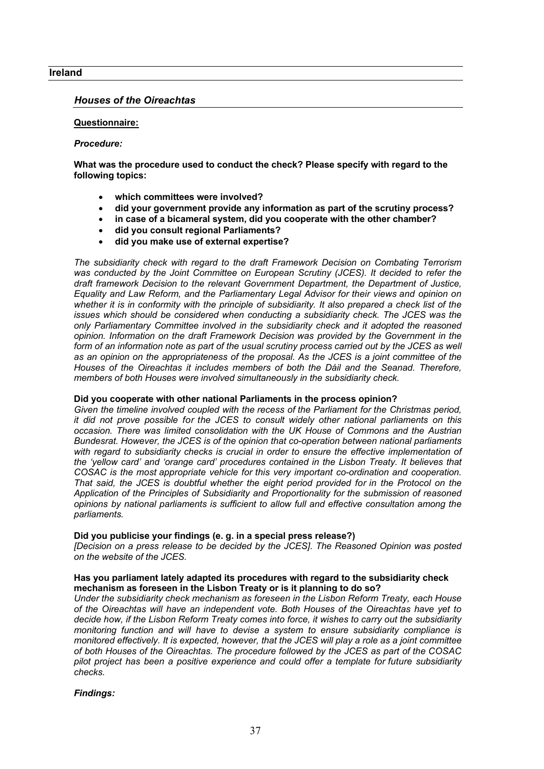## Ireland

### *Houses of the Oireachtas*

**Questionnaire:**

***Procedure:***

**What was the procedure used to conduct the check? Please specify with regard to the following topics:**

- **which committees were involved?**
- **did your government provide any information as part of the scrutiny process?**
- **in case of a bicameral system, did you cooperate with the other chamber?**
- **did you consult regional Parliaments?**
- **did you make use of external expertise?**

*The subsidiarity check with regard to the draft Framework Decision on Combating Terrorism was conducted by the Joint Committee on European Scrutiny (JCES). It decided to refer the draft framework Decision to the relevant Government Department, the Department of Justice, Equality and Law Reform, and the Parliamentary Legal Advisor for their views and opinion on whether it is in conformity with the principle of subsidiarity. It also prepared a check list of the issues which should be considered when conducting a subsidiarity check. The JCES was the only Parliamentary Committee involved in the subsidiarity check and it adopted the reasoned opinion. Information on the draft Framework Decision was provided by the Government in the form of an information note as part of the usual scrutiny process carried out by the JCES as well as an opinion on the appropriateness of the proposal. As the JCES is a joint committee of the Houses of the Oireachtas it includes members of both the Dáil and the Seanad. Therefore, members of both Houses were involved simultaneously in the subsidiarity check.*

**Did you cooperate with other national Parliaments in the process opinion?**

*Given the timeline involved coupled with the recess of the Parliament for the Christmas period, it did not prove possible for the JCES to consult widely other national parliaments on this occasion. There was limited consolidation with the UK House of Commons and the Austrian Bundesrat. However, the JCES is of the opinion that co-operation between national parliaments with regard to subsidiarity checks is crucial in order to ensure the effective implementation of the 'yellow card' and 'orange card' procedures contained in the Lisbon Treaty. It believes that COSAC is the most appropriate vehicle for this very important co-ordination and cooperation. That said, the JCES is doubtful whether the eight period provided for in the Protocol on the Application of the Principles of Subsidiarity and Proportionality for the submission of reasoned opinions by national parliaments is sufficient to allow full and effective consultation among the parliaments.*

**Did you publicise your findings (e. g. in a special press release?)**

*[Decision on a press release to be decided by the JCES]. The Reasoned Opinion was posted on the website of the JCES.*

**Has you parliament lately adapted its procedures with regard to the subsidiarity check mechanism as foreseen in the Lisbon Treaty or is it planning to do so?**

*Under the subsidiarity check mechanism as foreseen in the Lisbon Reform Treaty, each House of the Oireachtas will have an independent vote. Both Houses of the Oireachtas have yet to decide how, if the Lisbon Reform Treaty comes into force, it wishes to carry out the subsidiarity monitoring function and will have to devise a system to ensure subsidiarity compliance is monitored effectively. It is expected, however, that the JCES will play a role as a joint committee of both Houses of the Oireachtas. The procedure followed by the JCES as part of the COSAC pilot project has been a positive experience and could offer a template for future subsidiarity checks.*

***Findings:***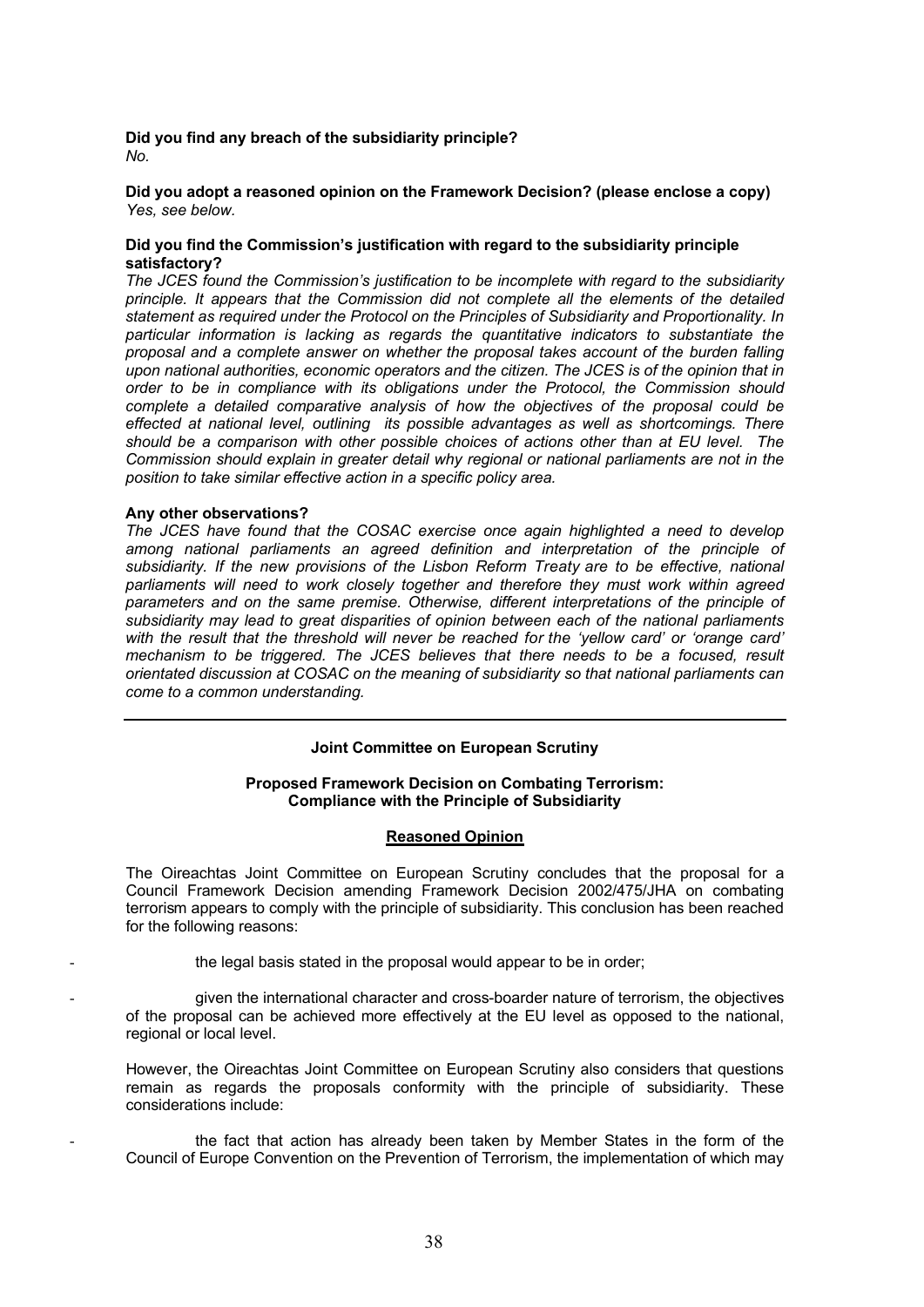**Did you find any breach of the subsidiarity principle?**
*No.*

**Did you adopt a reasoned opinion on the Framework Decision? (please enclose a copy)**
*Yes, see below.*

**Did you find the Commission's justification with regard to the subsidiarity principle satisfactory?**
*The JCES found the Commission's justification to be incomplete with regard to the subsidiarity principle. It appears that the Commission did not complete all the elements of the detailed statement as required under the Protocol on the Principles of Subsidiarity and Proportionality. In particular information is lacking as regards the quantitative indicators to substantiate the proposal and a complete answer on whether the proposal takes account of the burden falling upon national authorities, economic operators and the citizen. The JCES is of the opinion that in order to be in compliance with its obligations under the Protocol, the Commission should complete a detailed comparative analysis of how the objectives of the proposal could be effected at national level, outlining its possible advantages as well as shortcomings. There should be a comparison with other possible choices of actions other than at EU level. The Commission should explain in greater detail why regional or national parliaments are not in the position to take similar effective action in a specific policy area.*

**Any other observations?**
*The JCES have found that the COSAC exercise once again highlighted a need to develop among national parliaments an agreed definition and interpretation of the principle of subsidiarity. If the new provisions of the Lisbon Reform Treaty are to be effective, national parliaments will need to work closely together and therefore they must work within agreed parameters and on the same premise. Otherwise, different interpretations of the principle of subsidiarity may lead to great disparities of opinion between each of the national parliaments with the result that the threshold will never be reached for the 'yellow card' or 'orange card' mechanism to be triggered. The JCES believes that there needs to be a focused, result orientated discussion at COSAC on the meaning of subsidiarity so that national parliaments can come to a common understanding.*

---

**Joint Committee on European Scrutiny**

**Proposed Framework Decision on Combating Terrorism: Compliance with the Principle of Subsidiarity**

**Reasoned Opinion**

The Oireachtas Joint Committee on European Scrutiny concludes that the proposal for a Council Framework Decision amending Framework Decision 2002/475/JHA on combating terrorism appears to comply with the principle of subsidiarity. This conclusion has been reached for the following reasons:

- the legal basis stated in the proposal would appear to be in order;
- given the international character and cross-boarder nature of terrorism, the objectives of the proposal can be achieved more effectively at the EU level as opposed to the national, regional or local level.

However, the Oireachtas Joint Committee on European Scrutiny also considers that questions remain as regards the proposals conformity with the principle of subsidiarity. These considerations include:

- the fact that action has already been taken by Member States in the form of the Council of Europe Convention on the Prevention of Terrorism, the implementation of which may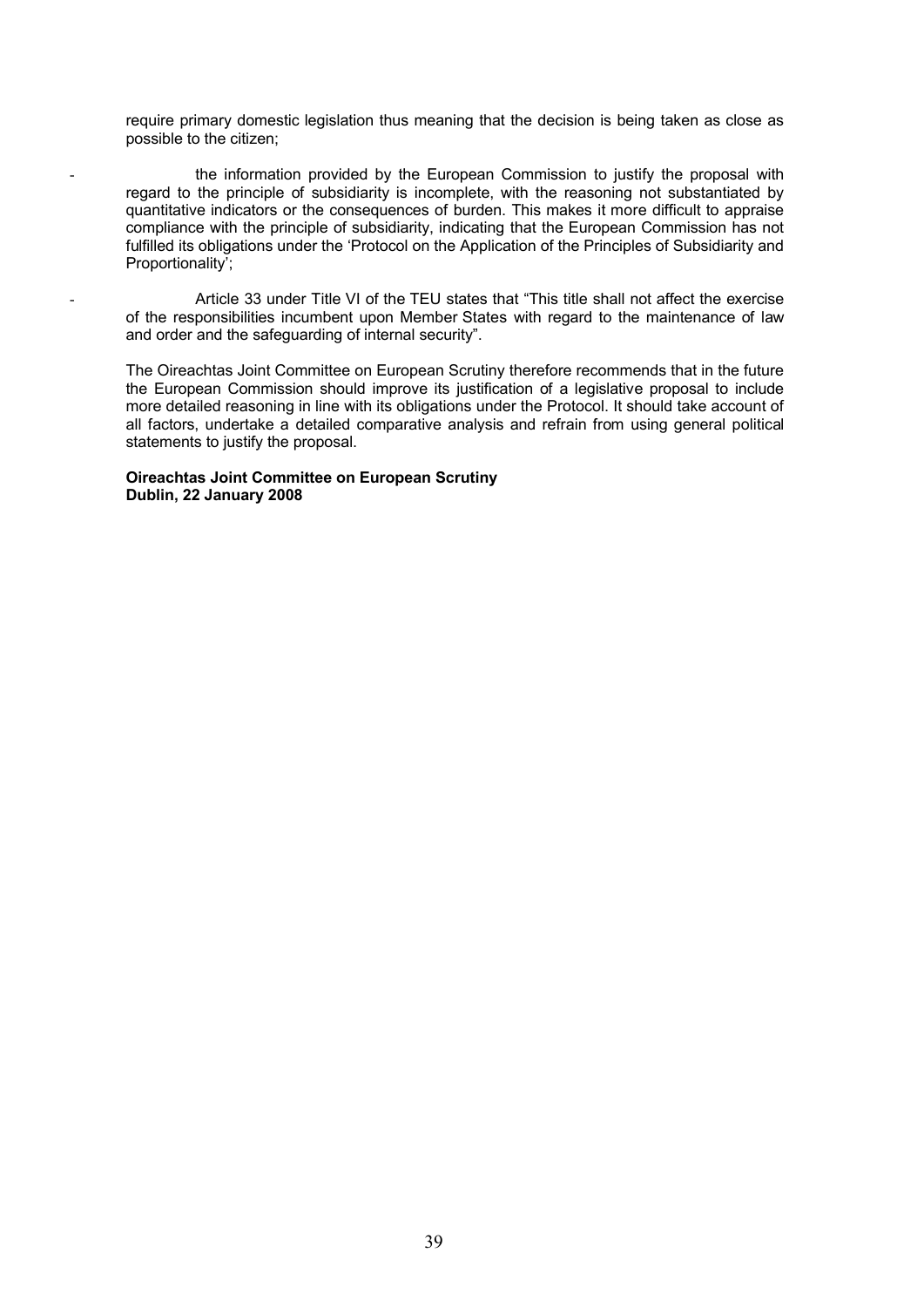require primary domestic legislation thus meaning that the decision is being taken as close as possible to the citizen;

- the information provided by the European Commission to justify the proposal with regard to the principle of subsidiarity is incomplete, with the reasoning not substantiated by quantitative indicators or the consequences of burden. This makes it more difficult to appraise compliance with the principle of subsidiarity, indicating that the European Commission has not fulfilled its obligations under the 'Protocol on the Application of the Principles of Subsidiarity and Proportionality';

- Article 33 under Title VI of the TEU states that "This title shall not affect the exercise of the responsibilities incumbent upon Member States with regard to the maintenance of law and order and the safeguarding of internal security".

The Oireachtas Joint Committee on European Scrutiny therefore recommends that in the future the European Commission should improve its justification of a legislative proposal to include more detailed reasoning in line with its obligations under the Protocol. It should take account of all factors, undertake a detailed comparative analysis and refrain from using general political statements to justify the proposal.

**Oireachtas Joint Committee on European Scrutiny**
**Dublin, 22 January 2008**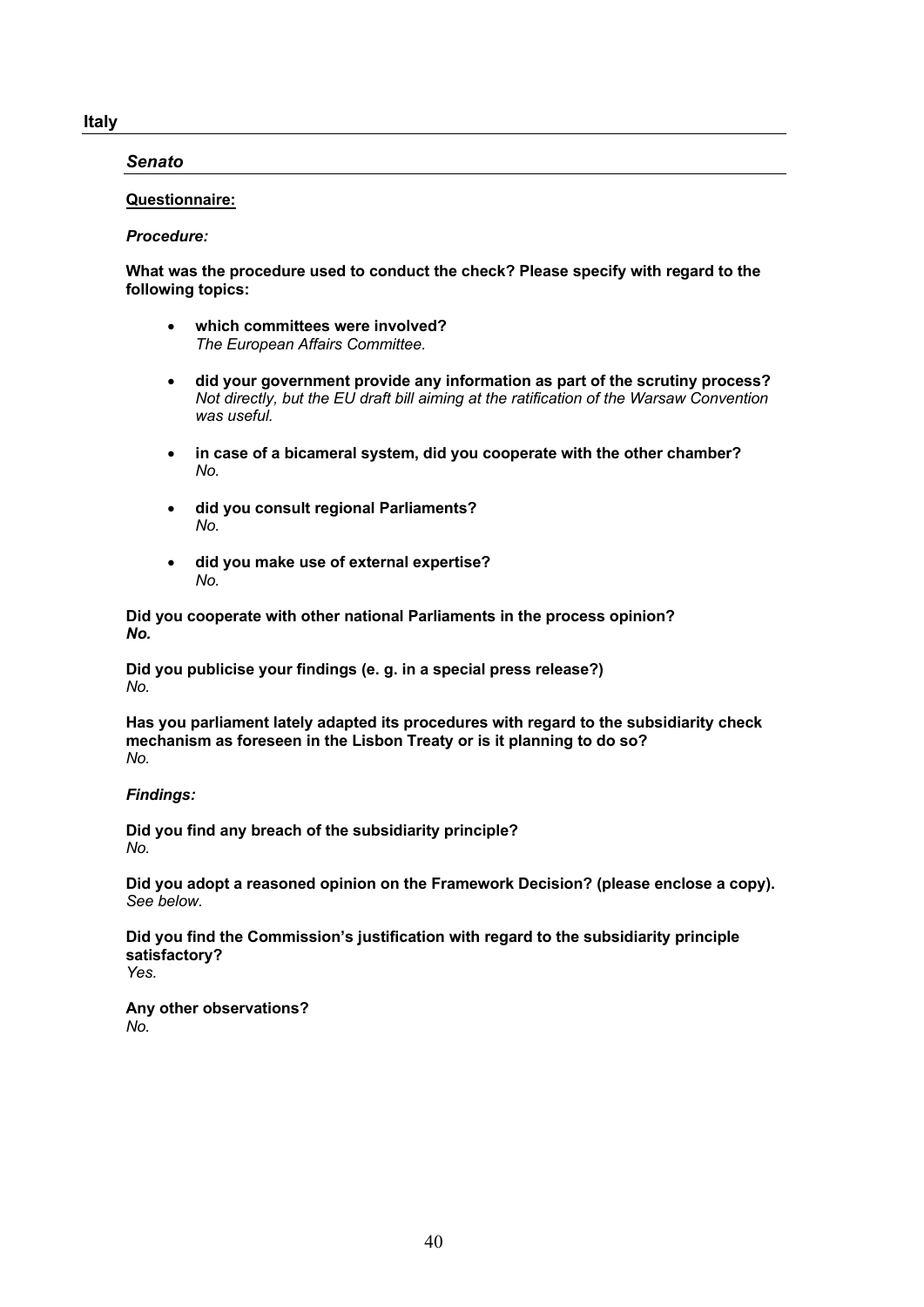## Italy

### *Senato*

**Questionnaire:**

***Procedure:***

**What was the procedure used to conduct the check? Please specify with regard to the following topics:**

- **which committees were involved?**
  *The European Affairs Committee.*

- **did your government provide any information as part of the scrutiny process?**
  *Not directly, but the EU draft bill aiming at the ratification of the Warsaw Convention was useful.*

- **in case of a bicameral system, did you cooperate with the other chamber?**
  *No.*

- **did you consult regional Parliaments?**
  *No.*

- **did you make use of external expertise?**
  *No.*

**Did you cooperate with other national Parliaments in the process opinion?**
***No.***

**Did you publicise your findings (e. g. in a special press release?)**
*No.*

**Has you parliament lately adapted its procedures with regard to the subsidiarity check mechanism as foreseen in the Lisbon Treaty or is it planning to do so?**
*No.*

***Findings:***

**Did you find any breach of the subsidiarity principle?**
*No.*

**Did you adopt a reasoned opinion on the Framework Decision? (please enclose a copy).**
*See below.*

**Did you find the Commission's justification with regard to the subsidiarity principle satisfactory?**
*Yes.*

**Any other observations?**
*No.*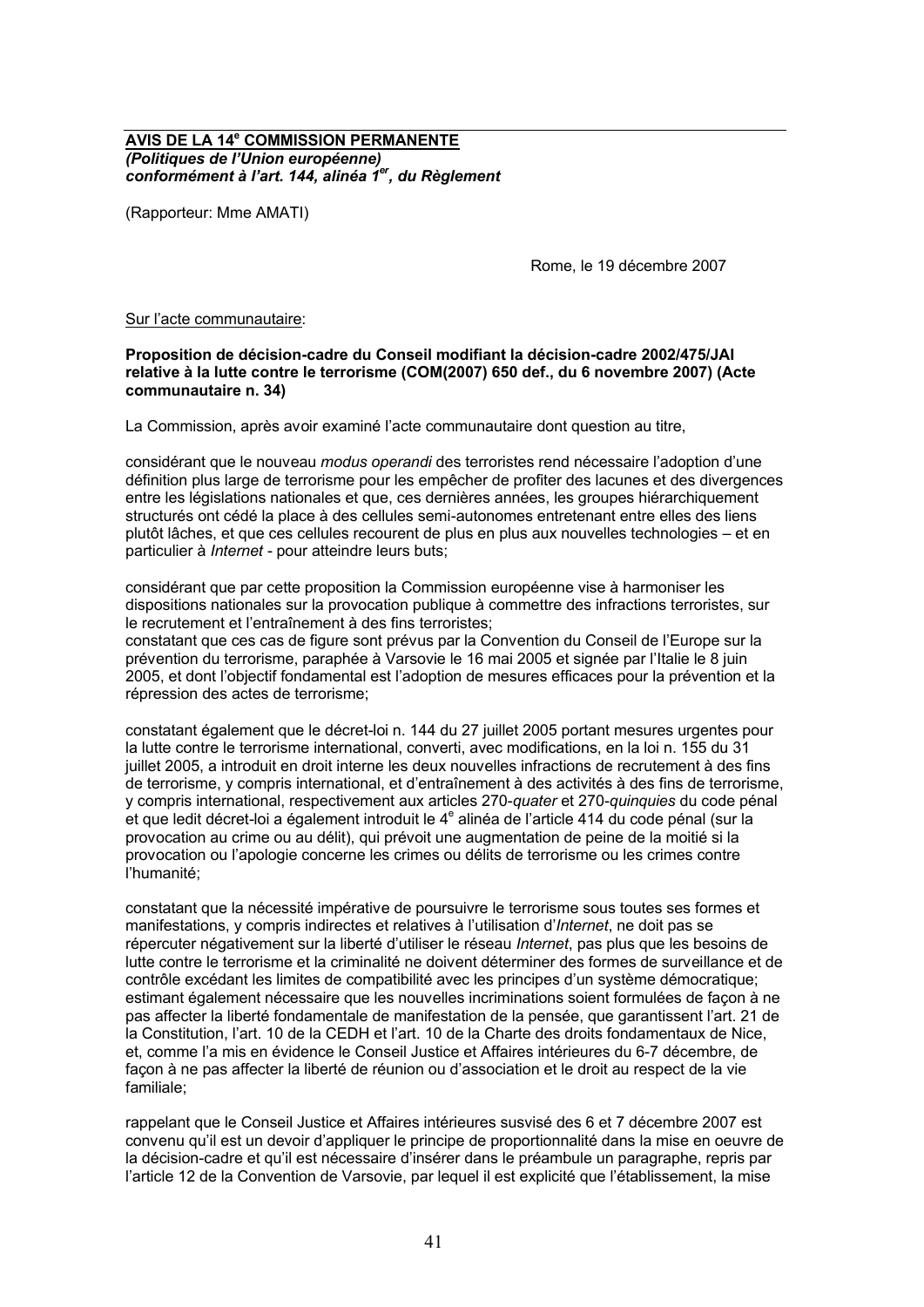**AVIS DE LA 14e COMMISSION PERMANENTE**
***(Politiques de l'Union européenne)***
***conformément à l'art. 144, alinéa 1er, du Règlement***

(Rapporteur: Mme AMATI)

Rome, le 19 décembre 2007

Sur l'acte communautaire:

**Proposition de décision-cadre du Conseil modifiant la décision-cadre 2002/475/JAI relative à la lutte contre le terrorisme (COM(2007) 650 def., du 6 novembre 2007) (Acte communautaire n. 34)**

La Commission, après avoir examiné l'acte communautaire dont question au titre,

considérant que le nouveau *modus operandi* des terroristes rend nécessaire l'adoption d'une définition plus large de terrorisme pour les empêcher de profiter des lacunes et des divergences entre les législations nationales et que, ces dernières années, les groupes hiérarchiquement structurés ont cédé la place à des cellules semi-autonomes entretenant entre elles des liens plutôt lâches, et que ces cellules recourent de plus en plus aux nouvelles technologies – et en particulier à *Internet* - pour atteindre leurs buts;

considérant que par cette proposition la Commission européenne vise à harmoniser les dispositions nationales sur la provocation publique à commettre des infractions terroristes, sur le recrutement et l'entraînement à des fins terroristes;
constatant que ces cas de figure sont prévus par la Convention du Conseil de l'Europe sur la prévention du terrorisme, paraphée à Varsovie le 16 mai 2005 et signée par l'Italie le 8 juin 2005, et dont l'objectif fondamental est l'adoption de mesures efficaces pour la prévention et la répression des actes de terrorisme;

constatant également que le décret-loi n. 144 du 27 juillet 2005 portant mesures urgentes pour la lutte contre le terrorisme international, converti, avec modifications, en la loi n. 155 du 31 juillet 2005, a introduit en droit interne les deux nouvelles infractions de recrutement à des fins de terrorisme, y compris international, et d'entraînement à des activités à des fins de terrorisme, y compris international, respectivement aux articles 270-*quater* et 270-*quinquies* du code pénal et que ledit décret-loi a également introduit le 4e alinéa de l'article 414 du code pénal (sur la provocation au crime ou au délit), qui prévoit une augmentation de peine de la moitié si la provocation ou l'apologie concerne les crimes ou délits de terrorisme ou les crimes contre l'humanité;

constatant que la nécessité impérative de poursuivre le terrorisme sous toutes ses formes et manifestations, y compris indirectes et relatives à l'utilisation d'*Internet*, ne doit pas se répercuter négativement sur la liberté d'utiliser le réseau *Internet*, pas plus que les besoins de lutte contre le terrorisme et la criminalité ne doivent déterminer des formes de surveillance et de contrôle excédant les limites de compatibilité avec les principes d'un système démocratique;
estimant également nécessaire que les nouvelles incriminations soient formulées de façon à ne pas affecter la liberté fondamentale de manifestation de la pensée, que garantissent l'art. 21 de la Constitution, l'art. 10 de la CEDH et l'art. 10 de la Charte des droits fondamentaux de Nice, et, comme l'a mis en évidence le Conseil Justice et Affaires intérieures du 6-7 décembre, de façon à ne pas affecter la liberté de réunion ou d'association et le droit au respect de la vie familiale;

rappelant que le Conseil Justice et Affaires intérieures susvisé des 6 et 7 décembre 2007 est convenu qu'il est un devoir d'appliquer le principe de proportionnalité dans la mise en oeuvre de la décision-cadre et qu'il est nécessaire d'insérer dans le préambule un paragraphe, repris par l'article 12 de la Convention de Varsovie, par lequel il est explicité que l'établissement, la mise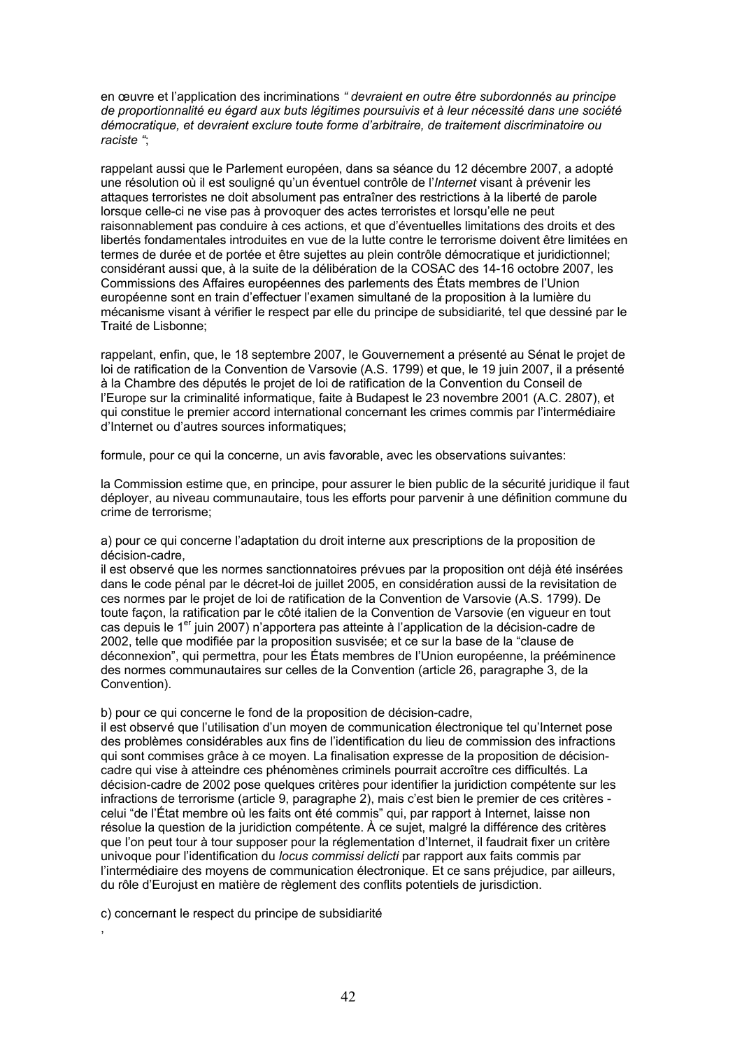en œuvre et l'application des incriminations *" devraient en outre être subordonnés au principe de proportionnalité eu égard aux buts légitimes poursuivis et à leur nécessité dans une société démocratique, et devraient exclure toute forme d'arbitraire, de traitement discriminatoire ou raciste "*;

rappelant aussi que le Parlement européen, dans sa séance du 12 décembre 2007, a adopté une résolution où il est souligné qu'un éventuel contrôle de l'*Internet* visant à prévenir les attaques terroristes ne doit absolument pas entraîner des restrictions à la liberté de parole lorsque celle-ci ne vise pas à provoquer des actes terroristes et lorsqu'elle ne peut raisonnablement pas conduire à ces actions, et que d'éventuelles limitations des droits et des libertés fondamentales introduites en vue de la lutte contre le terrorisme doivent être limitées en termes de durée et de portée et être sujettes au plein contrôle démocratique et juridictionnel; considérant aussi que, à la suite de la délibération de la COSAC des 14-16 octobre 2007, les Commissions des Affaires européennes des parlements des États membres de l'Union européenne sont en train d'effectuer l'examen simultané de la proposition à la lumière du mécanisme visant à vérifier le respect par elle du principe de subsidiarité, tel que dessiné par le Traité de Lisbonne;

rappelant, enfin, que, le 18 septembre 2007, le Gouvernement a présenté au Sénat le projet de loi de ratification de la Convention de Varsovie (A.S. 1799) et que, le 19 juin 2007, il a présenté à la Chambre des députés le projet de loi de ratification de la Convention du Conseil de l'Europe sur la criminalité informatique, faite à Budapest le 23 novembre 2001 (A.C. 2807), et qui constitue le premier accord international concernant les crimes commis par l'intermédiaire d'Internet ou d'autres sources informatiques;

formule, pour ce qui la concerne, un avis favorable, avec les observations suivantes:

la Commission estime que, en principe, pour assurer le bien public de la sécurité juridique il faut déployer, au niveau communautaire, tous les efforts pour parvenir à une définition commune du crime de terrorisme;

a) pour ce qui concerne l'adaptation du droit interne aux prescriptions de la proposition de décision-cadre,
il est observé que les normes sanctionnatoires prévues par la proposition ont déjà été insérées dans le code pénal par le décret-loi de juillet 2005, en considération aussi de la revisitation de ces normes par le projet de loi de ratification de la Convention de Varsovie (A.S. 1799). De toute façon, la ratification par le côté italien de la Convention de Varsovie (en vigueur en tout cas depuis le 1er juin 2007) n'apportera pas atteinte à l'application de la décision-cadre de 2002, telle que modifiée par la proposition susvisée; et ce sur la base de la "clause de déconnexion", qui permettra, pour les États membres de l'Union européenne, la prééminence des normes communautaires sur celles de la Convention (article 26, paragraphe 3, de la Convention).

b) pour ce qui concerne le fond de la proposition de décision-cadre,
il est observé que l'utilisation d'un moyen de communication électronique tel qu'Internet pose des problèmes considérables aux fins de l'identification du lieu de commission des infractions qui sont commises grâce à ce moyen. La finalisation expresse de la proposition de décision-cadre qui vise à atteindre ces phénomènes criminels pourrait accroître ces difficultés. La décision-cadre de 2002 pose quelques critères pour identifier la juridiction compétente sur les infractions de terrorisme (article 9, paragraphe 2), mais c'est bien le premier de ces critères - celui "de l'État membre où les faits ont été commis" qui, par rapport à Internet, laisse non résolue la question de la juridiction compétente. À ce sujet, malgré la différence des critères que l'on peut tour à tour supposer pour la réglementation d'Internet, il faudrait fixer un critère univoque pour l'identification du *locus commissi delicti* par rapport aux faits commis par l'intermédiaire des moyens de communication électronique. Et ce sans préjudice, par ailleurs, du rôle d'Eurojust en matière de règlement des conflits potentiels de juridiction.

c) concernant le respect du principe de subsidiarité

,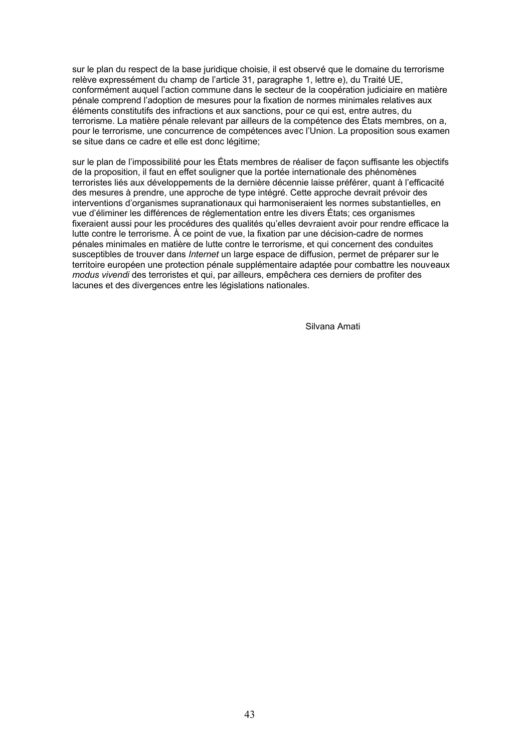sur le plan du respect de la base juridique choisie, il est observé que le domaine du terrorisme relève expressément du champ de l'article 31, paragraphe 1, lettre e), du Traité UE, conformément auquel l'action commune dans le secteur de la coopération judiciaire en matière pénale comprend l'adoption de mesures pour la fixation de normes minimales relatives aux éléments constitutifs des infractions et aux sanctions, pour ce qui est, entre autres, du terrorisme. La matière pénale relevant par ailleurs de la compétence des États membres, on a, pour le terrorisme, une concurrence de compétences avec l'Union. La proposition sous examen se situe dans ce cadre et elle est donc légitime;

sur le plan de l'impossibilité pour les États membres de réaliser de façon suffisante les objectifs de la proposition, il faut en effet souligner que la portée internationale des phénomènes terroristes liés aux développements de la dernière décennie laisse préférer, quant à l'efficacité des mesures à prendre, une approche de type intégré. Cette approche devrait prévoir des interventions d'organismes supranationaux qui harmoniseraient les normes substantielles, en vue d'éliminer les différences de réglementation entre les divers États; ces organismes fixeraient aussi pour les procédures des qualités qu'elles devraient avoir pour rendre efficace la lutte contre le terrorisme. À ce point de vue, la fixation par une décision-cadre de normes pénales minimales en matière de lutte contre le terrorisme, et qui concernent des conduites susceptibles de trouver dans *Internet* un large espace de diffusion, permet de préparer sur le territoire européen une protection pénale supplémentaire adaptée pour combattre les nouveaux *modus vivendi* des terroristes et qui, par ailleurs, empêchera ces derniers de profiter des lacunes et des divergences entre les législations nationales.

Silvana Amati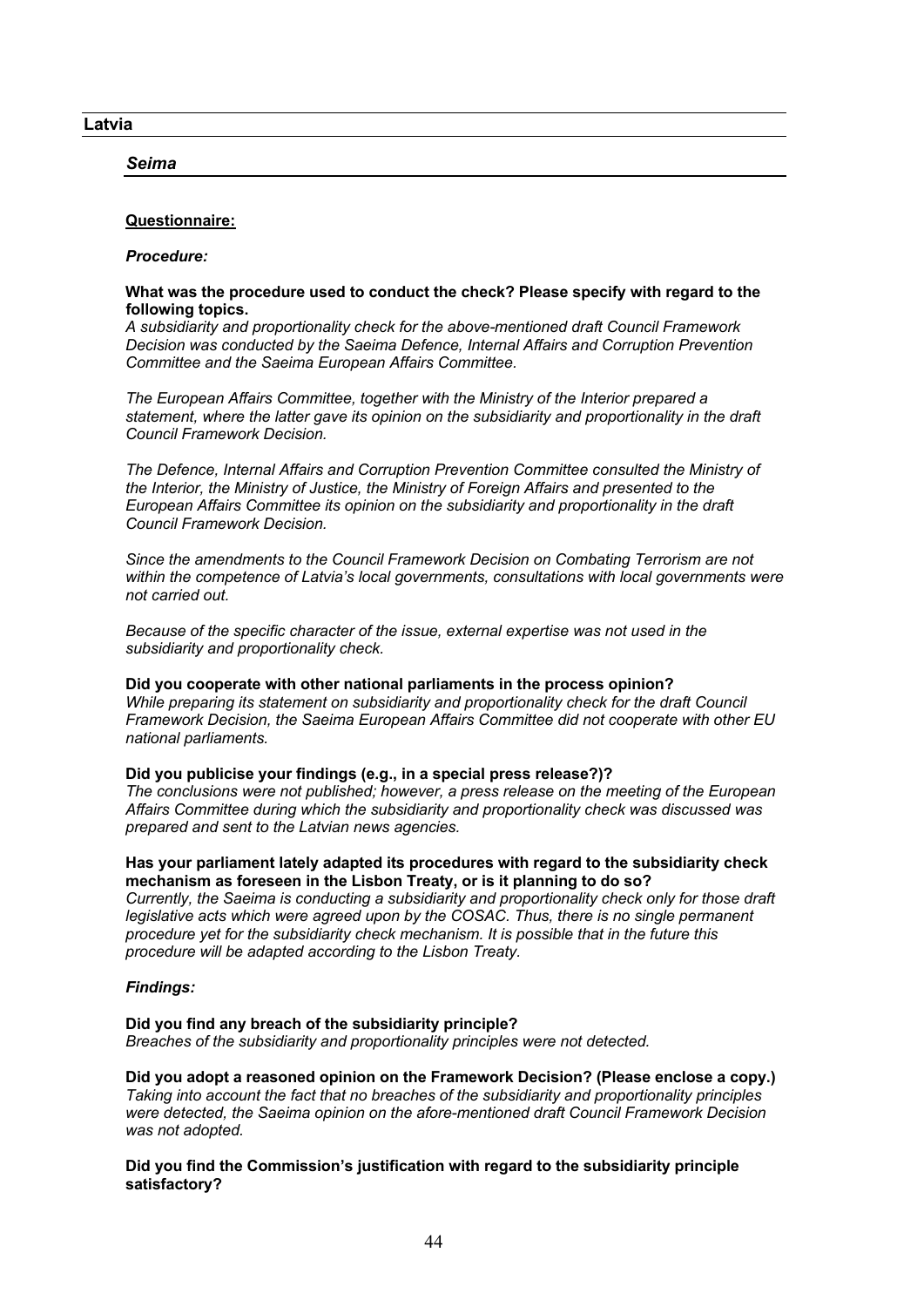## Latvia

### *Seima*

**Questionnaire:**

***Procedure:***

**What was the procedure used to conduct the check? Please specify with regard to the following topics.**
*A subsidiarity and proportionality check for the above-mentioned draft Council Framework Decision was conducted by the Saeima Defence, Internal Affairs and Corruption Prevention Committee and the Saeima European Affairs Committee.*

*The European Affairs Committee, together with the Ministry of the Interior prepared a statement, where the latter gave its opinion on the subsidiarity and proportionality in the draft Council Framework Decision.*

*The Defence, Internal Affairs and Corruption Prevention Committee consulted the Ministry of the Interior, the Ministry of Justice, the Ministry of Foreign Affairs and presented to the European Affairs Committee its opinion on the subsidiarity and proportionality in the draft Council Framework Decision.*

*Since the amendments to the Council Framework Decision on Combating Terrorism are not within the competence of Latvia's local governments, consultations with local governments were not carried out.*

*Because of the specific character of the issue, external expertise was not used in the subsidiarity and proportionality check.*

**Did you cooperate with other national parliaments in the process opinion?**
*While preparing its statement on subsidiarity and proportionality check for the draft Council Framework Decision, the Saeima European Affairs Committee did not cooperate with other EU national parliaments.*

**Did you publicise your findings (e.g., in a special press release?)?**
*The conclusions were not published; however, a press release on the meeting of the European Affairs Committee during which the subsidiarity and proportionality check was discussed was prepared and sent to the Latvian news agencies.*

**Has your parliament lately adapted its procedures with regard to the subsidiarity check mechanism as foreseen in the Lisbon Treaty, or is it planning to do so?**
*Currently, the Saeima is conducting a subsidiarity and proportionality check only for those draft legislative acts which were agreed upon by the COSAC. Thus, there is no single permanent procedure yet for the subsidiarity check mechanism. It is possible that in the future this procedure will be adapted according to the Lisbon Treaty.*

***Findings:***

**Did you find any breach of the subsidiarity principle?**
*Breaches of the subsidiarity and proportionality principles were not detected.*

**Did you adopt a reasoned opinion on the Framework Decision? (Please enclose a copy.)**
*Taking into account the fact that no breaches of the subsidiarity and proportionality principles were detected, the Saeima opinion on the afore-mentioned draft Council Framework Decision was not adopted.*

**Did you find the Commission's justification with regard to the subsidiarity principle satisfactory?**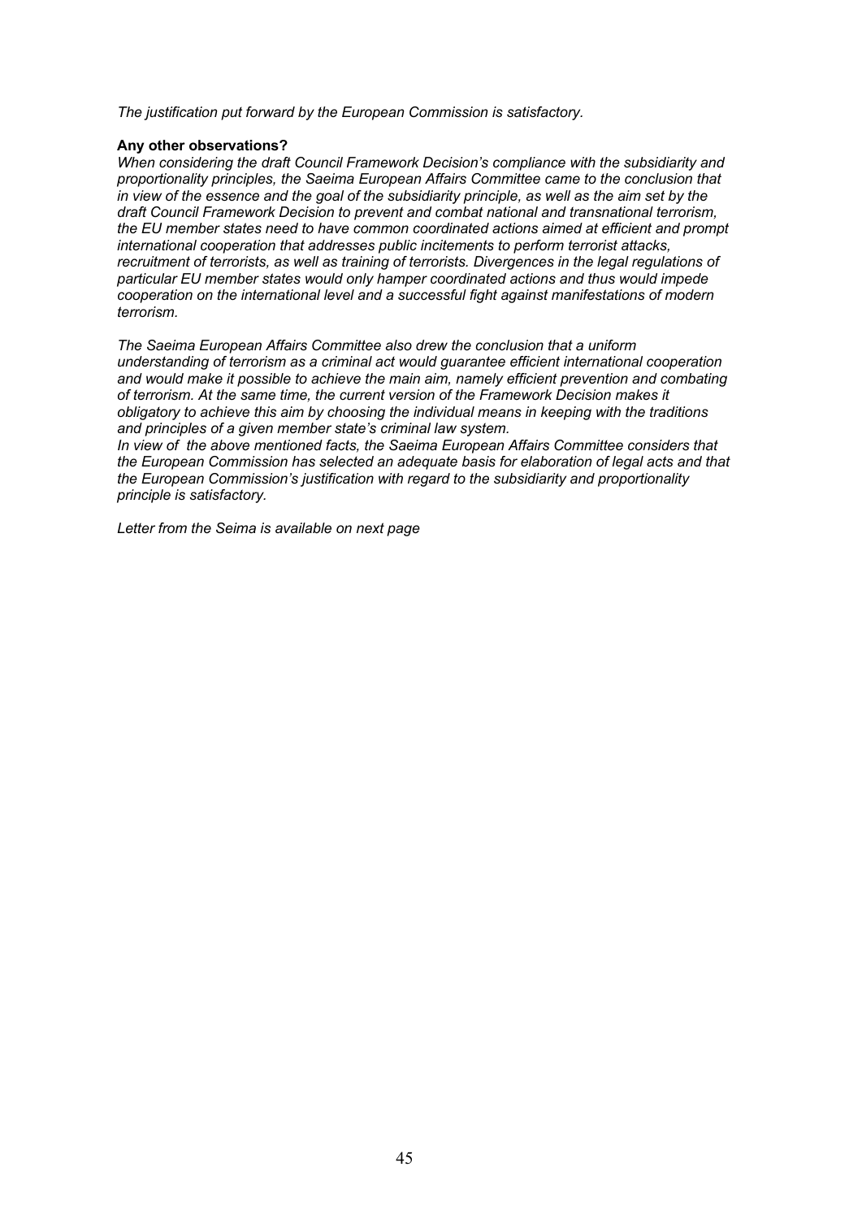*The justification put forward by the European Commission is satisfactory.*

**Any other observations?**

*When considering the draft Council Framework Decision's compliance with the subsidiarity and proportionality principles, the Saeima European Affairs Committee came to the conclusion that in view of the essence and the goal of the subsidiarity principle, as well as the aim set by the draft Council Framework Decision to prevent and combat national and transnational terrorism, the EU member states need to have common coordinated actions aimed at efficient and prompt international cooperation that addresses public incitements to perform terrorist attacks, recruitment of terrorists, as well as training of terrorists. Divergences in the legal regulations of particular EU member states would only hamper coordinated actions and thus would impede cooperation on the international level and a successful fight against manifestations of modern terrorism.*

*The Saeima European Affairs Committee also drew the conclusion that a uniform understanding of terrorism as a criminal act would guarantee efficient international cooperation and would make it possible to achieve the main aim, namely efficient prevention and combating of terrorism. At the same time, the current version of the Framework Decision makes it obligatory to achieve this aim by choosing the individual means in keeping with the traditions and principles of a given member state's criminal law system.*

*In view of the above mentioned facts, the Saeima European Affairs Committee considers that the European Commission has selected an adequate basis for elaboration of legal acts and that the European Commission's justification with regard to the subsidiarity and proportionality principle is satisfactory.*

*Letter from the Seima is available on next page*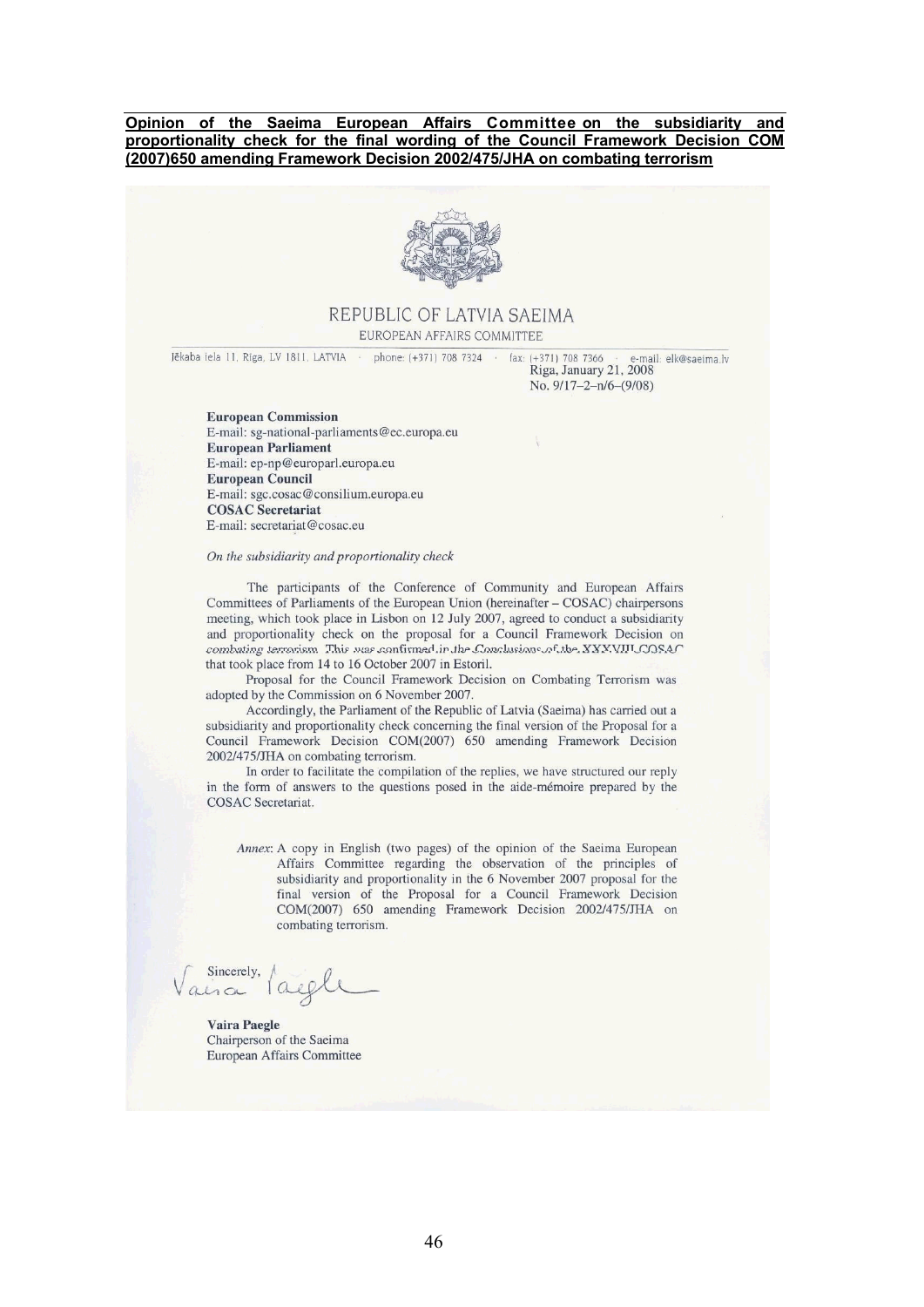**Opinion of the Saeima European Affairs Committee on the subsidiarity and proportionality check for the final wording of the Council Framework Decision COM (2007)650 amending Framework Decision 2002/475/JHA on combating terrorism**

REPUBLIC OF LATVIA SAEIMA

EUROPEAN AFFAIRS COMMITTEE

Jēkaba iela 11, Rīga, LV 1811, LATVIA · phone: (+371) 708 7324 · fax: (+371) 708 7366 · e-mail: elk@saeima.lv

Riga, January 21, 2008

No. 9/17–2–n/6–(9/08)

**European Commission**
E-mail: sg-national-parliaments@ec.europa.eu
**European Parliament**
E-mail: ep-np@europarl.europa.eu
**European Council**
E-mail: sgc.cosac@consilium.europa.eu
**COSAC Secretariat**
E-mail: secretariat@cosac.eu

*On the subsidiarity and proportionality check*

The participants of the Conference of Community and European Affairs Committees of Parliaments of the European Union (hereinafter – COSAC) chairpersons meeting, which took place in Lisbon on 12 July 2007, agreed to conduct a subsidiarity and proportionality check on the proposal for a Council Framework Decision on combating terrorism. This was confirmed in the Conclusions of the XXXVIII COSAC that took place from 14 to 16 October 2007 in Estoril.

Proposal for the Council Framework Decision on Combating Terrorism was adopted by the Commission on 6 November 2007.

Accordingly, the Parliament of the Republic of Latvia (Saeima) has carried out a subsidiarity and proportionality check concerning the final version of the Proposal for a Council Framework Decision COM(2007) 650 amending Framework Decision 2002/475/JHA on combating terrorism.

In order to facilitate the compilation of the replies, we have structured our reply in the form of answers to the questions posed in the aide-mémoire prepared by the COSAC Secretariat.

*Annex*: A copy in English (two pages) of the opinion of the Saeima European Affairs Committee regarding the observation of the principles of subsidiarity and proportionality in the 6 November 2007 proposal for the final version of the Proposal for a Council Framework Decision COM(2007) 650 amending Framework Decision 2002/475/JHA on combating terrorism.

Sincerely,

Vaira Paegle

**Vaira Paegle**
Chairperson of the Saeima
European Affairs Committee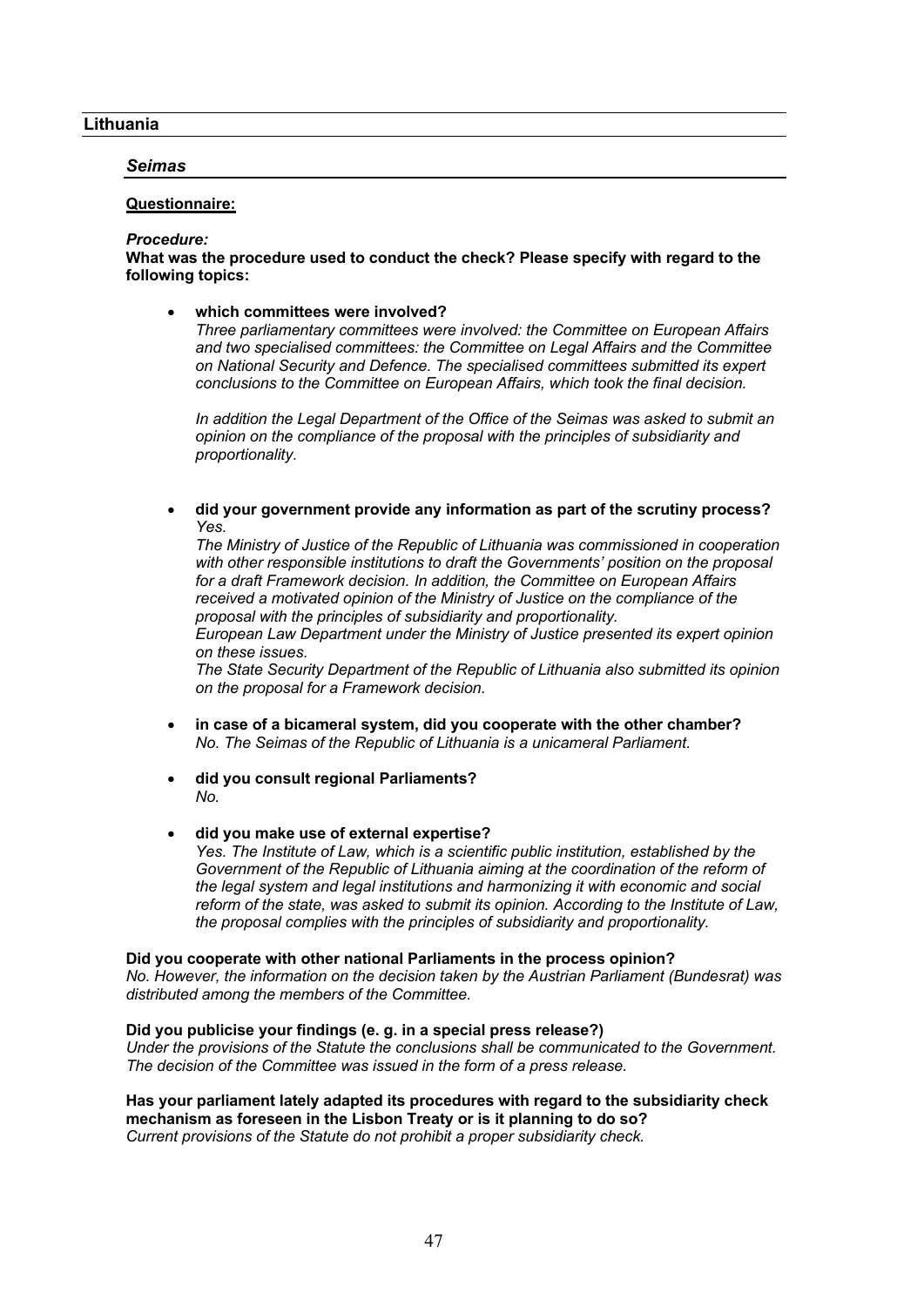## Lithuania

### *Seimas*

**Questionnaire:**

***Procedure:***
**What was the procedure used to conduct the check? Please specify with regard to the following topics:**

- **which committees were involved?**
  *Three parliamentary committees were involved: the Committee on European Affairs and two specialised committees: the Committee on Legal Affairs and the Committee on National Security and Defence. The specialised committees submitted its expert conclusions to the Committee on European Affairs, which took the final decision.*

  *In addition the Legal Department of the Office of the Seimas was asked to submit an opinion on the compliance of the proposal with the principles of subsidiarity and proportionality.*

- **did your government provide any information as part of the scrutiny process?**
  *Yes.*
  *The Ministry of Justice of the Republic of Lithuania was commissioned in cooperation with other responsible institutions to draft the Governments' position on the proposal for a draft Framework decision. In addition, the Committee on European Affairs received a motivated opinion of the Ministry of Justice on the compliance of the proposal with the principles of subsidiarity and proportionality.*
  *European Law Department under the Ministry of Justice presented its expert opinion on these issues.*
  *The State Security Department of the Republic of Lithuania also submitted its opinion on the proposal for a Framework decision.*

- **in case of a bicameral system, did you cooperate with the other chamber?**
  *No. The Seimas of the Republic of Lithuania is a unicameral Parliament.*

- **did you consult regional Parliaments?**
  *No.*

- **did you make use of external expertise?**
  *Yes. The Institute of Law, which is a scientific public institution, established by the Government of the Republic of Lithuania aiming at the coordination of the reform of the legal system and legal institutions and harmonizing it with economic and social reform of the state, was asked to submit its opinion. According to the Institute of Law, the proposal complies with the principles of subsidiarity and proportionality.*

**Did you cooperate with other national Parliaments in the process opinion?**
*No. However, the information on the decision taken by the Austrian Parliament (Bundesrat) was distributed among the members of the Committee.*

**Did you publicise your findings (e. g. in a special press release?)**
*Under the provisions of the Statute the conclusions shall be communicated to the Government. The decision of the Committee was issued in the form of a press release.*

**Has your parliament lately adapted its procedures with regard to the subsidiarity check mechanism as foreseen in the Lisbon Treaty or is it planning to do so?**
*Current provisions of the Statute do not prohibit a proper subsidiarity check.*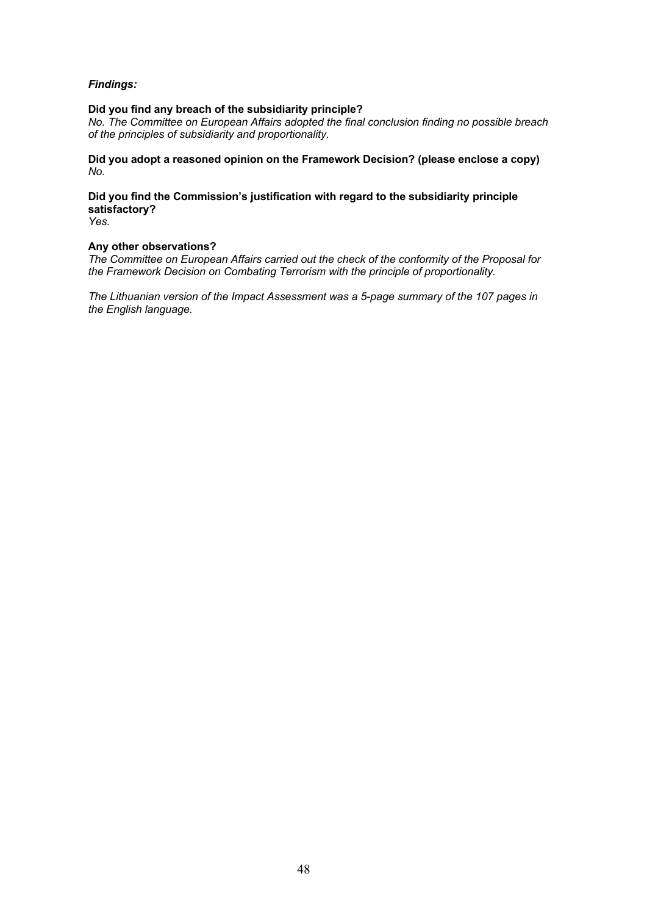***Findings:***

**Did you find any breach of the subsidiarity principle?**
*No. The Committee on European Affairs adopted the final conclusion finding no possible breach of the principles of subsidiarity and proportionality.*

**Did you adopt a reasoned opinion on the Framework Decision? (please enclose a copy)**
*No.*

**Did you find the Commission's justification with regard to the subsidiarity principle satisfactory?**
*Yes.*

**Any other observations?**
*The Committee on European Affairs carried out the check of the conformity of the Proposal for the Framework Decision on Combating Terrorism with the principle of proportionality.*

*The Lithuanian version of the Impact Assessment was a 5-page summary of the 107 pages in the English language.*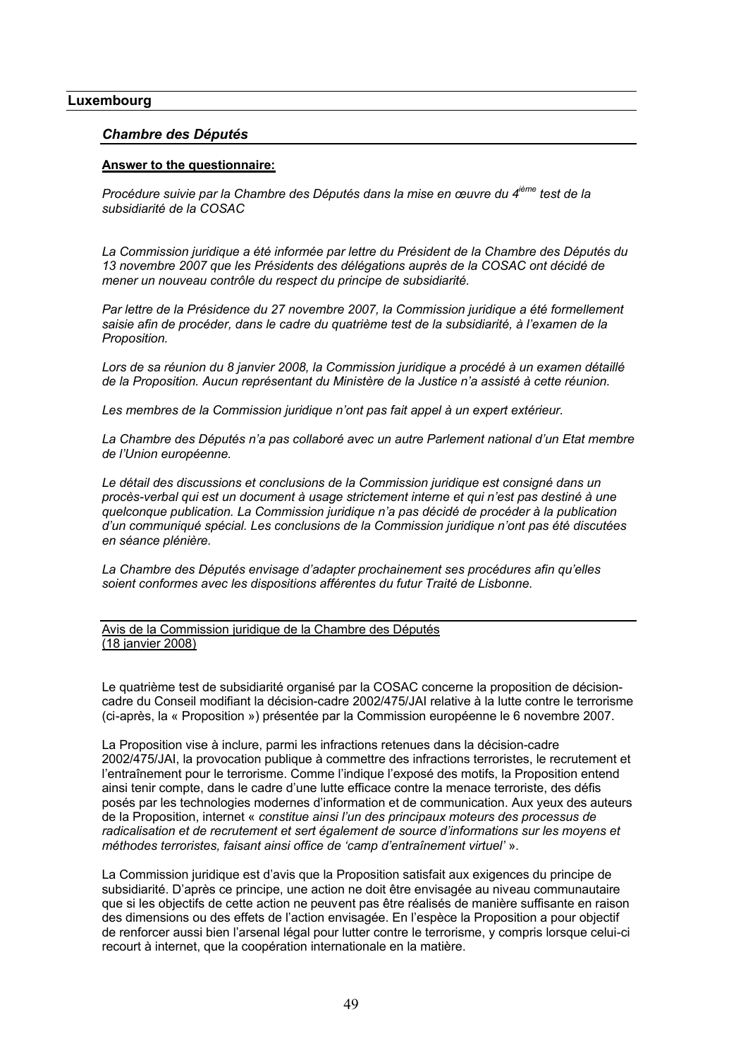## Luxembourg

### *Chambre des Députés*

**Answer to the questionnaire:**

*Procédure suivie par la Chambre des Députés dans la mise en œuvre du 4$^{ième}$ test de la subsidiarité de la COSAC*

*La Commission juridique a été informée par lettre du Président de la Chambre des Députés du 13 novembre 2007 que les Présidents des délégations auprès de la COSAC ont décidé de mener un nouveau contrôle du respect du principe de subsidiarité.*

*Par lettre de la Présidence du 27 novembre 2007, la Commission juridique a été formellement saisie afin de procéder, dans le cadre du quatrième test de la subsidiarité, à l'examen de la Proposition.*

*Lors de sa réunion du 8 janvier 2008, la Commission juridique a procédé à un examen détaillé de la Proposition. Aucun représentant du Ministère de la Justice n'a assisté à cette réunion.*

*Les membres de la Commission juridique n'ont pas fait appel à un expert extérieur.*

*La Chambre des Députés n'a pas collaboré avec un autre Parlement national d'un Etat membre de l'Union européenne.*

*Le détail des discussions et conclusions de la Commission juridique est consigné dans un procès-verbal qui est un document à usage strictement interne et qui n'est pas destiné à une quelconque publication. La Commission juridique n'a pas décidé de procéder à la publication d'un communiqué spécial. Les conclusions de la Commission juridique n'ont pas été discutées en séance plénière.*

*La Chambre des Députés envisage d'adapter prochainement ses procédures afin qu'elles soient conformes avec les dispositions afférentes du futur Traité de Lisbonne.*

Avis de la Commission juridique de la Chambre des Députés
(18 janvier 2008)

Le quatrième test de subsidiarité organisé par la COSAC concerne la proposition de décision-cadre du Conseil modifiant la décision-cadre 2002/475/JAI relative à la lutte contre le terrorisme (ci-après, la « Proposition ») présentée par la Commission européenne le 6 novembre 2007.

La Proposition vise à inclure, parmi les infractions retenues dans la décision-cadre 2002/475/JAI, la provocation publique à commettre des infractions terroristes, le recrutement et l'entraînement pour le terrorisme. Comme l'indique l'exposé des motifs, la Proposition entend ainsi tenir compte, dans le cadre d'une lutte efficace contre la menace terroriste, des défis posés par les technologies modernes d'information et de communication. Aux yeux des auteurs de la Proposition, internet « *constitue ainsi l'un des principaux moteurs des processus de radicalisation et de recrutement et sert également de source d'informations sur les moyens et méthodes terroristes, faisant ainsi office de 'camp d'entraînement virtuel'* ».

La Commission juridique est d'avis que la Proposition satisfait aux exigences du principe de subsidiarité. D'après ce principe, une action ne doit être envisagée au niveau communautaire que si les objectifs de cette action ne peuvent pas être réalisés de manière suffisante en raison des dimensions ou des effets de l'action envisagée. En l'espèce la Proposition a pour objectif de renforcer aussi bien l'arsenal légal pour lutter contre le terrorisme, y compris lorsque celui-ci recourt à internet, que la coopération internationale en la matière.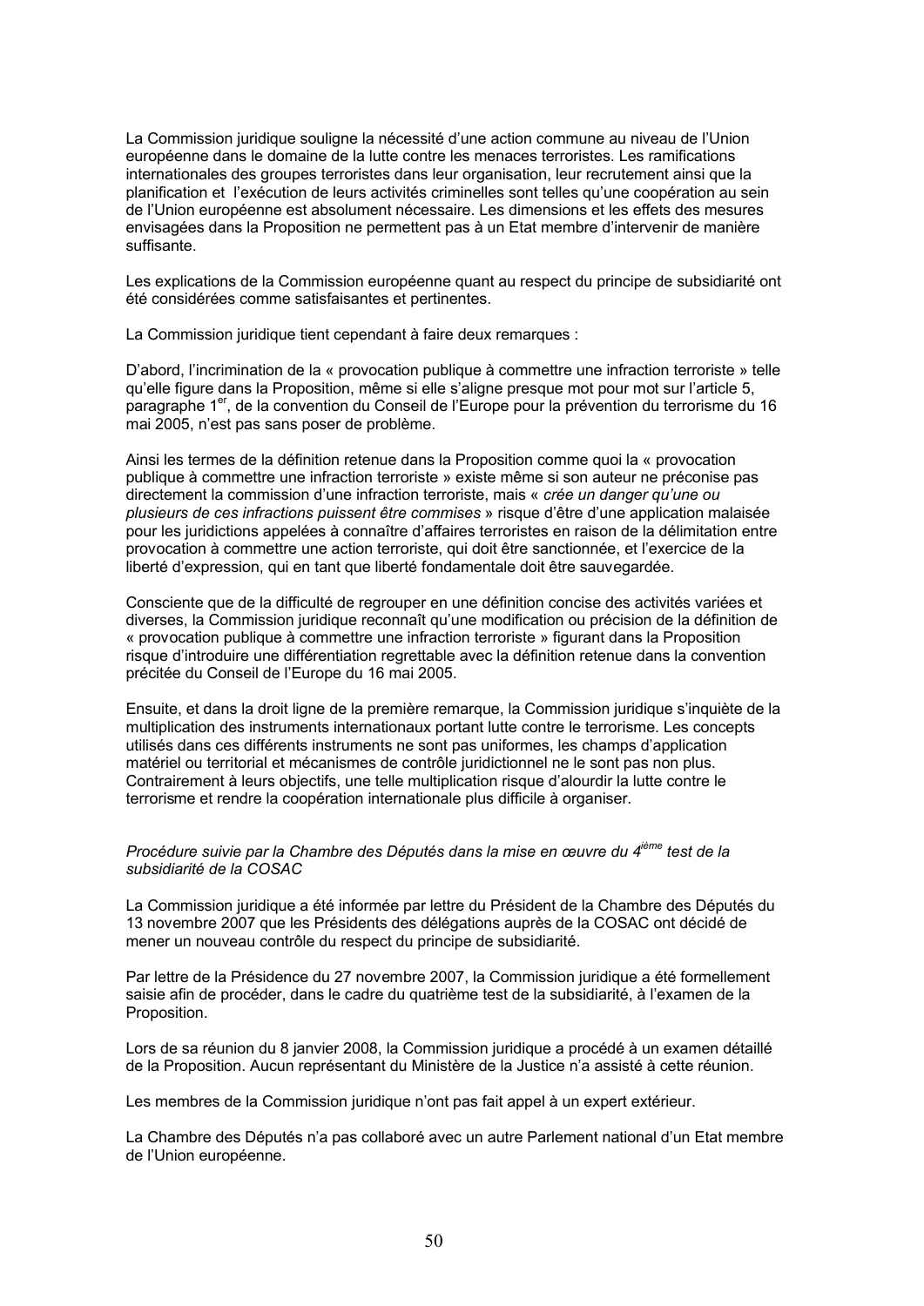La Commission juridique souligne la nécessité d'une action commune au niveau de l'Union européenne dans le domaine de la lutte contre les menaces terroristes. Les ramifications internationales des groupes terroristes dans leur organisation, leur recrutement ainsi que la planification et l'exécution de leurs activités criminelles sont telles qu'une coopération au sein de l'Union européenne est absolument nécessaire. Les dimensions et les effets des mesures envisagées dans la Proposition ne permettent pas à un Etat membre d'intervenir de manière suffisante.

Les explications de la Commission européenne quant au respect du principe de subsidiarité ont été considérées comme satisfaisantes et pertinentes.

La Commission juridique tient cependant à faire deux remarques :

D'abord, l'incrimination de la « provocation publique à commettre une infraction terroriste » telle qu'elle figure dans la Proposition, même si elle s'aligne presque mot pour mot sur l'article 5, paragraphe 1er, de la convention du Conseil de l'Europe pour la prévention du terrorisme du 16 mai 2005, n'est pas sans poser de problème.

Ainsi les termes de la définition retenue dans la Proposition comme quoi la « provocation publique à commettre une infraction terroriste » existe même si son auteur ne préconise pas directement la commission d'une infraction terroriste, mais « *crée un danger qu'une ou plusieurs de ces infractions puissent être commises* » risque d'être d'une application malaisée pour les juridictions appelées à connaître d'affaires terroristes en raison de la délimitation entre provocation à commettre une action terroriste, qui doit être sanctionnée, et l'exercice de la liberté d'expression, qui en tant que liberté fondamentale doit être sauvegardée.

Consciente que de la difficulté de regrouper en une définition concise des activités variées et diverses, la Commission juridique reconnaît qu'une modification ou précision de la définition de « provocation publique à commettre une infraction terroriste » figurant dans la Proposition risque d'introduire une différentiation regrettable avec la définition retenue dans la convention précitée du Conseil de l'Europe du 16 mai 2005.

Ensuite, et dans la droit ligne de la première remarque, la Commission juridique s'inquiète de la multiplication des instruments internationaux portant lutte contre le terrorisme. Les concepts utilisés dans ces différents instruments ne sont pas uniformes, les champs d'application matériel ou territorial et mécanismes de contrôle juridictionnel ne le sont pas non plus. Contrairement à leurs objectifs, une telle multiplication risque d'alourdir la lutte contre le terrorisme et rendre la coopération internationale plus difficile à organiser.

*Procédure suivie par la Chambre des Députés dans la mise en œuvre du 4ième test de la subsidiarité de la COSAC*

La Commission juridique a été informée par lettre du Président de la Chambre des Députés du 13 novembre 2007 que les Présidents des délégations auprès de la COSAC ont décidé de mener un nouveau contrôle du respect du principe de subsidiarité.

Par lettre de la Présidence du 27 novembre 2007, la Commission juridique a été formellement saisie afin de procéder, dans le cadre du quatrième test de la subsidiarité, à l'examen de la Proposition.

Lors de sa réunion du 8 janvier 2008, la Commission juridique a procédé à un examen détaillé de la Proposition. Aucun représentant du Ministère de la Justice n'a assisté à cette réunion.

Les membres de la Commission juridique n'ont pas fait appel à un expert extérieur.

La Chambre des Députés n'a pas collaboré avec un autre Parlement national d'un Etat membre de l'Union européenne.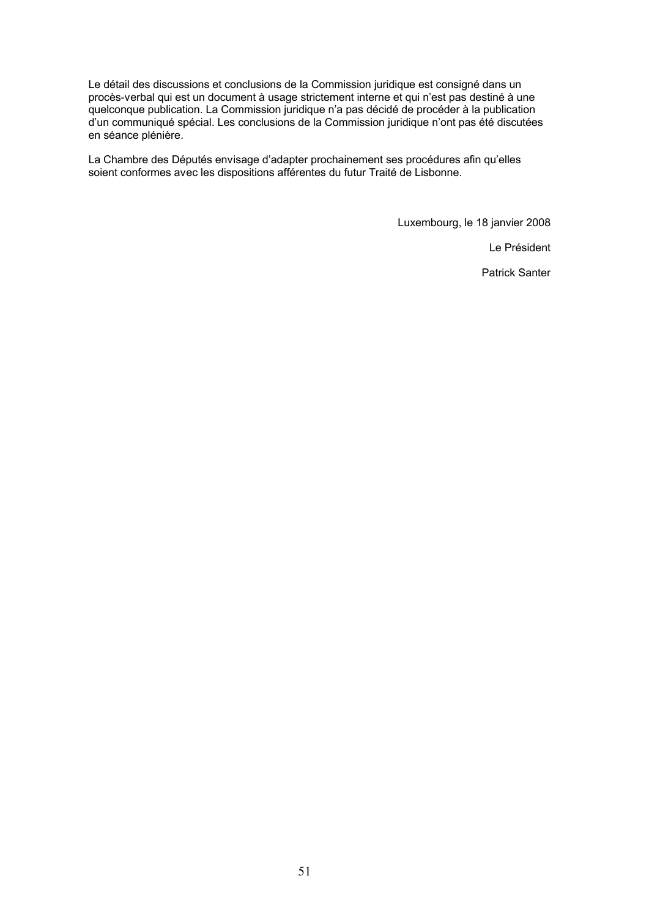Le détail des discussions et conclusions de la Commission juridique est consigné dans un procès-verbal qui est un document à usage strictement interne et qui n'est pas destiné à une quelconque publication. La Commission juridique n'a pas décidé de procéder à la publication d'un communiqué spécial. Les conclusions de la Commission juridique n'ont pas été discutées en séance plénière.

La Chambre des Députés envisage d'adapter prochainement ses procédures afin qu'elles soient conformes avec les dispositions afférentes du futur Traité de Lisbonne.

Luxembourg, le 18 janvier 2008

Le Président

Patrick Santer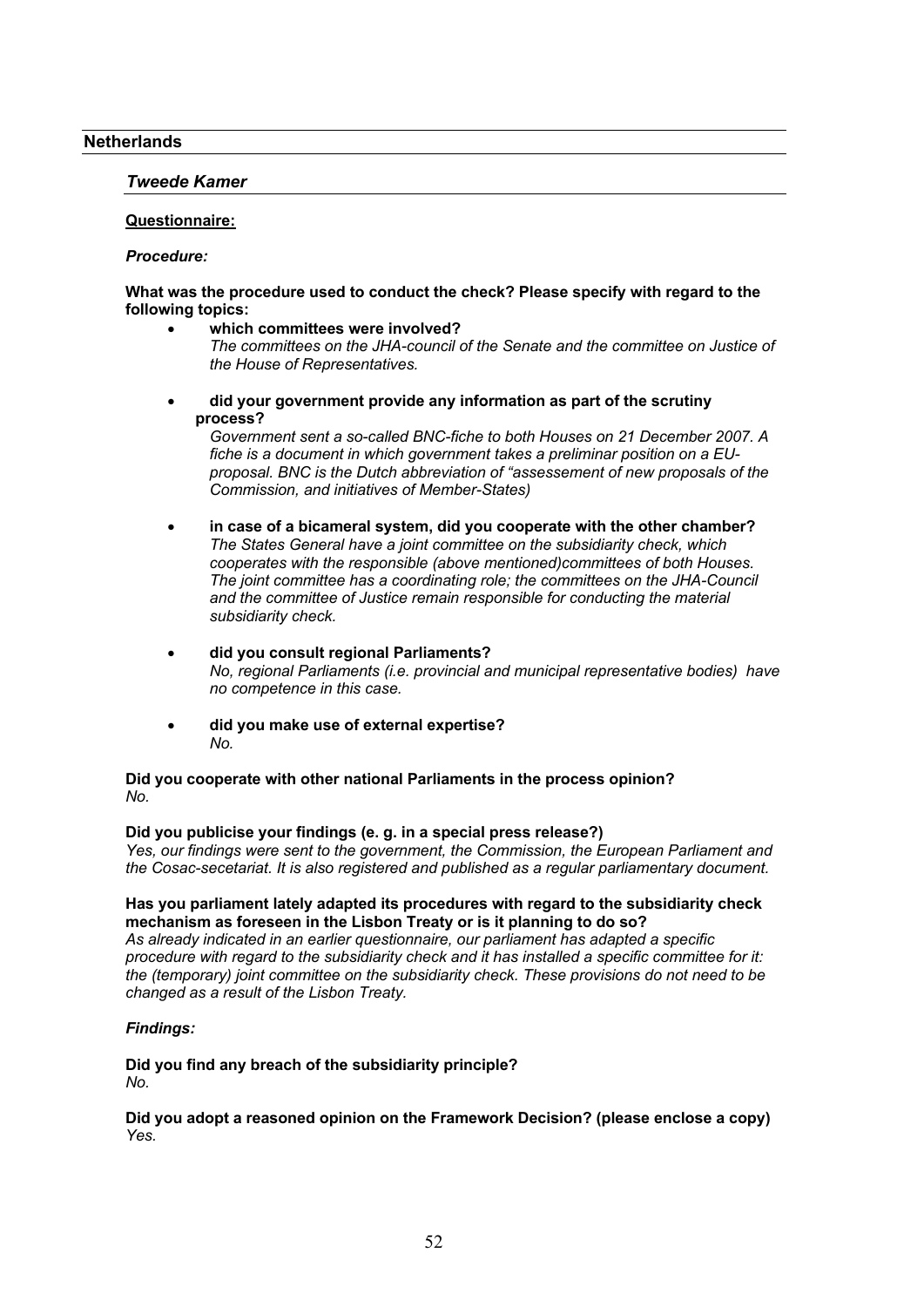## Netherlands

### *Tweede Kamer*

**Questionnaire:**

***Procedure:***

**What was the procedure used to conduct the check? Please specify with regard to the following topics:**

- **which committees were involved?**
  *The committees on the JHA-council of the Senate and the committee on Justice of the House of Representatives.*

- **did your government provide any information as part of the scrutiny process?**
  *Government sent a so-called BNC-fiche to both Houses on 21 December 2007. A fiche is a document in which government takes a preliminar position on a EU-proposal. BNC is the Dutch abbreviation of "assessement of new proposals of the Commission, and initiatives of Member-States)*

- **in case of a bicameral system, did you cooperate with the other chamber?**
  *The States General have a joint committee on the subsidiarity check, which cooperates with the responsible (above mentioned)committees of both Houses. The joint committee has a coordinating role; the committees on the JHA-Council and the committee of Justice remain responsible for conducting the material subsidiarity check.*

- **did you consult regional Parliaments?**
  *No, regional Parliaments (i.e. provincial and municipal representative bodies) have no competence in this case.*

- **did you make use of external expertise?**
  *No.*

**Did you cooperate with other national Parliaments in the process opinion?**
*No.*

**Did you publicise your findings (e. g. in a special press release?)**
*Yes, our findings were sent to the government, the Commission, the European Parliament and the Cosac-secetariat. It is also registered and published as a regular parliamentary document.*

**Has you parliament lately adapted its procedures with regard to the subsidiarity check mechanism as foreseen in the Lisbon Treaty or is it planning to do so?**
*As already indicated in an earlier questionnaire, our parliament has adapted a specific procedure with regard to the subsidiarity check and it has installed a specific committee for it: the (temporary) joint committee on the subsidiarity check. These provisions do not need to be changed as a result of the Lisbon Treaty.*

***Findings:***

**Did you find any breach of the subsidiarity principle?**
*No.*

**Did you adopt a reasoned opinion on the Framework Decision? (please enclose a copy)**
*Yes.*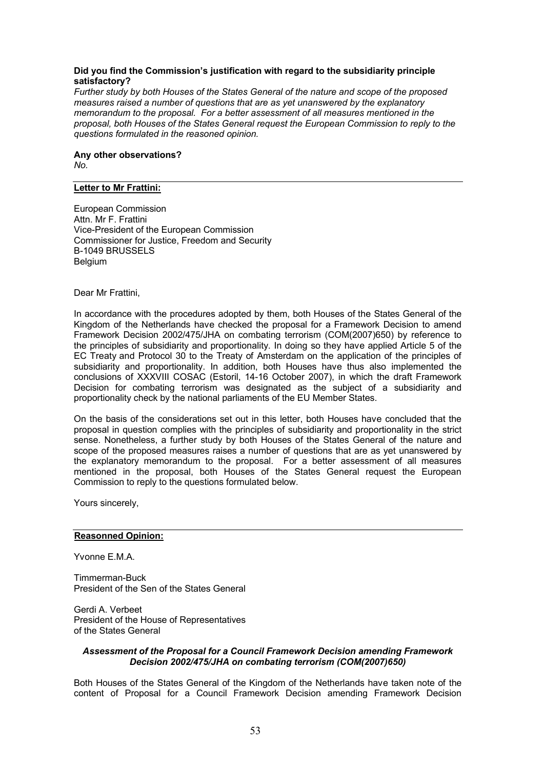**Did you find the Commission's justification with regard to the subsidiarity principle satisfactory?**

*Further study by both Houses of the States General of the nature and scope of the proposed measures raised a number of questions that are as yet unanswered by the explanatory memorandum to the proposal. For a better assessment of all measures mentioned in the proposal, both Houses of the States General request the European Commission to reply to the questions formulated in the reasoned opinion.*

**Any other observations?**

*No.*

**Letter to Mr Frattini:**

European Commission
Attn. Mr F. Frattini
Vice-President of the European Commission
Commissioner for Justice, Freedom and Security
B-1049 BRUSSELS
Belgium

Dear Mr Frattini,

In accordance with the procedures adopted by them, both Houses of the States General of the Kingdom of the Netherlands have checked the proposal for a Framework Decision to amend Framework Decision 2002/475/JHA on combating terrorism (COM(2007)650) by reference to the principles of subsidiarity and proportionality. In doing so they have applied Article 5 of the EC Treaty and Protocol 30 to the Treaty of Amsterdam on the application of the principles of subsidiarity and proportionality. In addition, both Houses have thus also implemented the conclusions of XXXVIII COSAC (Estoril, 14-16 October 2007), in which the draft Framework Decision for combating terrorism was designated as the subject of a subsidiarity and proportionality check by the national parliaments of the EU Member States.

On the basis of the considerations set out in this letter, both Houses have concluded that the proposal in question complies with the principles of subsidiarity and proportionality in the strict sense. Nonetheless, a further study by both Houses of the States General of the nature and scope of the proposed measures raises a number of questions that are as yet unanswered by the explanatory memorandum to the proposal. For a better assessment of all measures mentioned in the proposal, both Houses of the States General request the European Commission to reply to the questions formulated below.

Yours sincerely,

**Reasonned Opinion:**

Yvonne E.M.A.

Timmerman-Buck
President of the Sen of the States General

Gerdi A. Verbeet
President of the House of Representatives
of the States General

***Assessment of the Proposal for a Council Framework Decision amending Framework Decision 2002/475/JHA on combating terrorism (COM(2007)650)***

Both Houses of the States General of the Kingdom of the Netherlands have taken note of the content of Proposal for a Council Framework Decision amending Framework Decision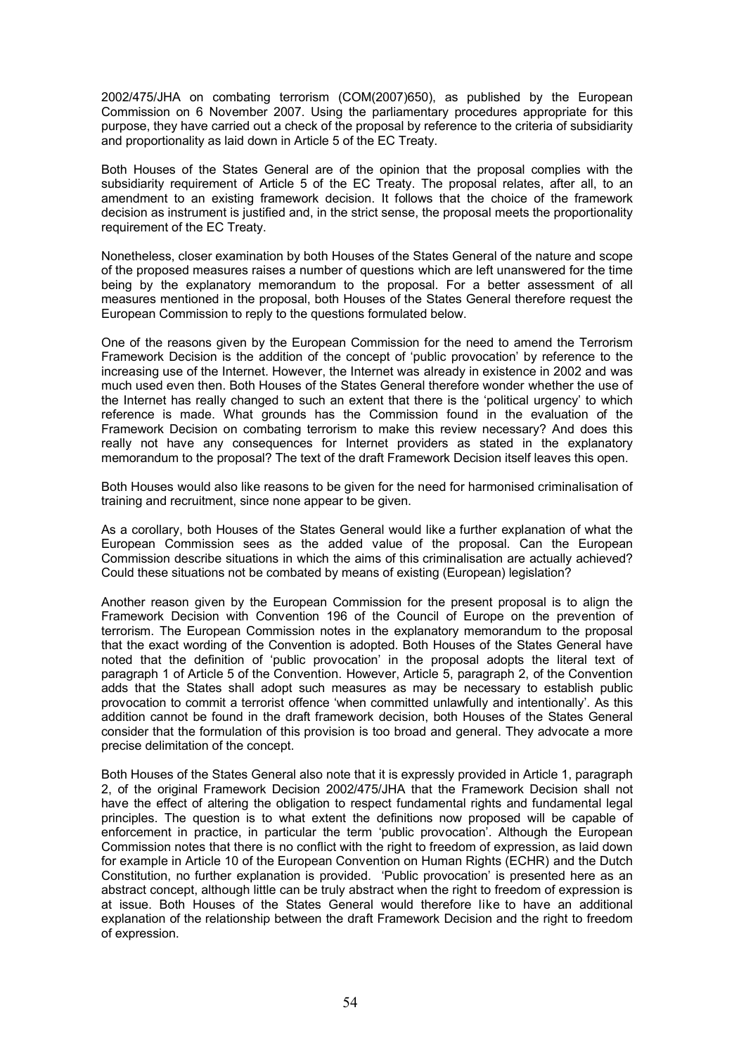2002/475/JHA on combating terrorism (COM(2007)650), as published by the European Commission on 6 November 2007. Using the parliamentary procedures appropriate for this purpose, they have carried out a check of the proposal by reference to the criteria of subsidiarity and proportionality as laid down in Article 5 of the EC Treaty.

Both Houses of the States General are of the opinion that the proposal complies with the subsidiarity requirement of Article 5 of the EC Treaty. The proposal relates, after all, to an amendment to an existing framework decision. It follows that the choice of the framework decision as instrument is justified and, in the strict sense, the proposal meets the proportionality requirement of the EC Treaty.

Nonetheless, closer examination by both Houses of the States General of the nature and scope of the proposed measures raises a number of questions which are left unanswered for the time being by the explanatory memorandum to the proposal. For a better assessment of all measures mentioned in the proposal, both Houses of the States General therefore request the European Commission to reply to the questions formulated below.

One of the reasons given by the European Commission for the need to amend the Terrorism Framework Decision is the addition of the concept of 'public provocation' by reference to the increasing use of the Internet. However, the Internet was already in existence in 2002 and was much used even then. Both Houses of the States General therefore wonder whether the use of the Internet has really changed to such an extent that there is the 'political urgency' to which reference is made. What grounds has the Commission found in the evaluation of the Framework Decision on combating terrorism to make this review necessary? And does this really not have any consequences for Internet providers as stated in the explanatory memorandum to the proposal? The text of the draft Framework Decision itself leaves this open.

Both Houses would also like reasons to be given for the need for harmonised criminalisation of training and recruitment, since none appear to be given.

As a corollary, both Houses of the States General would like a further explanation of what the European Commission sees as the added value of the proposal. Can the European Commission describe situations in which the aims of this criminalisation are actually achieved? Could these situations not be combated by means of existing (European) legislation?

Another reason given by the European Commission for the present proposal is to align the Framework Decision with Convention 196 of the Council of Europe on the prevention of terrorism. The European Commission notes in the explanatory memorandum to the proposal that the exact wording of the Convention is adopted. Both Houses of the States General have noted that the definition of 'public provocation' in the proposal adopts the literal text of paragraph 1 of Article 5 of the Convention. However, Article 5, paragraph 2, of the Convention adds that the States shall adopt such measures as may be necessary to establish public provocation to commit a terrorist offence 'when committed unlawfully and intentionally'. As this addition cannot be found in the draft framework decision, both Houses of the States General consider that the formulation of this provision is too broad and general. They advocate a more precise delimitation of the concept.

Both Houses of the States General also note that it is expressly provided in Article 1, paragraph 2, of the original Framework Decision 2002/475/JHA that the Framework Decision shall not have the effect of altering the obligation to respect fundamental rights and fundamental legal principles. The question is to what extent the definitions now proposed will be capable of enforcement in practice, in particular the term 'public provocation'. Although the European Commission notes that there is no conflict with the right to freedom of expression, as laid down for example in Article 10 of the European Convention on Human Rights (ECHR) and the Dutch Constitution, no further explanation is provided. 'Public provocation' is presented here as an abstract concept, although little can be truly abstract when the right to freedom of expression is at issue. Both Houses of the States General would therefore like to have an additional explanation of the relationship between the draft Framework Decision and the right to freedom of expression.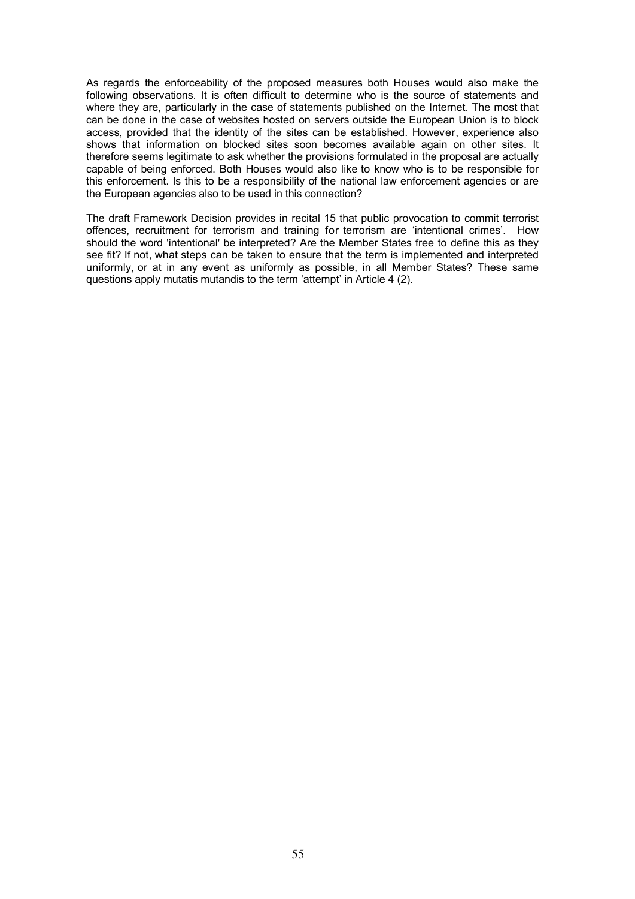As regards the enforceability of the proposed measures both Houses would also make the following observations. It is often difficult to determine who is the source of statements and where they are, particularly in the case of statements published on the Internet. The most that can be done in the case of websites hosted on servers outside the European Union is to block access, provided that the identity of the sites can be established. However, experience also shows that information on blocked sites soon becomes available again on other sites. It therefore seems legitimate to ask whether the provisions formulated in the proposal are actually capable of being enforced. Both Houses would also like to know who is to be responsible for this enforcement. Is this to be a responsibility of the national law enforcement agencies or are the European agencies also to be used in this connection?

The draft Framework Decision provides in recital 15 that public provocation to commit terrorist offences, recruitment for terrorism and training for terrorism are 'intentional crimes'. How should the word 'intentional' be interpreted? Are the Member States free to define this as they see fit? If not, what steps can be taken to ensure that the term is implemented and interpreted uniformly, or at in any event as uniformly as possible, in all Member States? These same questions apply mutatis mutandis to the term 'attempt' in Article 4 (2).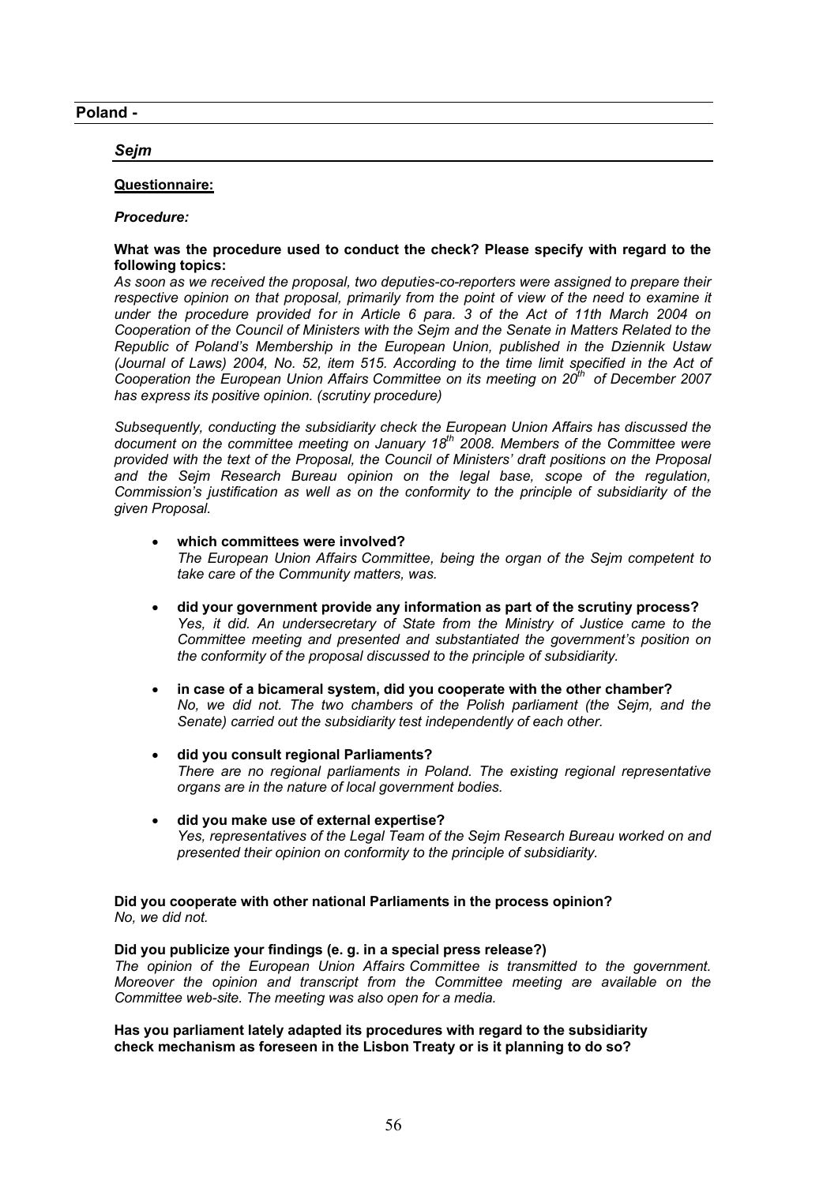## Poland -

### *Sejm*

**Questionnaire:**

***Procedure:***

**What was the procedure used to conduct the check? Please specify with regard to the following topics:**

*As soon as we received the proposal, two deputies-co-reporters were assigned to prepare their respective opinion on that proposal, primarily from the point of view of the need to examine it under the procedure provided for in Article 6 para. 3 of the Act of 11th March 2004 on Cooperation of the Council of Ministers with the Sejm and the Senate in Matters Related to the Republic of Poland's Membership in the European Union, published in the Dziennik Ustaw (Journal of Laws) 2004, No. 52, item 515. According to the time limit specified in the Act of Cooperation the European Union Affairs Committee on its meeting on 20th of December 2007 has express its positive opinion. (scrutiny procedure)*

*Subsequently, conducting the subsidiarity check the European Union Affairs has discussed the document on the committee meeting on January 18th 2008. Members of the Committee were provided with the text of the Proposal, the Council of Ministers' draft positions on the Proposal and the Sejm Research Bureau opinion on the legal base, scope of the regulation, Commission's justification as well as on the conformity to the principle of subsidiarity of the given Proposal.*

- **which committees were involved?**
  *The European Union Affairs Committee, being the organ of the Sejm competent to take care of the Community matters, was.*

- **did your government provide any information as part of the scrutiny process?**
  *Yes, it did. An undersecretary of State from the Ministry of Justice came to the Committee meeting and presented and substantiated the government's position on the conformity of the proposal discussed to the principle of subsidiarity.*

- **in case of a bicameral system, did you cooperate with the other chamber?**
  *No, we did not. The two chambers of the Polish parliament (the Sejm, and the Senate) carried out the subsidiarity test independently of each other.*

- **did you consult regional Parliaments?**
  *There are no regional parliaments in Poland. The existing regional representative organs are in the nature of local government bodies.*

- **did you make use of external expertise?**
  *Yes, representatives of the Legal Team of the Sejm Research Bureau worked on and presented their opinion on conformity to the principle of subsidiarity.*

**Did you cooperate with other national Parliaments in the process opinion?**
*No, we did not.*

**Did you publicize your findings (e. g. in a special press release?)**
*The opinion of the European Union Affairs Committee is transmitted to the government. Moreover the opinion and transcript from the Committee meeting are available on the Committee web-site. The meeting was also open for a media.*

**Has you parliament lately adapted its procedures with regard to the subsidiarity check mechanism as foreseen in the Lisbon Treaty or is it planning to do so?**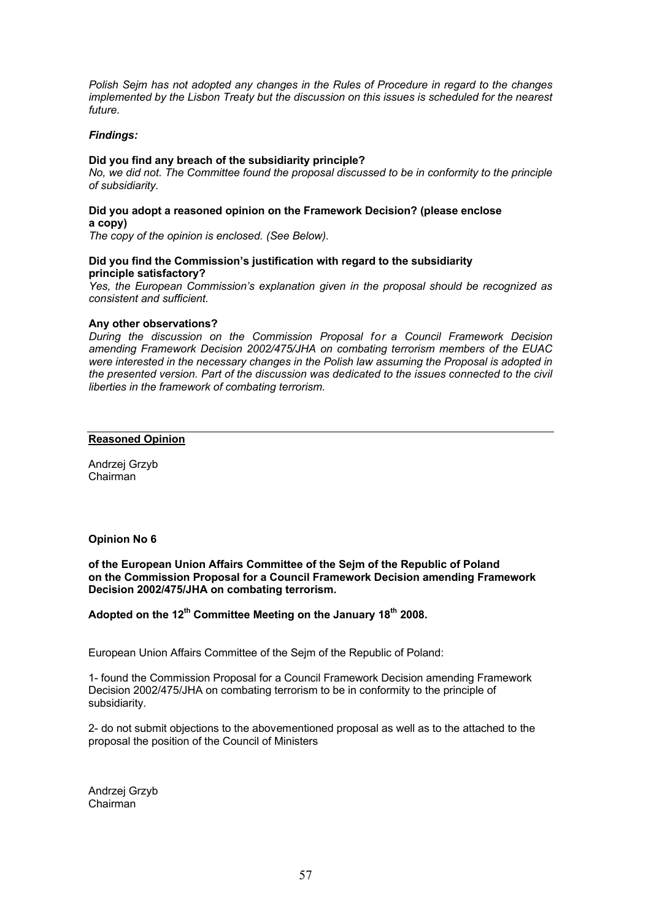*Polish Sejm has not adopted any changes in the Rules of Procedure in regard to the changes implemented by the Lisbon Treaty but the discussion on this issues is scheduled for the nearest future.*

***Findings:***

**Did you find any breach of the subsidiarity principle?**
*No, we did not. The Committee found the proposal discussed to be in conformity to the principle of subsidiarity.*

**Did you adopt a reasoned opinion on the Framework Decision? (please enclose a copy)**
*The copy of the opinion is enclosed. (See Below).*

**Did you find the Commission's justification with regard to the subsidiarity principle satisfactory?**
*Yes, the European Commission's explanation given in the proposal should be recognized as consistent and sufficient.*

**Any other observations?**
*During the discussion on the Commission Proposal for a Council Framework Decision amending Framework Decision 2002/475/JHA on combating terrorism members of the EUAC were interested in the necessary changes in the Polish law assuming the Proposal is adopted in the presented version. Part of the discussion was dedicated to the issues connected to the civil liberties in the framework of combating terrorism.*

---

**Reasoned Opinion**

Andrzej Grzyb
Chairman

**Opinion No 6**

**of the European Union Affairs Committee of the Sejm of the Republic of Poland on the Commission Proposal for a Council Framework Decision amending Framework Decision 2002/475/JHA on combating terrorism.**

**Adopted on the 12th Committee Meeting on the January 18th 2008.**

European Union Affairs Committee of the Sejm of the Republic of Poland:

1- found the Commission Proposal for a Council Framework Decision amending Framework Decision 2002/475/JHA on combating terrorism to be in conformity to the principle of subsidiarity.

2- do not submit objections to the abovementioned proposal as well as to the attached to the proposal the position of the Council of Ministers

Andrzej Grzyb
Chairman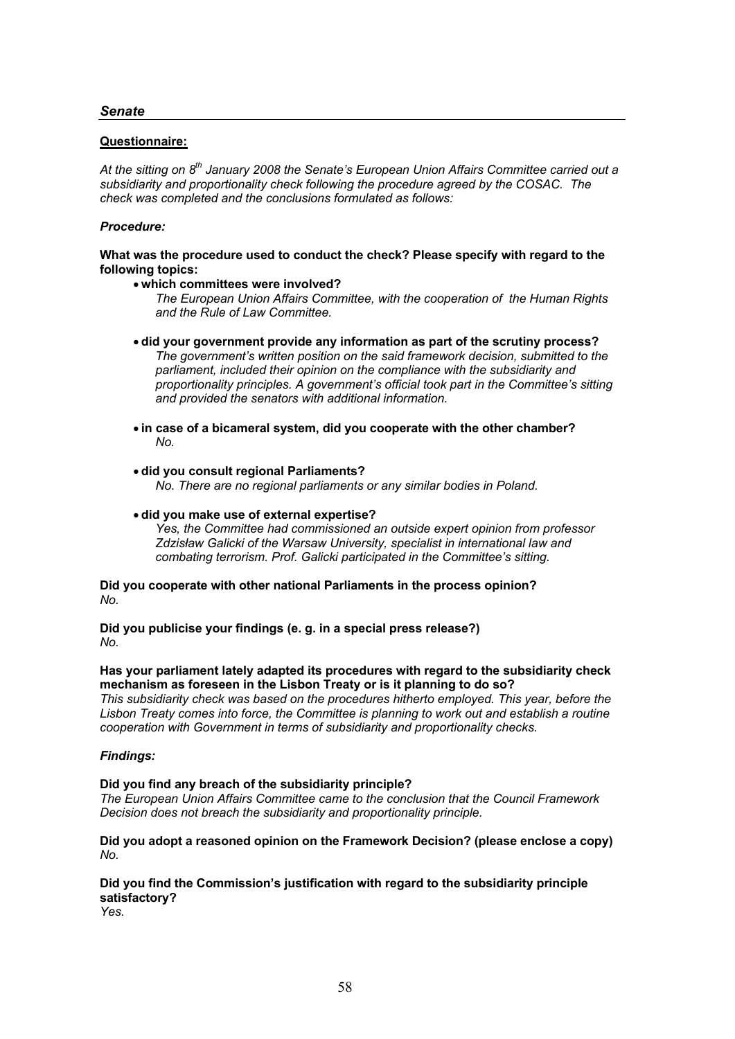## *Senate*

**Questionnaire:**

*At the sitting on 8th January 2008 the Senate's European Union Affairs Committee carried out a subsidiarity and proportionality check following the procedure agreed by the COSAC. The check was completed and the conclusions formulated as follows:*

### *Procedure:*

**What was the procedure used to conduct the check? Please specify with regard to the following topics:**

- **which committees were involved?**
  *The European Union Affairs Committee, with the cooperation of the Human Rights and the Rule of Law Committee.*
- **did your government provide any information as part of the scrutiny process?**
  *The government's written position on the said framework decision, submitted to the parliament, included their opinion on the compliance with the subsidiarity and proportionality principles. A government's official took part in the Committee's sitting and provided the senators with additional information.*
- **in case of a bicameral system, did you cooperate with the other chamber?**
  *No.*
- **did you consult regional Parliaments?**
  *No. There are no regional parliaments or any similar bodies in Poland.*
- **did you make use of external expertise?**
  *Yes, the Committee had commissioned an outside expert opinion from professor Zdzisław Galicki of the Warsaw University, specialist in international law and combating terrorism. Prof. Galicki participated in the Committee's sitting.*

**Did you cooperate with other national Parliaments in the process opinion?**
*No.*

**Did you publicise your findings (e. g. in a special press release?)**
*No.*

**Has your parliament lately adapted its procedures with regard to the subsidiarity check mechanism as foreseen in the Lisbon Treaty or is it planning to do so?**
*This subsidiarity check was based on the procedures hitherto employed. This year, before the Lisbon Treaty comes into force, the Committee is planning to work out and establish a routine cooperation with Government in terms of subsidiarity and proportionality checks.*

### *Findings:*

**Did you find any breach of the subsidiarity principle?**
*The European Union Affairs Committee came to the conclusion that the Council Framework Decision does not breach the subsidiarity and proportionality principle.*

**Did you adopt a reasoned opinion on the Framework Decision? (please enclose a copy)**
*No.*

**Did you find the Commission's justification with regard to the subsidiarity principle satisfactory?**
*Yes.*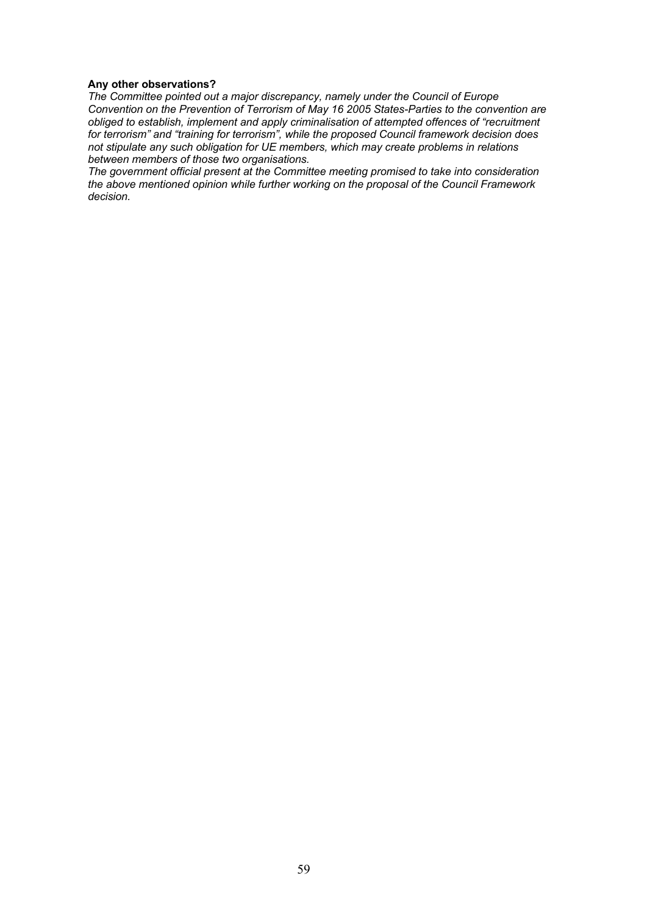**Any other observations?**

*The Committee pointed out a major discrepancy, namely under the Council of Europe Convention on the Prevention of Terrorism of May 16 2005 States-Parties to the convention are obliged to establish, implement and apply criminalisation of attempted offences of "recruitment for terrorism" and "training for terrorism", while the proposed Council framework decision does not stipulate any such obligation for UE members, which may create problems in relations between members of those two organisations.*

*The government official present at the Committee meeting promised to take into consideration the above mentioned opinion while further working on the proposal of the Council Framework decision.*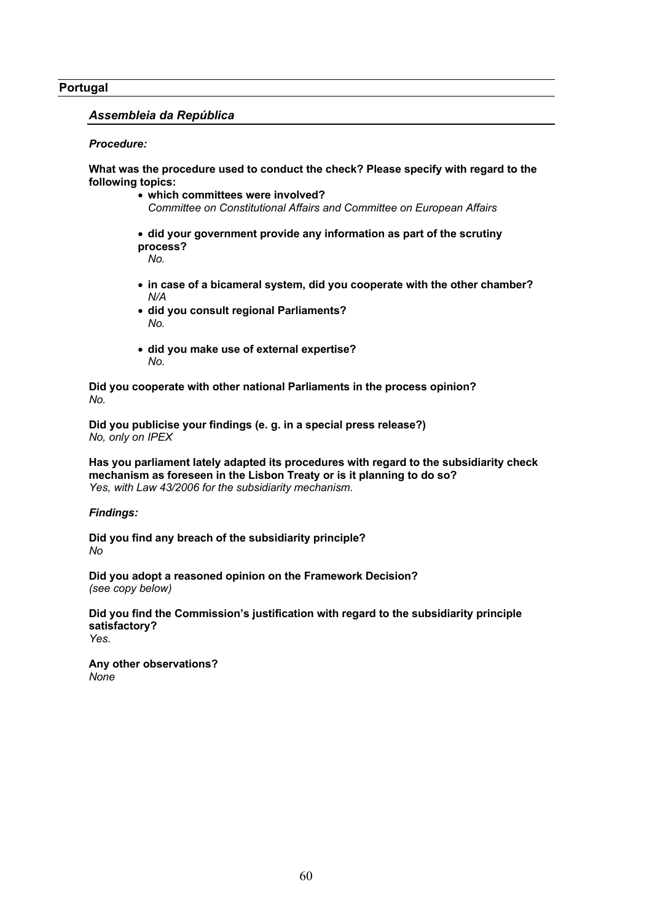## Portugal

### *Assembleia da República*

***Procedure:***

**What was the procedure used to conduct the check? Please specify with regard to the following topics:**

- **which committees were involved?**
  *Committee on Constitutional Affairs and Committee on European Affairs*

- **did your government provide any information as part of the scrutiny process?**
  *No.*

- **in case of a bicameral system, did you cooperate with the other chamber?**
  *N/A*
- **did you consult regional Parliaments?**
  *No.*

- **did you make use of external expertise?**
  *No.*

**Did you cooperate with other national Parliaments in the process opinion?**
*No.*

**Did you publicise your findings (e. g. in a special press release?)**
*No, only on IPEX*

**Has you parliament lately adapted its procedures with regard to the subsidiarity check mechanism as foreseen in the Lisbon Treaty or is it planning to do so?**
*Yes, with Law 43/2006 for the subsidiarity mechanism.*

***Findings:***

**Did you find any breach of the subsidiarity principle?**
*No*

**Did you adopt a reasoned opinion on the Framework Decision?**
*(see copy below)*

**Did you find the Commission's justification with regard to the subsidiarity principle satisfactory?**
*Yes.*

**Any other observations?**
*None*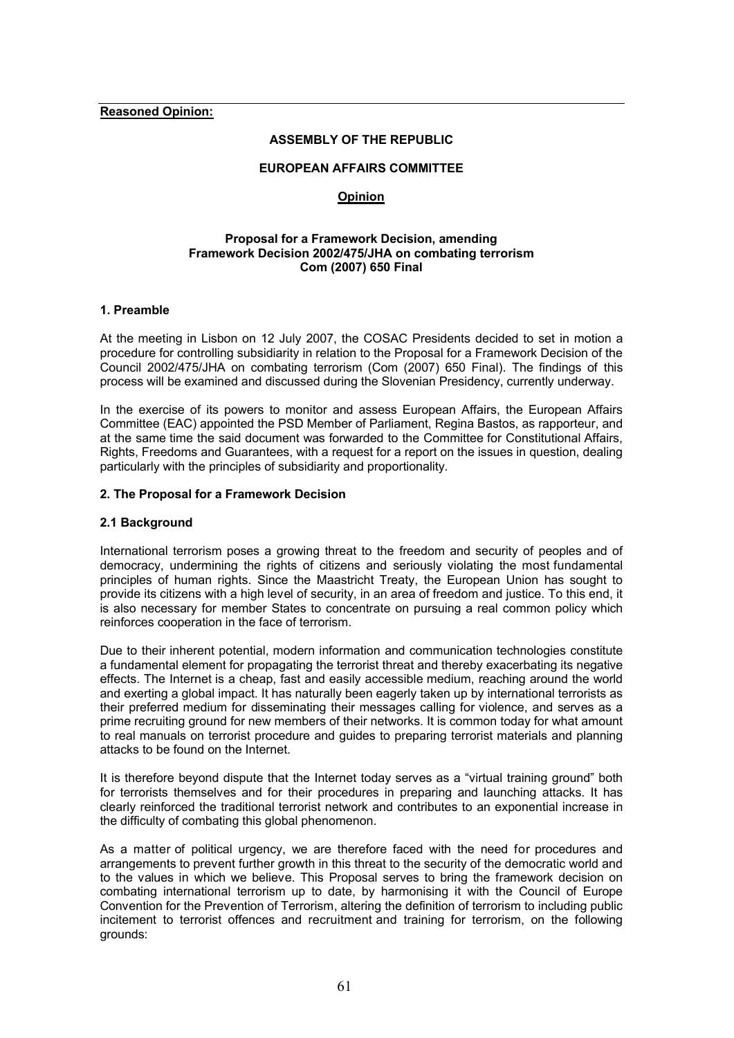**Reasoned Opinion:**

**ASSEMBLY OF THE REPUBLIC**

**EUROPEAN AFFAIRS COMMITTEE**

**Opinion**

**Proposal for a Framework Decision, amending Framework Decision 2002/475/JHA on combating terrorism Com (2007) 650 Final**

### 1. Preamble

At the meeting in Lisbon on 12 July 2007, the COSAC Presidents decided to set in motion a procedure for controlling subsidiarity in relation to the Proposal for a Framework Decision of the Council 2002/475/JHA on combating terrorism (Com (2007) 650 Final). The findings of this process will be examined and discussed during the Slovenian Presidency, currently underway.

In the exercise of its powers to monitor and assess European Affairs, the European Affairs Committee (EAC) appointed the PSD Member of Parliament, Regina Bastos, as rapporteur, and at the same time the said document was forwarded to the Committee for Constitutional Affairs, Rights, Freedoms and Guarantees, with a request for a report on the issues in question, dealing particularly with the principles of subsidiarity and proportionality.

### 2. The Proposal for a Framework Decision

#### 2.1 Background

International terrorism poses a growing threat to the freedom and security of peoples and of democracy, undermining the rights of citizens and seriously violating the most fundamental principles of human rights. Since the Maastricht Treaty, the European Union has sought to provide its citizens with a high level of security, in an area of freedom and justice. To this end, it is also necessary for member States to concentrate on pursuing a real common policy which reinforces cooperation in the face of terrorism.

Due to their inherent potential, modern information and communication technologies constitute a fundamental element for propagating the terrorist threat and thereby exacerbating its negative effects. The Internet is a cheap, fast and easily accessible medium, reaching around the world and exerting a global impact. It has naturally been eagerly taken up by international terrorists as their preferred medium for disseminating their messages calling for violence, and serves as a prime recruiting ground for new members of their networks. It is common today for what amount to real manuals on terrorist procedure and guides to preparing terrorist materials and planning attacks to be found on the Internet.

It is therefore beyond dispute that the Internet today serves as a "virtual training ground" both for terrorists themselves and for their procedures in preparing and launching attacks. It has clearly reinforced the traditional terrorist network and contributes to an exponential increase in the difficulty of combating this global phenomenon.

As a matter of political urgency, we are therefore faced with the need for procedures and arrangements to prevent further growth in this threat to the security of the democratic world and to the values in which we believe. This Proposal serves to bring the framework decision on combating international terrorism up to date, by harmonising it with the Council of Europe Convention for the Prevention of Terrorism, altering the definition of terrorism to including public incitement to terrorist offences and recruitment and training for terrorism, on the following grounds: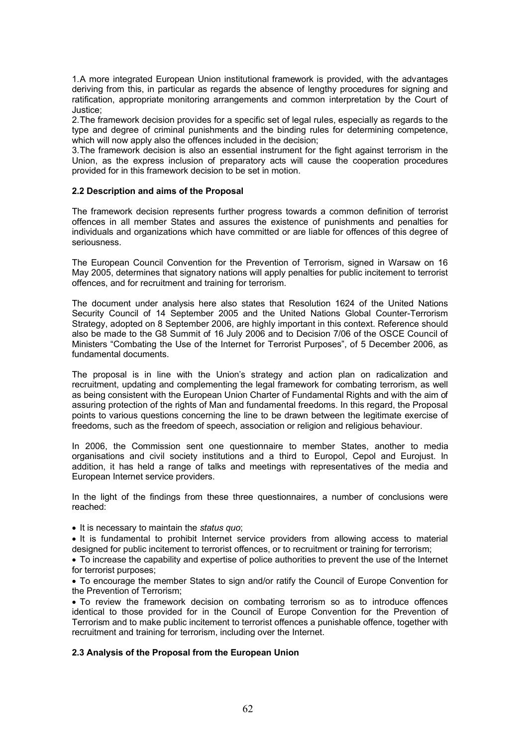1. A more integrated European Union institutional framework is provided, with the advantages deriving from this, in particular as regards the absence of lengthy procedures for signing and ratification, appropriate monitoring arrangements and common interpretation by the Court of Justice;
2. The framework decision provides for a specific set of legal rules, especially as regards to the type and degree of criminal punishments and the binding rules for determining competence, which will now apply also the offences included in the decision;
3. The framework decision is also an essential instrument for the fight against terrorism in the Union, as the express inclusion of preparatory acts will cause the cooperation procedures provided for in this framework decision to be set in motion.

#### 2.2 Description and aims of the Proposal

The framework decision represents further progress towards a common definition of terrorist offences in all member States and assures the existence of punishments and penalties for individuals and organizations which have committed or are liable for offences of this degree of seriousness.

The European Council Convention for the Prevention of Terrorism, signed in Warsaw on 16 May 2005, determines that signatory nations will apply penalties for public incitement to terrorist offences, and for recruitment and training for terrorism.

The document under analysis here also states that Resolution 1624 of the United Nations Security Council of 14 September 2005 and the United Nations Global Counter-Terrorism Strategy, adopted on 8 September 2006, are highly important in this context. Reference should also be made to the G8 Summit of 16 July 2006 and to Decision 7/06 of the OSCE Council of Ministers "Combating the Use of the Internet for Terrorist Purposes", of 5 December 2006, as fundamental documents.

The proposal is in line with the Union's strategy and action plan on radicalization and recruitment, updating and complementing the legal framework for combating terrorism, as well as being consistent with the European Union Charter of Fundamental Rights and with the aim of assuring protection of the rights of Man and fundamental freedoms. In this regard, the Proposal points to various questions concerning the line to be drawn between the legitimate exercise of freedoms, such as the freedom of speech, association or religion and religious behaviour.

In 2006, the Commission sent one questionnaire to member States, another to media organisations and civil society institutions and a third to Europol, Cepol and Eurojust. In addition, it has held a range of talks and meetings with representatives of the media and European Internet service providers.

In the light of the findings from these three questionnaires, a number of conclusions were reached:

- It is necessary to maintain the *status quo*;
- It is fundamental to prohibit Internet service providers from allowing access to material designed for public incitement to terrorist offences, or to recruitment or training for terrorism;
- To increase the capability and expertise of police authorities to prevent the use of the Internet for terrorist purposes;
- To encourage the member States to sign and/or ratify the Council of Europe Convention for the Prevention of Terrorism;
- To review the framework decision on combating terrorism so as to introduce offences identical to those provided for in the Council of Europe Convention for the Prevention of Terrorism and to make public incitement to terrorist offences a punishable offence, together with recruitment and training for terrorism, including over the Internet.

#### 2.3 Analysis of the Proposal from the European Union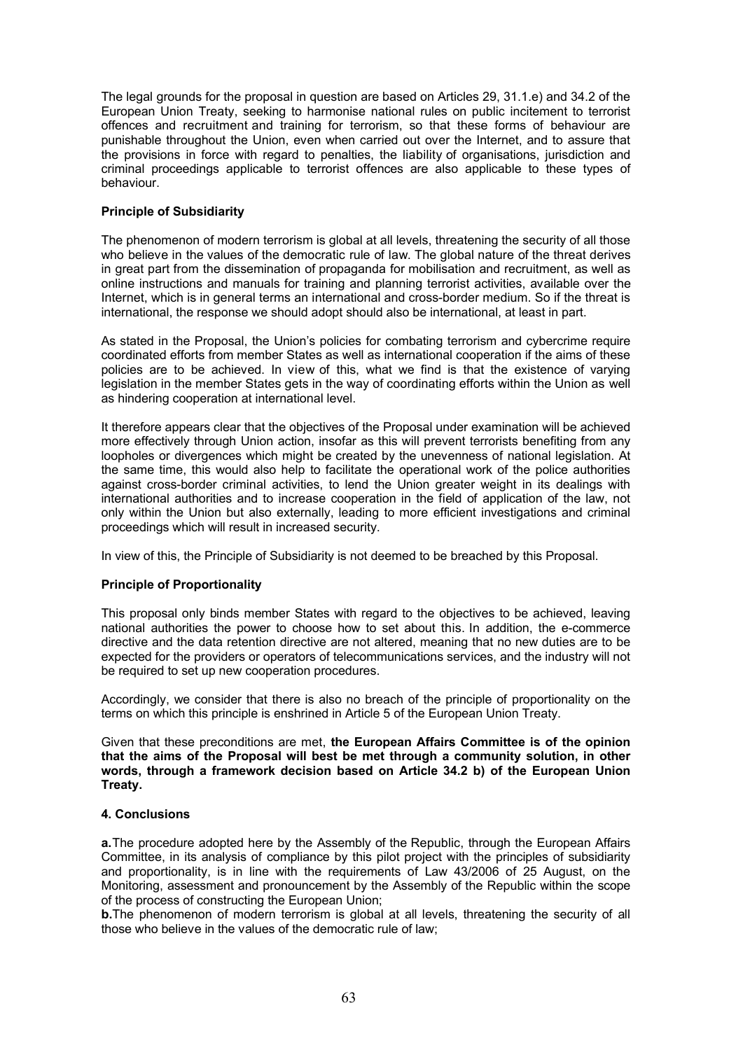The legal grounds for the proposal in question are based on Articles 29, 31.1.e) and 34.2 of the European Union Treaty, seeking to harmonise national rules on public incitement to terrorist offences and recruitment and training for terrorism, so that these forms of behaviour are punishable throughout the Union, even when carried out over the Internet, and to assure that the provisions in force with regard to penalties, the liability of organisations, jurisdiction and criminal proceedings applicable to terrorist offences are also applicable to these types of behaviour.

**Principle of Subsidiarity**

The phenomenon of modern terrorism is global at all levels, threatening the security of all those who believe in the values of the democratic rule of law. The global nature of the threat derives in great part from the dissemination of propaganda for mobilisation and recruitment, as well as online instructions and manuals for training and planning terrorist activities, available over the Internet, which is in general terms an international and cross-border medium. So if the threat is international, the response we should adopt should also be international, at least in part.

As stated in the Proposal, the Union's policies for combating terrorism and cybercrime require coordinated efforts from member States as well as international cooperation if the aims of these policies are to be achieved. In view of this, what we find is that the existence of varying legislation in the member States gets in the way of coordinating efforts within the Union as well as hindering cooperation at international level.

It therefore appears clear that the objectives of the Proposal under examination will be achieved more effectively through Union action, insofar as this will prevent terrorists benefiting from any loopholes or divergences which might be created by the unevenness of national legislation. At the same time, this would also help to facilitate the operational work of the police authorities against cross-border criminal activities, to lend the Union greater weight in its dealings with international authorities and to increase cooperation in the field of application of the law, not only within the Union but also externally, leading to more efficient investigations and criminal proceedings which will result in increased security.

In view of this, the Principle of Subsidiarity is not deemed to be breached by this Proposal.

**Principle of Proportionality**

This proposal only binds member States with regard to the objectives to be achieved, leaving national authorities the power to choose how to set about this. In addition, the e-commerce directive and the data retention directive are not altered, meaning that no new duties are to be expected for the providers or operators of telecommunications services, and the industry will not be required to set up new cooperation procedures.

Accordingly, we consider that there is also no breach of the principle of proportionality on the terms on which this principle is enshrined in Article 5 of the European Union Treaty.

Given that these preconditions are met, **the European Affairs Committee is of the opinion that the aims of the Proposal will best be met through a community solution, in other words, through a framework decision based on Article 34.2 b) of the European Union Treaty.**

**4. Conclusions**

**a.** The procedure adopted here by the Assembly of the Republic, through the European Affairs Committee, in its analysis of compliance by this pilot project with the principles of subsidiarity and proportionality, is in line with the requirements of Law 43/2006 of 25 August, on the Monitoring, assessment and pronouncement by the Assembly of the Republic within the scope of the process of constructing the European Union;

**b.** The phenomenon of modern terrorism is global at all levels, threatening the security of all those who believe in the values of the democratic rule of law;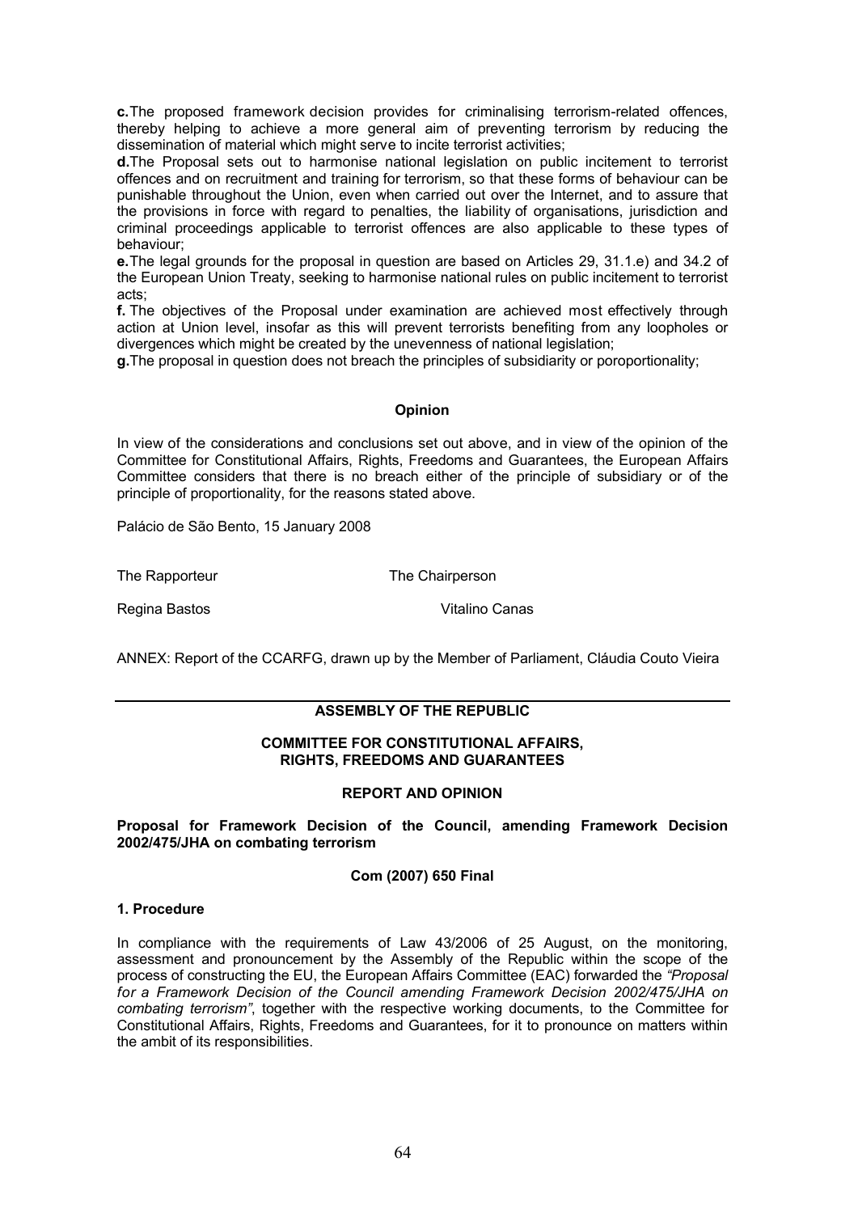**c.** The proposed framework decision provides for criminalising terrorism-related offences, thereby helping to achieve a more general aim of preventing terrorism by reducing the dissemination of material which might serve to incite terrorist activities;

**d.** The Proposal sets out to harmonise national legislation on public incitement to terrorist offences and on recruitment and training for terrorism, so that these forms of behaviour can be punishable throughout the Union, even when carried out over the Internet, and to assure that the provisions in force with regard to penalties, the liability of organisations, jurisdiction and criminal proceedings applicable to terrorist offences are also applicable to these types of behaviour;

**e.** The legal grounds for the proposal in question are based on Articles 29, 31.1.e) and 34.2 of the European Union Treaty, seeking to harmonise national rules on public incitement to terrorist acts;

**f.** The objectives of the Proposal under examination are achieved most effectively through action at Union level, insofar as this will prevent terrorists benefiting from any loopholes or divergences which might be created by the unevenness of national legislation;

**g.** The proposal in question does not breach the principles of subsidiarity or poroportionality;

**Opinion**

In view of the considerations and conclusions set out above, and in view of the opinion of the Committee for Constitutional Affairs, Rights, Freedoms and Guarantees, the European Affairs Committee considers that there is no breach either of the principle of subsidiary or of the principle of proportionality, for the reasons stated above.

Palácio de São Bento, 15 January 2008

The Rapporteur — The Chairperson

Regina Bastos — Vitalino Canas

ANNEX: Report of the CCARFG, drawn up by the Member of Parliament, Cláudia Couto Vieira

---

**ASSEMBLY OF THE REPUBLIC**

**COMMITTEE FOR CONSTITUTIONAL AFFAIRS, RIGHTS, FREEDOMS AND GUARANTEES**

**REPORT AND OPINION**

**Proposal for Framework Decision of the Council, amending Framework Decision 2002/475/JHA on combating terrorism**

**Com (2007) 650 Final**

**1. Procedure**

In compliance with the requirements of Law 43/2006 of 25 August, on the monitoring, assessment and pronouncement by the Assembly of the Republic within the scope of the process of constructing the EU, the European Affairs Committee (EAC) forwarded the *"Proposal for a Framework Decision of the Council amending Framework Decision 2002/475/JHA on combating terrorism"*, together with the respective working documents, to the Committee for Constitutional Affairs, Rights, Freedoms and Guarantees, for it to pronounce on matters within the ambit of its responsibilities.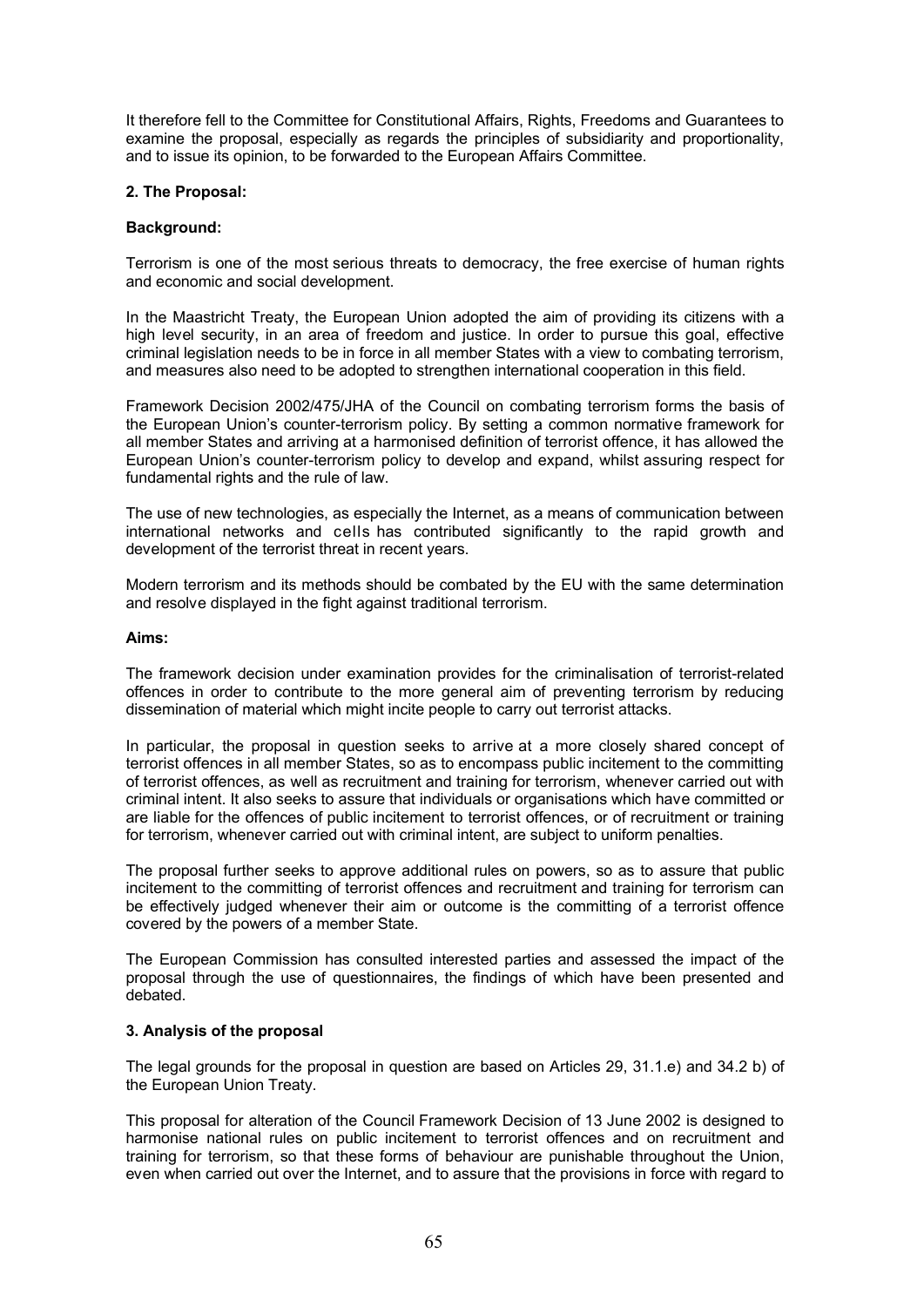It therefore fell to the Committee for Constitutional Affairs, Rights, Freedoms and Guarantees to examine the proposal, especially as regards the principles of subsidiarity and proportionality, and to issue its opinion, to be forwarded to the European Affairs Committee.

### 2. The Proposal:

**Background:**

Terrorism is one of the most serious threats to democracy, the free exercise of human rights and economic and social development.

In the Maastricht Treaty, the European Union adopted the aim of providing its citizens with a high level security, in an area of freedom and justice. In order to pursue this goal, effective criminal legislation needs to be in force in all member States with a view to combating terrorism, and measures also need to be adopted to strengthen international cooperation in this field.

Framework Decision 2002/475/JHA of the Council on combating terrorism forms the basis of the European Union's counter-terrorism policy. By setting a common normative framework for all member States and arriving at a harmonised definition of terrorist offence, it has allowed the European Union's counter-terrorism policy to develop and expand, whilst assuring respect for fundamental rights and the rule of law.

The use of new technologies, as especially the Internet, as a means of communication between international networks and cells has contributed significantly to the rapid growth and development of the terrorist threat in recent years.

Modern terrorism and its methods should be combated by the EU with the same determination and resolve displayed in the fight against traditional terrorism.

**Aims:**

The framework decision under examination provides for the criminalisation of terrorist-related offences in order to contribute to the more general aim of preventing terrorism by reducing dissemination of material which might incite people to carry out terrorist attacks.

In particular, the proposal in question seeks to arrive at a more closely shared concept of terrorist offences in all member States, so as to encompass public incitement to the committing of terrorist offences, as well as recruitment and training for terrorism, whenever carried out with criminal intent. It also seeks to assure that individuals or organisations which have committed or are liable for the offences of public incitement to terrorist offences, or of recruitment or training for terrorism, whenever carried out with criminal intent, are subject to uniform penalties.

The proposal further seeks to approve additional rules on powers, so as to assure that public incitement to the committing of terrorist offences and recruitment and training for terrorism can be effectively judged whenever their aim or outcome is the committing of a terrorist offence covered by the powers of a member State.

The European Commission has consulted interested parties and assessed the impact of the proposal through the use of questionnaires, the findings of which have been presented and debated.

### 3. Analysis of the proposal

The legal grounds for the proposal in question are based on Articles 29, 31.1.e) and 34.2 b) of the European Union Treaty.

This proposal for alteration of the Council Framework Decision of 13 June 2002 is designed to harmonise national rules on public incitement to terrorist offences and on recruitment and training for terrorism, so that these forms of behaviour are punishable throughout the Union, even when carried out over the Internet, and to assure that the provisions in force with regard to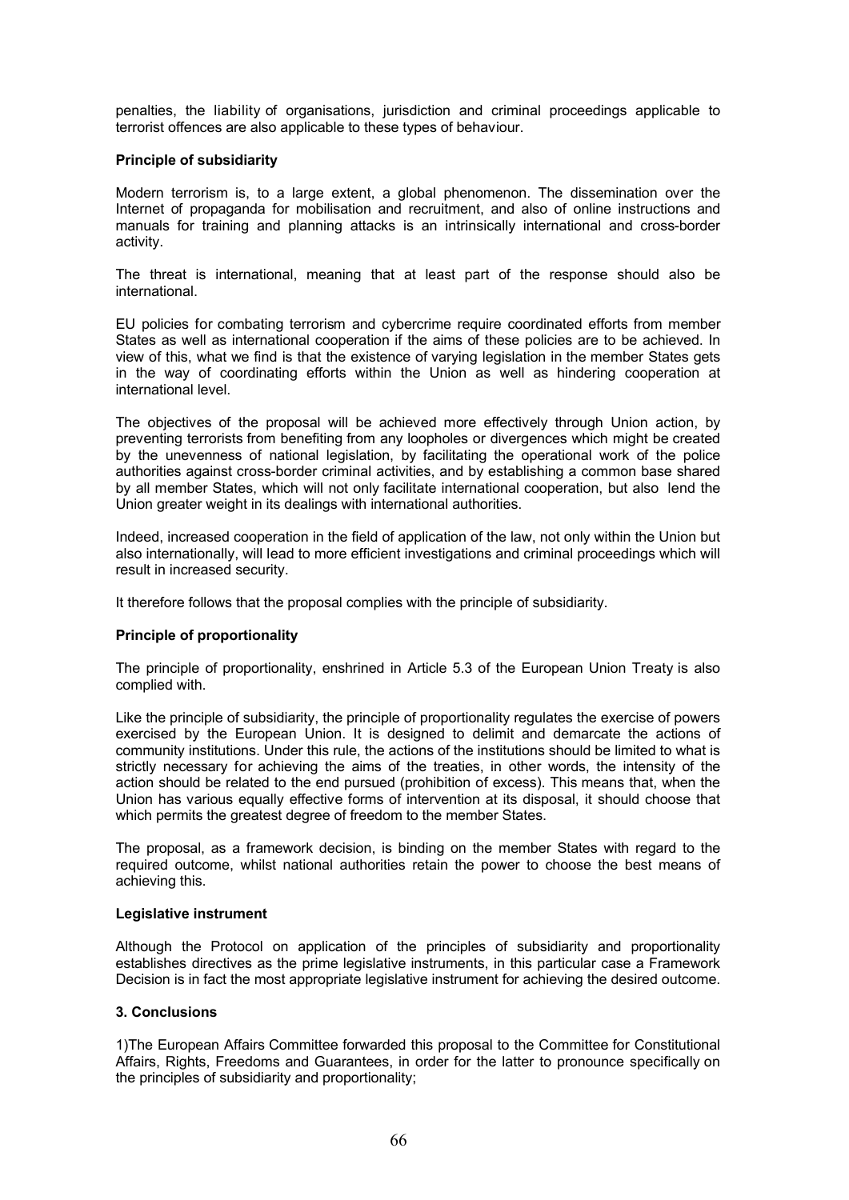penalties, the liability of organisations, jurisdiction and criminal proceedings applicable to terrorist offences are also applicable to these types of behaviour.

**Principle of subsidiarity**

Modern terrorism is, to a large extent, a global phenomenon. The dissemination over the Internet of propaganda for mobilisation and recruitment, and also of online instructions and manuals for training and planning attacks is an intrinsically international and cross-border activity.

The threat is international, meaning that at least part of the response should also be international.

EU policies for combating terrorism and cybercrime require coordinated efforts from member States as well as international cooperation if the aims of these policies are to be achieved. In view of this, what we find is that the existence of varying legislation in the member States gets in the way of coordinating efforts within the Union as well as hindering cooperation at international level.

The objectives of the proposal will be achieved more effectively through Union action, by preventing terrorists from benefiting from any loopholes or divergences which might be created by the unevenness of national legislation, by facilitating the operational work of the police authorities against cross-border criminal activities, and by establishing a common base shared by all member States, which will not only facilitate international cooperation, but also lend the Union greater weight in its dealings with international authorities.

Indeed, increased cooperation in the field of application of the law, not only within the Union but also internationally, will lead to more efficient investigations and criminal proceedings which will result in increased security.

It therefore follows that the proposal complies with the principle of subsidiarity.

**Principle of proportionality**

The principle of proportionality, enshrined in Article 5.3 of the European Union Treaty is also complied with.

Like the principle of subsidiarity, the principle of proportionality regulates the exercise of powers exercised by the European Union. It is designed to delimit and demarcate the actions of community institutions. Under this rule, the actions of the institutions should be limited to what is strictly necessary for achieving the aims of the treaties, in other words, the intensity of the action should be related to the end pursued (prohibition of excess). This means that, when the Union has various equally effective forms of intervention at its disposal, it should choose that which permits the greatest degree of freedom to the member States.

The proposal, as a framework decision, is binding on the member States with regard to the required outcome, whilst national authorities retain the power to choose the best means of achieving this.

**Legislative instrument**

Although the Protocol on application of the principles of subsidiarity and proportionality establishes directives as the prime legislative instruments, in this particular case a Framework Decision is in fact the most appropriate legislative instrument for achieving the desired outcome.

**3. Conclusions**

1)The European Affairs Committee forwarded this proposal to the Committee for Constitutional Affairs, Rights, Freedoms and Guarantees, in order for the latter to pronounce specifically on the principles of subsidiarity and proportionality;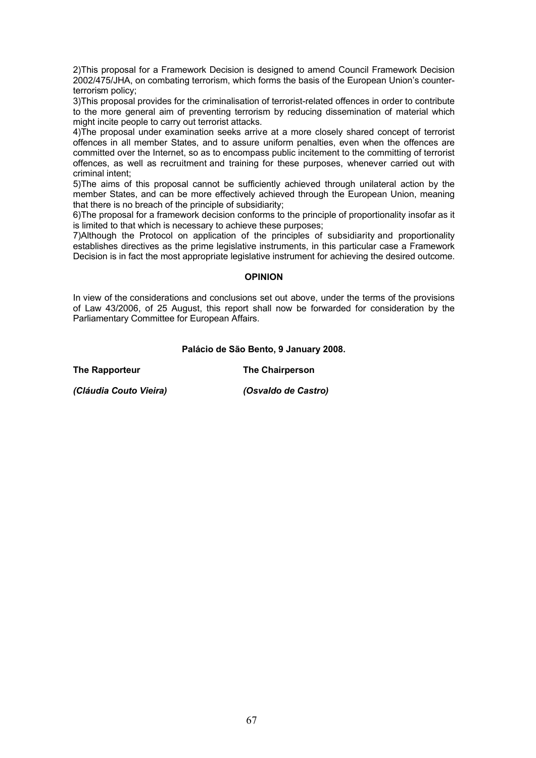2)This proposal for a Framework Decision is designed to amend Council Framework Decision 2002/475/JHA, on combating terrorism, which forms the basis of the European Union's counter-terrorism policy;

3)This proposal provides for the criminalisation of terrorist-related offences in order to contribute to the more general aim of preventing terrorism by reducing dissemination of material which might incite people to carry out terrorist attacks.

4)The proposal under examination seeks arrive at a more closely shared concept of terrorist offences in all member States, and to assure uniform penalties, even when the offences are committed over the Internet, so as to encompass public incitement to the committing of terrorist offences, as well as recruitment and training for these purposes, whenever carried out with criminal intent;

5)The aims of this proposal cannot be sufficiently achieved through unilateral action by the member States, and can be more effectively achieved through the European Union, meaning that there is no breach of the principle of subsidiarity;

6)The proposal for a framework decision conforms to the principle of proportionality insofar as it is limited to that which is necessary to achieve these purposes;

7)Although the Protocol on application of the principles of subsidiarity and proportionality establishes directives as the prime legislative instruments, in this particular case a Framework Decision is in fact the most appropriate legislative instrument for achieving the desired outcome.

**OPINION**

In view of the considerations and conclusions set out above, under the terms of the provisions of Law 43/2006, of 25 August, this report shall now be forwarded for consideration by the Parliamentary Committee for European Affairs.

**Palácio de São Bento, 9 January 2008.**

**The Rapporteur** **The Chairperson**

***(Cláudia Couto Vieira)*** ***(Osvaldo de Castro)***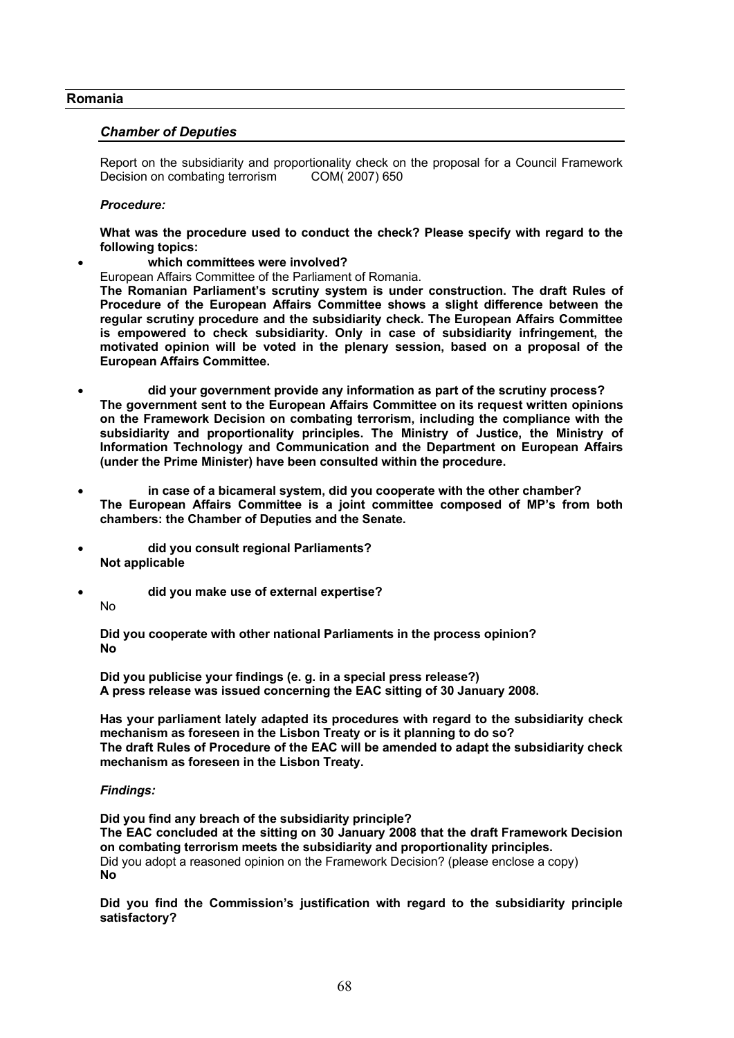## Romania

### *Chamber of Deputies*

Report on the subsidiarity and proportionality check on the proposal for a Council Framework Decision on combating terrorism COM( 2007) 650

*Procedure:*

**What was the procedure used to conduct the check? Please specify with regard to the following topics:**

- **which committees were involved?**

  European Affairs Committee of the Parliament of Romania.

  **The Romanian Parliament's scrutiny system is under construction. The draft Rules of Procedure of the European Affairs Committee shows a slight difference between the regular scrutiny procedure and the subsidiarity check. The European Affairs Committee is empowered to check subsidiarity. Only in case of subsidiarity infringement, the motivated opinion will be voted in the plenary session, based on a proposal of the European Affairs Committee.**

- **did your government provide any information as part of the scrutiny process?**

  **The government sent to the European Affairs Committee on its request written opinions on the Framework Decision on combating terrorism, including the compliance with the subsidiarity and proportionality principles. The Ministry of Justice, the Ministry of Information Technology and Communication and the Department on European Affairs (under the Prime Minister) have been consulted within the procedure.**

- **in case of a bicameral system, did you cooperate with the other chamber?**

  **The European Affairs Committee is a joint committee composed of MP's from both chambers: the Chamber of Deputies and the Senate.**

- **did you consult regional Parliaments?**

  **Not applicable**

- **did you make use of external expertise?**

  No

**Did you cooperate with other national Parliaments in the process opinion?**
**No**

**Did you publicise your findings (e. g. in a special press release?)**
**A press release was issued concerning the EAC sitting of 30 January 2008.**

**Has your parliament lately adapted its procedures with regard to the subsidiarity check mechanism as foreseen in the Lisbon Treaty or is it planning to do so?**
**The draft Rules of Procedure of the EAC will be amended to adapt the subsidiarity check mechanism as foreseen in the Lisbon Treaty.**

*Findings:*

**Did you find any breach of the subsidiarity principle?**
**The EAC concluded at the sitting on 30 January 2008 that the draft Framework Decision on combating terrorism meets the subsidiarity and proportionality principles.**
Did you adopt a reasoned opinion on the Framework Decision? (please enclose a copy)
**No**

**Did you find the Commission's justification with regard to the subsidiarity principle satisfactory?**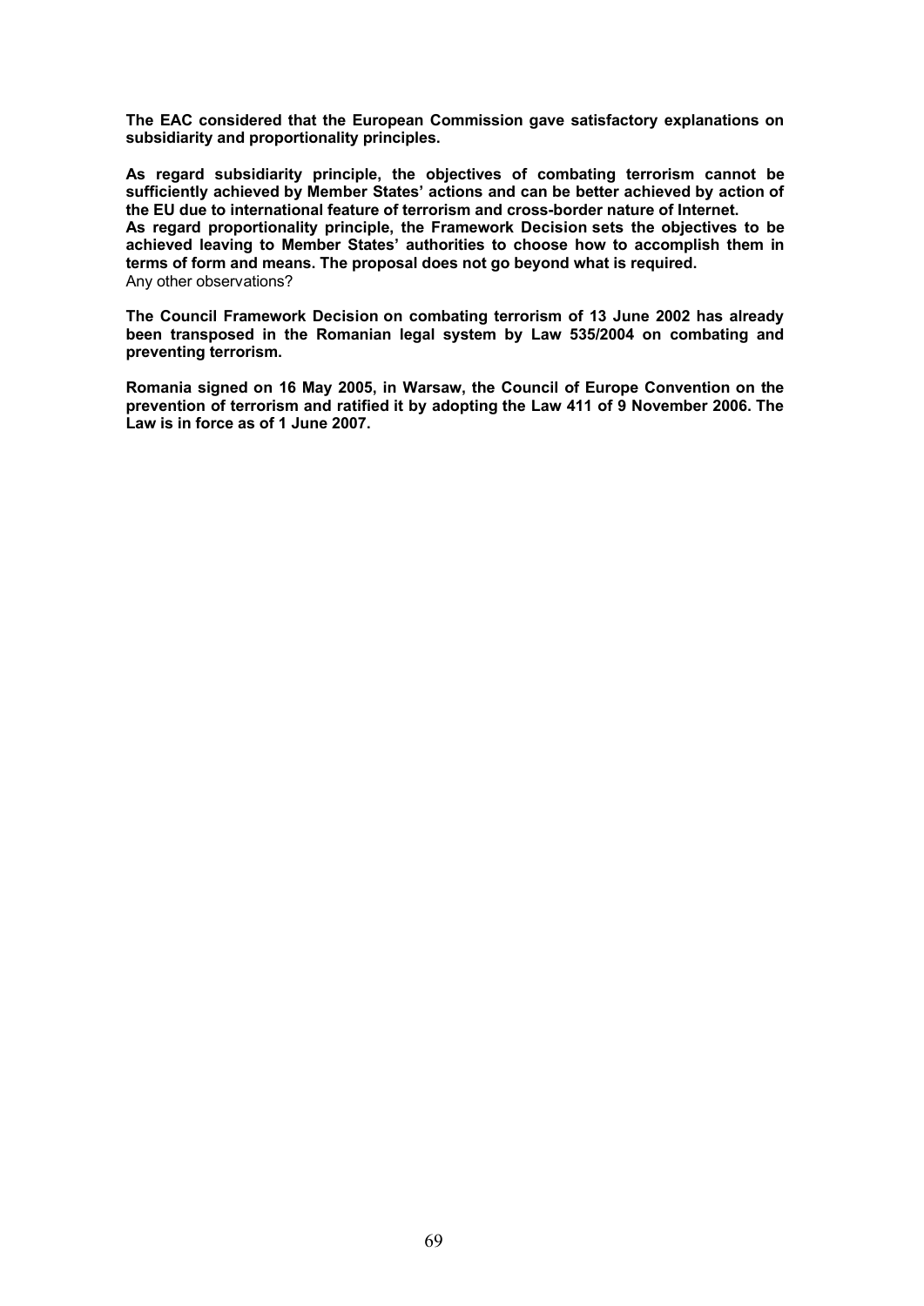**The EAC considered that the European Commission gave satisfactory explanations on subsidiarity and proportionality principles.**

**As regard subsidiarity principle, the objectives of combating terrorism cannot be sufficiently achieved by Member States' actions and can be better achieved by action of the EU due to international feature of terrorism and cross-border nature of Internet.**
**As regard proportionality principle, the Framework Decision sets the objectives to be achieved leaving to Member States' authorities to choose how to accomplish them in terms of form and means. The proposal does not go beyond what is required.**
Any other observations?

**The Council Framework Decision on combating terrorism of 13 June 2002 has already been transposed in the Romanian legal system by Law 535/2004 on combating and preventing terrorism.**

**Romania signed on 16 May 2005, in Warsaw, the Council of Europe Convention on the prevention of terrorism and ratified it by adopting the Law 411 of 9 November 2006. The Law is in force as of 1 June 2007.**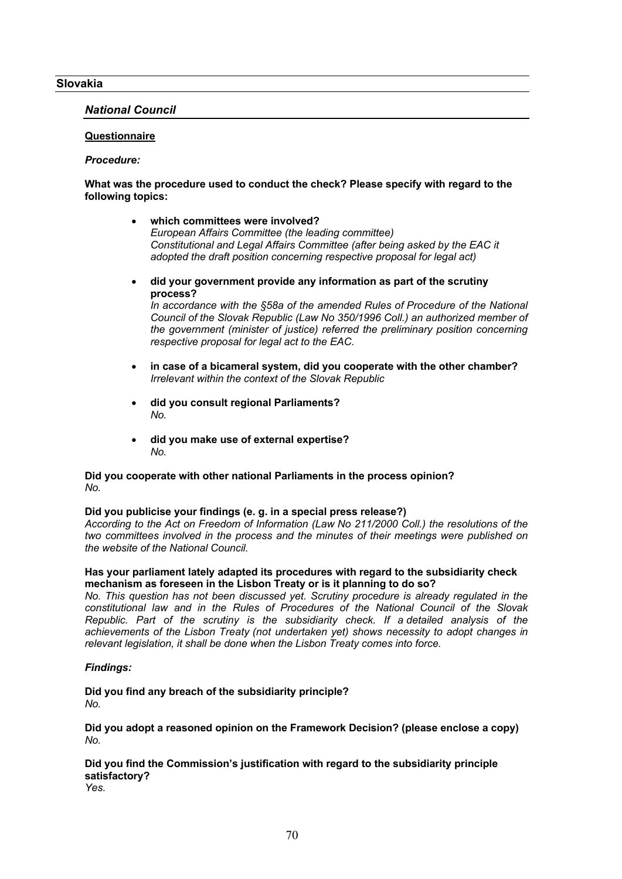## Slovakia

### *National Council*

**Questionnaire**

***Procedure:***

**What was the procedure used to conduct the check? Please specify with regard to the following topics:**

- **which committees were involved?**
  *European Affairs Committee (the leading committee)*
  *Constitutional and Legal Affairs Committee (after being asked by the EAC it adopted the draft position concerning respective proposal for legal act)*

- **did your government provide any information as part of the scrutiny process?**
  *In accordance with the §58a of the amended Rules of Procedure of the National Council of the Slovak Republic (Law No 350/1996 Coll.) an authorized member of the government (minister of justice) referred the preliminary position concerning respective proposal for legal act to the EAC.*

- **in case of a bicameral system, did you cooperate with the other chamber?**
  *Irrelevant within the context of the Slovak Republic*

- **did you consult regional Parliaments?**
  *No.*

- **did you make use of external expertise?**
  *No.*

**Did you cooperate with other national Parliaments in the process opinion?**
*No.*

**Did you publicise your findings (e. g. in a special press release?)**
*According to the Act on Freedom of Information (Law No 211/2000 Coll.) the resolutions of the two committees involved in the process and the minutes of their meetings were published on the website of the National Council.*

**Has your parliament lately adapted its procedures with regard to the subsidiarity check mechanism as foreseen in the Lisbon Treaty or is it planning to do so?**
*No. This question has not been discussed yet. Scrutiny procedure is already regulated in the constitutional law and in the Rules of Procedures of the National Council of the Slovak Republic. Part of the scrutiny is the subsidiarity check. If a detailed analysis of the achievements of the Lisbon Treaty (not undertaken yet) shows necessity to adopt changes in relevant legislation, it shall be done when the Lisbon Treaty comes into force.*

***Findings:***

**Did you find any breach of the subsidiarity principle?**
*No.*

**Did you adopt a reasoned opinion on the Framework Decision? (please enclose a copy)**
*No.*

**Did you find the Commission's justification with regard to the subsidiarity principle satisfactory?**
*Yes.*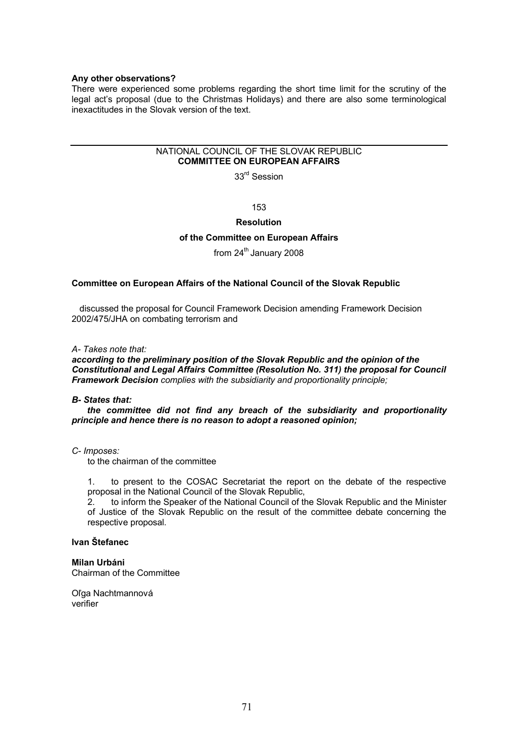**Any other observations?**

There were experienced some problems regarding the short time limit for the scrutiny of the legal act's proposal (due to the Christmas Holidays) and there are also some terminological inexactitudes in the Slovak version of the text.

---

NATIONAL COUNCIL OF THE SLOVAK REPUBLIC
**COMMITTEE ON EUROPEAN AFFAIRS**

33rd Session

153

**Resolution**

**of the Committee on European Affairs**

from 24th January 2008

**Committee on European Affairs of the National Council of the Slovak Republic**

discussed the proposal for Council Framework Decision amending Framework Decision 2002/475/JHA on combating terrorism and

*A- Takes note that:*

***according to the preliminary position of the Slovak Republic and the opinion of the Constitutional and Legal Affairs Committee (Resolution No. 311) the proposal for Council Framework Decision** complies with the subsidiarity and proportionality principle;*

***B- States that:***

***the committee did not find any breach of the subsidiarity and proportionality principle and hence there is no reason to adopt a reasoned opinion;***

*C- Imposes:*

to the chairman of the committee

1. to present to the COSAC Secretariat the report on the debate of the respective proposal in the National Council of the Slovak Republic,
2. to inform the Speaker of the National Council of the Slovak Republic and the Minister of Justice of the Slovak Republic on the result of the committee debate concerning the respective proposal.

**Ivan Štefanec**

**Milan Urbáni**
Chairman of the Committee

Oľga Nachtmannová
verifier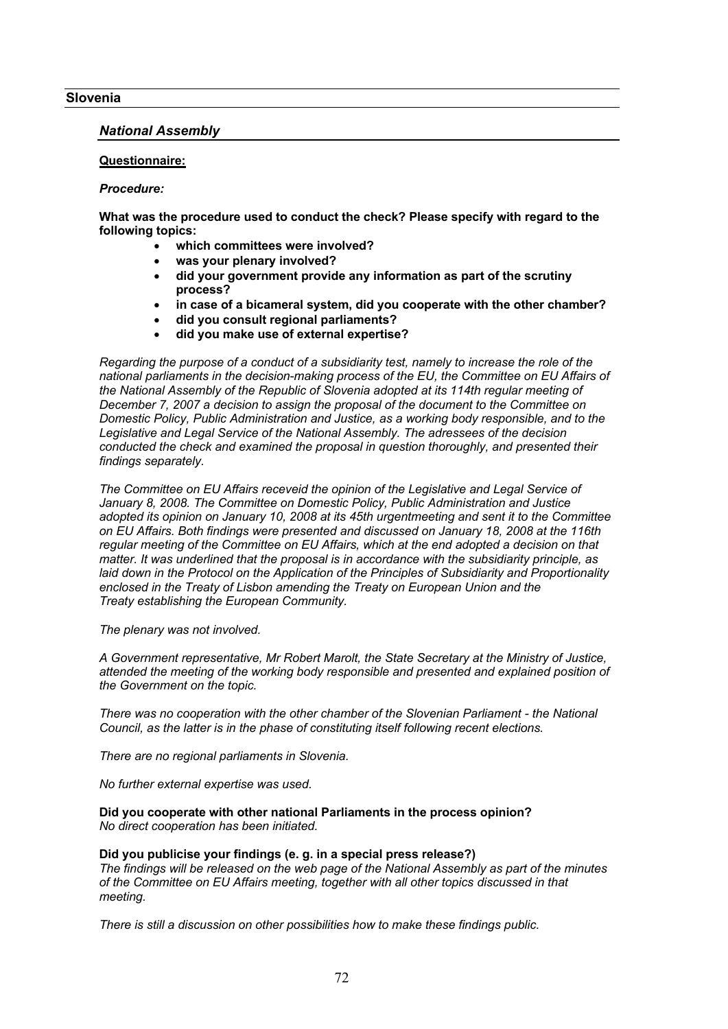## Slovenia

### *National Assembly*

**Questionnaire:**

***Procedure:***

**What was the procedure used to conduct the check? Please specify with regard to the following topics:**

- **which committees were involved?**
- **was your plenary involved?**
- **did your government provide any information as part of the scrutiny process?**
- **in case of a bicameral system, did you cooperate with the other chamber?**
- **did you consult regional parliaments?**
- **did you make use of external expertise?**

*Regarding the purpose of a conduct of a subsidiarity test, namely to increase the role of the national parliaments in the decision-making process of the EU, the Committee on EU Affairs of the National Assembly of the Republic of Slovenia adopted at its 114th regular meeting of December 7, 2007 a decision to assign the proposal of the document to the Committee on Domestic Policy, Public Administration and Justice, as a working body responsible, and to the Legislative and Legal Service of the National Assembly. The adressees of the decision conducted the check and examined the proposal in question thoroughly, and presented their findings separately.*

*The Committee on EU Affairs receveid the opinion of the Legislative and Legal Service of January 8, 2008. The Committee on Domestic Policy, Public Administration and Justice adopted its opinion on January 10, 2008 at its 45th urgentmeeting and sent it to the Committee on EU Affairs. Both findings were presented and discussed on January 18, 2008 at the 116th regular meeting of the Committee on EU Affairs, which at the end adopted a decision on that matter. It was underlined that the proposal is in accordance with the subsidiarity principle, as laid down in the Protocol on the Application of the Principles of Subsidiarity and Proportionality enclosed in the Treaty of Lisbon amending the Treaty on European Union and the Treaty establishing the European Community.*

*The plenary was not involved.*

*A Government representative, Mr Robert Marolt, the State Secretary at the Ministry of Justice, attended the meeting of the working body responsible and presented and explained position of the Government on the topic.*

*There was no cooperation with the other chamber of the Slovenian Parliament - the National Council, as the latter is in the phase of constituting itself following recent elections.*

*There are no regional parliaments in Slovenia.*

*No further external expertise was used.*

**Did you cooperate with other national Parliaments in the process opinion?**
*No direct cooperation has been initiated.*

**Did you publicise your findings (e. g. in a special press release?)**
*The findings will be released on the web page of the National Assembly as part of the minutes of the Committee on EU Affairs meeting, together with all other topics discussed in that meeting.*

*There is still a discussion on other possibilities how to make these findings public.*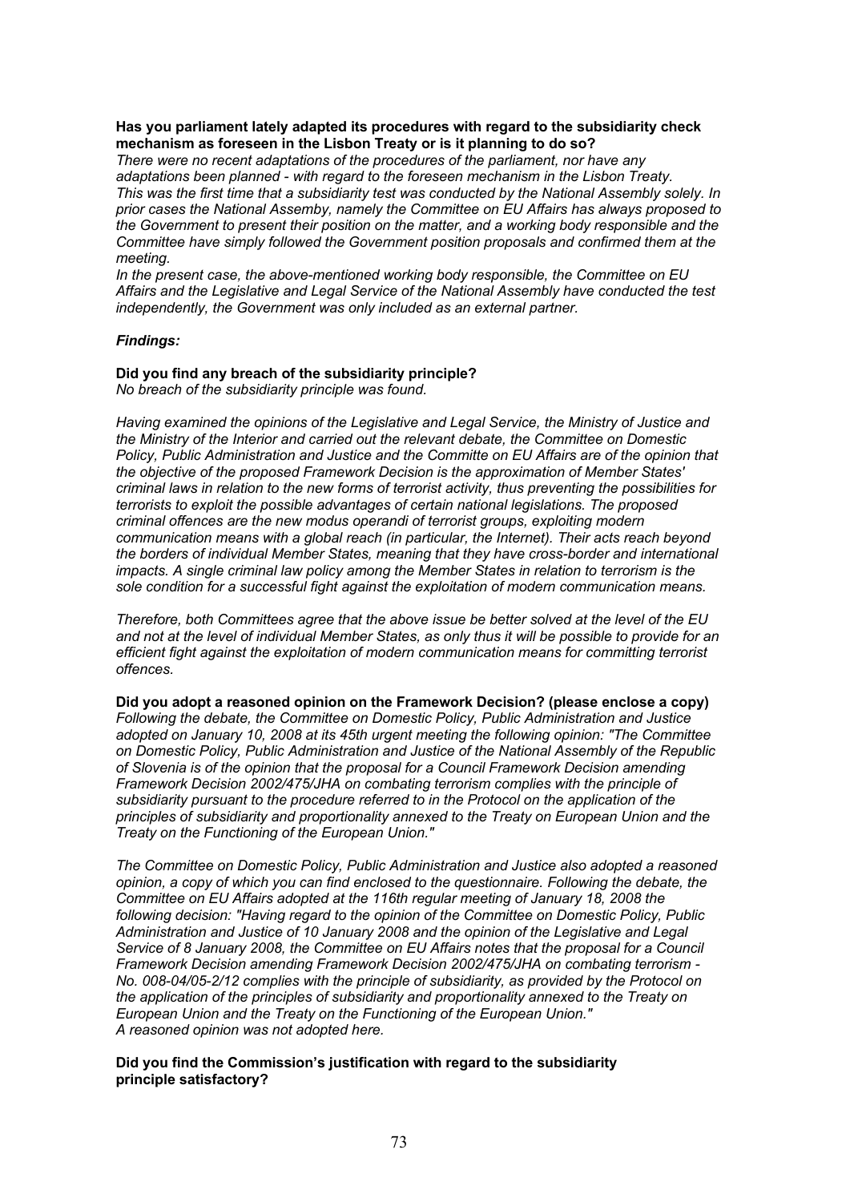**Has you parliament lately adapted its procedures with regard to the subsidiarity check mechanism as foreseen in the Lisbon Treaty or is it planning to do so?**

*There were no recent adaptations of the procedures of the parliament, nor have any adaptations been planned - with regard to the foreseen mechanism in the Lisbon Treaty. This was the first time that a subsidiarity test was conducted by the National Assembly solely. In prior cases the National Assemby, namely the Committee on EU Affairs has always proposed to the Government to present their position on the matter, and a working body responsible and the Committee have simply followed the Government position proposals and confirmed them at the meeting.*

*In the present case, the above-mentioned working body responsible, the Committee on EU Affairs and the Legislative and Legal Service of the National Assembly have conducted the test independently, the Government was only included as an external partner.*

***Findings:***

**Did you find any breach of the subsidiarity principle?**

*No breach of the subsidiarity principle was found.*

*Having examined the opinions of the Legislative and Legal Service, the Ministry of Justice and the Ministry of the Interior and carried out the relevant debate, the Committee on Domestic Policy, Public Administration and Justice and the Committe on EU Affairs are of the opinion that the objective of the proposed Framework Decision is the approximation of Member States' criminal laws in relation to the new forms of terrorist activity, thus preventing the possibilities for terrorists to exploit the possible advantages of certain national legislations. The proposed criminal offences are the new modus operandi of terrorist groups, exploiting modern communication means with a global reach (in particular, the Internet). Their acts reach beyond the borders of individual Member States, meaning that they have cross-border and international impacts. A single criminal law policy among the Member States in relation to terrorism is the sole condition for a successful fight against the exploitation of modern communication means.*

*Therefore, both Committees agree that the above issue be better solved at the level of the EU and not at the level of individual Member States, as only thus it will be possible to provide for an efficient fight against the exploitation of modern communication means for committing terrorist offences.*

**Did you adopt a reasoned opinion on the Framework Decision? (please enclose a copy)**

*Following the debate, the Committee on Domestic Policy, Public Administration and Justice adopted on January 10, 2008 at its 45th urgent meeting the following opinion: "The Committee on Domestic Policy, Public Administration and Justice of the National Assembly of the Republic of Slovenia is of the opinion that the proposal for a Council Framework Decision amending Framework Decision 2002/475/JHA on combating terrorism complies with the principle of subsidiarity pursuant to the procedure referred to in the Protocol on the application of the principles of subsidiarity and proportionality annexed to the Treaty on European Union and the Treaty on the Functioning of the European Union."*

*The Committee on Domestic Policy, Public Administration and Justice also adopted a reasoned opinion, a copy of which you can find enclosed to the questionnaire. Following the debate, the Committee on EU Affairs adopted at the 116th regular meeting of January 18, 2008 the following decision: "Having regard to the opinion of the Committee on Domestic Policy, Public Administration and Justice of 10 January 2008 and the opinion of the Legislative and Legal Service of 8 January 2008, the Committee on EU Affairs notes that the proposal for a Council Framework Decision amending Framework Decision 2002/475/JHA on combating terrorism - No. 008-04/05-2/12 complies with the principle of subsidiarity, as provided by the Protocol on the application of the principles of subsidiarity and proportionality annexed to the Treaty on European Union and the Treaty on the Functioning of the European Union."*

*A reasoned opinion was not adopted here.*

**Did you find the Commission's justification with regard to the subsidiarity principle satisfactory?**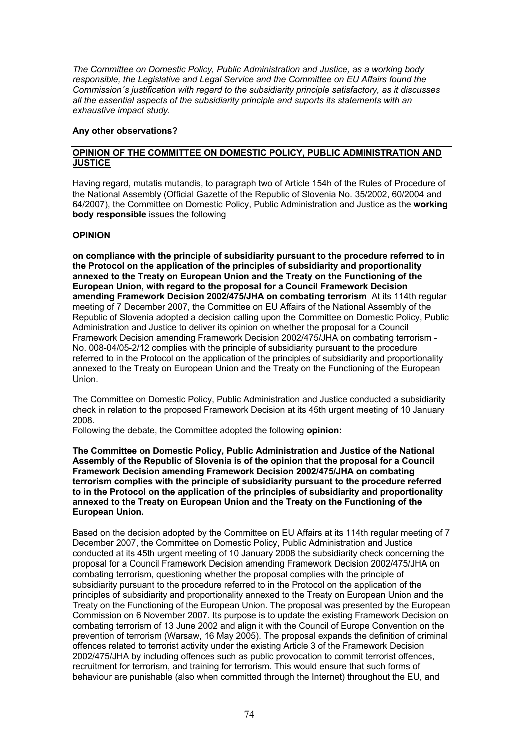*The Committee on Domestic Policy, Public Administration and Justice, as a working body responsible, the Legislative and Legal Service and the Committee on EU Affairs found the Commission´s justification with regard to the subsidiarity principle satisfactory, as it discusses all the essential aspects of the subsidiarity principle and suports its statements with an exhaustive impact study.*

**Any other observations?**

## OPINION OF THE COMMITTEE ON DOMESTIC POLICY, PUBLIC ADMINISTRATION AND JUSTICE

Having regard, mutatis mutandis, to paragraph two of Article 154h of the Rules of Procedure of the National Assembly (Official Gazette of the Republic of Slovenia No. 35/2002, 60/2004 and 64/2007), the Committee on Domestic Policy, Public Administration and Justice as the **working body responsible** issues the following

**OPINION**

**on compliance with the principle of subsidiarity pursuant to the procedure referred to in the Protocol on the application of the principles of subsidiarity and proportionality annexed to the Treaty on European Union and the Treaty on the Functioning of the European Union, with regard to the proposal for a Council Framework Decision amending Framework Decision 2002/475/JHA on combating terrorism** At its 114th regular meeting of 7 December 2007, the Committee on EU Affairs of the National Assembly of the Republic of Slovenia adopted a decision calling upon the Committee on Domestic Policy, Public Administration and Justice to deliver its opinion on whether the proposal for a Council Framework Decision amending Framework Decision 2002/475/JHA on combating terrorism - No. 008-04/05-2/12 complies with the principle of subsidiarity pursuant to the procedure referred to in the Protocol on the application of the principles of subsidiarity and proportionality annexed to the Treaty on European Union and the Treaty on the Functioning of the European Union.

The Committee on Domestic Policy, Public Administration and Justice conducted a subsidiarity check in relation to the proposed Framework Decision at its 45th urgent meeting of 10 January 2008.
Following the debate, the Committee adopted the following **opinion:**

**The Committee on Domestic Policy, Public Administration and Justice of the National Assembly of the Republic of Slovenia is of the opinion that the proposal for a Council Framework Decision amending Framework Decision 2002/475/JHA on combating terrorism complies with the principle of subsidiarity pursuant to the procedure referred to in the Protocol on the application of the principles of subsidiarity and proportionality annexed to the Treaty on European Union and the Treaty on the Functioning of the European Union.**

Based on the decision adopted by the Committee on EU Affairs at its 114th regular meeting of 7 December 2007, the Committee on Domestic Policy, Public Administration and Justice conducted at its 45th urgent meeting of 10 January 2008 the subsidiarity check concerning the proposal for a Council Framework Decision amending Framework Decision 2002/475/JHA on combating terrorism, questioning whether the proposal complies with the principle of subsidiarity pursuant to the procedure referred to in the Protocol on the application of the principles of subsidiarity and proportionality annexed to the Treaty on European Union and the Treaty on the Functioning of the European Union. The proposal was presented by the European Commission on 6 November 2007. Its purpose is to update the existing Framework Decision on combating terrorism of 13 June 2002 and align it with the Council of Europe Convention on the prevention of terrorism (Warsaw, 16 May 2005). The proposal expands the definition of criminal offences related to terrorist activity under the existing Article 3 of the Framework Decision 2002/475/JHA by including offences such as public provocation to commit terrorist offences, recruitment for terrorism, and training for terrorism. This would ensure that such forms of behaviour are punishable (also when committed through the Internet) throughout the EU, and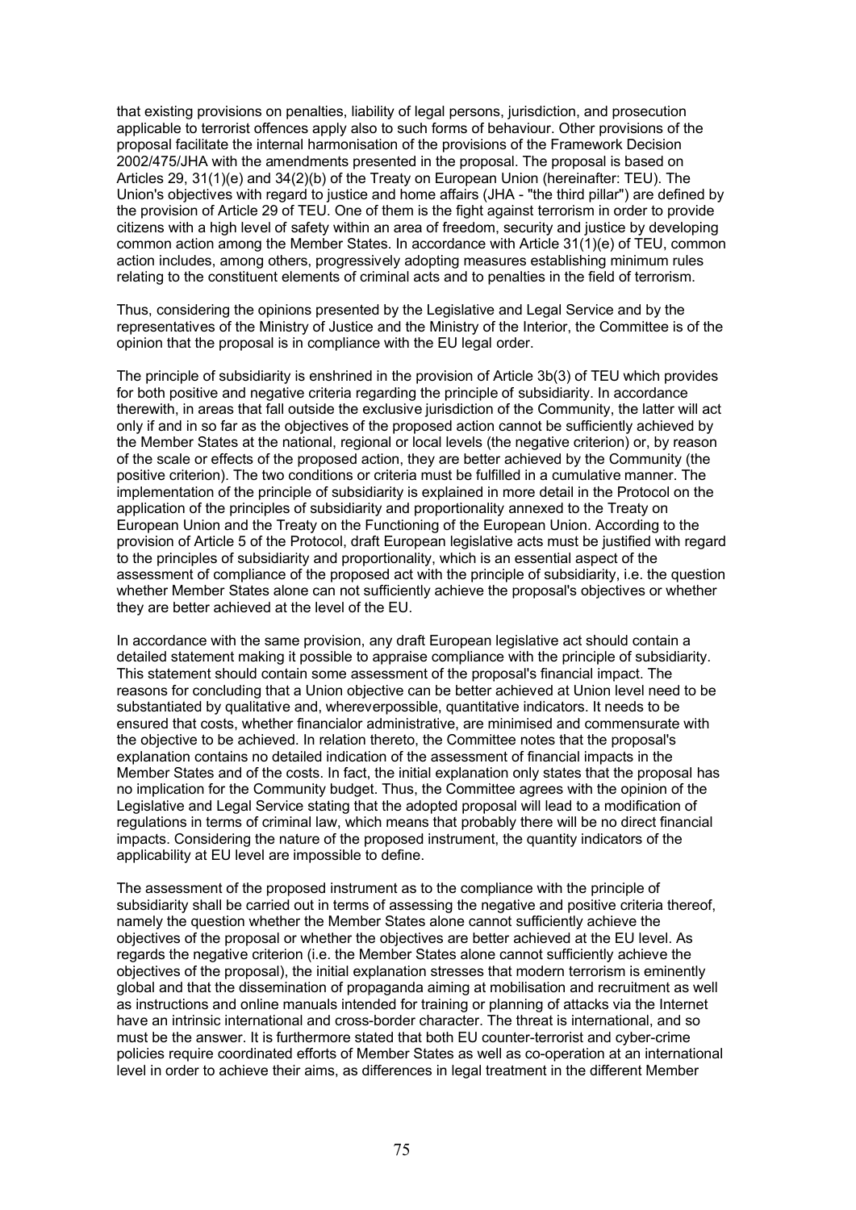that existing provisions on penalties, liability of legal persons, jurisdiction, and prosecution applicable to terrorist offences apply also to such forms of behaviour. Other provisions of the proposal facilitate the internal harmonisation of the provisions of the Framework Decision 2002/475/JHA with the amendments presented in the proposal. The proposal is based on Articles 29, 31(1)(e) and 34(2)(b) of the Treaty on European Union (hereinafter: TEU). The Union's objectives with regard to justice and home affairs (JHA - "the third pillar") are defined by the provision of Article 29 of TEU. One of them is the fight against terrorism in order to provide citizens with a high level of safety within an area of freedom, security and justice by developing common action among the Member States. In accordance with Article 31(1)(e) of TEU, common action includes, among others, progressively adopting measures establishing minimum rules relating to the constituent elements of criminal acts and to penalties in the field of terrorism.

Thus, considering the opinions presented by the Legislative and Legal Service and by the representatives of the Ministry of Justice and the Ministry of the Interior, the Committee is of the opinion that the proposal is in compliance with the EU legal order.

The principle of subsidiarity is enshrined in the provision of Article 3b(3) of TEU which provides for both positive and negative criteria regarding the principle of subsidiarity. In accordance therewith, in areas that fall outside the exclusive jurisdiction of the Community, the latter will act only if and in so far as the objectives of the proposed action cannot be sufficiently achieved by the Member States at the national, regional or local levels (the negative criterion) or, by reason of the scale or effects of the proposed action, they are better achieved by the Community (the positive criterion). The two conditions or criteria must be fulfilled in a cumulative manner. The implementation of the principle of subsidiarity is explained in more detail in the Protocol on the application of the principles of subsidiarity and proportionality annexed to the Treaty on European Union and the Treaty on the Functioning of the European Union. According to the provision of Article 5 of the Protocol, draft European legislative acts must be justified with regard to the principles of subsidiarity and proportionality, which is an essential aspect of the assessment of compliance of the proposed act with the principle of subsidiarity, i.e. the question whether Member States alone can not sufficiently achieve the proposal's objectives or whether they are better achieved at the level of the EU.

In accordance with the same provision, any draft European legislative act should contain a detailed statement making it possible to appraise compliance with the principle of subsidiarity. This statement should contain some assessment of the proposal's financial impact. The reasons for concluding that a Union objective can be better achieved at Union level need to be substantiated by qualitative and, whereverpossible, quantitative indicators. It needs to be ensured that costs, whether financialor administrative, are minimised and commensurate with the objective to be achieved. In relation thereto, the Committee notes that the proposal's explanation contains no detailed indication of the assessment of financial impacts in the Member States and of the costs. In fact, the initial explanation only states that the proposal has no implication for the Community budget. Thus, the Committee agrees with the opinion of the Legislative and Legal Service stating that the adopted proposal will lead to a modification of regulations in terms of criminal law, which means that probably there will be no direct financial impacts. Considering the nature of the proposed instrument, the quantity indicators of the applicability at EU level are impossible to define.

The assessment of the proposed instrument as to the compliance with the principle of subsidiarity shall be carried out in terms of assessing the negative and positive criteria thereof, namely the question whether the Member States alone cannot sufficiently achieve the objectives of the proposal or whether the objectives are better achieved at the EU level. As regards the negative criterion (i.e. the Member States alone cannot sufficiently achieve the objectives of the proposal), the initial explanation stresses that modern terrorism is eminently global and that the dissemination of propaganda aiming at mobilisation and recruitment as well as instructions and online manuals intended for training or planning of attacks via the Internet have an intrinsic international and cross-border character. The threat is international, and so must be the answer. It is furthermore stated that both EU counter-terrorist and cyber-crime policies require coordinated efforts of Member States as well as co-operation at an international level in order to achieve their aims, as differences in legal treatment in the different Member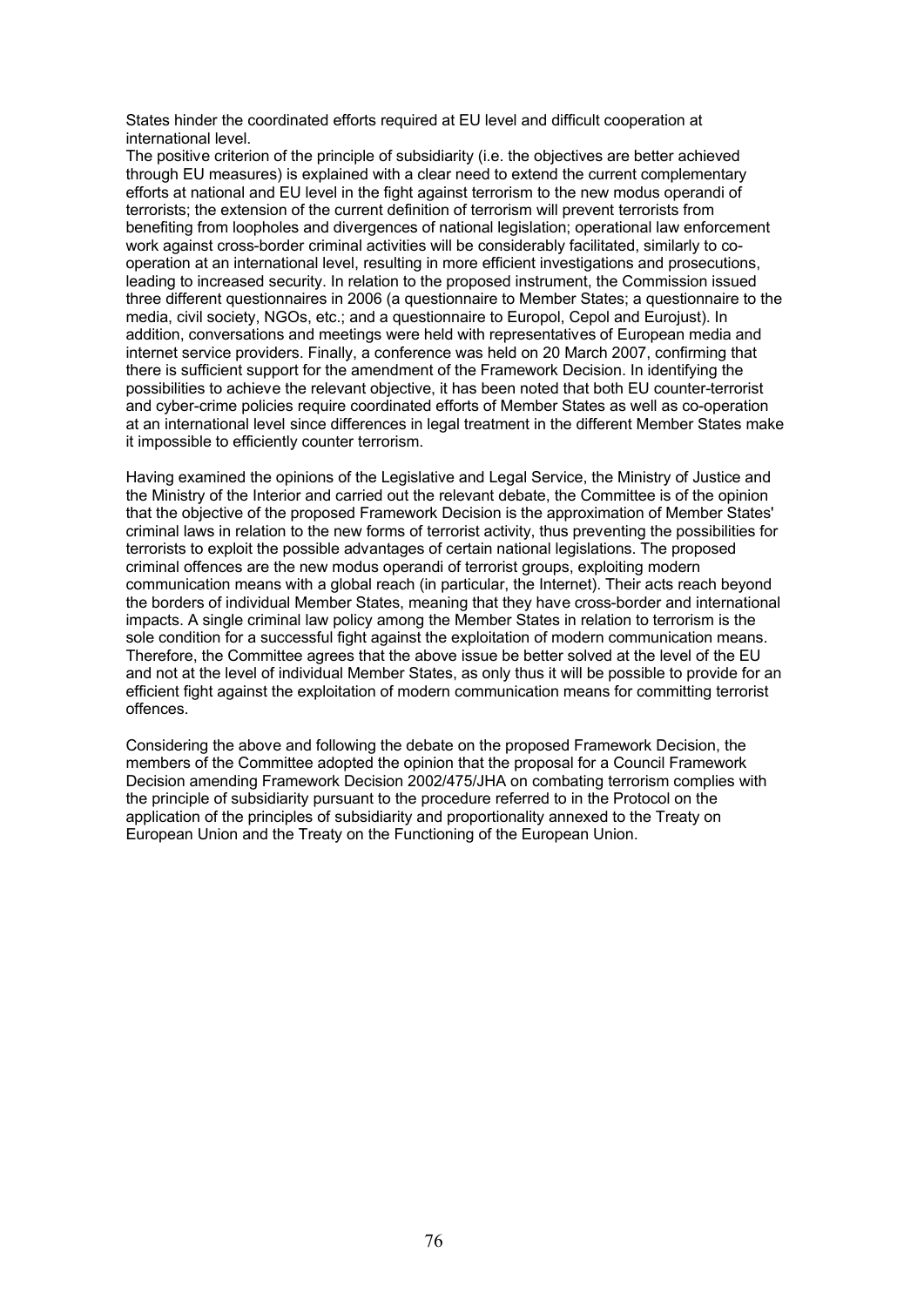States hinder the coordinated efforts required at EU level and difficult cooperation at international level.

The positive criterion of the principle of subsidiarity (i.e. the objectives are better achieved through EU measures) is explained with a clear need to extend the current complementary efforts at national and EU level in the fight against terrorism to the new modus operandi of terrorists; the extension of the current definition of terrorism will prevent terrorists from benefiting from loopholes and divergences of national legislation; operational law enforcement work against cross-border criminal activities will be considerably facilitated, similarly to co-operation at an international level, resulting in more efficient investigations and prosecutions, leading to increased security. In relation to the proposed instrument, the Commission issued three different questionnaires in 2006 (a questionnaire to Member States; a questionnaire to the media, civil society, NGOs, etc.; and a questionnaire to Europol, Cepol and Eurojust). In addition, conversations and meetings were held with representatives of European media and internet service providers. Finally, a conference was held on 20 March 2007, confirming that there is sufficient support for the amendment of the Framework Decision. In identifying the possibilities to achieve the relevant objective, it has been noted that both EU counter-terrorist and cyber-crime policies require coordinated efforts of Member States as well as co-operation at an international level since differences in legal treatment in the different Member States make it impossible to efficiently counter terrorism.

Having examined the opinions of the Legislative and Legal Service, the Ministry of Justice and the Ministry of the Interior and carried out the relevant debate, the Committee is of the opinion that the objective of the proposed Framework Decision is the approximation of Member States' criminal laws in relation to the new forms of terrorist activity, thus preventing the possibilities for terrorists to exploit the possible advantages of certain national legislations. The proposed criminal offences are the new modus operandi of terrorist groups, exploiting modern communication means with a global reach (in particular, the Internet). Their acts reach beyond the borders of individual Member States, meaning that they have cross-border and international impacts. A single criminal law policy among the Member States in relation to terrorism is the sole condition for a successful fight against the exploitation of modern communication means. Therefore, the Committee agrees that the above issue be better solved at the level of the EU and not at the level of individual Member States, as only thus it will be possible to provide for an efficient fight against the exploitation of modern communication means for committing terrorist offences.

Considering the above and following the debate on the proposed Framework Decision, the members of the Committee adopted the opinion that the proposal for a Council Framework Decision amending Framework Decision 2002/475/JHA on combating terrorism complies with the principle of subsidiarity pursuant to the procedure referred to in the Protocol on the application of the principles of subsidiarity and proportionality annexed to the Treaty on European Union and the Treaty on the Functioning of the European Union.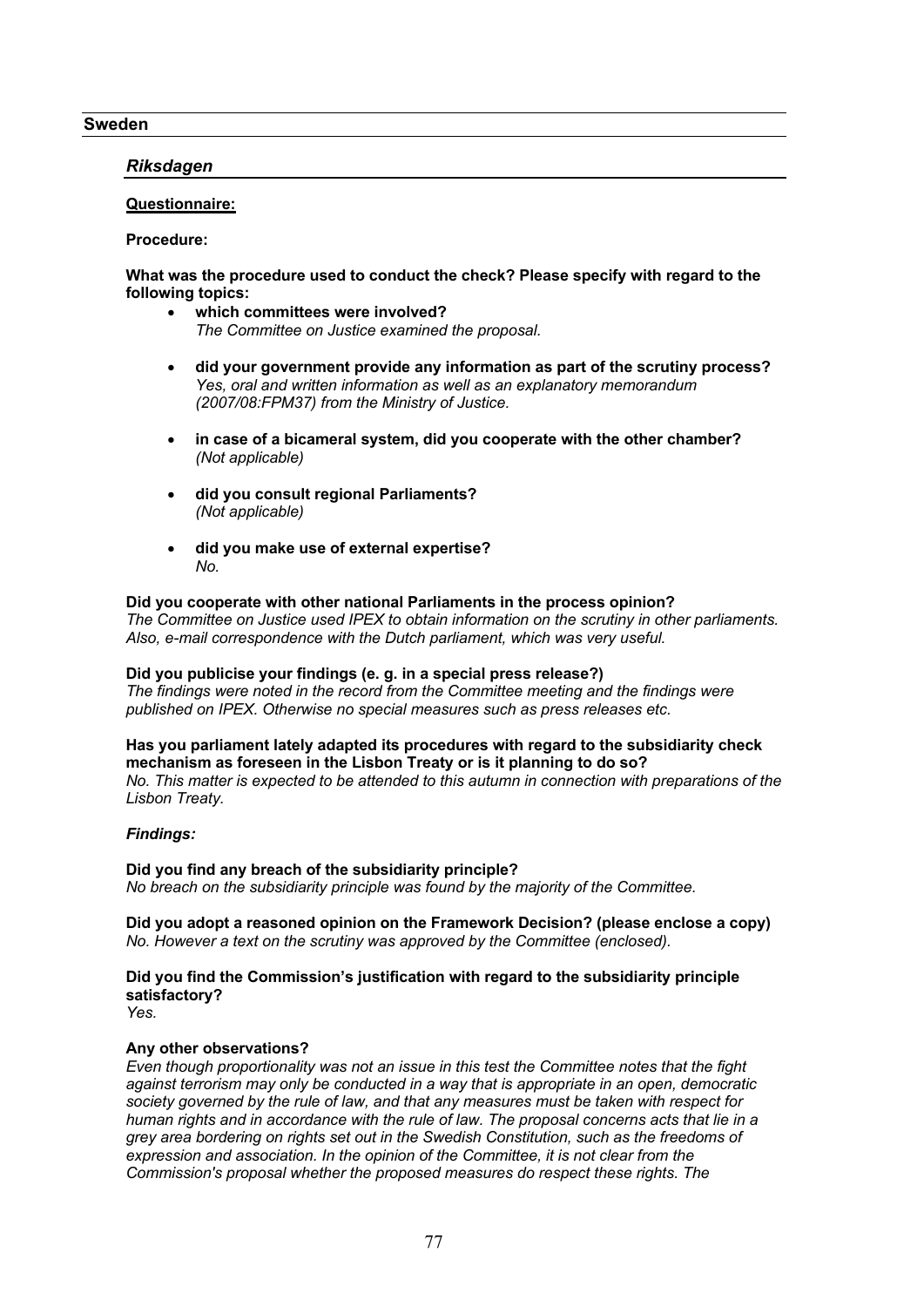## Sweden

### *Riksdagen*

**Questionnaire:**

**Procedure:**

**What was the procedure used to conduct the check? Please specify with regard to the following topics:**

- **which committees were involved?**
  *The Committee on Justice examined the proposal.*
- **did your government provide any information as part of the scrutiny process?**
  *Yes, oral and written information as well as an explanatory memorandum (2007/08:FPM37) from the Ministry of Justice.*
- **in case of a bicameral system, did you cooperate with the other chamber?**
  *(Not applicable)*
- **did you consult regional Parliaments?**
  *(Not applicable)*
- **did you make use of external expertise?**
  *No.*

**Did you cooperate with other national Parliaments in the process opinion?**
*The Committee on Justice used IPEX to obtain information on the scrutiny in other parliaments. Also, e-mail correspondence with the Dutch parliament, which was very useful.*

**Did you publicise your findings (e. g. in a special press release?)**
*The findings were noted in the record from the Committee meeting and the findings were published on IPEX. Otherwise no special measures such as press releases etc.*

**Has you parliament lately adapted its procedures with regard to the subsidiarity check mechanism as foreseen in the Lisbon Treaty or is it planning to do so?**
*No. This matter is expected to be attended to this autumn in connection with preparations of the Lisbon Treaty.*

***Findings:***

**Did you find any breach of the subsidiarity principle?**
*No breach on the subsidiarity principle was found by the majority of the Committee.*

**Did you adopt a reasoned opinion on the Framework Decision? (please enclose a copy)**
*No. However a text on the scrutiny was approved by the Committee (enclosed).*

**Did you find the Commission's justification with regard to the subsidiarity principle satisfactory?**
*Yes.*

**Any other observations?**
*Even though proportionality was not an issue in this test the Committee notes that the fight against terrorism may only be conducted in a way that is appropriate in an open, democratic society governed by the rule of law, and that any measures must be taken with respect for human rights and in accordance with the rule of law. The proposal concerns acts that lie in a grey area bordering on rights set out in the Swedish Constitution, such as the freedoms of expression and association. In the opinion of the Committee, it is not clear from the Commission's proposal whether the proposed measures do respect these rights. The*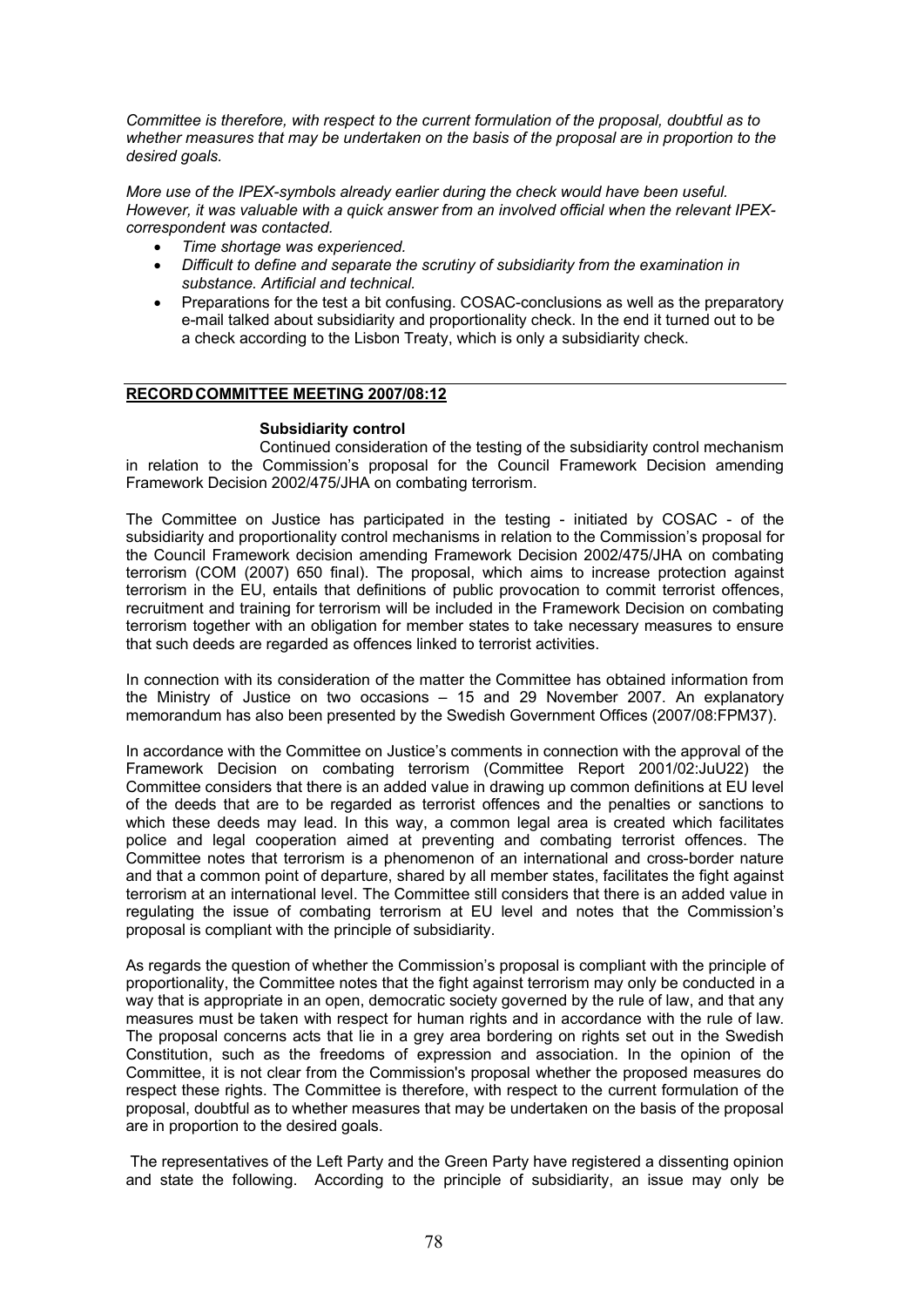*Committee is therefore, with respect to the current formulation of the proposal, doubtful as to whether measures that may be undertaken on the basis of the proposal are in proportion to the desired goals.*

*More use of the IPEX-symbols already earlier during the check would have been useful. However, it was valuable with a quick answer from an involved official when the relevant IPEX-correspondent was contacted.*

- *Time shortage was experienced.*
- *Difficult to define and separate the scrutiny of subsidiarity from the examination in substance. Artificial and technical.*
- Preparations for the test a bit confusing. COSAC-conclusions as well as the preparatory e-mail talked about subsidiarity and proportionality check. In the end it turned out to be a check according to the Lisbon Treaty, which is only a subsidiarity check.

## RECORD COMMITTEE MEETING 2007/08:12

**Subsidiarity control**

Continued consideration of the testing of the subsidiarity control mechanism in relation to the Commission's proposal for the Council Framework Decision amending Framework Decision 2002/475/JHA on combating terrorism.

The Committee on Justice has participated in the testing - initiated by COSAC - of the subsidiarity and proportionality control mechanisms in relation to the Commission's proposal for the Council Framework decision amending Framework Decision 2002/475/JHA on combating terrorism (COM (2007) 650 final). The proposal, which aims to increase protection against terrorism in the EU, entails that definitions of public provocation to commit terrorist offences, recruitment and training for terrorism will be included in the Framework Decision on combating terrorism together with an obligation for member states to take necessary measures to ensure that such deeds are regarded as offences linked to terrorist activities.

In connection with its consideration of the matter the Committee has obtained information from the Ministry of Justice on two occasions – 15 and 29 November 2007. An explanatory memorandum has also been presented by the Swedish Government Offices (2007/08:FPM37).

In accordance with the Committee on Justice's comments in connection with the approval of the Framework Decision on combating terrorism (Committee Report 2001/02:JuU22) the Committee considers that there is an added value in drawing up common definitions at EU level of the deeds that are to be regarded as terrorist offences and the penalties or sanctions to which these deeds may lead. In this way, a common legal area is created which facilitates police and legal cooperation aimed at preventing and combating terrorist offences. The Committee notes that terrorism is a phenomenon of an international and cross-border nature and that a common point of departure, shared by all member states, facilitates the fight against terrorism at an international level. The Committee still considers that there is an added value in regulating the issue of combating terrorism at EU level and notes that the Commission's proposal is compliant with the principle of subsidiarity.

As regards the question of whether the Commission's proposal is compliant with the principle of proportionality, the Committee notes that the fight against terrorism may only be conducted in a way that is appropriate in an open, democratic society governed by the rule of law, and that any measures must be taken with respect for human rights and in accordance with the rule of law. The proposal concerns acts that lie in a grey area bordering on rights set out in the Swedish Constitution, such as the freedoms of expression and association. In the opinion of the Committee, it is not clear from the Commission's proposal whether the proposed measures do respect these rights. The Committee is therefore, with respect to the current formulation of the proposal, doubtful as to whether measures that may be undertaken on the basis of the proposal are in proportion to the desired goals.

The representatives of the Left Party and the Green Party have registered a dissenting opinion and state the following. According to the principle of subsidiarity, an issue may only be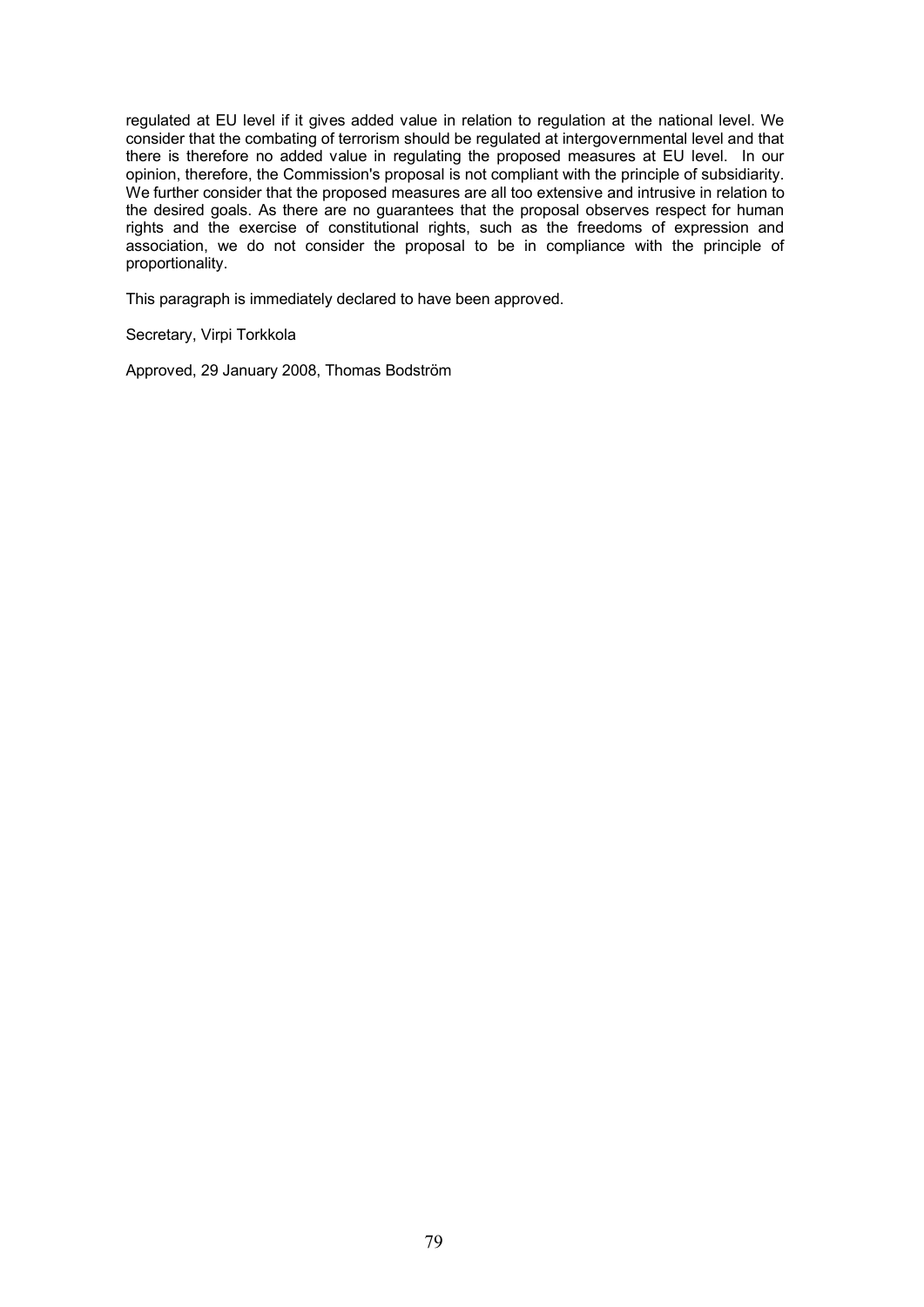regulated at EU level if it gives added value in relation to regulation at the national level. We consider that the combating of terrorism should be regulated at intergovernmental level and that there is therefore no added value in regulating the proposed measures at EU level. In our opinion, therefore, the Commission's proposal is not compliant with the principle of subsidiarity. We further consider that the proposed measures are all too extensive and intrusive in relation to the desired goals. As there are no guarantees that the proposal observes respect for human rights and the exercise of constitutional rights, such as the freedoms of expression and association, we do not consider the proposal to be in compliance with the principle of proportionality.

This paragraph is immediately declared to have been approved.

Secretary, Virpi Torkkola

Approved, 29 January 2008, Thomas Bodström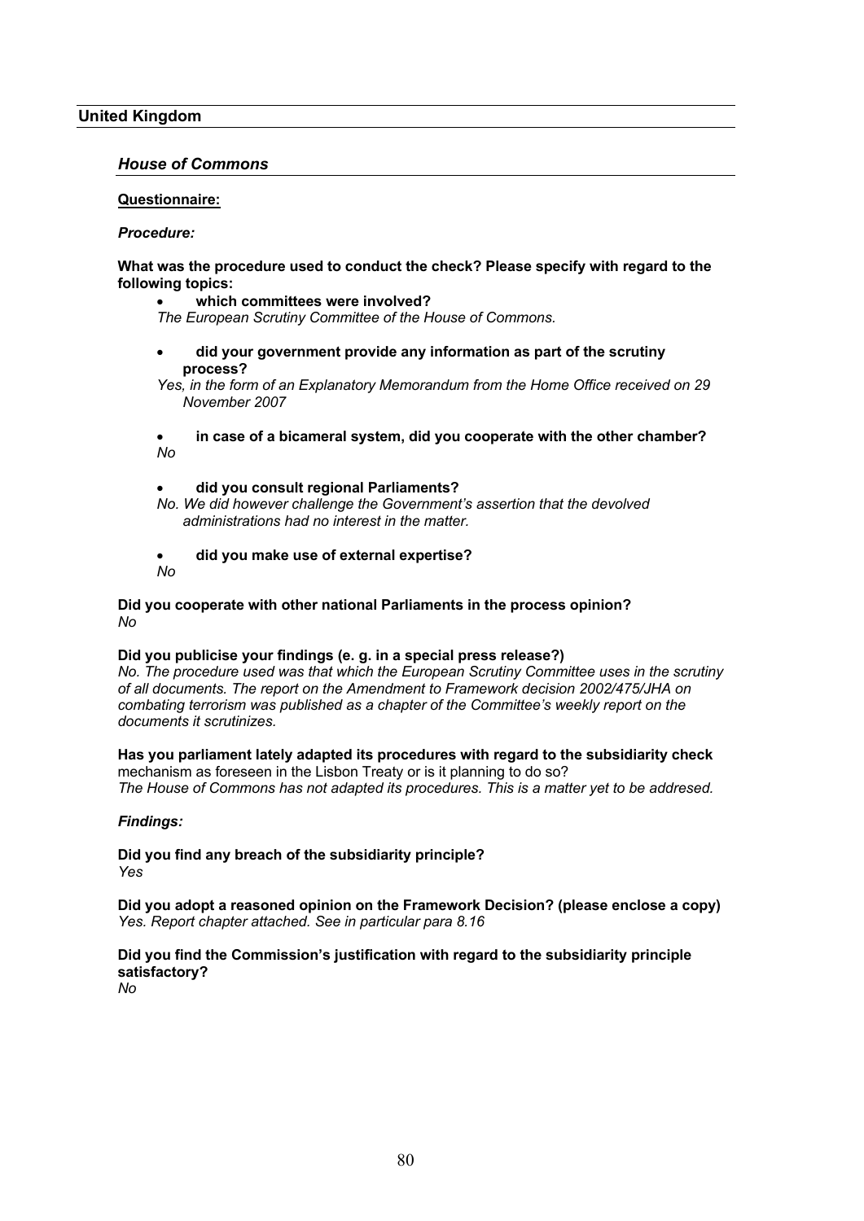## United Kingdom

### *House of Commons*

**Questionnaire:**

***Procedure:***

**What was the procedure used to conduct the check? Please specify with regard to the following topics:**

- **which committees were involved?**

*The European Scrutiny Committee of the House of Commons.*

- **did your government provide any information as part of the scrutiny process?**

*Yes, in the form of an Explanatory Memorandum from the Home Office received on 29 November 2007*

- **in case of a bicameral system, did you cooperate with the other chamber?**

*No*

- **did you consult regional Parliaments?**

*No. We did however challenge the Government's assertion that the devolved administrations had no interest in the matter.*

- **did you make use of external expertise?**

*No*

**Did you cooperate with other national Parliaments in the process opinion?**
*No*

**Did you publicise your findings (e. g. in a special press release?)**
*No. The procedure used was that which the European Scrutiny Committee uses in the scrutiny of all documents. The report on the Amendment to Framework decision 2002/475/JHA on combating terrorism was published as a chapter of the Committee's weekly report on the documents it scrutinizes.*

**Has you parliament lately adapted its procedures with regard to the subsidiarity check** mechanism as foreseen in the Lisbon Treaty or is it planning to do so?
*The House of Commons has not adapted its procedures. This is a matter yet to be addresed.*

***Findings:***

**Did you find any breach of the subsidiarity principle?**
*Yes*

**Did you adopt a reasoned opinion on the Framework Decision? (please enclose a copy)**
*Yes. Report chapter attached. See in particular para 8.16*

**Did you find the Commission's justification with regard to the subsidiarity principle satisfactory?**
*No*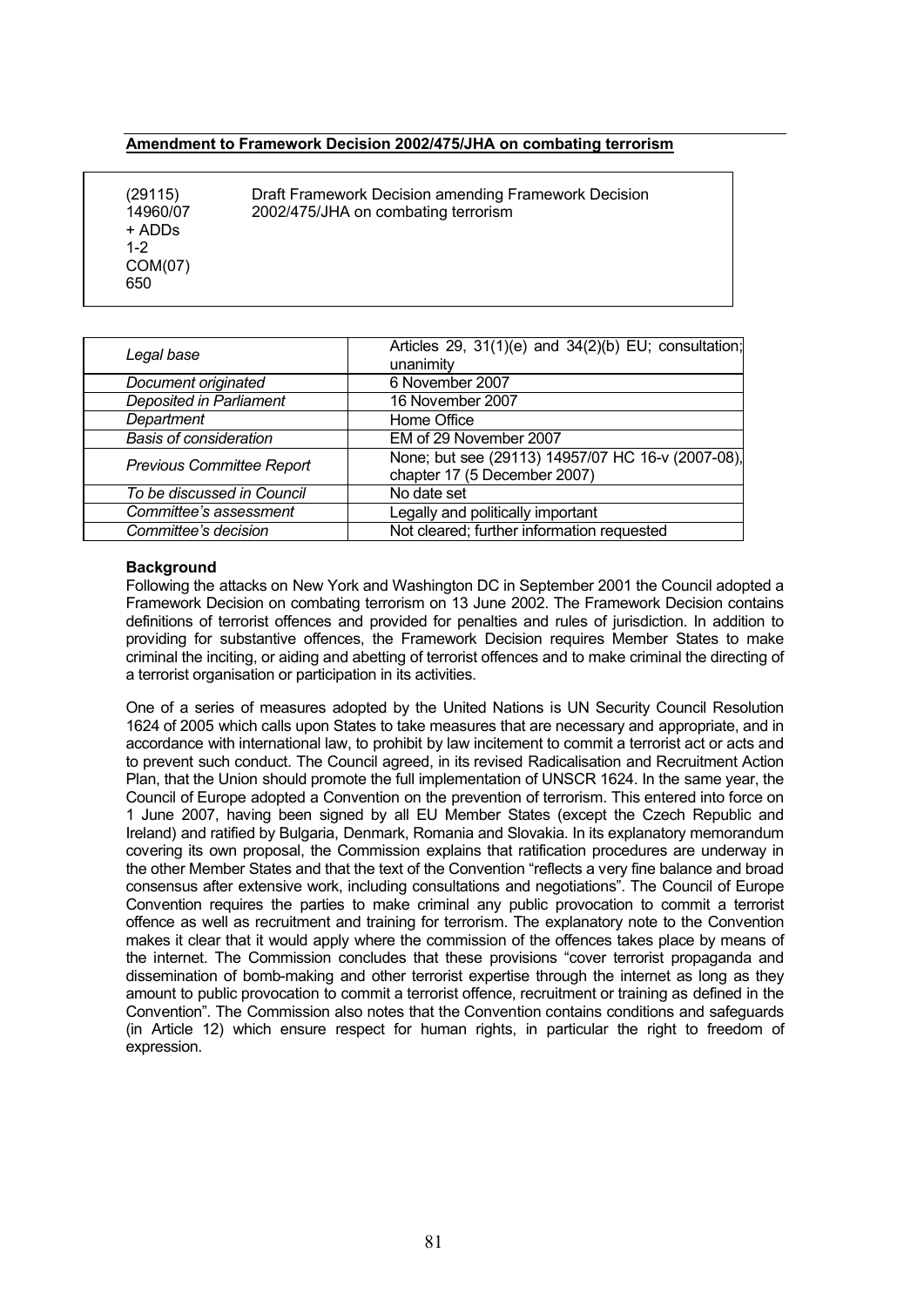**Amendment to Framework Decision 2002/475/JHA on combating terrorism**

| | |
|---|---|
| (29115)<br>14960/07<br>+ ADDs<br>1-2<br>COM(07)<br>650 | Draft Framework Decision amending Framework Decision 2002/475/JHA on combating terrorism |

| | |
|---|---|
| *Legal base* | Articles 29, 31(1)(e) and 34(2)(b) EU; consultation; unanimity |
| *Document originated* | 6 November 2007 |
| *Deposited in Parliament* | 16 November 2007 |
| *Department* | Home Office |
| *Basis of consideration* | EM of 29 November 2007 |
| *Previous Committee Report* | None; but see (29113) 14957/07 HC 16-v (2007-08), chapter 17 (5 December 2007) |
| *To be discussed in Council* | No date set |
| *Committee's assessment* | Legally and politically important |
| *Committee's decision* | Not cleared; further information requested |

**Background**

Following the attacks on New York and Washington DC in September 2001 the Council adopted a Framework Decision on combating terrorism on 13 June 2002. The Framework Decision contains definitions of terrorist offences and provided for penalties and rules of jurisdiction. In addition to providing for substantive offences, the Framework Decision requires Member States to make criminal the inciting, or aiding and abetting of terrorist offences and to make criminal the directing of a terrorist organisation or participation in its activities.

One of a series of measures adopted by the United Nations is UN Security Council Resolution 1624 of 2005 which calls upon States to take measures that are necessary and appropriate, and in accordance with international law, to prohibit by law incitement to commit a terrorist act or acts and to prevent such conduct. The Council agreed, in its revised Radicalisation and Recruitment Action Plan, that the Union should promote the full implementation of UNSCR 1624. In the same year, the Council of Europe adopted a Convention on the prevention of terrorism. This entered into force on 1 June 2007, having been signed by all EU Member States (except the Czech Republic and Ireland) and ratified by Bulgaria, Denmark, Romania and Slovakia. In its explanatory memorandum covering its own proposal, the Commission explains that ratification procedures are underway in the other Member States and that the text of the Convention "reflects a very fine balance and broad consensus after extensive work, including consultations and negotiations". The Council of Europe Convention requires the parties to make criminal any public provocation to commit a terrorist offence as well as recruitment and training for terrorism. The explanatory note to the Convention makes it clear that it would apply where the commission of the offences takes place by means of the internet. The Commission concludes that these provisions "cover terrorist propaganda and dissemination of bomb-making and other terrorist expertise through the internet as long as they amount to public provocation to commit a terrorist offence, recruitment or training as defined in the Convention". The Commission also notes that the Convention contains conditions and safeguards (in Article 12) which ensure respect for human rights, in particular the right to freedom of expression.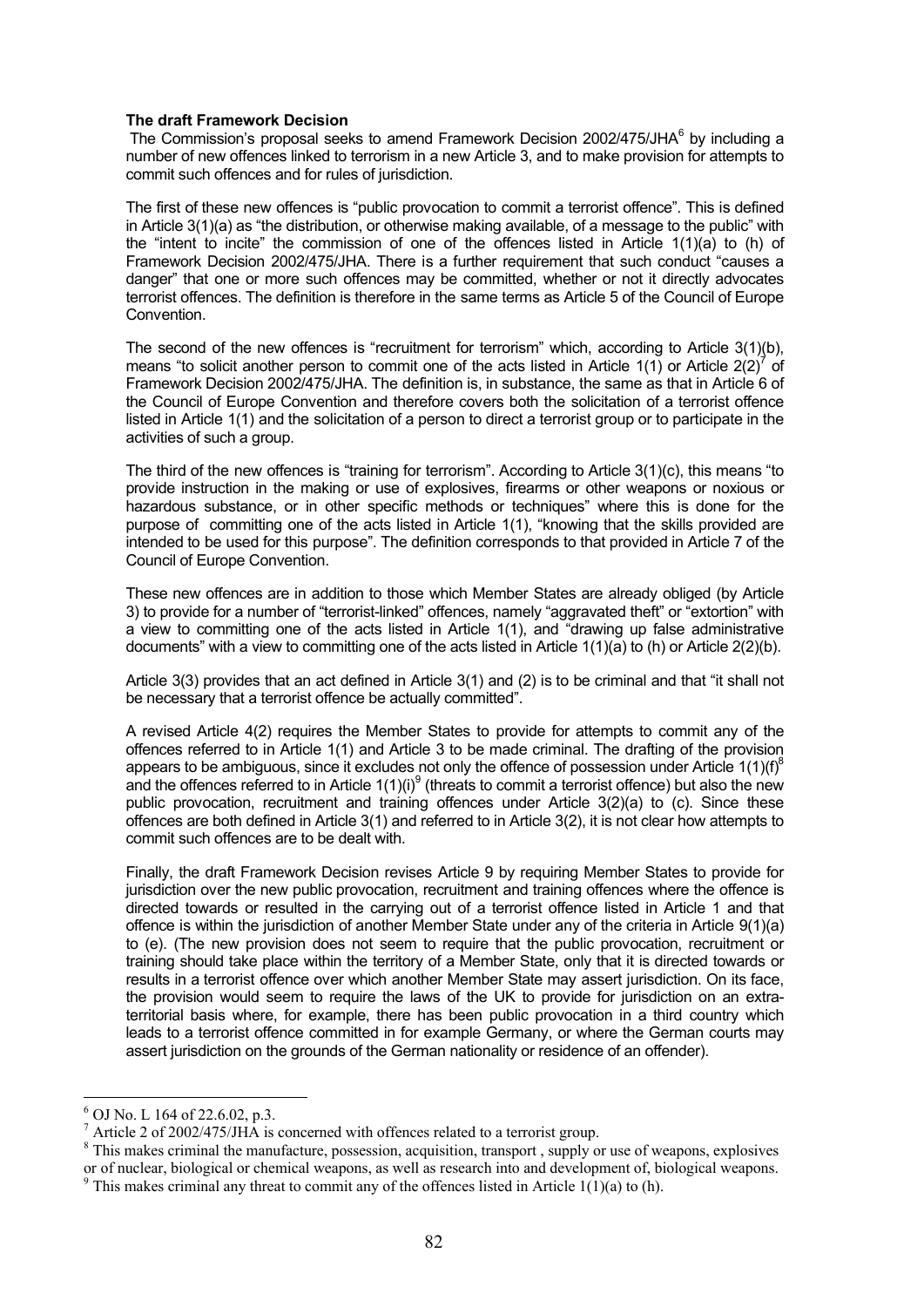**The draft Framework Decision**

The Commission's proposal seeks to amend Framework Decision 2002/475/JHA[6] by including a number of new offences linked to terrorism in a new Article 3, and to make provision for attempts to commit such offences and for rules of jurisdiction.

The first of these new offences is "public provocation to commit a terrorist offence". This is defined in Article 3(1)(a) as "the distribution, or otherwise making available, of a message to the public" with the "intent to incite" the commission of one of the offences listed in Article 1(1)(a) to (h) of Framework Decision 2002/475/JHA. There is a further requirement that such conduct "causes a danger" that one or more such offences may be committed, whether or not it directly advocates terrorist offences. The definition is therefore in the same terms as Article 5 of the Council of Europe Convention.

The second of the new offences is "recruitment for terrorism" which, according to Article 3(1)(b), means "to solicit another person to commit one of the acts listed in Article 1(1) or Article 2(2)[7] of Framework Decision 2002/475/JHA. The definition is, in substance, the same as that in Article 6 of the Council of Europe Convention and therefore covers both the solicitation of a terrorist offence listed in Article 1(1) and the solicitation of a person to direct a terrorist group or to participate in the activities of such a group.

The third of the new offences is "training for terrorism". According to Article 3(1)(c), this means "to provide instruction in the making or use of explosives, firearms or other weapons or noxious or hazardous substance, or in other specific methods or techniques" where this is done for the purpose of committing one of the acts listed in Article 1(1), "knowing that the skills provided are intended to be used for this purpose". The definition corresponds to that provided in Article 7 of the Council of Europe Convention.

These new offences are in addition to those which Member States are already obliged (by Article 3) to provide for a number of "terrorist-linked" offences, namely "aggravated theft" or "extortion" with a view to committing one of the acts listed in Article 1(1), and "drawing up false administrative documents" with a view to committing one of the acts listed in Article 1(1)(a) to (h) or Article 2(2)(b).

Article 3(3) provides that an act defined in Article 3(1) and (2) is to be criminal and that "it shall not be necessary that a terrorist offence be actually committed".

A revised Article 4(2) requires the Member States to provide for attempts to commit any of the offences referred to in Article 1(1) and Article 3 to be made criminal. The drafting of the provision appears to be ambiguous, since it excludes not only the offence of possession under Article 1(1)(f)[8] and the offences referred to in Article 1(1)(i)[9] (threats to commit a terrorist offence) but also the new public provocation, recruitment and training offences under Article 3(2)(a) to (c). Since these offences are both defined in Article 3(1) and referred to in Article 3(2), it is not clear how attempts to commit such offences are to be dealt with.

Finally, the draft Framework Decision revises Article 9 by requiring Member States to provide for jurisdiction over the new public provocation, recruitment and training offences where the offence is directed towards or resulted in the carrying out of a terrorist offence listed in Article 1 and that offence is within the jurisdiction of another Member State under any of the criteria in Article 9(1)(a) to (e). (The new provision does not seem to require that the public provocation, recruitment or training should take place within the territory of a Member State, only that it is directed towards or results in a terrorist offence over which another Member State may assert jurisdiction. On its face, the provision would seem to require the laws of the UK to provide for jurisdiction on an extra-territorial basis where, for example, there has been public provocation in a third country which leads to a terrorist offence committed in for example Germany, or where the German courts may assert jurisdiction on the grounds of the German nationality or residence of an offender).

---

[6] OJ No. L 164 of 22.6.02, p.3.

[7] Article 2 of 2002/475/JHA is concerned with offences related to a terrorist group.

[8] This makes criminal the manufacture, possession, acquisition, transport , supply or use of weapons, explosives or of nuclear, biological or chemical weapons, as well as research into and development of, biological weapons.

[9] This makes criminal any threat to commit any of the offences listed in Article 1(1)(a) to (h).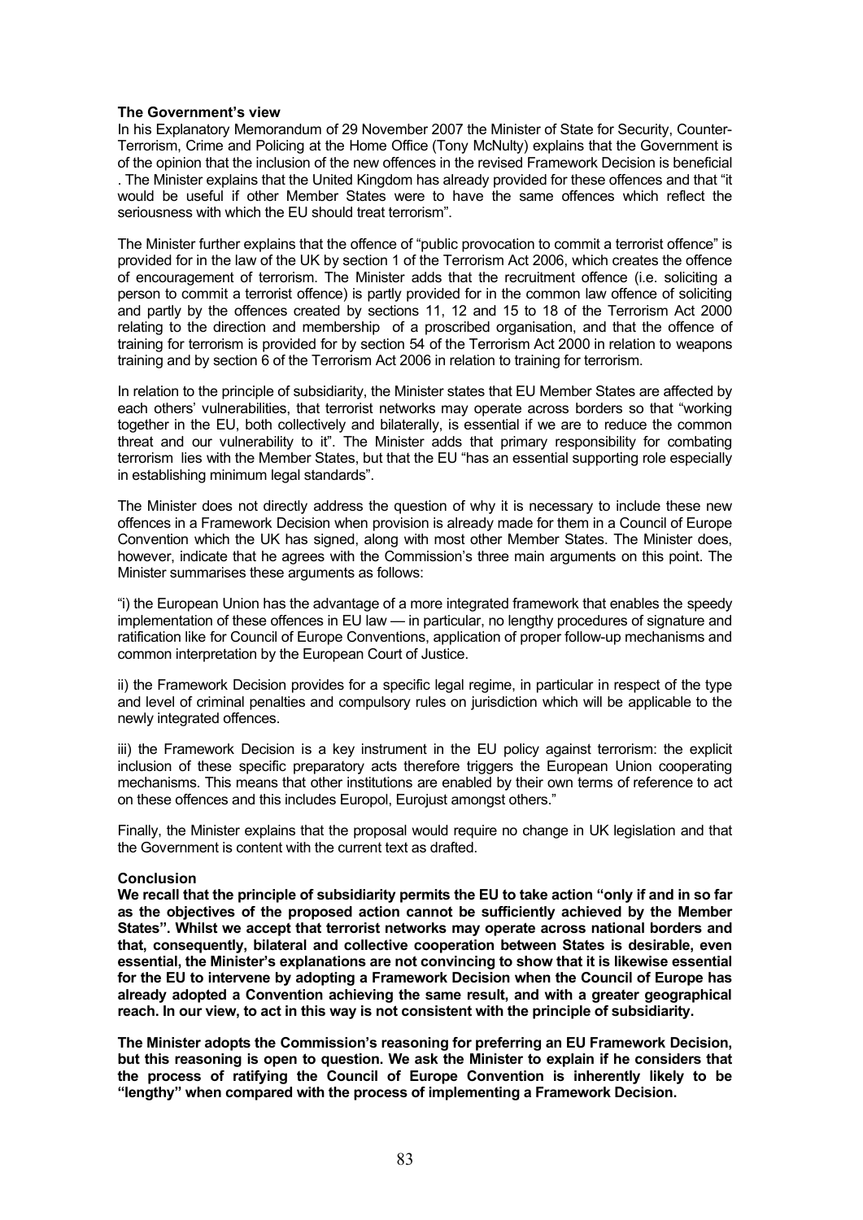**The Government's view**

In his Explanatory Memorandum of 29 November 2007 the Minister of State for Security, Counter-Terrorism, Crime and Policing at the Home Office (Tony McNulty) explains that the Government is of the opinion that the inclusion of the new offences in the revised Framework Decision is beneficial . The Minister explains that the United Kingdom has already provided for these offences and that "it would be useful if other Member States were to have the same offences which reflect the seriousness with which the EU should treat terrorism".

The Minister further explains that the offence of "public provocation to commit a terrorist offence" is provided for in the law of the UK by section 1 of the Terrorism Act 2006, which creates the offence of encouragement of terrorism. The Minister adds that the recruitment offence (i.e. soliciting a person to commit a terrorist offence) is partly provided for in the common law offence of soliciting and partly by the offences created by sections 11, 12 and 15 to 18 of the Terrorism Act 2000 relating to the direction and membership of a proscribed organisation, and that the offence of training for terrorism is provided for by section 54 of the Terrorism Act 2000 in relation to weapons training and by section 6 of the Terrorism Act 2006 in relation to training for terrorism.

In relation to the principle of subsidiarity, the Minister states that EU Member States are affected by each others' vulnerabilities, that terrorist networks may operate across borders so that "working together in the EU, both collectively and bilaterally, is essential if we are to reduce the common threat and our vulnerability to it". The Minister adds that primary responsibility for combating terrorism lies with the Member States, but that the EU "has an essential supporting role especially in establishing minimum legal standards".

The Minister does not directly address the question of why it is necessary to include these new offences in a Framework Decision when provision is already made for them in a Council of Europe Convention which the UK has signed, along with most other Member States. The Minister does, however, indicate that he agrees with the Commission's three main arguments on this point. The Minister summarises these arguments as follows:

"i) the European Union has the advantage of a more integrated framework that enables the speedy implementation of these offences in EU law — in particular, no lengthy procedures of signature and ratification like for Council of Europe Conventions, application of proper follow-up mechanisms and common interpretation by the European Court of Justice.

ii) the Framework Decision provides for a specific legal regime, in particular in respect of the type and level of criminal penalties and compulsory rules on jurisdiction which will be applicable to the newly integrated offences.

iii) the Framework Decision is a key instrument in the EU policy against terrorism: the explicit inclusion of these specific preparatory acts therefore triggers the European Union cooperating mechanisms. This means that other institutions are enabled by their own terms of reference to act on these offences and this includes Europol, Eurojust amongst others."

Finally, the Minister explains that the proposal would require no change in UK legislation and that the Government is content with the current text as drafted.

**Conclusion**

**We recall that the principle of subsidiarity permits the EU to take action "only if and in so far as the objectives of the proposed action cannot be sufficiently achieved by the Member States". Whilst we accept that terrorist networks may operate across national borders and that, consequently, bilateral and collective cooperation between States is desirable, even essential, the Minister's explanations are not convincing to show that it is likewise essential for the EU to intervene by adopting a Framework Decision when the Council of Europe has already adopted a Convention achieving the same result, and with a greater geographical reach. In our view, to act in this way is not consistent with the principle of subsidiarity.**

**The Minister adopts the Commission's reasoning for preferring an EU Framework Decision, but this reasoning is open to question. We ask the Minister to explain if he considers that the process of ratifying the Council of Europe Convention is inherently likely to be "lengthy" when compared with the process of implementing a Framework Decision.**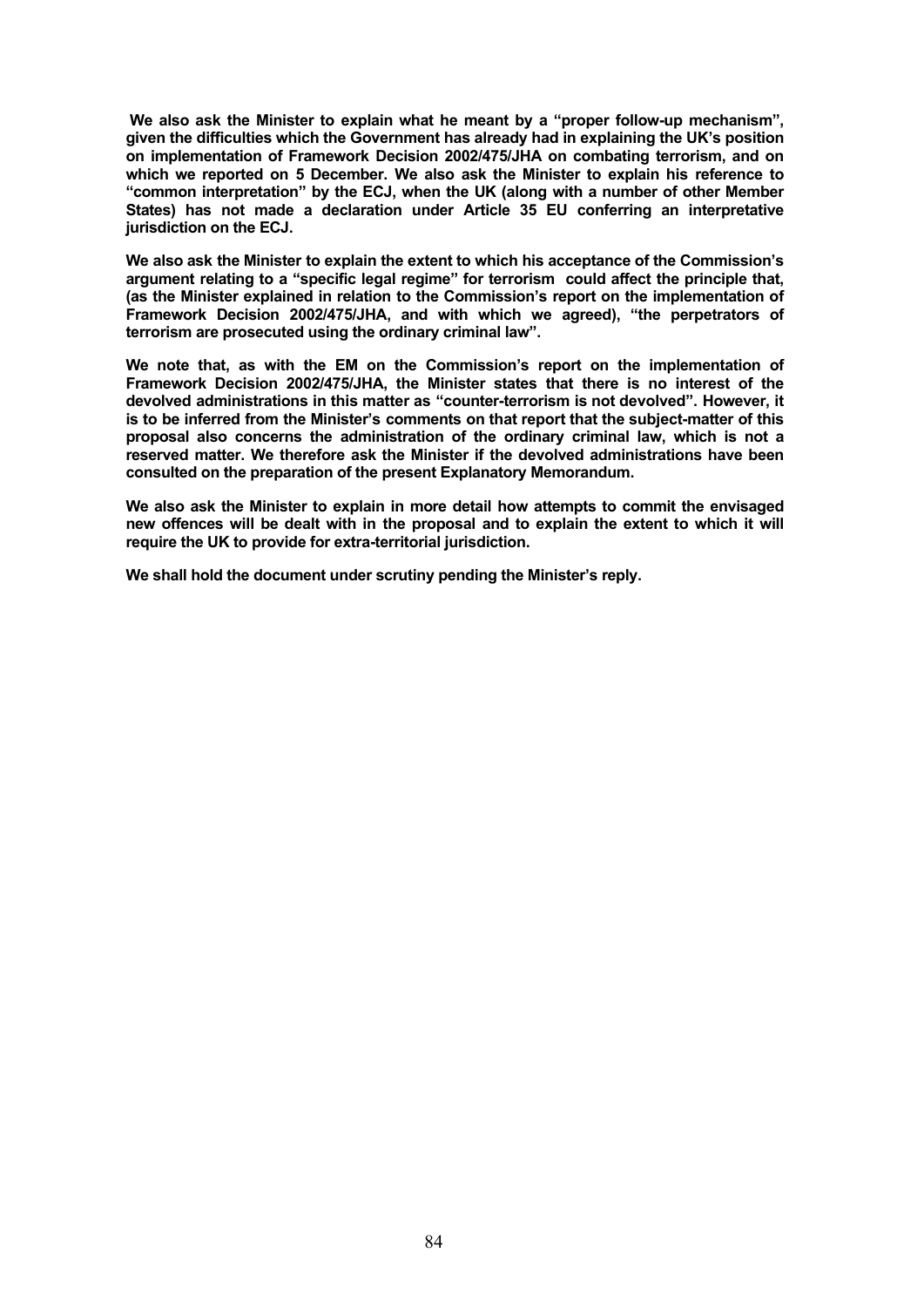**We also ask the Minister to explain what he meant by a "proper follow-up mechanism", given the difficulties which the Government has already had in explaining the UK's position on implementation of Framework Decision 2002/475/JHA on combating terrorism, and on which we reported on 5 December. We also ask the Minister to explain his reference to "common interpretation" by the ECJ, when the UK (along with a number of other Member States) has not made a declaration under Article 35 EU conferring an interpretative jurisdiction on the ECJ.**

**We also ask the Minister to explain the extent to which his acceptance of the Commission's argument relating to a "specific legal regime" for terrorism could affect the principle that, (as the Minister explained in relation to the Commission's report on the implementation of Framework Decision 2002/475/JHA, and with which we agreed), "the perpetrators of terrorism are prosecuted using the ordinary criminal law".**

**We note that, as with the EM on the Commission's report on the implementation of Framework Decision 2002/475/JHA, the Minister states that there is no interest of the devolved administrations in this matter as "counter-terrorism is not devolved". However, it is to be inferred from the Minister's comments on that report that the subject-matter of this proposal also concerns the administration of the ordinary criminal law, which is not a reserved matter. We therefore ask the Minister if the devolved administrations have been consulted on the preparation of the present Explanatory Memorandum.**

**We also ask the Minister to explain in more detail how attempts to commit the envisaged new offences will be dealt with in the proposal and to explain the extent to which it will require the UK to provide for extra-territorial jurisdiction.**

**We shall hold the document under scrutiny pending the Minister's reply.**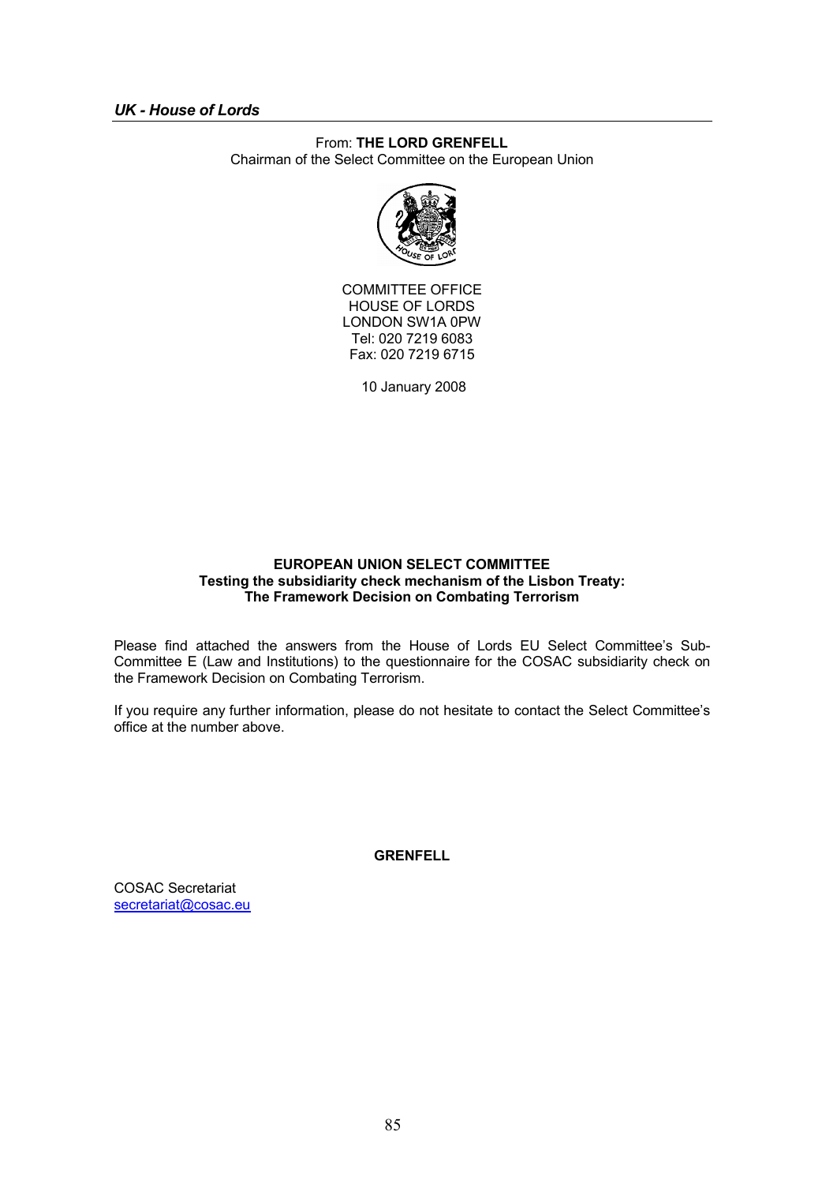*UK - House of Lords*

From: **THE LORD GRENFELL**
Chairman of the Select Committee on the European Union

COMMITTEE OFFICE
HOUSE OF LORDS
LONDON SW1A 0PW
Tel: 020 7219 6083
Fax: 020 7219 6715

10 January 2008

**EUROPEAN UNION SELECT COMMITTEE**
**Testing the subsidiarity check mechanism of the Lisbon Treaty:**
**The Framework Decision on Combating Terrorism**

Please find attached the answers from the House of Lords EU Select Committee's Sub-Committee E (Law and Institutions) to the questionnaire for the COSAC subsidiarity check on the Framework Decision on Combating Terrorism.

If you require any further information, please do not hesitate to contact the Select Committee's office at the number above.

**GRENFELL**

COSAC Secretariat
secretariat@cosac.eu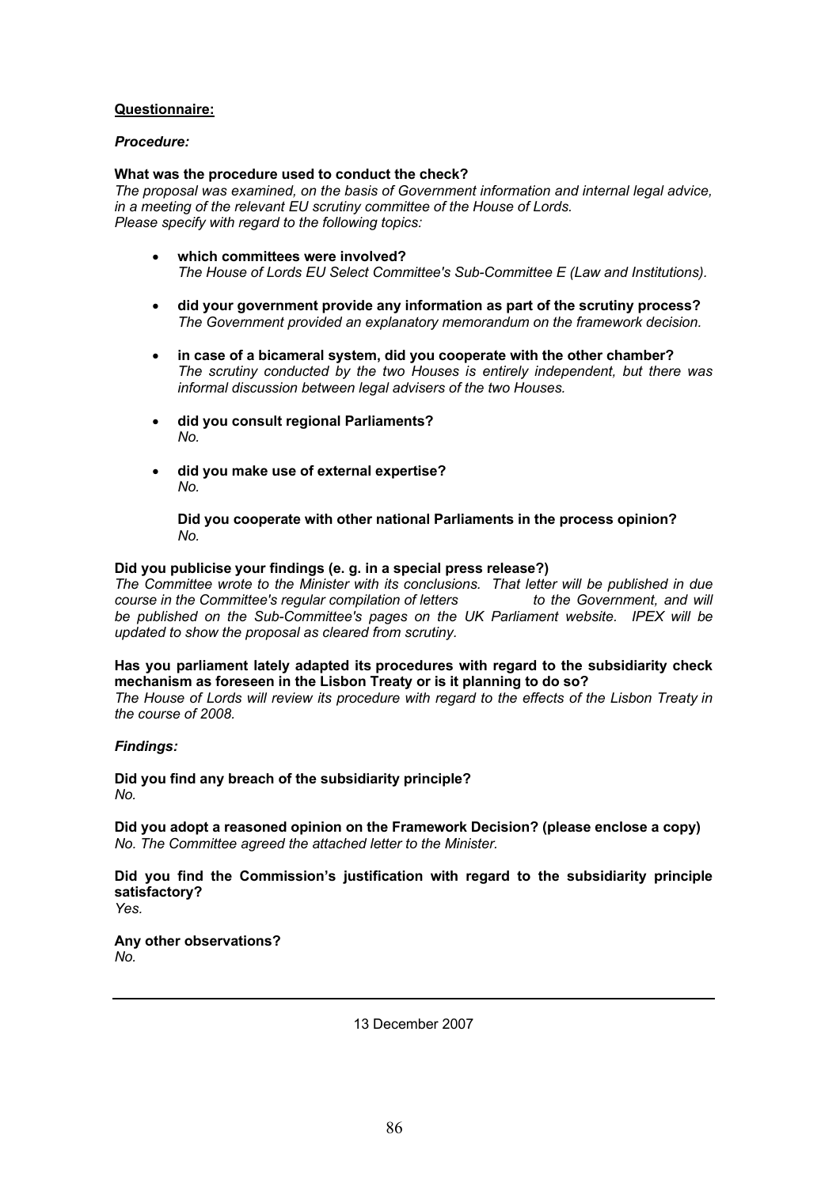**Questionnaire:**

***Procedure:***

**What was the procedure used to conduct the check?**
*The proposal was examined, on the basis of Government information and internal legal advice, in a meeting of the relevant EU scrutiny committee of the House of Lords.*
*Please specify with regard to the following topics:*

- **which committees were involved?**
  *The House of Lords EU Select Committee's Sub-Committee E (Law and Institutions).*

- **did your government provide any information as part of the scrutiny process?**
  *The Government provided an explanatory memorandum on the framework decision.*

- **in case of a bicameral system, did you cooperate with the other chamber?**
  *The scrutiny conducted by the two Houses is entirely independent, but there was informal discussion between legal advisers of the two Houses.*

- **did you consult regional Parliaments?**
  *No.*

- **did you make use of external expertise?**
  *No.*

  **Did you cooperate with other national Parliaments in the process opinion?**
  *No.*

**Did you publicise your findings (e. g. in a special press release?)**
*The Committee wrote to the Minister with its conclusions. That letter will be published in due course in the Committee's regular compilation of letters to the Government, and will be published on the Sub-Committee's pages on the UK Parliament website. IPEX will be updated to show the proposal as cleared from scrutiny.*

**Has you parliament lately adapted its procedures with regard to the subsidiarity check mechanism as foreseen in the Lisbon Treaty or is it planning to do so?**
*The House of Lords will review its procedure with regard to the effects of the Lisbon Treaty in the course of 2008.*

***Findings:***

**Did you find any breach of the subsidiarity principle?**
*No.*

**Did you adopt a reasoned opinion on the Framework Decision? (please enclose a copy)**
*No. The Committee agreed the attached letter to the Minister.*

**Did you find the Commission's justification with regard to the subsidiarity principle satisfactory?**
*Yes.*

**Any other observations?**
*No.*

---

13 December 2007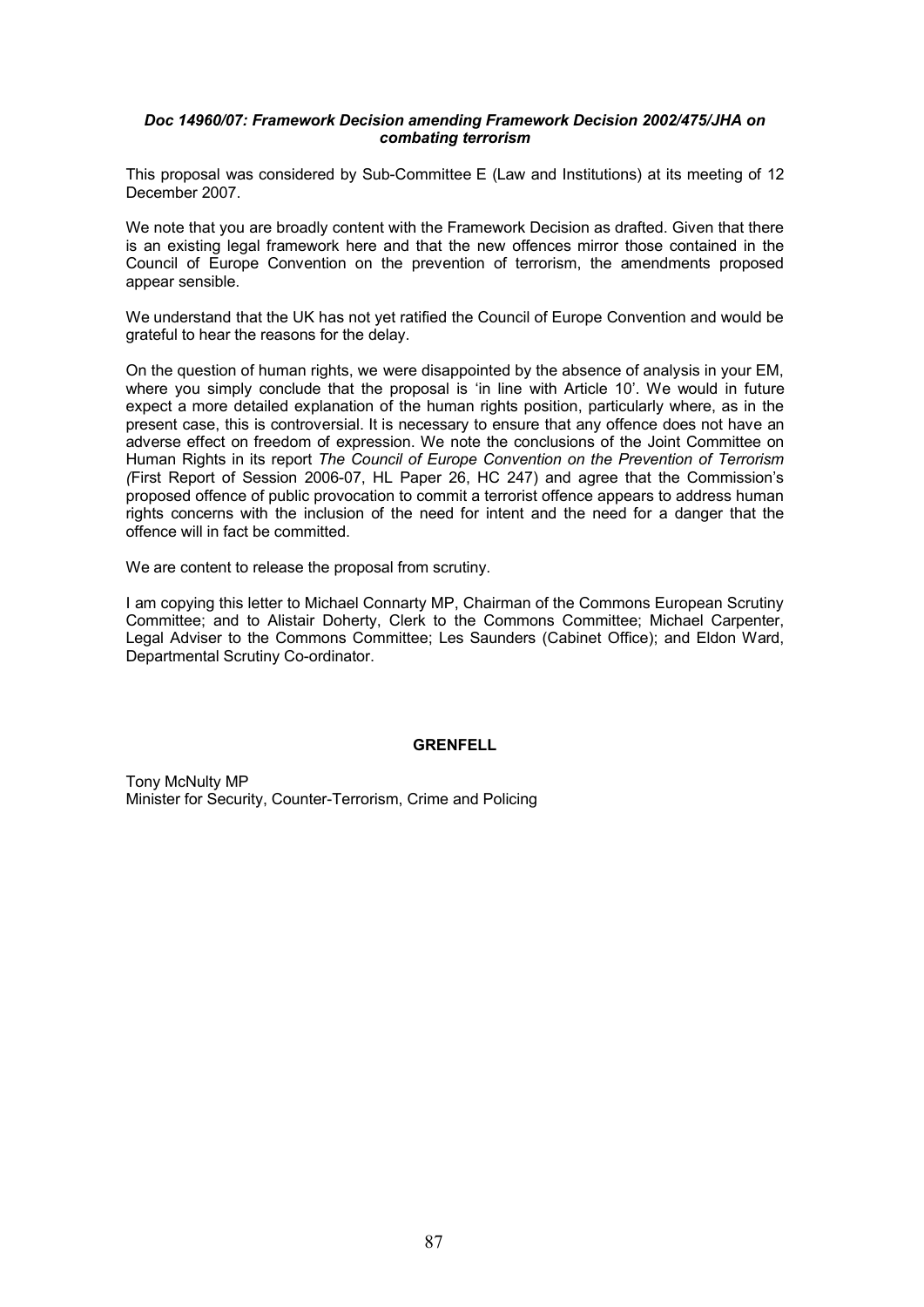***Doc 14960/07: Framework Decision amending Framework Decision 2002/475/JHA on combating terrorism***

This proposal was considered by Sub-Committee E (Law and Institutions) at its meeting of 12 December 2007.

We note that you are broadly content with the Framework Decision as drafted. Given that there is an existing legal framework here and that the new offences mirror those contained in the Council of Europe Convention on the prevention of terrorism, the amendments proposed appear sensible.

We understand that the UK has not yet ratified the Council of Europe Convention and would be grateful to hear the reasons for the delay.

On the question of human rights, we were disappointed by the absence of analysis in your EM, where you simply conclude that the proposal is 'in line with Article 10'. We would in future expect a more detailed explanation of the human rights position, particularly where, as in the present case, this is controversial. It is necessary to ensure that any offence does not have an adverse effect on freedom of expression. We note the conclusions of the Joint Committee on Human Rights in its report *The Council of Europe Convention on the Prevention of Terrorism (*First Report of Session 2006-07, HL Paper 26, HC 247) and agree that the Commission's proposed offence of public provocation to commit a terrorist offence appears to address human rights concerns with the inclusion of the need for intent and the need for a danger that the offence will in fact be committed.

We are content to release the proposal from scrutiny.

I am copying this letter to Michael Connarty MP, Chairman of the Commons European Scrutiny Committee; and to Alistair Doherty, Clerk to the Commons Committee; Michael Carpenter, Legal Adviser to the Commons Committee; Les Saunders (Cabinet Office); and Eldon Ward, Departmental Scrutiny Co-ordinator.

**GRENFELL**

Tony McNulty MP
Minister for Security, Counter-Terrorism, Crime and Policing